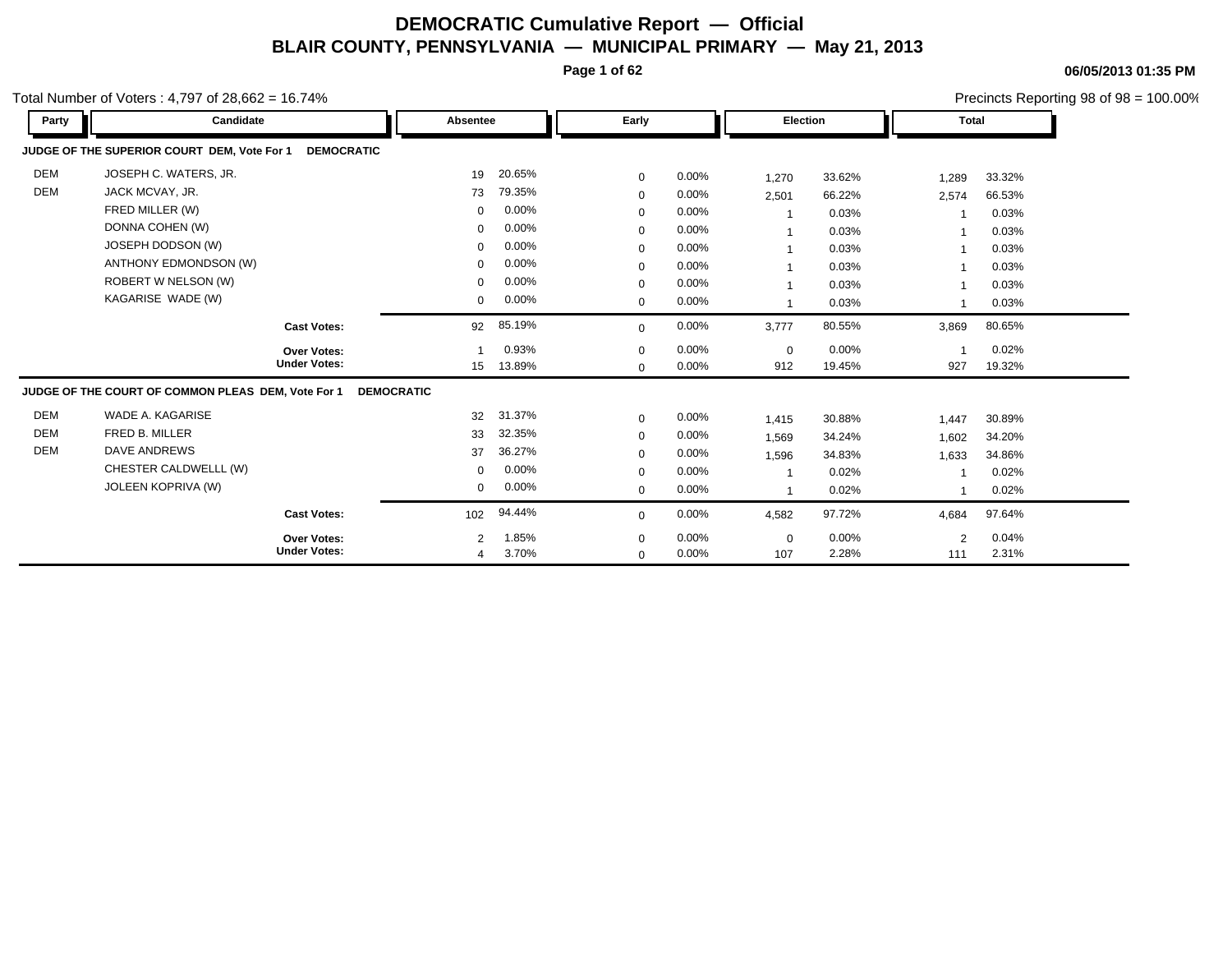# DEMOCRATIC Cumulative Report — Official
## BLAIR COUNTY, PENNSYLVANIA — MUNICIPAL PRIMARY — May 21, 2013

06/05/2013 01:35 PM

Total Number of Voters : 4,797 of 28,662 = 16.74%

Precincts Reporting 98 of 98 = 100.00%

| Party | Candidate | Absentee | | Early | | Election | | Total | |
|---|---|---|---|---|---|---|---|---|---|
| **JUDGE OF THE SUPERIOR COURT DEM, Vote For 1 DEMOCRATIC** | | | | | | | | | |
| DEM | JOSEPH C. WATERS, JR. | 19 | 20.65% | 0 | 0.00% | 1,270 | 33.62% | 1,289 | 33.32% |
| DEM | JACK MCVAY, JR. | 73 | 79.35% | 0 | 0.00% | 2,501 | 66.22% | 2,574 | 66.53% |
| | FRED MILLER (W) | 0 | 0.00% | 0 | 0.00% | 1 | 0.03% | 1 | 0.03% |
| | DONNA COHEN (W) | 0 | 0.00% | 0 | 0.00% | 1 | 0.03% | 1 | 0.03% |
| | JOSEPH DODSON (W) | 0 | 0.00% | 0 | 0.00% | 1 | 0.03% | 1 | 0.03% |
| | ANTHONY EDMONDSON (W) | 0 | 0.00% | 0 | 0.00% | 1 | 0.03% | 1 | 0.03% |
| | ROBERT W NELSON (W) | 0 | 0.00% | 0 | 0.00% | 1 | 0.03% | 1 | 0.03% |
| | KAGARISE WADE (W) | 0 | 0.00% | 0 | 0.00% | 1 | 0.03% | 1 | 0.03% |
| | **Cast Votes:** | 92 | 85.19% | 0 | 0.00% | 3,777 | 80.55% | 3,869 | 80.65% |
| | **Over Votes:** | 1 | 0.93% | 0 | 0.00% | 0 | 0.00% | 1 | 0.02% |
| | **Under Votes:** | 15 | 13.89% | 0 | 0.00% | 912 | 19.45% | 927 | 19.32% |
| **JUDGE OF THE COURT OF COMMON PLEAS DEM, Vote For 1 DEMOCRATIC** | | | | | | | | | |
| DEM | WADE A. KAGARISE | 32 | 31.37% | 0 | 0.00% | 1,415 | 30.88% | 1,447 | 30.89% |
| DEM | FRED B. MILLER | 33 | 32.35% | 0 | 0.00% | 1,569 | 34.24% | 1,602 | 34.20% |
| DEM | DAVE ANDREWS | 37 | 36.27% | 0 | 0.00% | 1,596 | 34.83% | 1,633 | 34.86% |
| | CHESTER CALDWELLL (W) | 0 | 0.00% | 0 | 0.00% | 1 | 0.02% | 1 | 0.02% |
| | JOLEEN KOPRIVA (W) | 0 | 0.00% | 0 | 0.00% | 1 | 0.02% | 1 | 0.02% |
| | **Cast Votes:** | 102 | 94.44% | 0 | 0.00% | 4,582 | 97.72% | 4,684 | 97.64% |
| | **Over Votes:** | 2 | 1.85% | 0 | 0.00% | 0 | 0.00% | 2 | 0.04% |
| | **Under Votes:** | 4 | 3.70% | 0 | 0.00% | 107 | 2.28% | 111 | 2.31% |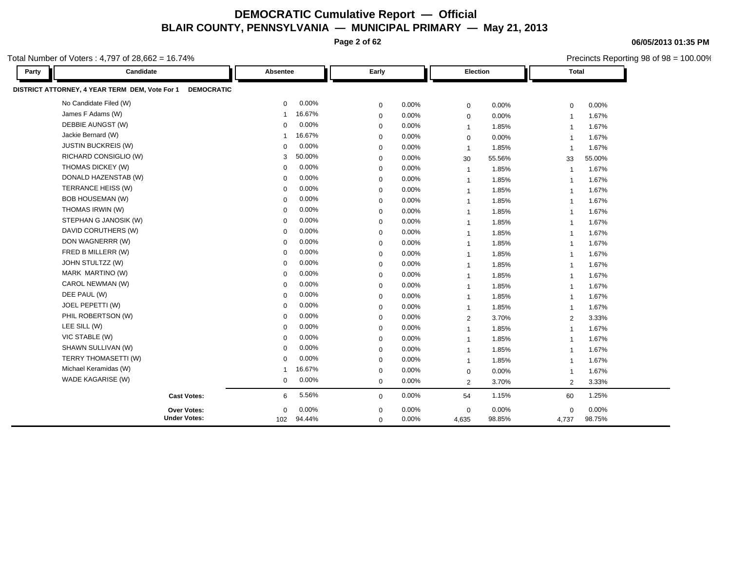# DEMOCRATIC Cumulative Report — Official

## BLAIR COUNTY, PENNSYLVANIA — MUNICIPAL PRIMARY — May 21, 2013

**06/05/2013 01:35 PM**

Total Number of Voters : 4,797 of 28,662 = 16.74%

Precincts Reporting 98 of 98 = 100.00%

| Party | Candidate | Absentee | | Early | | Election | | Total | |
|---|---|---|---|---|---|---|---|---|---|
| **DISTRICT ATTORNEY, 4 YEAR TERM DEM, Vote For 1** | **DEMOCRATIC** | | | | | | | | |
| | No Candidate Filed (W) | 0 | 0.00% | 0 | 0.00% | 0 | 0.00% | 0 | 0.00% |
| | James F Adams (W) | 1 | 16.67% | 0 | 0.00% | 0 | 0.00% | 1 | 1.67% |
| | DEBBIE AUNGST (W) | 0 | 0.00% | 0 | 0.00% | 1 | 1.85% | 1 | 1.67% |
| | Jackie Bernard (W) | 1 | 16.67% | 0 | 0.00% | 0 | 0.00% | 1 | 1.67% |
| | JUSTIN BUCKREIS (W) | 0 | 0.00% | 0 | 0.00% | 1 | 1.85% | 1 | 1.67% |
| | RICHARD CONSIGLIO (W) | 3 | 50.00% | 0 | 0.00% | 30 | 55.56% | 33 | 55.00% |
| | THOMAS DICKEY (W) | 0 | 0.00% | 0 | 0.00% | 1 | 1.85% | 1 | 1.67% |
| | DONALD HAZENSTAB (W) | 0 | 0.00% | 0 | 0.00% | 1 | 1.85% | 1 | 1.67% |
| | TERRANCE HEISS (W) | 0 | 0.00% | 0 | 0.00% | 1 | 1.85% | 1 | 1.67% |
| | BOB HOUSEMAN (W) | 0 | 0.00% | 0 | 0.00% | 1 | 1.85% | 1 | 1.67% |
| | THOMAS IRWIN (W) | 0 | 0.00% | 0 | 0.00% | 1 | 1.85% | 1 | 1.67% |
| | STEPHAN G JANOSIK (W) | 0 | 0.00% | 0 | 0.00% | 1 | 1.85% | 1 | 1.67% |
| | DAVID CORUTHERS (W) | 0 | 0.00% | 0 | 0.00% | 1 | 1.85% | 1 | 1.67% |
| | DON WAGNERRR (W) | 0 | 0.00% | 0 | 0.00% | 1 | 1.85% | 1 | 1.67% |
| | FRED B MILLERR (W) | 0 | 0.00% | 0 | 0.00% | 1 | 1.85% | 1 | 1.67% |
| | JOHN STULTZZ (W) | 0 | 0.00% | 0 | 0.00% | 1 | 1.85% | 1 | 1.67% |
| | MARK MARTINO (W) | 0 | 0.00% | 0 | 0.00% | 1 | 1.85% | 1 | 1.67% |
| | CAROL NEWMAN (W) | 0 | 0.00% | 0 | 0.00% | 1 | 1.85% | 1 | 1.67% |
| | DEE PAUL (W) | 0 | 0.00% | 0 | 0.00% | 1 | 1.85% | 1 | 1.67% |
| | JOEL PEPETTI (W) | 0 | 0.00% | 0 | 0.00% | 1 | 1.85% | 1 | 1.67% |
| | PHIL ROBERTSON (W) | 0 | 0.00% | 0 | 0.00% | 2 | 3.70% | 2 | 3.33% |
| | LEE SILL (W) | 0 | 0.00% | 0 | 0.00% | 1 | 1.85% | 1 | 1.67% |
| | VIC STABLE (W) | 0 | 0.00% | 0 | 0.00% | 1 | 1.85% | 1 | 1.67% |
| | SHAWN SULLIVAN (W) | 0 | 0.00% | 0 | 0.00% | 1 | 1.85% | 1 | 1.67% |
| | TERRY THOMASETTI (W) | 0 | 0.00% | 0 | 0.00% | 1 | 1.85% | 1 | 1.67% |
| | Michael Keramidas (W) | 1 | 16.67% | 0 | 0.00% | 0 | 0.00% | 1 | 1.67% |
| | WADE KAGARISE (W) | 0 | 0.00% | 0 | 0.00% | 2 | 3.70% | 2 | 3.33% |
| | **Cast Votes:** | 6 | 5.56% | 0 | 0.00% | 54 | 1.15% | 60 | 1.25% |
| | **Over Votes:** | 0 | 0.00% | 0 | 0.00% | 0 | 0.00% | 0 | 0.00% |
| | **Under Votes:** | 102 | 94.44% | 0 | 0.00% | 4,635 | 98.85% | 4,737 | 98.75% |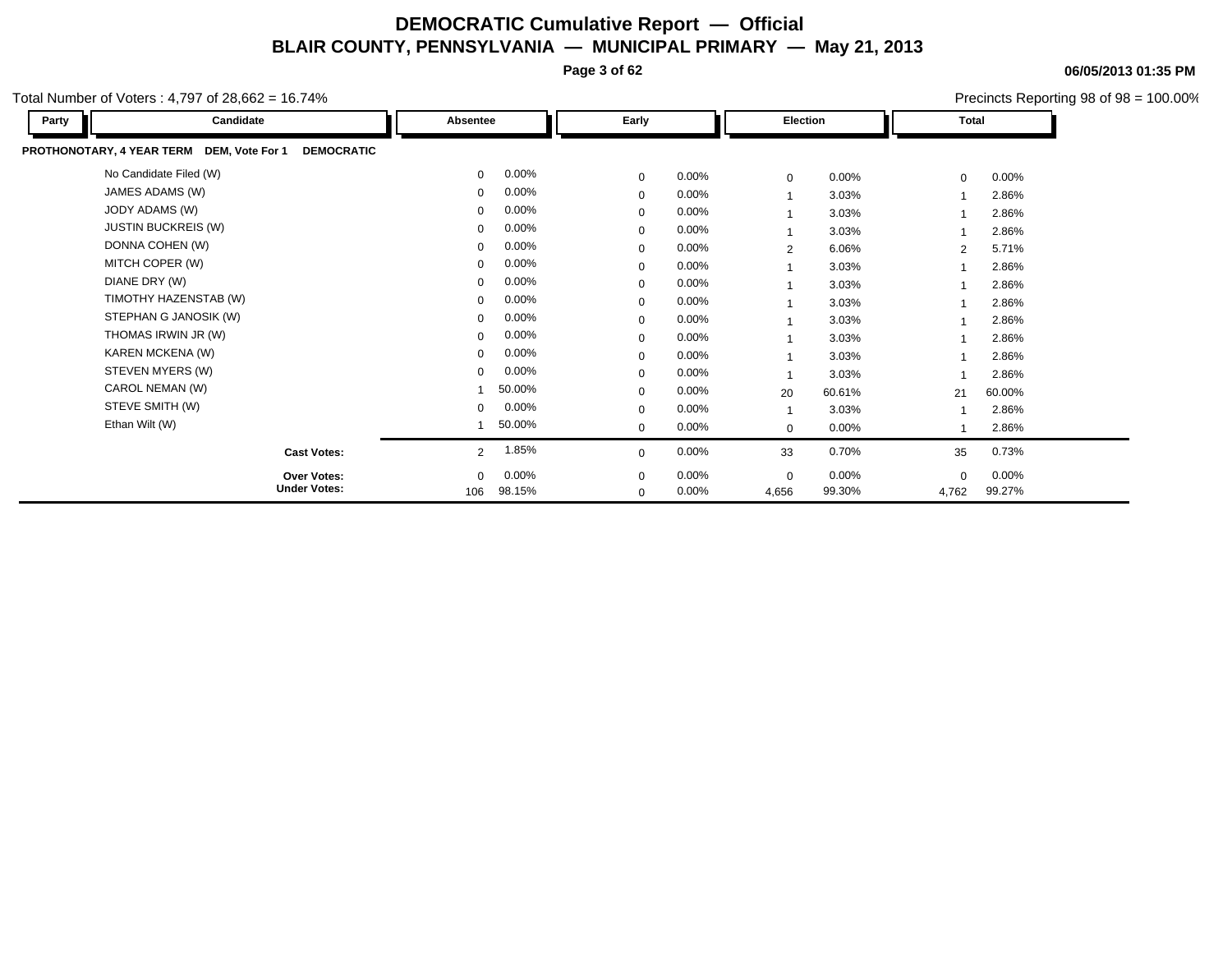# DEMOCRATIC Cumulative Report — Official

## BLAIR COUNTY, PENNSYLVANIA — MUNICIPAL PRIMARY — May 21, 2013

06/05/2013 01:35 PM

Total Number of Voters : 4,797 of 28,662 = 16.74%

Precincts Reporting 98 of 98 = 100.00%

**PROTHONOTARY, 4 YEAR TERM DEM, Vote For 1 DEMOCRATIC**

| Party | Candidate | Absentee | | Early | | Election | | Total | |
|---|---|---|---|---|---|---|---|---|---|
| | No Candidate Filed (W) | 0 | 0.00% | 0 | 0.00% | 0 | 0.00% | 0 | 0.00% |
| | JAMES ADAMS (W) | 0 | 0.00% | 0 | 0.00% | 1 | 3.03% | 1 | 2.86% |
| | JODY ADAMS (W) | 0 | 0.00% | 0 | 0.00% | 1 | 3.03% | 1 | 2.86% |
| | JUSTIN BUCKREIS (W) | 0 | 0.00% | 0 | 0.00% | 1 | 3.03% | 1 | 2.86% |
| | DONNA COHEN (W) | 0 | 0.00% | 0 | 0.00% | 2 | 6.06% | 2 | 5.71% |
| | MITCH COPER (W) | 0 | 0.00% | 0 | 0.00% | 1 | 3.03% | 1 | 2.86% |
| | DIANE DRY (W) | 0 | 0.00% | 0 | 0.00% | 1 | 3.03% | 1 | 2.86% |
| | TIMOTHY HAZENSTAB (W) | 0 | 0.00% | 0 | 0.00% | 1 | 3.03% | 1 | 2.86% |
| | STEPHAN G JANOSIK (W) | 0 | 0.00% | 0 | 0.00% | 1 | 3.03% | 1 | 2.86% |
| | THOMAS IRWIN JR (W) | 0 | 0.00% | 0 | 0.00% | 1 | 3.03% | 1 | 2.86% |
| | KAREN MCKENA (W) | 0 | 0.00% | 0 | 0.00% | 1 | 3.03% | 1 | 2.86% |
| | STEVEN MYERS (W) | 0 | 0.00% | 0 | 0.00% | 1 | 3.03% | 1 | 2.86% |
| | CAROL NEMAN (W) | 1 | 50.00% | 0 | 0.00% | 20 | 60.61% | 21 | 60.00% |
| | STEVE SMITH (W) | 0 | 0.00% | 0 | 0.00% | 1 | 3.03% | 1 | 2.86% |
| | Ethan Wilt (W) | 1 | 50.00% | 0 | 0.00% | 0 | 0.00% | 1 | 2.86% |
| | **Cast Votes:** | 2 | 1.85% | 0 | 0.00% | 33 | 0.70% | 35 | 0.73% |
| | **Over Votes:** | 0 | 0.00% | 0 | 0.00% | 0 | 0.00% | 0 | 0.00% |
| | **Under Votes:** | 106 | 98.15% | 0 | 0.00% | 4,656 | 99.30% | 4,762 | 99.27% |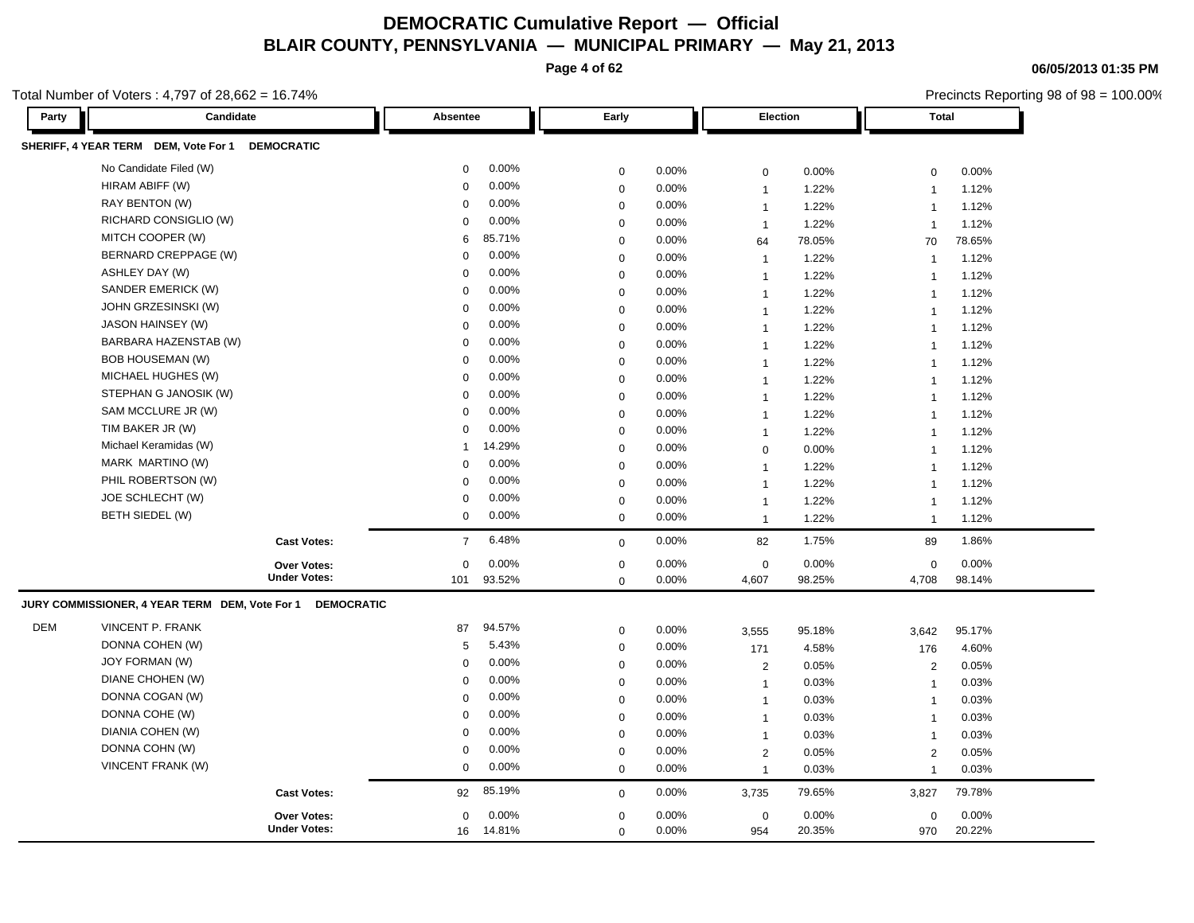# DEMOCRATIC Cumulative Report — Official

## BLAIR COUNTY, PENNSYLVANIA — MUNICIPAL PRIMARY — May 21, 2013

06/05/2013 01:35 PM

Total Number of Voters : 4,797 of 28,662 = 16.74%

Precincts Reporting 98 of 98 = 100.00%

| Party | Candidate | Absentee | | Early | | Election | | Total | |
|---|---|---|---|---|---|---|---|---|---|
| **SHERIFF, 4 YEAR TERM DEM, Vote For 1 DEMOCRATIC** | | | | | | | | | |
| | No Candidate Filed (W) | 0 | 0.00% | 0 | 0.00% | 0 | 0.00% | 0 | 0.00% |
| | HIRAM ABIFF (W) | 0 | 0.00% | 0 | 0.00% | 1 | 1.22% | 1 | 1.12% |
| | RAY BENTON (W) | 0 | 0.00% | 0 | 0.00% | 1 | 1.22% | 1 | 1.12% |
| | RICHARD CONSIGLIO (W) | 0 | 0.00% | 0 | 0.00% | 1 | 1.22% | 1 | 1.12% |
| | MITCH COOPER (W) | 6 | 85.71% | 0 | 0.00% | 64 | 78.05% | 70 | 78.65% |
| | BERNARD CREPPAGE (W) | 0 | 0.00% | 0 | 0.00% | 1 | 1.22% | 1 | 1.12% |
| | ASHLEY DAY (W) | 0 | 0.00% | 0 | 0.00% | 1 | 1.22% | 1 | 1.12% |
| | SANDER EMERICK (W) | 0 | 0.00% | 0 | 0.00% | 1 | 1.22% | 1 | 1.12% |
| | JOHN GRZESINSKI (W) | 0 | 0.00% | 0 | 0.00% | 1 | 1.22% | 1 | 1.12% |
| | JASON HAINSEY (W) | 0 | 0.00% | 0 | 0.00% | 1 | 1.22% | 1 | 1.12% |
| | BARBARA HAZENSTAB (W) | 0 | 0.00% | 0 | 0.00% | 1 | 1.22% | 1 | 1.12% |
| | BOB HOUSEMAN (W) | 0 | 0.00% | 0 | 0.00% | 1 | 1.22% | 1 | 1.12% |
| | MICHAEL HUGHES (W) | 0 | 0.00% | 0 | 0.00% | 1 | 1.22% | 1 | 1.12% |
| | STEPHAN G JANOSIK (W) | 0 | 0.00% | 0 | 0.00% | 1 | 1.22% | 1 | 1.12% |
| | SAM MCCLURE JR (W) | 0 | 0.00% | 0 | 0.00% | 1 | 1.22% | 1 | 1.12% |
| | TIM BAKER JR (W) | 0 | 0.00% | 0 | 0.00% | 1 | 1.22% | 1 | 1.12% |
| | Michael Keramidas (W) | 1 | 14.29% | 0 | 0.00% | 0 | 0.00% | 1 | 1.12% |
| | MARK MARTINO (W) | 0 | 0.00% | 0 | 0.00% | 1 | 1.22% | 1 | 1.12% |
| | PHIL ROBERTSON (W) | 0 | 0.00% | 0 | 0.00% | 1 | 1.22% | 1 | 1.12% |
| | JOE SCHLECHT (W) | 0 | 0.00% | 0 | 0.00% | 1 | 1.22% | 1 | 1.12% |
| | BETH SIEDEL (W) | 0 | 0.00% | 0 | 0.00% | 1 | 1.22% | 1 | 1.12% |
| | **Cast Votes:** | 7 | 6.48% | 0 | 0.00% | 82 | 1.75% | 89 | 1.86% |
| | **Over Votes:** | 0 | 0.00% | 0 | 0.00% | 0 | 0.00% | 0 | 0.00% |
| | **Under Votes:** | 101 | 93.52% | 0 | 0.00% | 4,607 | 98.25% | 4,708 | 98.14% |
| **JURY COMMISSIONER, 4 YEAR TERM DEM, Vote For 1 DEMOCRATIC** | | | | | | | | | |
| DEM | VINCENT P. FRANK | 87 | 94.57% | 0 | 0.00% | 3,555 | 95.18% | 3,642 | 95.17% |
| | DONNA COHEN (W) | 5 | 5.43% | 0 | 0.00% | 171 | 4.58% | 176 | 4.60% |
| | JOY FORMAN (W) | 0 | 0.00% | 0 | 0.00% | 2 | 0.05% | 2 | 0.05% |
| | DIANE CHOHEN (W) | 0 | 0.00% | 0 | 0.00% | 1 | 0.03% | 1 | 0.03% |
| | DONNA COGAN (W) | 0 | 0.00% | 0 | 0.00% | 1 | 0.03% | 1 | 0.03% |
| | DONNA COHE (W) | 0 | 0.00% | 0 | 0.00% | 1 | 0.03% | 1 | 0.03% |
| | DIANIA COHEN (W) | 0 | 0.00% | 0 | 0.00% | 1 | 0.03% | 1 | 0.03% |
| | DONNA COHN (W) | 0 | 0.00% | 0 | 0.00% | 2 | 0.05% | 2 | 0.05% |
| | VINCENT FRANK (W) | 0 | 0.00% | 0 | 0.00% | 1 | 0.03% | 1 | 0.03% |
| | **Cast Votes:** | 92 | 85.19% | 0 | 0.00% | 3,735 | 79.65% | 3,827 | 79.78% |
| | **Over Votes:** | 0 | 0.00% | 0 | 0.00% | 0 | 0.00% | 0 | 0.00% |
| | **Under Votes:** | 16 | 14.81% | 0 | 0.00% | 954 | 20.35% | 970 | 20.22% |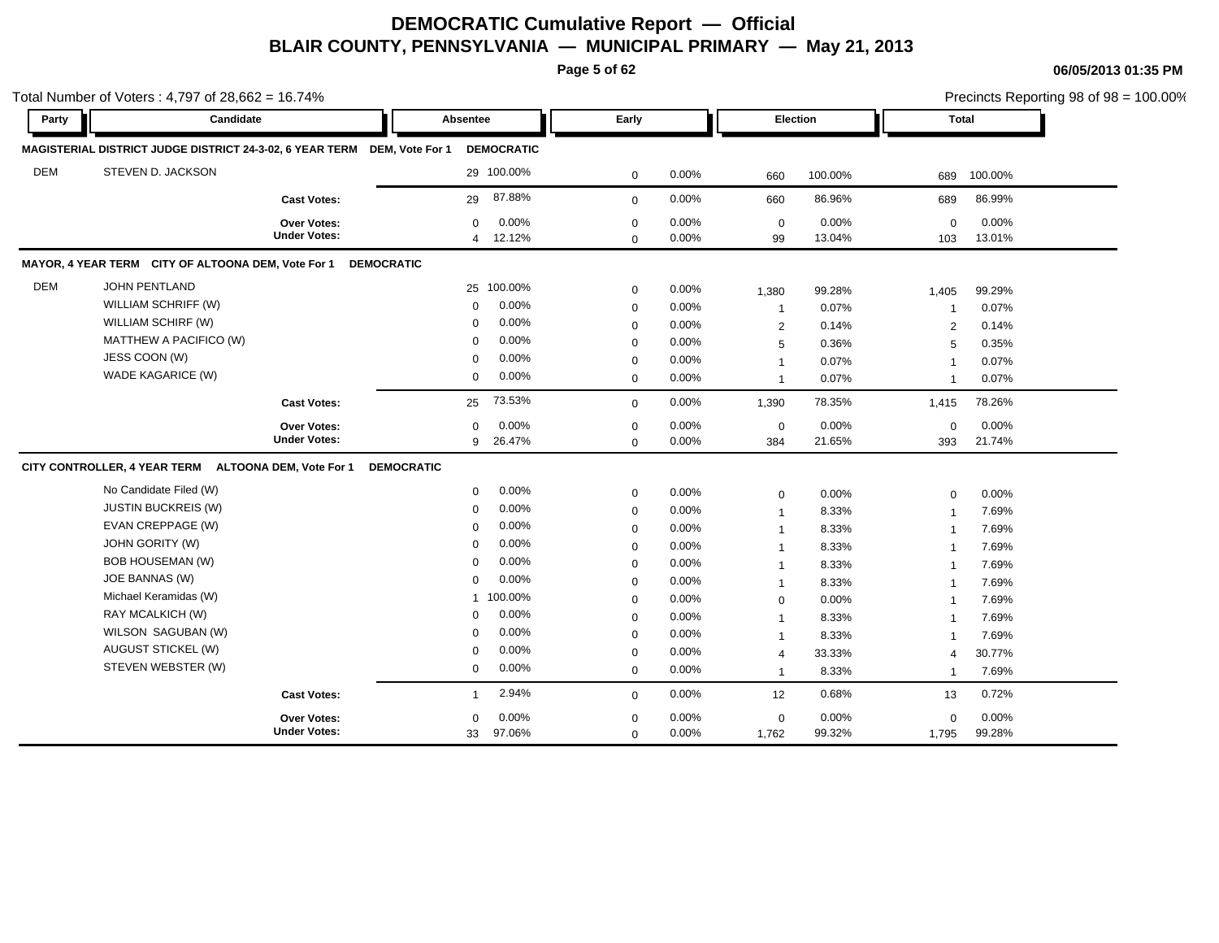# DEMOCRATIC Cumulative Report — Official

## BLAIR COUNTY, PENNSYLVANIA — MUNICIPAL PRIMARY — May 21, 2013

06/05/2013 01:35 PM

Total Number of Voters : 4,797 of 28,662 = 16.74%

Precincts Reporting 98 of 98 = 100.00%

### MAGISTERIAL DISTRICT JUDGE DISTRICT 24-3-02, 6 YEAR TERM DEM, Vote For 1 DEMOCRATIC

| Party | Candidate | Absentee | | Early | | Election | | Total | |
|---|---|---|---|---|---|---|---|---|---|
| DEM | STEVEN D. JACKSON | 29 | 100.00% | 0 | 0.00% | 660 | 100.00% | 689 | 100.00% |
| | Cast Votes: | 29 | 87.88% | 0 | 0.00% | 660 | 86.96% | 689 | 86.99% |
| | Over Votes: | 0 | 0.00% | 0 | 0.00% | 0 | 0.00% | 0 | 0.00% |
| | Under Votes: | 4 | 12.12% | 0 | 0.00% | 99 | 13.04% | 103 | 13.01% |

### MAYOR, 4 YEAR TERM CITY OF ALTOONA DEM, Vote For 1 DEMOCRATIC

| Party | Candidate | Absentee | | Early | | Election | | Total | |
|---|---|---|---|---|---|---|---|---|---|
| DEM | JOHN PENTLAND | 25 | 100.00% | 0 | 0.00% | 1,380 | 99.28% | 1,405 | 99.29% |
| | WILLIAM SCHRIFF (W) | 0 | 0.00% | 0 | 0.00% | 1 | 0.07% | 1 | 0.07% |
| | WILLIAM SCHIRF (W) | 0 | 0.00% | 0 | 0.00% | 2 | 0.14% | 2 | 0.14% |
| | MATTHEW A PACIFICO (W) | 0 | 0.00% | 0 | 0.00% | 5 | 0.36% | 5 | 0.35% |
| | JESS COON (W) | 0 | 0.00% | 0 | 0.00% | 1 | 0.07% | 1 | 0.07% |
| | WADE KAGARICE (W) | 0 | 0.00% | 0 | 0.00% | 1 | 0.07% | 1 | 0.07% |
| | Cast Votes: | 25 | 73.53% | 0 | 0.00% | 1,390 | 78.35% | 1,415 | 78.26% |
| | Over Votes: | 0 | 0.00% | 0 | 0.00% | 0 | 0.00% | 0 | 0.00% |
| | Under Votes: | 9 | 26.47% | 0 | 0.00% | 384 | 21.65% | 393 | 21.74% |

### CITY CONTROLLER, 4 YEAR TERM ALTOONA DEM, Vote For 1 DEMOCRATIC

| Party | Candidate | Absentee | | Early | | Election | | Total | |
|---|---|---|---|---|---|---|---|---|---|
| | No Candidate Filed (W) | 0 | 0.00% | 0 | 0.00% | 0 | 0.00% | 0 | 0.00% |
| | JUSTIN BUCKREIS (W) | 0 | 0.00% | 0 | 0.00% | 1 | 8.33% | 1 | 7.69% |
| | EVAN CREPPAGE (W) | 0 | 0.00% | 0 | 0.00% | 1 | 8.33% | 1 | 7.69% |
| | JOHN GORITY (W) | 0 | 0.00% | 0 | 0.00% | 1 | 8.33% | 1 | 7.69% |
| | BOB HOUSEMAN (W) | 0 | 0.00% | 0 | 0.00% | 1 | 8.33% | 1 | 7.69% |
| | JOE BANNAS (W) | 0 | 0.00% | 0 | 0.00% | 1 | 8.33% | 1 | 7.69% |
| | Michael Keramidas (W) | 1 | 100.00% | 0 | 0.00% | 0 | 0.00% | 1 | 7.69% |
| | RAY MCALKICH (W) | 0 | 0.00% | 0 | 0.00% | 1 | 8.33% | 1 | 7.69% |
| | WILSON SAGUBAN (W) | 0 | 0.00% | 0 | 0.00% | 1 | 8.33% | 1 | 7.69% |
| | AUGUST STICKEL (W) | 0 | 0.00% | 0 | 0.00% | 4 | 33.33% | 4 | 30.77% |
| | STEVEN WEBSTER (W) | 0 | 0.00% | 0 | 0.00% | 1 | 8.33% | 1 | 7.69% |
| | Cast Votes: | 1 | 2.94% | 0 | 0.00% | 12 | 0.68% | 13 | 0.72% |
| | Over Votes: | 0 | 0.00% | 0 | 0.00% | 0 | 0.00% | 0 | 0.00% |
| | Under Votes: | 33 | 97.06% | 0 | 0.00% | 1,762 | 99.32% | 1,795 | 99.28% |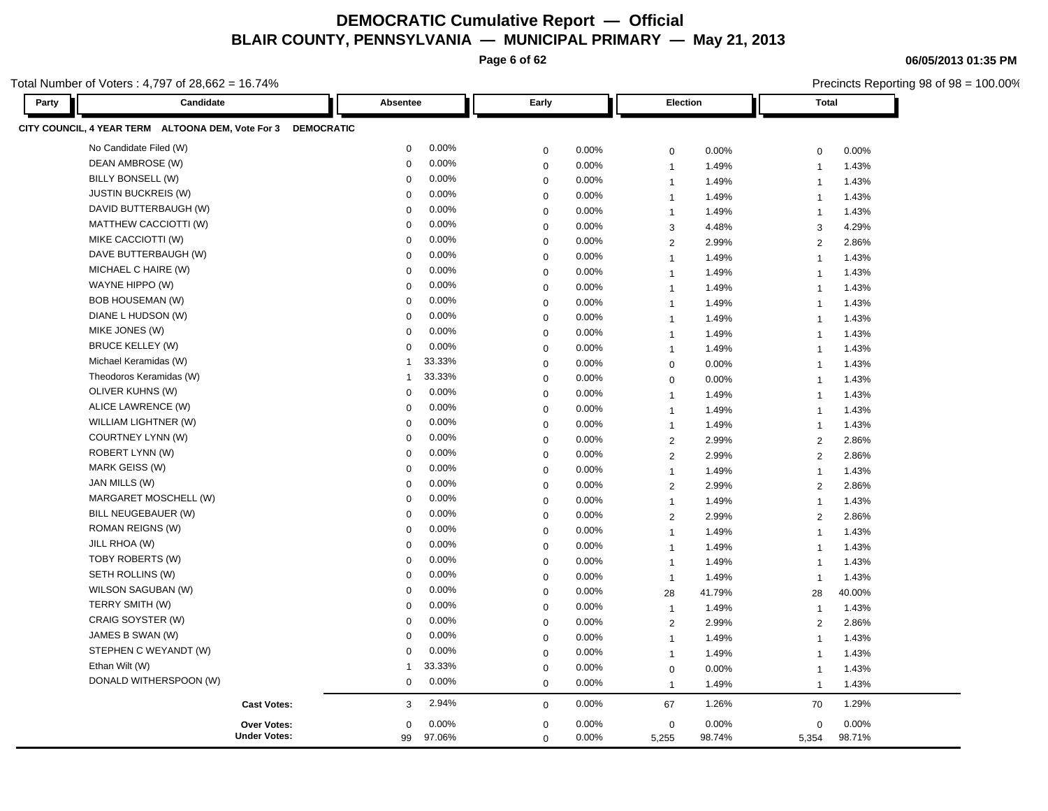# DEMOCRATIC Cumulative Report — Official

## BLAIR COUNTY, PENNSYLVANIA — MUNICIPAL PRIMARY — May 21, 2013

06/05/2013 01:35 PM

Total Number of Voters : 4,797 of 28,662 = 16.74%

Precincts Reporting 98 of 98 = 100.00%

**CITY COUNCIL, 4 YEAR TERM ALTOONA DEM, Vote For 3 DEMOCRATIC**

| Party | Candidate | Absentee | | Early | | Election | | Total | |
|---|---|---|---|---|---|---|---|---|---|
| | No Candidate Filed (W) | 0 | 0.00% | 0 | 0.00% | 0 | 0.00% | 0 | 0.00% |
| | DEAN AMBROSE (W) | 0 | 0.00% | 0 | 0.00% | 1 | 1.49% | 1 | 1.43% |
| | BILLY BONSELL (W) | 0 | 0.00% | 0 | 0.00% | 1 | 1.49% | 1 | 1.43% |
| | JUSTIN BUCKREIS (W) | 0 | 0.00% | 0 | 0.00% | 1 | 1.49% | 1 | 1.43% |
| | DAVID BUTTERBAUGH (W) | 0 | 0.00% | 0 | 0.00% | 1 | 1.49% | 1 | 1.43% |
| | MATTHEW CACCIOTTI (W) | 0 | 0.00% | 0 | 0.00% | 3 | 4.48% | 3 | 4.29% |
| | MIKE CACCIOTTI (W) | 0 | 0.00% | 0 | 0.00% | 2 | 2.99% | 2 | 2.86% |
| | DAVE BUTTERBAUGH (W) | 0 | 0.00% | 0 | 0.00% | 1 | 1.49% | 1 | 1.43% |
| | MICHAEL C HAIRE (W) | 0 | 0.00% | 0 | 0.00% | 1 | 1.49% | 1 | 1.43% |
| | WAYNE HIPPO (W) | 0 | 0.00% | 0 | 0.00% | 1 | 1.49% | 1 | 1.43% |
| | BOB HOUSEMAN (W) | 0 | 0.00% | 0 | 0.00% | 1 | 1.49% | 1 | 1.43% |
| | DIANE L HUDSON (W) | 0 | 0.00% | 0 | 0.00% | 1 | 1.49% | 1 | 1.43% |
| | MIKE JONES (W) | 0 | 0.00% | 0 | 0.00% | 1 | 1.49% | 1 | 1.43% |
| | BRUCE KELLEY (W) | 0 | 0.00% | 0 | 0.00% | 1 | 1.49% | 1 | 1.43% |
| | Michael Keramidas (W) | 1 | 33.33% | 0 | 0.00% | 0 | 0.00% | 1 | 1.43% |
| | Theodoros Keramidas (W) | 1 | 33.33% | 0 | 0.00% | 0 | 0.00% | 1 | 1.43% |
| | OLIVER KUHNS (W) | 0 | 0.00% | 0 | 0.00% | 1 | 1.49% | 1 | 1.43% |
| | ALICE LAWRENCE (W) | 0 | 0.00% | 0 | 0.00% | 1 | 1.49% | 1 | 1.43% |
| | WILLIAM LIGHTNER (W) | 0 | 0.00% | 0 | 0.00% | 1 | 1.49% | 1 | 1.43% |
| | COURTNEY LYNN (W) | 0 | 0.00% | 0 | 0.00% | 2 | 2.99% | 2 | 2.86% |
| | ROBERT LYNN (W) | 0 | 0.00% | 0 | 0.00% | 2 | 2.99% | 2 | 2.86% |
| | MARK GEISS (W) | 0 | 0.00% | 0 | 0.00% | 1 | 1.49% | 1 | 1.43% |
| | JAN MILLS (W) | 0 | 0.00% | 0 | 0.00% | 2 | 2.99% | 2 | 2.86% |
| | MARGARET MOSCHELL (W) | 0 | 0.00% | 0 | 0.00% | 1 | 1.49% | 1 | 1.43% |
| | BILL NEUGEBAUER (W) | 0 | 0.00% | 0 | 0.00% | 2 | 2.99% | 2 | 2.86% |
| | ROMAN REIGNS (W) | 0 | 0.00% | 0 | 0.00% | 1 | 1.49% | 1 | 1.43% |
| | JILL RHOA (W) | 0 | 0.00% | 0 | 0.00% | 1 | 1.49% | 1 | 1.43% |
| | TOBY ROBERTS (W) | 0 | 0.00% | 0 | 0.00% | 1 | 1.49% | 1 | 1.43% |
| | SETH ROLLINS (W) | 0 | 0.00% | 0 | 0.00% | 1 | 1.49% | 1 | 1.43% |
| | WILSON SAGUBAN (W) | 0 | 0.00% | 0 | 0.00% | 28 | 41.79% | 28 | 40.00% |
| | TERRY SMITH (W) | 0 | 0.00% | 0 | 0.00% | 1 | 1.49% | 1 | 1.43% |
| | CRAIG SOYSTER (W) | 0 | 0.00% | 0 | 0.00% | 2 | 2.99% | 2 | 2.86% |
| | JAMES B SWAN (W) | 0 | 0.00% | 0 | 0.00% | 1 | 1.49% | 1 | 1.43% |
| | STEPHEN C WEYANDT (W) | 0 | 0.00% | 0 | 0.00% | 1 | 1.49% | 1 | 1.43% |
| | Ethan Wilt (W) | 1 | 33.33% | 0 | 0.00% | 0 | 0.00% | 1 | 1.43% |
| | DONALD WITHERSPOON (W) | 0 | 0.00% | 0 | 0.00% | 1 | 1.49% | 1 | 1.43% |
| | **Cast Votes:** | 3 | 2.94% | 0 | 0.00% | 67 | 1.26% | 70 | 1.29% |
| | **Over Votes:** | 0 | 0.00% | 0 | 0.00% | 0 | 0.00% | 0 | 0.00% |
| | **Under Votes:** | 99 | 97.06% | 0 | 0.00% | 5,255 | 98.74% | 5,354 | 98.71% |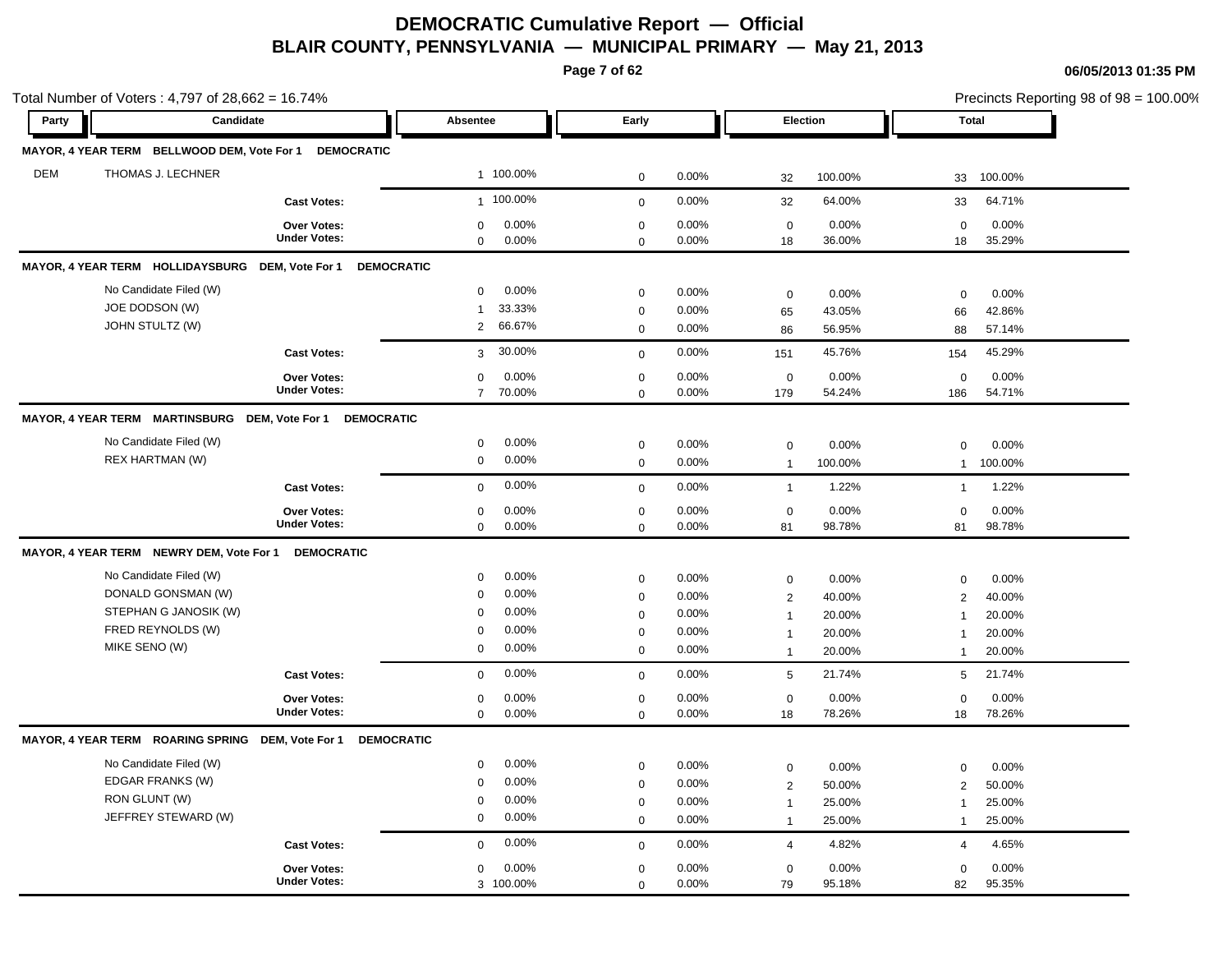# DEMOCRATIC Cumulative Report — Official

## BLAIR COUNTY, PENNSYLVANIA — MUNICIPAL PRIMARY — May 21, 2013

06/05/2013 01:35 PM

Total Number of Voters : 4,797 of 28,662 = 16.74%

Precincts Reporting 98 of 98 = 100.00%

| Party | Candidate | Absentee | | Early | | Election | | Total | |
|---|---|---|---|---|---|---|---|---|---|
| **MAYOR, 4 YEAR TERM BELLWOOD DEM, Vote For 1 DEMOCRATIC** | | | | | | | | | |
| DEM | THOMAS J. LECHNER | 1 | 100.00% | 0 | 0.00% | 32 | 100.00% | 33 | 100.00% |
| | **Cast Votes:** | 1 | 100.00% | 0 | 0.00% | 32 | 64.00% | 33 | 64.71% |
| | **Over Votes:** | 0 | 0.00% | 0 | 0.00% | 0 | 0.00% | 0 | 0.00% |
| | **Under Votes:** | 0 | 0.00% | 0 | 0.00% | 18 | 36.00% | 18 | 35.29% |
| **MAYOR, 4 YEAR TERM HOLLIDAYSBURG DEM, Vote For 1 DEMOCRATIC** | | | | | | | | | |
| | No Candidate Filed (W) | 0 | 0.00% | 0 | 0.00% | 0 | 0.00% | 0 | 0.00% |
| | JOE DODSON (W) | 1 | 33.33% | 0 | 0.00% | 65 | 43.05% | 66 | 42.86% |
| | JOHN STULTZ (W) | 2 | 66.67% | 0 | 0.00% | 86 | 56.95% | 88 | 57.14% |
| | **Cast Votes:** | 3 | 30.00% | 0 | 0.00% | 151 | 45.76% | 154 | 45.29% |
| | **Over Votes:** | 0 | 0.00% | 0 | 0.00% | 0 | 0.00% | 0 | 0.00% |
| | **Under Votes:** | 7 | 70.00% | 0 | 0.00% | 179 | 54.24% | 186 | 54.71% |
| **MAYOR, 4 YEAR TERM MARTINSBURG DEM, Vote For 1 DEMOCRATIC** | | | | | | | | | |
| | No Candidate Filed (W) | 0 | 0.00% | 0 | 0.00% | 0 | 0.00% | 0 | 0.00% |
| | REX HARTMAN (W) | 0 | 0.00% | 0 | 0.00% | 1 | 100.00% | 1 | 100.00% |
| | **Cast Votes:** | 0 | 0.00% | 0 | 0.00% | 1 | 1.22% | 1 | 1.22% |
| | **Over Votes:** | 0 | 0.00% | 0 | 0.00% | 0 | 0.00% | 0 | 0.00% |
| | **Under Votes:** | 0 | 0.00% | 0 | 0.00% | 81 | 98.78% | 81 | 98.78% |
| **MAYOR, 4 YEAR TERM NEWRY DEM, Vote For 1 DEMOCRATIC** | | | | | | | | | |
| | No Candidate Filed (W) | 0 | 0.00% | 0 | 0.00% | 0 | 0.00% | 0 | 0.00% |
| | DONALD GONSMAN (W) | 0 | 0.00% | 0 | 0.00% | 2 | 40.00% | 2 | 40.00% |
| | STEPHAN G JANOSIK (W) | 0 | 0.00% | 0 | 0.00% | 1 | 20.00% | 1 | 20.00% |
| | FRED REYNOLDS (W) | 0 | 0.00% | 0 | 0.00% | 1 | 20.00% | 1 | 20.00% |
| | MIKE SENO (W) | 0 | 0.00% | 0 | 0.00% | 1 | 20.00% | 1 | 20.00% |
| | **Cast Votes:** | 0 | 0.00% | 0 | 0.00% | 5 | 21.74% | 5 | 21.74% |
| | **Over Votes:** | 0 | 0.00% | 0 | 0.00% | 0 | 0.00% | 0 | 0.00% |
| | **Under Votes:** | 0 | 0.00% | 0 | 0.00% | 18 | 78.26% | 18 | 78.26% |
| **MAYOR, 4 YEAR TERM ROARING SPRING DEM, Vote For 1 DEMOCRATIC** | | | | | | | | | |
| | No Candidate Filed (W) | 0 | 0.00% | 0 | 0.00% | 0 | 0.00% | 0 | 0.00% |
| | EDGAR FRANKS (W) | 0 | 0.00% | 0 | 0.00% | 2 | 50.00% | 2 | 50.00% |
| | RON GLUNT (W) | 0 | 0.00% | 0 | 0.00% | 1 | 25.00% | 1 | 25.00% |
| | JEFFREY STEWARD (W) | 0 | 0.00% | 0 | 0.00% | 1 | 25.00% | 1 | 25.00% |
| | **Cast Votes:** | 0 | 0.00% | 0 | 0.00% | 4 | 4.82% | 4 | 4.65% |
| | **Over Votes:** | 0 | 0.00% | 0 | 0.00% | 0 | 0.00% | 0 | 0.00% |
| | **Under Votes:** | 3 | 100.00% | 0 | 0.00% | 79 | 95.18% | 82 | 95.35% |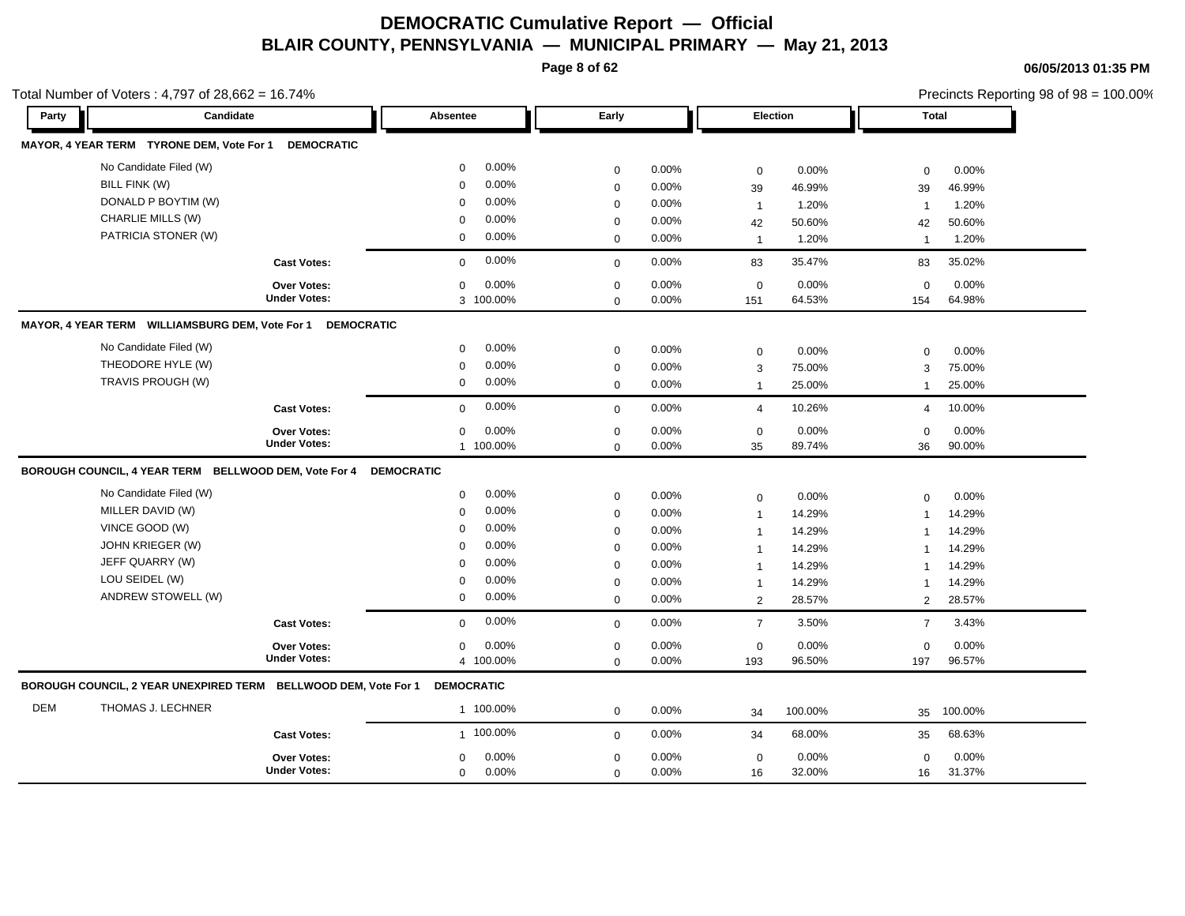# DEMOCRATIC Cumulative Report — Official

## BLAIR COUNTY, PENNSYLVANIA — MUNICIPAL PRIMARY — May 21, 2013

06/05/2013 01:35 PM

Total Number of Voters : 4,797 of 28,662 = 16.74%

Precincts Reporting 98 of 98 = 100.00%

| Party | Candidate | Absentee | | Early | | Election | | Total | |
|---|---|---|---|---|---|---|---|---|---|
| **MAYOR, 4 YEAR TERM TYRONE DEM, Vote For 1 DEMOCRATIC** | | | | | | | | | |
| | No Candidate Filed (W) | 0 | 0.00% | 0 | 0.00% | 0 | 0.00% | 0 | 0.00% |
| | BILL FINK (W) | 0 | 0.00% | 0 | 0.00% | 39 | 46.99% | 39 | 46.99% |
| | DONALD P BOYTIM (W) | 0 | 0.00% | 0 | 0.00% | 1 | 1.20% | 1 | 1.20% |
| | CHARLIE MILLS (W) | 0 | 0.00% | 0 | 0.00% | 42 | 50.60% | 42 | 50.60% |
| | PATRICIA STONER (W) | 0 | 0.00% | 0 | 0.00% | 1 | 1.20% | 1 | 1.20% |
| | **Cast Votes:** | 0 | 0.00% | 0 | 0.00% | 83 | 35.47% | 83 | 35.02% |
| | **Over Votes:** | 0 | 0.00% | 0 | 0.00% | 0 | 0.00% | 0 | 0.00% |
| | **Under Votes:** | 3 | 100.00% | 0 | 0.00% | 151 | 64.53% | 154 | 64.98% |
| **MAYOR, 4 YEAR TERM WILLIAMSBURG DEM, Vote For 1 DEMOCRATIC** | | | | | | | | | |
| | No Candidate Filed (W) | 0 | 0.00% | 0 | 0.00% | 0 | 0.00% | 0 | 0.00% |
| | THEODORE HYLE (W) | 0 | 0.00% | 0 | 0.00% | 3 | 75.00% | 3 | 75.00% |
| | TRAVIS PROUGH (W) | 0 | 0.00% | 0 | 0.00% | 1 | 25.00% | 1 | 25.00% |
| | **Cast Votes:** | 0 | 0.00% | 0 | 0.00% | 4 | 10.26% | 4 | 10.00% |
| | **Over Votes:** | 0 | 0.00% | 0 | 0.00% | 0 | 0.00% | 0 | 0.00% |
| | **Under Votes:** | 1 | 100.00% | 0 | 0.00% | 35 | 89.74% | 36 | 90.00% |
| **BOROUGH COUNCIL, 4 YEAR TERM BELLWOOD DEM, Vote For 4 DEMOCRATIC** | | | | | | | | | |
| | No Candidate Filed (W) | 0 | 0.00% | 0 | 0.00% | 0 | 0.00% | 0 | 0.00% |
| | MILLER DAVID (W) | 0 | 0.00% | 0 | 0.00% | 1 | 14.29% | 1 | 14.29% |
| | VINCE GOOD (W) | 0 | 0.00% | 0 | 0.00% | 1 | 14.29% | 1 | 14.29% |
| | JOHN KRIEGER (W) | 0 | 0.00% | 0 | 0.00% | 1 | 14.29% | 1 | 14.29% |
| | JEFF QUARRY (W) | 0 | 0.00% | 0 | 0.00% | 1 | 14.29% | 1 | 14.29% |
| | LOU SEIDEL (W) | 0 | 0.00% | 0 | 0.00% | 1 | 14.29% | 1 | 14.29% |
| | ANDREW STOWELL (W) | 0 | 0.00% | 0 | 0.00% | 2 | 28.57% | 2 | 28.57% |
| | **Cast Votes:** | 0 | 0.00% | 0 | 0.00% | 7 | 3.50% | 7 | 3.43% |
| | **Over Votes:** | 0 | 0.00% | 0 | 0.00% | 0 | 0.00% | 0 | 0.00% |
| | **Under Votes:** | 4 | 100.00% | 0 | 0.00% | 193 | 96.50% | 197 | 96.57% |
| **BOROUGH COUNCIL, 2 YEAR UNEXPIRED TERM BELLWOOD DEM, Vote For 1 DEMOCRATIC** | | | | | | | | | |
| DEM | THOMAS J. LECHNER | 1 | 100.00% | 0 | 0.00% | 34 | 100.00% | 35 | 100.00% |
| | **Cast Votes:** | 1 | 100.00% | 0 | 0.00% | 34 | 68.00% | 35 | 68.63% |
| | **Over Votes:** | 0 | 0.00% | 0 | 0.00% | 0 | 0.00% | 0 | 0.00% |
| | **Under Votes:** | 0 | 0.00% | 0 | 0.00% | 16 | 32.00% | 16 | 31.37% |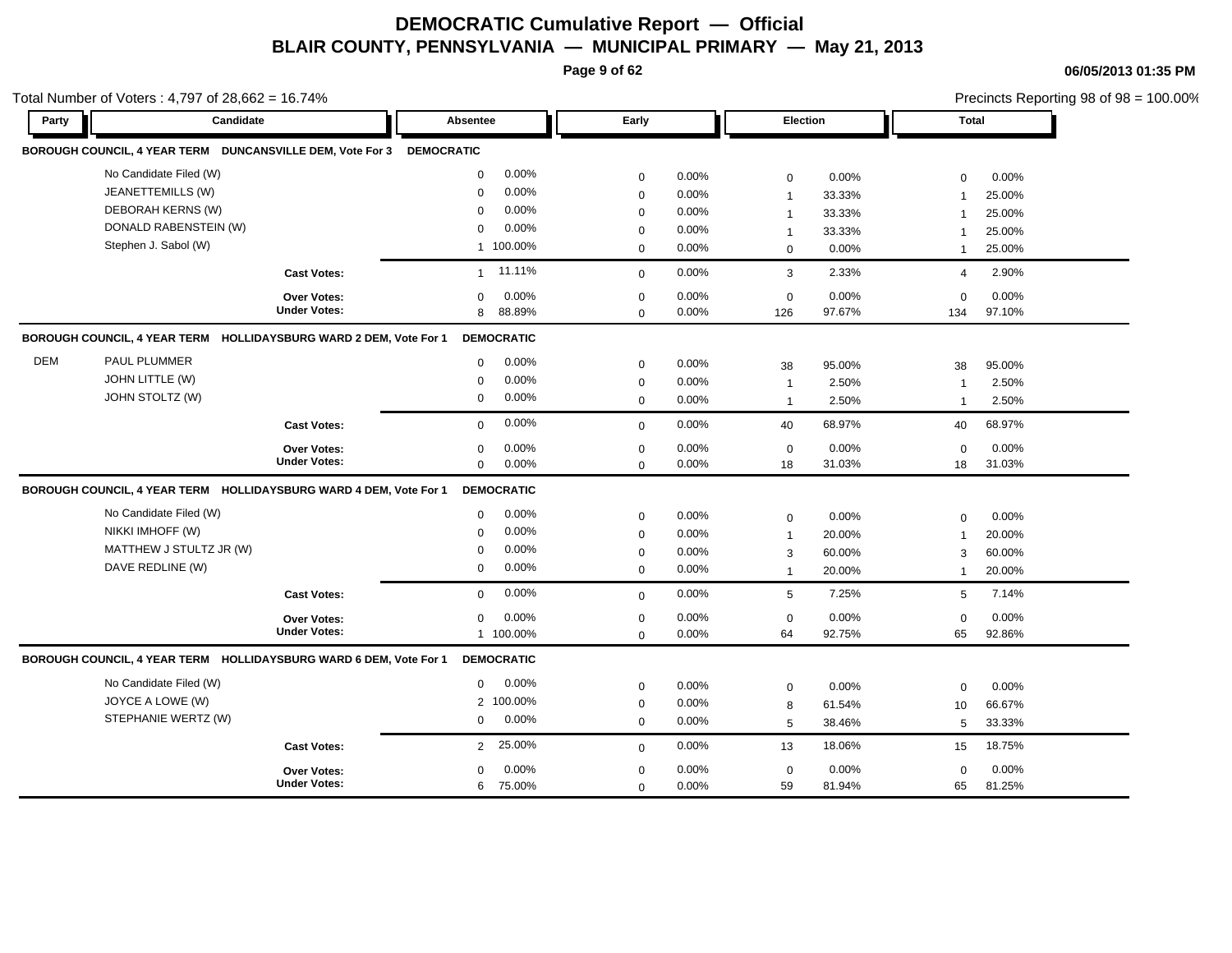# DEMOCRATIC Cumulative Report — Official

## BLAIR COUNTY, PENNSYLVANIA — MUNICIPAL PRIMARY — May 21, 2013

06/05/2013 01:35 PM

Total Number of Voters : 4,797 of 28,662 = 16.74%

Precincts Reporting 98 of 98 = 100.00%

| Party | Candidate | Absentee | | Early | | Election | | Total | |
|---|---|---|---|---|---|---|---|---|---|
| **BOROUGH COUNCIL, 4 YEAR TERM DUNCANSVILLE DEM, Vote For 3** | | **DEMOCRATIC** | | | | | | | |
| | No Candidate Filed (W) | 0 | 0.00% | 0 | 0.00% | 0 | 0.00% | 0 | 0.00% |
| | JEANETTEMILLS (W) | 0 | 0.00% | 0 | 0.00% | 1 | 33.33% | 1 | 25.00% |
| | DEBORAH KERNS (W) | 0 | 0.00% | 0 | 0.00% | 1 | 33.33% | 1 | 25.00% |
| | DONALD RABENSTEIN (W) | 0 | 0.00% | 0 | 0.00% | 1 | 33.33% | 1 | 25.00% |
| | Stephen J. Sabol (W) | 1 | 100.00% | 0 | 0.00% | 0 | 0.00% | 1 | 25.00% |
| | **Cast Votes:** | 1 | 11.11% | 0 | 0.00% | 3 | 2.33% | 4 | 2.90% |
| | **Over Votes:** | 0 | 0.00% | 0 | 0.00% | 0 | 0.00% | 0 | 0.00% |
| | **Under Votes:** | 8 | 88.89% | 0 | 0.00% | 126 | 97.67% | 134 | 97.10% |
| **BOROUGH COUNCIL, 4 YEAR TERM HOLLIDAYSBURG WARD 2 DEM, Vote For 1** | | **DEMOCRATIC** | | | | | | | |
| DEM | PAUL PLUMMER | 0 | 0.00% | 0 | 0.00% | 38 | 95.00% | 38 | 95.00% |
| | JOHN LITTLE (W) | 0 | 0.00% | 0 | 0.00% | 1 | 2.50% | 1 | 2.50% |
| | JOHN STOLTZ (W) | 0 | 0.00% | 0 | 0.00% | 1 | 2.50% | 1 | 2.50% |
| | **Cast Votes:** | 0 | 0.00% | 0 | 0.00% | 40 | 68.97% | 40 | 68.97% |
| | **Over Votes:** | 0 | 0.00% | 0 | 0.00% | 0 | 0.00% | 0 | 0.00% |
| | **Under Votes:** | 0 | 0.00% | 0 | 0.00% | 18 | 31.03% | 18 | 31.03% |
| **BOROUGH COUNCIL, 4 YEAR TERM HOLLIDAYSBURG WARD 4 DEM, Vote For 1** | | **DEMOCRATIC** | | | | | | | |
| | No Candidate Filed (W) | 0 | 0.00% | 0 | 0.00% | 0 | 0.00% | 0 | 0.00% |
| | NIKKI IMHOFF (W) | 0 | 0.00% | 0 | 0.00% | 1 | 20.00% | 1 | 20.00% |
| | MATTHEW J STULTZ JR (W) | 0 | 0.00% | 0 | 0.00% | 3 | 60.00% | 3 | 60.00% |
| | DAVE REDLINE (W) | 0 | 0.00% | 0 | 0.00% | 1 | 20.00% | 1 | 20.00% |
| | **Cast Votes:** | 0 | 0.00% | 0 | 0.00% | 5 | 7.25% | 5 | 7.14% |
| | **Over Votes:** | 0 | 0.00% | 0 | 0.00% | 0 | 0.00% | 0 | 0.00% |
| | **Under Votes:** | 1 | 100.00% | 0 | 0.00% | 64 | 92.75% | 65 | 92.86% |
| **BOROUGH COUNCIL, 4 YEAR TERM HOLLIDAYSBURG WARD 6 DEM, Vote For 1** | | **DEMOCRATIC** | | | | | | | |
| | No Candidate Filed (W) | 0 | 0.00% | 0 | 0.00% | 0 | 0.00% | 0 | 0.00% |
| | JOYCE A LOWE (W) | 2 | 100.00% | 0 | 0.00% | 8 | 61.54% | 10 | 66.67% |
| | STEPHANIE WERTZ (W) | 0 | 0.00% | 0 | 0.00% | 5 | 38.46% | 5 | 33.33% |
| | **Cast Votes:** | 2 | 25.00% | 0 | 0.00% | 13 | 18.06% | 15 | 18.75% |
| | **Over Votes:** | 0 | 0.00% | 0 | 0.00% | 0 | 0.00% | 0 | 0.00% |
| | **Under Votes:** | 6 | 75.00% | 0 | 0.00% | 59 | 81.94% | 65 | 81.25% |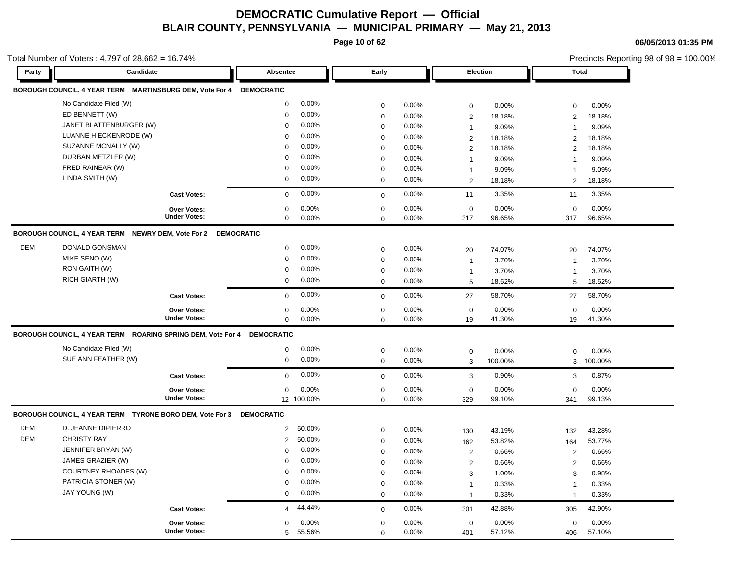# DEMOCRATIC Cumulative Report — Official

## BLAIR COUNTY, PENNSYLVANIA — MUNICIPAL PRIMARY — May 21, 2013

06/05/2013 01:35 PM

Total Number of Voters : 4,797 of 28,662 = 16.74%

Precincts Reporting 98 of 98 = 100.00%

### BOROUGH COUNCIL, 4 YEAR TERM MARTINSBURG DEM, Vote For 4 — DEMOCRATIC

| Party | Candidate | Absentee | | Early | | Election | | Total | |
|---|---|---|---|---|---|---|---|---|---|
| | No Candidate Filed (W) | 0 | 0.00% | 0 | 0.00% | 0 | 0.00% | 0 | 0.00% |
| | ED BENNETT (W) | 0 | 0.00% | 0 | 0.00% | 2 | 18.18% | 2 | 18.18% |
| | JANET BLATTENBURGER (W) | 0 | 0.00% | 0 | 0.00% | 1 | 9.09% | 1 | 9.09% |
| | LUANNE H ECKENRODE (W) | 0 | 0.00% | 0 | 0.00% | 2 | 18.18% | 2 | 18.18% |
| | SUZANNE MCNALLY (W) | 0 | 0.00% | 0 | 0.00% | 2 | 18.18% | 2 | 18.18% |
| | DURBAN METZLER (W) | 0 | 0.00% | 0 | 0.00% | 1 | 9.09% | 1 | 9.09% |
| | FRED RAINEAR (W) | 0 | 0.00% | 0 | 0.00% | 1 | 9.09% | 1 | 9.09% |
| | LINDA SMITH (W) | 0 | 0.00% | 0 | 0.00% | 2 | 18.18% | 2 | 18.18% |
| | **Cast Votes:** | 0 | 0.00% | 0 | 0.00% | 11 | 3.35% | 11 | 3.35% |
| | **Over Votes:** | 0 | 0.00% | 0 | 0.00% | 0 | 0.00% | 0 | 0.00% |
| | **Under Votes:** | 0 | 0.00% | 0 | 0.00% | 317 | 96.65% | 317 | 96.65% |

### BOROUGH COUNCIL, 4 YEAR TERM NEWRY DEM, Vote For 2 — DEMOCRATIC

| Party | Candidate | Absentee | | Early | | Election | | Total | |
|---|---|---|---|---|---|---|---|---|---|
| DEM | DONALD GONSMAN | 0 | 0.00% | 0 | 0.00% | 20 | 74.07% | 20 | 74.07% |
| | MIKE SENO (W) | 0 | 0.00% | 0 | 0.00% | 1 | 3.70% | 1 | 3.70% |
| | RON GAITH (W) | 0 | 0.00% | 0 | 0.00% | 1 | 3.70% | 1 | 3.70% |
| | RICH GIARTH (W) | 0 | 0.00% | 0 | 0.00% | 5 | 18.52% | 5 | 18.52% |
| | **Cast Votes:** | 0 | 0.00% | 0 | 0.00% | 27 | 58.70% | 27 | 58.70% |
| | **Over Votes:** | 0 | 0.00% | 0 | 0.00% | 0 | 0.00% | 0 | 0.00% |
| | **Under Votes:** | 0 | 0.00% | 0 | 0.00% | 19 | 41.30% | 19 | 41.30% |

### BOROUGH COUNCIL, 4 YEAR TERM ROARING SPRING DEM, Vote For 4 — DEMOCRATIC

| Party | Candidate | Absentee | | Early | | Election | | Total | |
|---|---|---|---|---|---|---|---|---|---|
| | No Candidate Filed (W) | 0 | 0.00% | 0 | 0.00% | 0 | 0.00% | 0 | 0.00% |
| | SUE ANN FEATHER (W) | 0 | 0.00% | 0 | 0.00% | 3 | 100.00% | 3 | 100.00% |
| | **Cast Votes:** | 0 | 0.00% | 0 | 0.00% | 3 | 0.90% | 3 | 0.87% |
| | **Over Votes:** | 0 | 0.00% | 0 | 0.00% | 0 | 0.00% | 0 | 0.00% |
| | **Under Votes:** | 12 | 100.00% | 0 | 0.00% | 329 | 99.10% | 341 | 99.13% |

### BOROUGH COUNCIL, 4 YEAR TERM TYRONE BORO DEM, Vote For 3 — DEMOCRATIC

| Party | Candidate | Absentee | | Early | | Election | | Total | |
|---|---|---|---|---|---|---|---|---|---|
| DEM | D. JEANNE DIPIERRO | 2 | 50.00% | 0 | 0.00% | 130 | 43.19% | 132 | 43.28% |
| DEM | CHRISTY RAY | 2 | 50.00% | 0 | 0.00% | 162 | 53.82% | 164 | 53.77% |
| | JENNIFER BRYAN (W) | 0 | 0.00% | 0 | 0.00% | 2 | 0.66% | 2 | 0.66% |
| | JAMES GRAZIER (W) | 0 | 0.00% | 0 | 0.00% | 2 | 0.66% | 2 | 0.66% |
| | COURTNEY RHOADES (W) | 0 | 0.00% | 0 | 0.00% | 3 | 1.00% | 3 | 0.98% |
| | PATRICIA STONER (W) | 0 | 0.00% | 0 | 0.00% | 1 | 0.33% | 1 | 0.33% |
| | JAY YOUNG (W) | 0 | 0.00% | 0 | 0.00% | 1 | 0.33% | 1 | 0.33% |
| | **Cast Votes:** | 4 | 44.44% | 0 | 0.00% | 301 | 42.88% | 305 | 42.90% |
| | **Over Votes:** | 0 | 0.00% | 0 | 0.00% | 0 | 0.00% | 0 | 0.00% |
| | **Under Votes:** | 5 | 55.56% | 0 | 0.00% | 401 | 57.12% | 406 | 57.10% |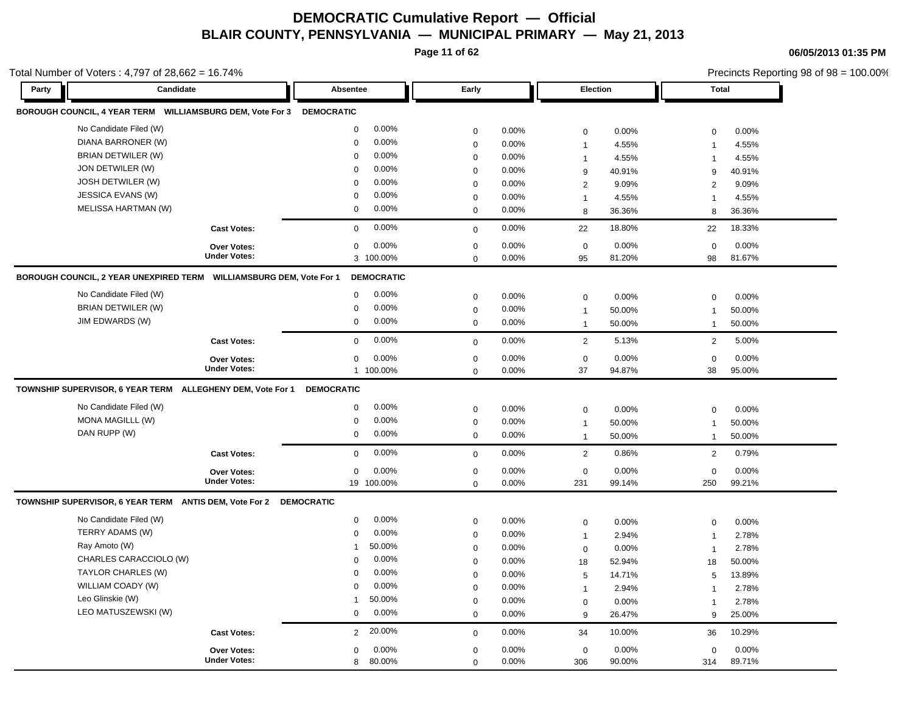# DEMOCRATIC Cumulative Report — Official
## BLAIR COUNTY, PENNSYLVANIA — MUNICIPAL PRIMARY — May 21, 2013

06/05/2013 01:35 PM

Total Number of Voters : 4,797 of 28,662 = 16.74%

Precincts Reporting 98 of 98 = 100.00%

| Party | Candidate | Absentee | | Early | | Election | | Total | |
|---|---|---|---|---|---|---|---|---|---|
| **BOROUGH COUNCIL, 4 YEAR TERM WILLIAMSBURG DEM, Vote For 3** | **DEMOCRATIC** | | | | | | | | |
| | No Candidate Filed (W) | 0 | 0.00% | 0 | 0.00% | 0 | 0.00% | 0 | 0.00% |
| | DIANA BARRONER (W) | 0 | 0.00% | 0 | 0.00% | 1 | 4.55% | 1 | 4.55% |
| | BRIAN DETWILER (W) | 0 | 0.00% | 0 | 0.00% | 1 | 4.55% | 1 | 4.55% |
| | JON DETWILER (W) | 0 | 0.00% | 0 | 0.00% | 9 | 40.91% | 9 | 40.91% |
| | JOSH DETWILER (W) | 0 | 0.00% | 0 | 0.00% | 2 | 9.09% | 2 | 9.09% |
| | JESSICA EVANS (W) | 0 | 0.00% | 0 | 0.00% | 1 | 4.55% | 1 | 4.55% |
| | MELISSA HARTMAN (W) | 0 | 0.00% | 0 | 0.00% | 8 | 36.36% | 8 | 36.36% |
| | **Cast Votes:** | 0 | 0.00% | 0 | 0.00% | 22 | 18.80% | 22 | 18.33% |
| | **Over Votes:** | 0 | 0.00% | 0 | 0.00% | 0 | 0.00% | 0 | 0.00% |
| | **Under Votes:** | 3 | 100.00% | 0 | 0.00% | 95 | 81.20% | 98 | 81.67% |
| **BOROUGH COUNCIL, 2 YEAR UNEXPIRED TERM WILLIAMSBURG DEM, Vote For 1** | **DEMOCRATIC** | | | | | | | | |
| | No Candidate Filed (W) | 0 | 0.00% | 0 | 0.00% | 0 | 0.00% | 0 | 0.00% |
| | BRIAN DETWILER (W) | 0 | 0.00% | 0 | 0.00% | 1 | 50.00% | 1 | 50.00% |
| | JIM EDWARDS (W) | 0 | 0.00% | 0 | 0.00% | 1 | 50.00% | 1 | 50.00% |
| | **Cast Votes:** | 0 | 0.00% | 0 | 0.00% | 2 | 5.13% | 2 | 5.00% |
| | **Over Votes:** | 0 | 0.00% | 0 | 0.00% | 0 | 0.00% | 0 | 0.00% |
| | **Under Votes:** | 1 | 100.00% | 0 | 0.00% | 37 | 94.87% | 38 | 95.00% |
| **TOWNSHIP SUPERVISOR, 6 YEAR TERM ALLEGHENY DEM, Vote For 1** | **DEMOCRATIC** | | | | | | | | |
| | No Candidate Filed (W) | 0 | 0.00% | 0 | 0.00% | 0 | 0.00% | 0 | 0.00% |
| | MONA MAGILLL (W) | 0 | 0.00% | 0 | 0.00% | 1 | 50.00% | 1 | 50.00% |
| | DAN RUPP (W) | 0 | 0.00% | 0 | 0.00% | 1 | 50.00% | 1 | 50.00% |
| | **Cast Votes:** | 0 | 0.00% | 0 | 0.00% | 2 | 0.86% | 2 | 0.79% |
| | **Over Votes:** | 0 | 0.00% | 0 | 0.00% | 0 | 0.00% | 0 | 0.00% |
| | **Under Votes:** | 19 | 100.00% | 0 | 0.00% | 231 | 99.14% | 250 | 99.21% |
| **TOWNSHIP SUPERVISOR, 6 YEAR TERM ANTIS DEM, Vote For 2** | **DEMOCRATIC** | | | | | | | | |
| | No Candidate Filed (W) | 0 | 0.00% | 0 | 0.00% | 0 | 0.00% | 0 | 0.00% |
| | TERRY ADAMS (W) | 0 | 0.00% | 0 | 0.00% | 1 | 2.94% | 1 | 2.78% |
| | Ray Amoto (W) | 1 | 50.00% | 0 | 0.00% | 0 | 0.00% | 1 | 2.78% |
| | CHARLES CARACCIOLO (W) | 0 | 0.00% | 0 | 0.00% | 18 | 52.94% | 18 | 50.00% |
| | TAYLOR CHARLES (W) | 0 | 0.00% | 0 | 0.00% | 5 | 14.71% | 5 | 13.89% |
| | WILLIAM COADY (W) | 0 | 0.00% | 0 | 0.00% | 1 | 2.94% | 1 | 2.78% |
| | Leo Glinskie (W) | 1 | 50.00% | 0 | 0.00% | 0 | 0.00% | 1 | 2.78% |
| | LEO MATUSZEWSKI (W) | 0 | 0.00% | 0 | 0.00% | 9 | 26.47% | 9 | 25.00% |
| | **Cast Votes:** | 2 | 20.00% | 0 | 0.00% | 34 | 10.00% | 36 | 10.29% |
| | **Over Votes:** | 0 | 0.00% | 0 | 0.00% | 0 | 0.00% | 0 | 0.00% |
| | **Under Votes:** | 8 | 80.00% | 0 | 0.00% | 306 | 90.00% | 314 | 89.71% |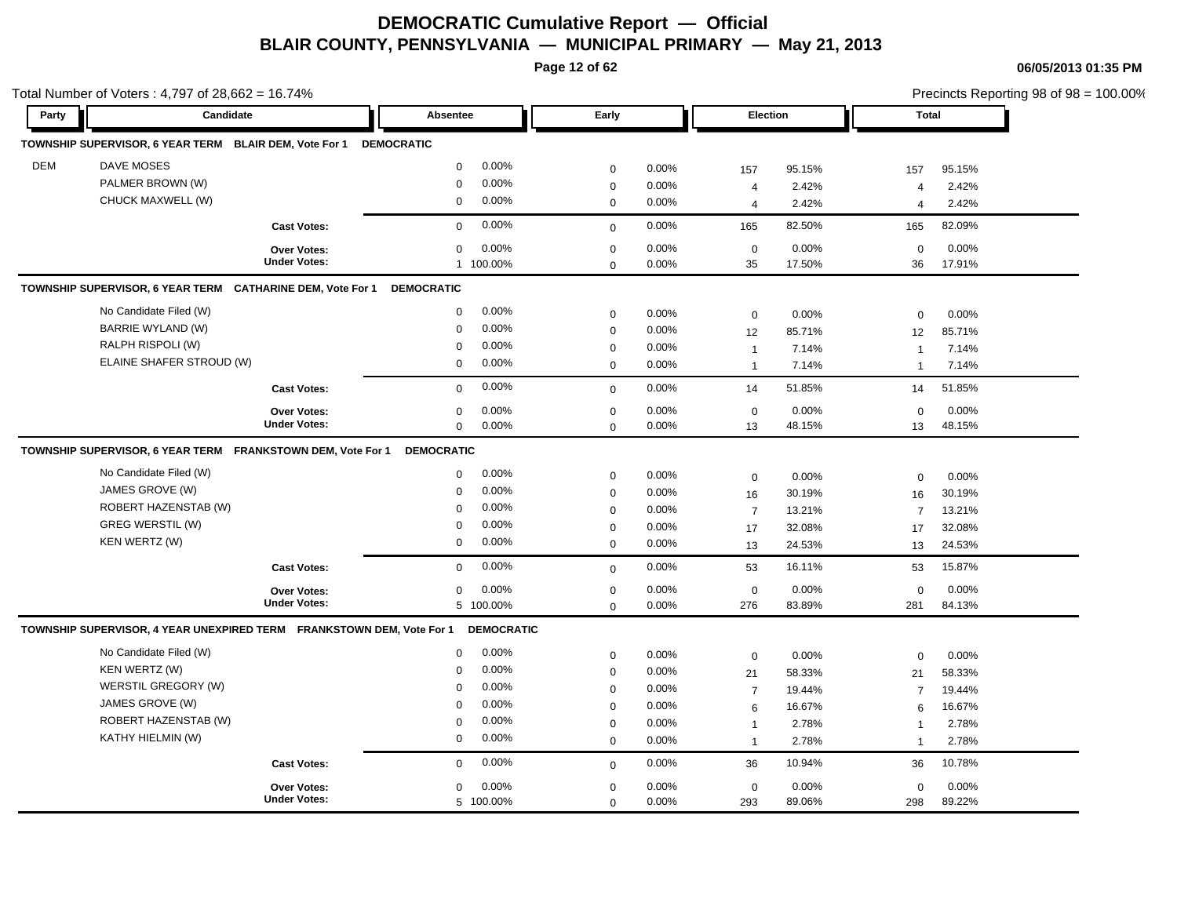# DEMOCRATIC Cumulative Report — Official

## BLAIR COUNTY, PENNSYLVANIA — MUNICIPAL PRIMARY — May 21, 2013

06/05/2013 01:35 PM

Total Number of Voters : 4,797 of 28,662 = 16.74%

Precincts Reporting 98 of 98 = 100.00%

| Party | Candidate | Absentee | | Early | | Election | | Total | |
|---|---|---|---|---|---|---|---|---|---|
| **TOWNSHIP SUPERVISOR, 6 YEAR TERM BLAIR DEM, Vote For 1 DEMOCRATIC** | | | | | | | | | |
| DEM | DAVE MOSES | 0 | 0.00% | 0 | 0.00% | 157 | 95.15% | 157 | 95.15% |
| | PALMER BROWN (W) | 0 | 0.00% | 0 | 0.00% | 4 | 2.42% | 4 | 2.42% |
| | CHUCK MAXWELL (W) | 0 | 0.00% | 0 | 0.00% | 4 | 2.42% | 4 | 2.42% |
| | **Cast Votes:** | 0 | 0.00% | 0 | 0.00% | 165 | 82.50% | 165 | 82.09% |
| | **Over Votes:** | 0 | 0.00% | 0 | 0.00% | 0 | 0.00% | 0 | 0.00% |
| | **Under Votes:** | 1 | 100.00% | 0 | 0.00% | 35 | 17.50% | 36 | 17.91% |
| **TOWNSHIP SUPERVISOR, 6 YEAR TERM CATHARINE DEM, Vote For 1 DEMOCRATIC** | | | | | | | | | |
| | No Candidate Filed (W) | 0 | 0.00% | 0 | 0.00% | 0 | 0.00% | 0 | 0.00% |
| | BARRIE WYLAND (W) | 0 | 0.00% | 0 | 0.00% | 12 | 85.71% | 12 | 85.71% |
| | RALPH RISPOLI (W) | 0 | 0.00% | 0 | 0.00% | 1 | 7.14% | 1 | 7.14% |
| | ELAINE SHAFER STROUD (W) | 0 | 0.00% | 0 | 0.00% | 1 | 7.14% | 1 | 7.14% |
| | **Cast Votes:** | 0 | 0.00% | 0 | 0.00% | 14 | 51.85% | 14 | 51.85% |
| | **Over Votes:** | 0 | 0.00% | 0 | 0.00% | 0 | 0.00% | 0 | 0.00% |
| | **Under Votes:** | 0 | 0.00% | 0 | 0.00% | 13 | 48.15% | 13 | 48.15% |
| **TOWNSHIP SUPERVISOR, 6 YEAR TERM FRANKSTOWN DEM, Vote For 1 DEMOCRATIC** | | | | | | | | | |
| | No Candidate Filed (W) | 0 | 0.00% | 0 | 0.00% | 0 | 0.00% | 0 | 0.00% |
| | JAMES GROVE (W) | 0 | 0.00% | 0 | 0.00% | 16 | 30.19% | 16 | 30.19% |
| | ROBERT HAZENSTAB (W) | 0 | 0.00% | 0 | 0.00% | 7 | 13.21% | 7 | 13.21% |
| | GREG WERSTIL (W) | 0 | 0.00% | 0 | 0.00% | 17 | 32.08% | 17 | 32.08% |
| | KEN WERTZ (W) | 0 | 0.00% | 0 | 0.00% | 13 | 24.53% | 13 | 24.53% |
| | **Cast Votes:** | 0 | 0.00% | 0 | 0.00% | 53 | 16.11% | 53 | 15.87% |
| | **Over Votes:** | 0 | 0.00% | 0 | 0.00% | 0 | 0.00% | 0 | 0.00% |
| | **Under Votes:** | 5 | 100.00% | 0 | 0.00% | 276 | 83.89% | 281 | 84.13% |
| **TOWNSHIP SUPERVISOR, 4 YEAR UNEXPIRED TERM FRANKSTOWN DEM, Vote For 1 DEMOCRATIC** | | | | | | | | | |
| | No Candidate Filed (W) | 0 | 0.00% | 0 | 0.00% | 0 | 0.00% | 0 | 0.00% |
| | KEN WERTZ (W) | 0 | 0.00% | 0 | 0.00% | 21 | 58.33% | 21 | 58.33% |
| | WERSTIL GREGORY (W) | 0 | 0.00% | 0 | 0.00% | 7 | 19.44% | 7 | 19.44% |
| | JAMES GROVE (W) | 0 | 0.00% | 0 | 0.00% | 6 | 16.67% | 6 | 16.67% |
| | ROBERT HAZENSTAB (W) | 0 | 0.00% | 0 | 0.00% | 1 | 2.78% | 1 | 2.78% |
| | KATHY HIELMIN (W) | 0 | 0.00% | 0 | 0.00% | 1 | 2.78% | 1 | 2.78% |
| | **Cast Votes:** | 0 | 0.00% | 0 | 0.00% | 36 | 10.94% | 36 | 10.78% |
| | **Over Votes:** | 0 | 0.00% | 0 | 0.00% | 0 | 0.00% | 0 | 0.00% |
| | **Under Votes:** | 5 | 100.00% | 0 | 0.00% | 293 | 89.06% | 298 | 89.22% |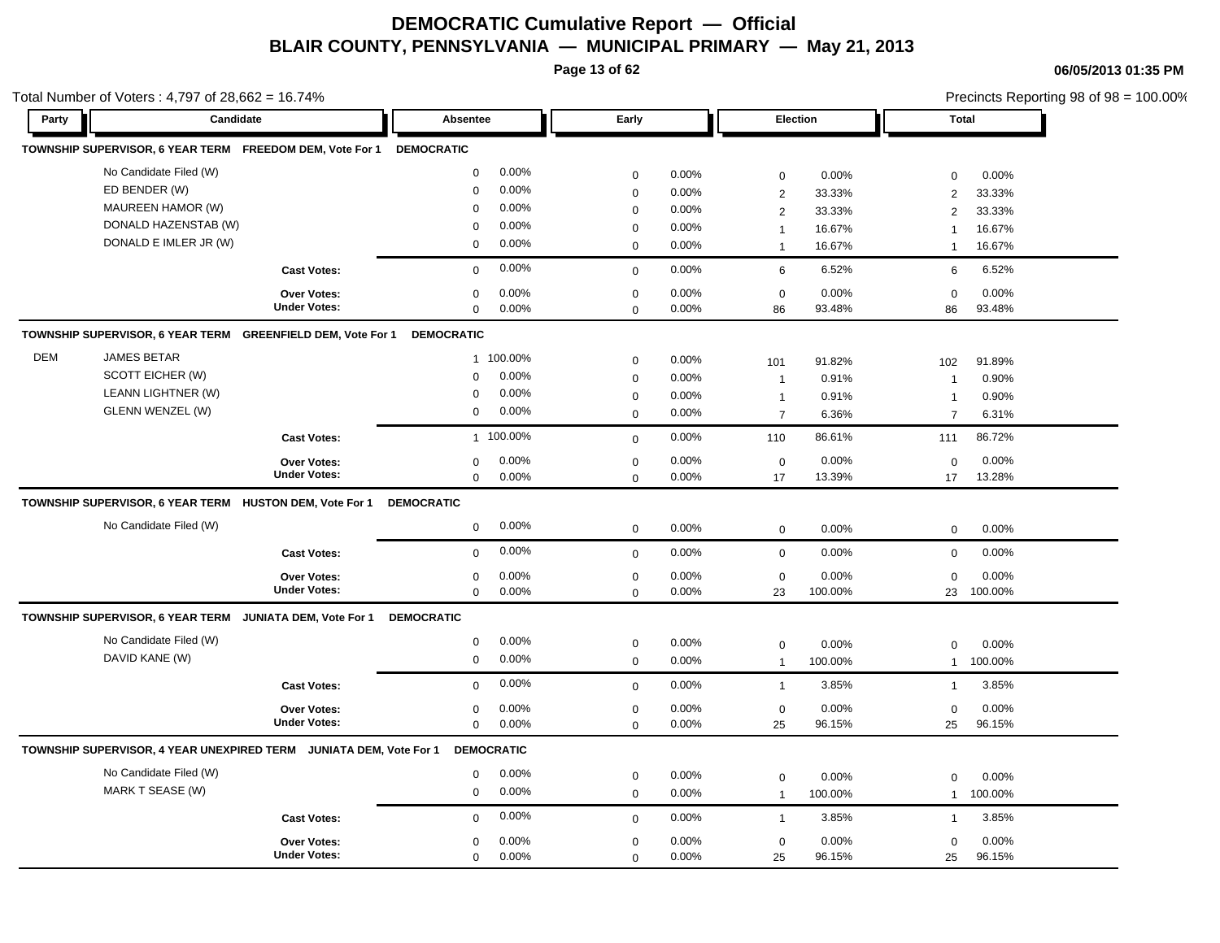# DEMOCRATIC Cumulative Report — Official

## BLAIR COUNTY, PENNSYLVANIA — MUNICIPAL PRIMARY — May 21, 2013

06/05/2013 01:35 PM

Total Number of Voters : 4,797 of 28,662 = 16.74%

Precincts Reporting 98 of 98 = 100.00%

| Party | Candidate | Absentee | | Early | | Election | | Total | |
|---|---|---|---|---|---|---|---|---|---|
| **TOWNSHIP SUPERVISOR, 6 YEAR TERM FREEDOM DEM, Vote For 1** | | **DEMOCRATIC** | | | | | | | |
| | No Candidate Filed (W) | 0 | 0.00% | 0 | 0.00% | 0 | 0.00% | 0 | 0.00% |
| | ED BENDER (W) | 0 | 0.00% | 0 | 0.00% | 2 | 33.33% | 2 | 33.33% |
| | MAUREEN HAMOR (W) | 0 | 0.00% | 0 | 0.00% | 2 | 33.33% | 2 | 33.33% |
| | DONALD HAZENSTAB (W) | 0 | 0.00% | 0 | 0.00% | 1 | 16.67% | 1 | 16.67% |
| | DONALD E IMLER JR (W) | 0 | 0.00% | 0 | 0.00% | 1 | 16.67% | 1 | 16.67% |
| | **Cast Votes:** | 0 | 0.00% | 0 | 0.00% | 6 | 6.52% | 6 | 6.52% |
| | **Over Votes:** | 0 | 0.00% | 0 | 0.00% | 0 | 0.00% | 0 | 0.00% |
| | **Under Votes:** | 0 | 0.00% | 0 | 0.00% | 86 | 93.48% | 86 | 93.48% |
| **TOWNSHIP SUPERVISOR, 6 YEAR TERM GREENFIELD DEM, Vote For 1** | | **DEMOCRATIC** | | | | | | | |
| DEM | JAMES BETAR | 1 | 100.00% | 0 | 0.00% | 101 | 91.82% | 102 | 91.89% |
| | SCOTT EICHER (W) | 0 | 0.00% | 0 | 0.00% | 1 | 0.91% | 1 | 0.90% |
| | LEANN LIGHTNER (W) | 0 | 0.00% | 0 | 0.00% | 1 | 0.91% | 1 | 0.90% |
| | GLENN WENZEL (W) | 0 | 0.00% | 0 | 0.00% | 7 | 6.36% | 7 | 6.31% |
| | **Cast Votes:** | 1 | 100.00% | 0 | 0.00% | 110 | 86.61% | 111 | 86.72% |
| | **Over Votes:** | 0 | 0.00% | 0 | 0.00% | 0 | 0.00% | 0 | 0.00% |
| | **Under Votes:** | 0 | 0.00% | 0 | 0.00% | 17 | 13.39% | 17 | 13.28% |
| **TOWNSHIP SUPERVISOR, 6 YEAR TERM HUSTON DEM, Vote For 1** | | **DEMOCRATIC** | | | | | | | |
| | No Candidate Filed (W) | 0 | 0.00% | 0 | 0.00% | 0 | 0.00% | 0 | 0.00% |
| | **Cast Votes:** | 0 | 0.00% | 0 | 0.00% | 0 | 0.00% | 0 | 0.00% |
| | **Over Votes:** | 0 | 0.00% | 0 | 0.00% | 0 | 0.00% | 0 | 0.00% |
| | **Under Votes:** | 0 | 0.00% | 0 | 0.00% | 23 | 100.00% | 23 | 100.00% |
| **TOWNSHIP SUPERVISOR, 6 YEAR TERM JUNIATA DEM, Vote For 1** | | **DEMOCRATIC** | | | | | | | |
| | No Candidate Filed (W) | 0 | 0.00% | 0 | 0.00% | 0 | 0.00% | 0 | 0.00% |
| | DAVID KANE (W) | 0 | 0.00% | 0 | 0.00% | 1 | 100.00% | 1 | 100.00% |
| | **Cast Votes:** | 0 | 0.00% | 0 | 0.00% | 1 | 3.85% | 1 | 3.85% |
| | **Over Votes:** | 0 | 0.00% | 0 | 0.00% | 0 | 0.00% | 0 | 0.00% |
| | **Under Votes:** | 0 | 0.00% | 0 | 0.00% | 25 | 96.15% | 25 | 96.15% |
| **TOWNSHIP SUPERVISOR, 4 YEAR UNEXPIRED TERM JUNIATA DEM, Vote For 1** | | **DEMOCRATIC** | | | | | | | |
| | No Candidate Filed (W) | 0 | 0.00% | 0 | 0.00% | 0 | 0.00% | 0 | 0.00% |
| | MARK T SEASE (W) | 0 | 0.00% | 0 | 0.00% | 1 | 100.00% | 1 | 100.00% |
| | **Cast Votes:** | 0 | 0.00% | 0 | 0.00% | 1 | 3.85% | 1 | 3.85% |
| | **Over Votes:** | 0 | 0.00% | 0 | 0.00% | 0 | 0.00% | 0 | 0.00% |
| | **Under Votes:** | 0 | 0.00% | 0 | 0.00% | 25 | 96.15% | 25 | 96.15% |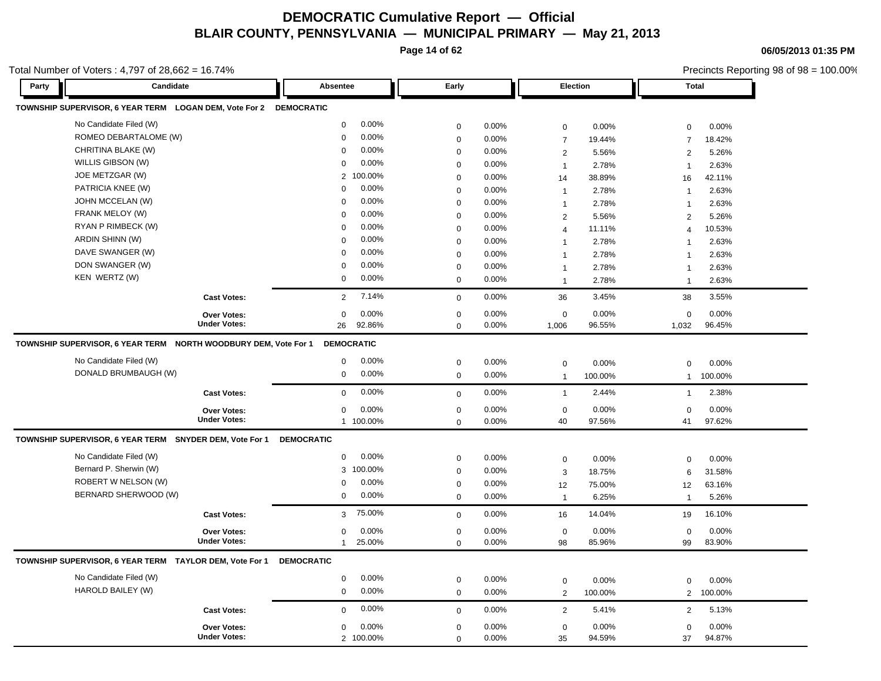# DEMOCRATIC Cumulative Report — Official

## BLAIR COUNTY, PENNSYLVANIA — MUNICIPAL PRIMARY — May 21, 2013

06/05/2013 01:35 PM

Total Number of Voters : 4,797 of 28,662 = 16.74%

Precincts Reporting 98 of 98 = 100.00%

### TOWNSHIP SUPERVISOR, 6 YEAR TERM LOGAN DEM, Vote For 2 — DEMOCRATIC

| Party | Candidate | Absentee | | Early | | Election | | Total | |
|---|---|---|---|---|---|---|---|---|---|
| | No Candidate Filed (W) | 0 | 0.00% | 0 | 0.00% | 0 | 0.00% | 0 | 0.00% |
| | ROMEO DEBARTALOME (W) | 0 | 0.00% | 0 | 0.00% | 7 | 19.44% | 7 | 18.42% |
| | CHRITINA BLAKE (W) | 0 | 0.00% | 0 | 0.00% | 2 | 5.56% | 2 | 5.26% |
| | WILLIS GIBSON (W) | 0 | 0.00% | 0 | 0.00% | 1 | 2.78% | 1 | 2.63% |
| | JOE METZGAR (W) | 2 | 100.00% | 0 | 0.00% | 14 | 38.89% | 16 | 42.11% |
| | PATRICIA KNEE (W) | 0 | 0.00% | 0 | 0.00% | 1 | 2.78% | 1 | 2.63% |
| | JOHN MCCELAN (W) | 0 | 0.00% | 0 | 0.00% | 1 | 2.78% | 1 | 2.63% |
| | FRANK MELOY (W) | 0 | 0.00% | 0 | 0.00% | 2 | 5.56% | 2 | 5.26% |
| | RYAN P RIMBECK (W) | 0 | 0.00% | 0 | 0.00% | 4 | 11.11% | 4 | 10.53% |
| | ARDIN SHINN (W) | 0 | 0.00% | 0 | 0.00% | 1 | 2.78% | 1 | 2.63% |
| | DAVE SWANGER (W) | 0 | 0.00% | 0 | 0.00% | 1 | 2.78% | 1 | 2.63% |
| | DON SWANGER (W) | 0 | 0.00% | 0 | 0.00% | 1 | 2.78% | 1 | 2.63% |
| | KEN WERTZ (W) | 0 | 0.00% | 0 | 0.00% | 1 | 2.78% | 1 | 2.63% |
| | Cast Votes: | 2 | 7.14% | 0 | 0.00% | 36 | 3.45% | 38 | 3.55% |
| | Over Votes: | 0 | 0.00% | 0 | 0.00% | 0 | 0.00% | 0 | 0.00% |
| | Under Votes: | 26 | 92.86% | 0 | 0.00% | 1,006 | 96.55% | 1,032 | 96.45% |

### TOWNSHIP SUPERVISOR, 6 YEAR TERM NORTH WOODBURY DEM, Vote For 1 — DEMOCRATIC

| Party | Candidate | Absentee | | Early | | Election | | Total | |
|---|---|---|---|---|---|---|---|---|---|
| | No Candidate Filed (W) | 0 | 0.00% | 0 | 0.00% | 0 | 0.00% | 0 | 0.00% |
| | DONALD BRUMBAUGH (W) | 0 | 0.00% | 0 | 0.00% | 1 | 100.00% | 1 | 100.00% |
| | Cast Votes: | 0 | 0.00% | 0 | 0.00% | 1 | 2.44% | 1 | 2.38% |
| | Over Votes: | 0 | 0.00% | 0 | 0.00% | 0 | 0.00% | 0 | 0.00% |
| | Under Votes: | 1 | 100.00% | 0 | 0.00% | 40 | 97.56% | 41 | 97.62% |

### TOWNSHIP SUPERVISOR, 6 YEAR TERM SNYDER DEM, Vote For 1 — DEMOCRATIC

| Party | Candidate | Absentee | | Early | | Election | | Total | |
|---|---|---|---|---|---|---|---|---|---|
| | No Candidate Filed (W) | 0 | 0.00% | 0 | 0.00% | 0 | 0.00% | 0 | 0.00% |
| | Bernard P. Sherwin (W) | 3 | 100.00% | 0 | 0.00% | 3 | 18.75% | 6 | 31.58% |
| | ROBERT W NELSON (W) | 0 | 0.00% | 0 | 0.00% | 12 | 75.00% | 12 | 63.16% |
| | BERNARD SHERWOOD (W) | 0 | 0.00% | 0 | 0.00% | 1 | 6.25% | 1 | 5.26% |
| | Cast Votes: | 3 | 75.00% | 0 | 0.00% | 16 | 14.04% | 19 | 16.10% |
| | Over Votes: | 0 | 0.00% | 0 | 0.00% | 0 | 0.00% | 0 | 0.00% |
| | Under Votes: | 1 | 25.00% | 0 | 0.00% | 98 | 85.96% | 99 | 83.90% |

### TOWNSHIP SUPERVISOR, 6 YEAR TERM TAYLOR DEM, Vote For 1 — DEMOCRATIC

| Party | Candidate | Absentee | | Early | | Election | | Total | |
|---|---|---|---|---|---|---|---|---|---|
| | No Candidate Filed (W) | 0 | 0.00% | 0 | 0.00% | 0 | 0.00% | 0 | 0.00% |
| | HAROLD BAILEY (W) | 0 | 0.00% | 0 | 0.00% | 2 | 100.00% | 2 | 100.00% |
| | Cast Votes: | 0 | 0.00% | 0 | 0.00% | 2 | 5.41% | 2 | 5.13% |
| | Over Votes: | 0 | 0.00% | 0 | 0.00% | 0 | 0.00% | 0 | 0.00% |
| | Under Votes: | 2 | 100.00% | 0 | 0.00% | 35 | 94.59% | 37 | 94.87% |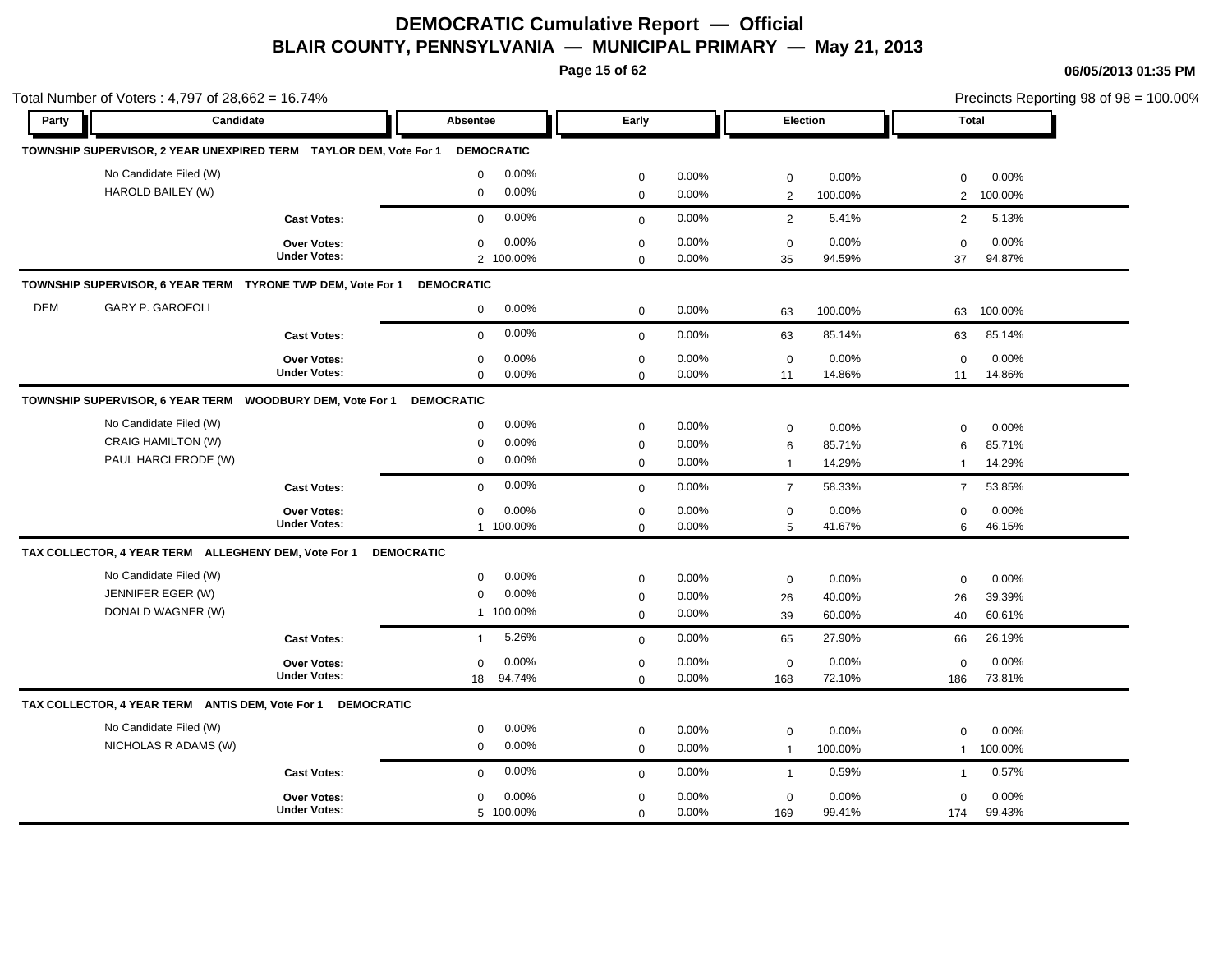# DEMOCRATIC Cumulative Report — Official

## BLAIR COUNTY, PENNSYLVANIA — MUNICIPAL PRIMARY — May 21, 2013

06/05/2013 01:35 PM

Total Number of Voters : 4,797 of 28,662 = 16.74%

Precincts Reporting 98 of 98 = 100.00%

### TOWNSHIP SUPERVISOR, 2 YEAR UNEXPIRED TERM TAYLOR DEM, Vote For 1 DEMOCRATIC

| Party | Candidate | Absentee | | Early | | Election | | Total | |
|---|---|---|---|---|---|---|---|---|---|
| | No Candidate Filed (W) | 0 | 0.00% | 0 | 0.00% | 0 | 0.00% | 0 | 0.00% |
| | HAROLD BAILEY (W) | 0 | 0.00% | 0 | 0.00% | 2 | 100.00% | 2 | 100.00% |
| | **Cast Votes:** | 0 | 0.00% | 0 | 0.00% | 2 | 5.41% | 2 | 5.13% |
| | **Over Votes:** | 0 | 0.00% | 0 | 0.00% | 0 | 0.00% | 0 | 0.00% |
| | **Under Votes:** | 2 | 100.00% | 0 | 0.00% | 35 | 94.59% | 37 | 94.87% |

### TOWNSHIP SUPERVISOR, 6 YEAR TERM TYRONE TWP DEM, Vote For 1 DEMOCRATIC

| Party | Candidate | Absentee | | Early | | Election | | Total | |
|---|---|---|---|---|---|---|---|---|---|
| DEM | GARY P. GAROFOLI | 0 | 0.00% | 0 | 0.00% | 63 | 100.00% | 63 | 100.00% |
| | **Cast Votes:** | 0 | 0.00% | 0 | 0.00% | 63 | 85.14% | 63 | 85.14% |
| | **Over Votes:** | 0 | 0.00% | 0 | 0.00% | 0 | 0.00% | 0 | 0.00% |
| | **Under Votes:** | 0 | 0.00% | 0 | 0.00% | 11 | 14.86% | 11 | 14.86% |

### TOWNSHIP SUPERVISOR, 6 YEAR TERM WOODBURY DEM, Vote For 1 DEMOCRATIC

| Party | Candidate | Absentee | | Early | | Election | | Total | |
|---|---|---|---|---|---|---|---|---|---|
| | No Candidate Filed (W) | 0 | 0.00% | 0 | 0.00% | 0 | 0.00% | 0 | 0.00% |
| | CRAIG HAMILTON (W) | 0 | 0.00% | 0 | 0.00% | 6 | 85.71% | 6 | 85.71% |
| | PAUL HARCLERODE (W) | 0 | 0.00% | 0 | 0.00% | 1 | 14.29% | 1 | 14.29% |
| | **Cast Votes:** | 0 | 0.00% | 0 | 0.00% | 7 | 58.33% | 7 | 53.85% |
| | **Over Votes:** | 0 | 0.00% | 0 | 0.00% | 0 | 0.00% | 0 | 0.00% |
| | **Under Votes:** | 1 | 100.00% | 0 | 0.00% | 5 | 41.67% | 6 | 46.15% |

### TAX COLLECTOR, 4 YEAR TERM ALLEGHENY DEM, Vote For 1 DEMOCRATIC

| Party | Candidate | Absentee | | Early | | Election | | Total | |
|---|---|---|---|---|---|---|---|---|---|
| | No Candidate Filed (W) | 0 | 0.00% | 0 | 0.00% | 0 | 0.00% | 0 | 0.00% |
| | JENNIFER EGER (W) | 0 | 0.00% | 0 | 0.00% | 26 | 40.00% | 26 | 39.39% |
| | DONALD WAGNER (W) | 1 | 100.00% | 0 | 0.00% | 39 | 60.00% | 40 | 60.61% |
| | **Cast Votes:** | 1 | 5.26% | 0 | 0.00% | 65 | 27.90% | 66 | 26.19% |
| | **Over Votes:** | 0 | 0.00% | 0 | 0.00% | 0 | 0.00% | 0 | 0.00% |
| | **Under Votes:** | 18 | 94.74% | 0 | 0.00% | 168 | 72.10% | 186 | 73.81% |

### TAX COLLECTOR, 4 YEAR TERM ANTIS DEM, Vote For 1 DEMOCRATIC

| Party | Candidate | Absentee | | Early | | Election | | Total | |
|---|---|---|---|---|---|---|---|---|---|
| | No Candidate Filed (W) | 0 | 0.00% | 0 | 0.00% | 0 | 0.00% | 0 | 0.00% |
| | NICHOLAS R ADAMS (W) | 0 | 0.00% | 0 | 0.00% | 1 | 100.00% | 1 | 100.00% |
| | **Cast Votes:** | 0 | 0.00% | 0 | 0.00% | 1 | 0.59% | 1 | 0.57% |
| | **Over Votes:** | 0 | 0.00% | 0 | 0.00% | 0 | 0.00% | 0 | 0.00% |
| | **Under Votes:** | 5 | 100.00% | 0 | 0.00% | 169 | 99.41% | 174 | 99.43% |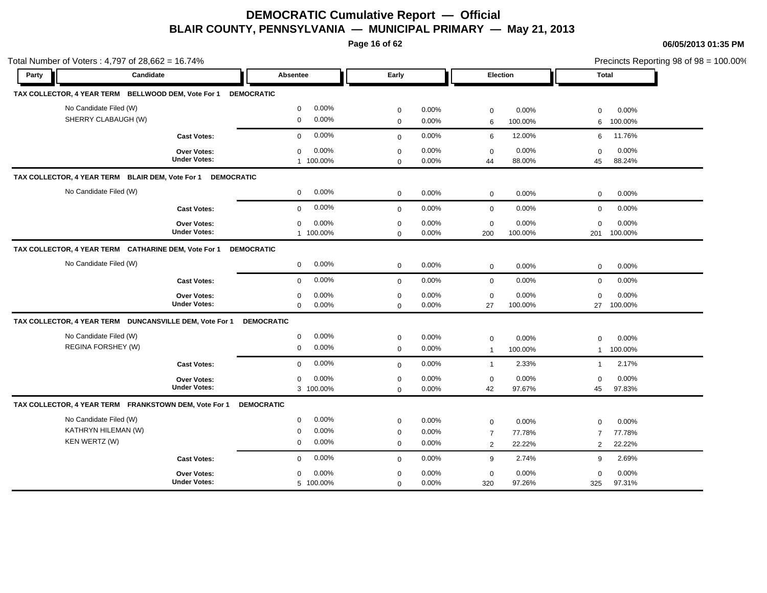# DEMOCRATIC Cumulative Report — Official

## BLAIR COUNTY, PENNSYLVANIA — MUNICIPAL PRIMARY — May 21, 2013

06/05/2013 01:35 PM

Total Number of Voters : 4,797 of 28,662 = 16.74%

Precincts Reporting 98 of 98 = 100.00%

| Party | Candidate | Absentee | | Early | | Election | | Total | |
|---|---|---|---|---|---|---|---|---|---|
| **TAX COLLECTOR, 4 YEAR TERM BELLWOOD DEM, Vote For 1 DEMOCRATIC** | | | | | | | | | |
| | No Candidate Filed (W) | 0 | 0.00% | 0 | 0.00% | 0 | 0.00% | 0 | 0.00% |
| | SHERRY CLABAUGH (W) | 0 | 0.00% | 0 | 0.00% | 6 | 100.00% | 6 | 100.00% |
| | **Cast Votes:** | 0 | 0.00% | 0 | 0.00% | 6 | 12.00% | 6 | 11.76% |
| | **Over Votes:** | 0 | 0.00% | 0 | 0.00% | 0 | 0.00% | 0 | 0.00% |
| | **Under Votes:** | 1 | 100.00% | 0 | 0.00% | 44 | 88.00% | 45 | 88.24% |
| **TAX COLLECTOR, 4 YEAR TERM BLAIR DEM, Vote For 1 DEMOCRATIC** | | | | | | | | | |
| | No Candidate Filed (W) | 0 | 0.00% | 0 | 0.00% | 0 | 0.00% | 0 | 0.00% |
| | **Cast Votes:** | 0 | 0.00% | 0 | 0.00% | 0 | 0.00% | 0 | 0.00% |
| | **Over Votes:** | 0 | 0.00% | 0 | 0.00% | 0 | 0.00% | 0 | 0.00% |
| | **Under Votes:** | 1 | 100.00% | 0 | 0.00% | 200 | 100.00% | 201 | 100.00% |
| **TAX COLLECTOR, 4 YEAR TERM CATHARINE DEM, Vote For 1 DEMOCRATIC** | | | | | | | | | |
| | No Candidate Filed (W) | 0 | 0.00% | 0 | 0.00% | 0 | 0.00% | 0 | 0.00% |
| | **Cast Votes:** | 0 | 0.00% | 0 | 0.00% | 0 | 0.00% | 0 | 0.00% |
| | **Over Votes:** | 0 | 0.00% | 0 | 0.00% | 0 | 0.00% | 0 | 0.00% |
| | **Under Votes:** | 0 | 0.00% | 0 | 0.00% | 27 | 100.00% | 27 | 100.00% |
| **TAX COLLECTOR, 4 YEAR TERM DUNCANSVILLE DEM, Vote For 1 DEMOCRATIC** | | | | | | | | | |
| | No Candidate Filed (W) | 0 | 0.00% | 0 | 0.00% | 0 | 0.00% | 0 | 0.00% |
| | REGINA FORSHEY (W) | 0 | 0.00% | 0 | 0.00% | 1 | 100.00% | 1 | 100.00% |
| | **Cast Votes:** | 0 | 0.00% | 0 | 0.00% | 1 | 2.33% | 1 | 2.17% |
| | **Over Votes:** | 0 | 0.00% | 0 | 0.00% | 0 | 0.00% | 0 | 0.00% |
| | **Under Votes:** | 3 | 100.00% | 0 | 0.00% | 42 | 97.67% | 45 | 97.83% |
| **TAX COLLECTOR, 4 YEAR TERM FRANKSTOWN DEM, Vote For 1 DEMOCRATIC** | | | | | | | | | |
| | No Candidate Filed (W) | 0 | 0.00% | 0 | 0.00% | 0 | 0.00% | 0 | 0.00% |
| | KATHRYN HILEMAN (W) | 0 | 0.00% | 0 | 0.00% | 7 | 77.78% | 7 | 77.78% |
| | KEN WERTZ (W) | 0 | 0.00% | 0 | 0.00% | 2 | 22.22% | 2 | 22.22% |
| | **Cast Votes:** | 0 | 0.00% | 0 | 0.00% | 9 | 2.74% | 9 | 2.69% |
| | **Over Votes:** | 0 | 0.00% | 0 | 0.00% | 0 | 0.00% | 0 | 0.00% |
| | **Under Votes:** | 5 | 100.00% | 0 | 0.00% | 320 | 97.26% | 325 | 97.31% |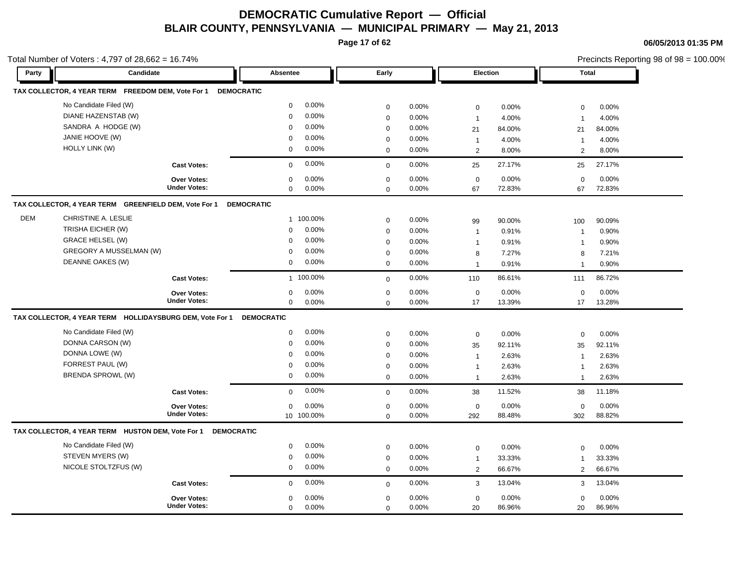# DEMOCRATIC Cumulative Report — Official

## BLAIR COUNTY, PENNSYLVANIA — MUNICIPAL PRIMARY — May 21, 2013

06/05/2013 01:35 PM

Total Number of Voters : 4,797 of 28,662 = 16.74%

Precincts Reporting 98 of 98 = 100.00%

| Party | Candidate | Absentee | | Early | | Election | | Total | |
|---|---|---|---|---|---|---|---|---|---|
| **TAX COLLECTOR, 4 YEAR TERM FREEDOM DEM, Vote For 1 DEMOCRATIC** | | | | | | | | | |
| | No Candidate Filed (W) | 0 | 0.00% | 0 | 0.00% | 0 | 0.00% | 0 | 0.00% |
| | DIANE HAZENSTAB (W) | 0 | 0.00% | 0 | 0.00% | 1 | 4.00% | 1 | 4.00% |
| | SANDRA A HODGE (W) | 0 | 0.00% | 0 | 0.00% | 21 | 84.00% | 21 | 84.00% |
| | JANIE HOOVE (W) | 0 | 0.00% | 0 | 0.00% | 1 | 4.00% | 1 | 4.00% |
| | HOLLY LINK (W) | 0 | 0.00% | 0 | 0.00% | 2 | 8.00% | 2 | 8.00% |
| | **Cast Votes:** | 0 | 0.00% | 0 | 0.00% | 25 | 27.17% | 25 | 27.17% |
| | **Over Votes:** | 0 | 0.00% | 0 | 0.00% | 0 | 0.00% | 0 | 0.00% |
| | **Under Votes:** | 0 | 0.00% | 0 | 0.00% | 67 | 72.83% | 67 | 72.83% |
| **TAX COLLECTOR, 4 YEAR TERM GREENFIELD DEM, Vote For 1 DEMOCRATIC** | | | | | | | | | |
| DEM | CHRISTINE A. LESLIE | 1 | 100.00% | 0 | 0.00% | 99 | 90.00% | 100 | 90.09% |
| | TRISHA EICHER (W) | 0 | 0.00% | 0 | 0.00% | 1 | 0.91% | 1 | 0.90% |
| | GRACE HELSEL (W) | 0 | 0.00% | 0 | 0.00% | 1 | 0.91% | 1 | 0.90% |
| | GREGORY A MUSSELMAN (W) | 0 | 0.00% | 0 | 0.00% | 8 | 7.27% | 8 | 7.21% |
| | DEANNE OAKES (W) | 0 | 0.00% | 0 | 0.00% | 1 | 0.91% | 1 | 0.90% |
| | **Cast Votes:** | 1 | 100.00% | 0 | 0.00% | 110 | 86.61% | 111 | 86.72% |
| | **Over Votes:** | 0 | 0.00% | 0 | 0.00% | 0 | 0.00% | 0 | 0.00% |
| | **Under Votes:** | 0 | 0.00% | 0 | 0.00% | 17 | 13.39% | 17 | 13.28% |
| **TAX COLLECTOR, 4 YEAR TERM HOLLIDAYSBURG DEM, Vote For 1 DEMOCRATIC** | | | | | | | | | |
| | No Candidate Filed (W) | 0 | 0.00% | 0 | 0.00% | 0 | 0.00% | 0 | 0.00% |
| | DONNA CARSON (W) | 0 | 0.00% | 0 | 0.00% | 35 | 92.11% | 35 | 92.11% |
| | DONNA LOWE (W) | 0 | 0.00% | 0 | 0.00% | 1 | 2.63% | 1 | 2.63% |
| | FORREST PAUL (W) | 0 | 0.00% | 0 | 0.00% | 1 | 2.63% | 1 | 2.63% |
| | BRENDA SPROWL (W) | 0 | 0.00% | 0 | 0.00% | 1 | 2.63% | 1 | 2.63% |
| | **Cast Votes:** | 0 | 0.00% | 0 | 0.00% | 38 | 11.52% | 38 | 11.18% |
| | **Over Votes:** | 0 | 0.00% | 0 | 0.00% | 0 | 0.00% | 0 | 0.00% |
| | **Under Votes:** | 10 | 100.00% | 0 | 0.00% | 292 | 88.48% | 302 | 88.82% |
| **TAX COLLECTOR, 4 YEAR TERM HUSTON DEM, Vote For 1 DEMOCRATIC** | | | | | | | | | |
| | No Candidate Filed (W) | 0 | 0.00% | 0 | 0.00% | 0 | 0.00% | 0 | 0.00% |
| | STEVEN MYERS (W) | 0 | 0.00% | 0 | 0.00% | 1 | 33.33% | 1 | 33.33% |
| | NICOLE STOLTZFUS (W) | 0 | 0.00% | 0 | 0.00% | 2 | 66.67% | 2 | 66.67% |
| | **Cast Votes:** | 0 | 0.00% | 0 | 0.00% | 3 | 13.04% | 3 | 13.04% |
| | **Over Votes:** | 0 | 0.00% | 0 | 0.00% | 0 | 0.00% | 0 | 0.00% |
| | **Under Votes:** | 0 | 0.00% | 0 | 0.00% | 20 | 86.96% | 20 | 86.96% |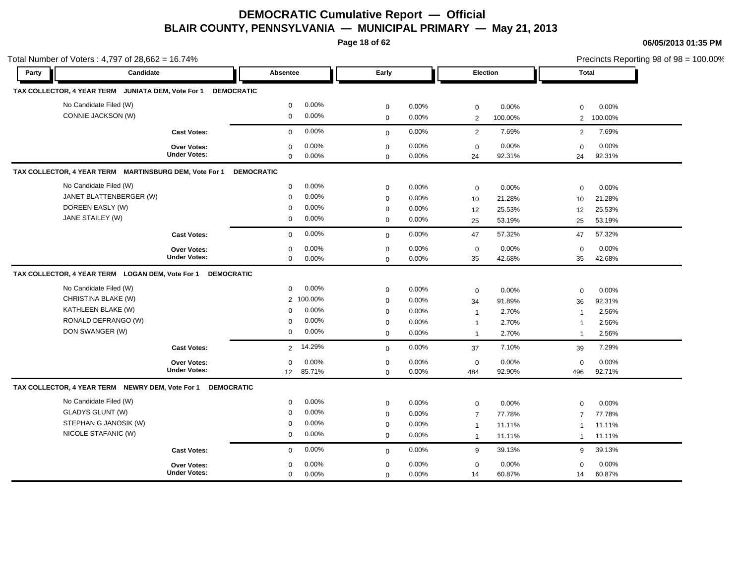# DEMOCRATIC Cumulative Report — Official

## BLAIR COUNTY, PENNSYLVANIA — MUNICIPAL PRIMARY — May 21, 2013

06/05/2013 01:35 PM

Total Number of Voters : 4,797 of 28,662 = 16.74%

Precincts Reporting 98 of 98 = 100.00%

| Party | Candidate | Absentee | | Early | | Election | | Total | |
|---|---|---|---|---|---|---|---|---|---|
| **TAX COLLECTOR, 4 YEAR TERM JUNIATA DEM, Vote For 1 DEMOCRATIC** | | | | | | | | | |
| | No Candidate Filed (W) | 0 | 0.00% | 0 | 0.00% | 0 | 0.00% | 0 | 0.00% |
| | CONNIE JACKSON (W) | 0 | 0.00% | 0 | 0.00% | 2 | 100.00% | 2 | 100.00% |
| | **Cast Votes:** | 0 | 0.00% | 0 | 0.00% | 2 | 7.69% | 2 | 7.69% |
| | **Over Votes:** | 0 | 0.00% | 0 | 0.00% | 0 | 0.00% | 0 | 0.00% |
| | **Under Votes:** | 0 | 0.00% | 0 | 0.00% | 24 | 92.31% | 24 | 92.31% |
| **TAX COLLECTOR, 4 YEAR TERM MARTINSBURG DEM, Vote For 1 DEMOCRATIC** | | | | | | | | | |
| | No Candidate Filed (W) | 0 | 0.00% | 0 | 0.00% | 0 | 0.00% | 0 | 0.00% |
| | JANET BLATTENBERGER (W) | 0 | 0.00% | 0 | 0.00% | 10 | 21.28% | 10 | 21.28% |
| | DOREEN EASLY (W) | 0 | 0.00% | 0 | 0.00% | 12 | 25.53% | 12 | 25.53% |
| | JANE STAILEY (W) | 0 | 0.00% | 0 | 0.00% | 25 | 53.19% | 25 | 53.19% |
| | **Cast Votes:** | 0 | 0.00% | 0 | 0.00% | 47 | 57.32% | 47 | 57.32% |
| | **Over Votes:** | 0 | 0.00% | 0 | 0.00% | 0 | 0.00% | 0 | 0.00% |
| | **Under Votes:** | 0 | 0.00% | 0 | 0.00% | 35 | 42.68% | 35 | 42.68% |
| **TAX COLLECTOR, 4 YEAR TERM LOGAN DEM, Vote For 1 DEMOCRATIC** | | | | | | | | | |
| | No Candidate Filed (W) | 0 | 0.00% | 0 | 0.00% | 0 | 0.00% | 0 | 0.00% |
| | CHRISTINA BLAKE (W) | 2 | 100.00% | 0 | 0.00% | 34 | 91.89% | 36 | 92.31% |
| | KATHLEEN BLAKE (W) | 0 | 0.00% | 0 | 0.00% | 1 | 2.70% | 1 | 2.56% |
| | RONALD DEFRANGO (W) | 0 | 0.00% | 0 | 0.00% | 1 | 2.70% | 1 | 2.56% |
| | DON SWANGER (W) | 0 | 0.00% | 0 | 0.00% | 1 | 2.70% | 1 | 2.56% |
| | **Cast Votes:** | 2 | 14.29% | 0 | 0.00% | 37 | 7.10% | 39 | 7.29% |
| | **Over Votes:** | 0 | 0.00% | 0 | 0.00% | 0 | 0.00% | 0 | 0.00% |
| | **Under Votes:** | 12 | 85.71% | 0 | 0.00% | 484 | 92.90% | 496 | 92.71% |
| **TAX COLLECTOR, 4 YEAR TERM NEWRY DEM, Vote For 1 DEMOCRATIC** | | | | | | | | | |
| | No Candidate Filed (W) | 0 | 0.00% | 0 | 0.00% | 0 | 0.00% | 0 | 0.00% |
| | GLADYS GLUNT (W) | 0 | 0.00% | 0 | 0.00% | 7 | 77.78% | 7 | 77.78% |
| | STEPHAN G JANOSIK (W) | 0 | 0.00% | 0 | 0.00% | 1 | 11.11% | 1 | 11.11% |
| | NICOLE STAFANIC (W) | 0 | 0.00% | 0 | 0.00% | 1 | 11.11% | 1 | 11.11% |
| | **Cast Votes:** | 0 | 0.00% | 0 | 0.00% | 9 | 39.13% | 9 | 39.13% |
| | **Over Votes:** | 0 | 0.00% | 0 | 0.00% | 0 | 0.00% | 0 | 0.00% |
| | **Under Votes:** | 0 | 0.00% | 0 | 0.00% | 14 | 60.87% | 14 | 60.87% |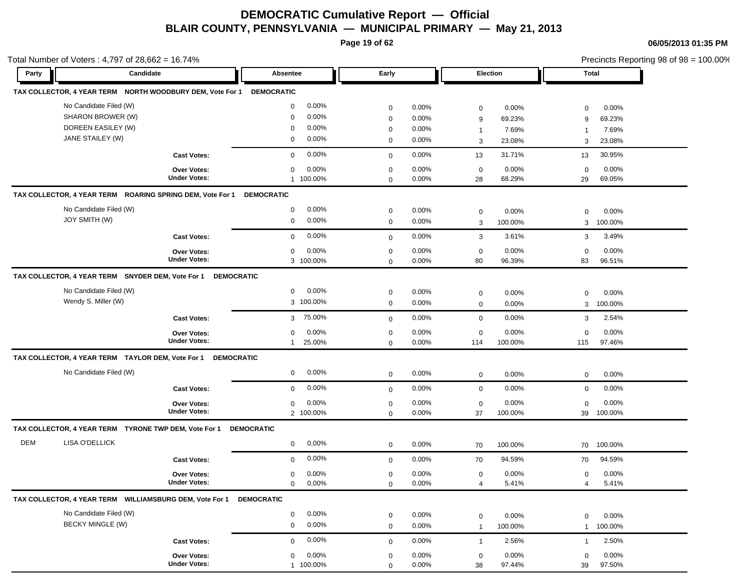# DEMOCRATIC Cumulative Report — Official

## BLAIR COUNTY, PENNSYLVANIA — MUNICIPAL PRIMARY — May 21, 2013

06/05/2013 01:35 PM

Total Number of Voters : 4,797 of 28,662 = 16.74%

Precincts Reporting 98 of 98 = 100.00%

| Party | Candidate | Absentee | | Early | | Election | | Total | |
|---|---|---|---|---|---|---|---|---|---|
| **TAX COLLECTOR, 4 YEAR TERM NORTH WOODBURY DEM, Vote For 1** | | **DEMOCRATIC** | | | | | | | |
| | No Candidate Filed (W) | 0 | 0.00% | 0 | 0.00% | 0 | 0.00% | 0 | 0.00% |
| | SHARON BROWER (W) | 0 | 0.00% | 0 | 0.00% | 9 | 69.23% | 9 | 69.23% |
| | DOREEN EASILEY (W) | 0 | 0.00% | 0 | 0.00% | 1 | 7.69% | 1 | 7.69% |
| | JANE STAILEY (W) | 0 | 0.00% | 0 | 0.00% | 3 | 23.08% | 3 | 23.08% |
| | **Cast Votes:** | 0 | 0.00% | 0 | 0.00% | 13 | 31.71% | 13 | 30.95% |
| | **Over Votes:** | 0 | 0.00% | 0 | 0.00% | 0 | 0.00% | 0 | 0.00% |
| | **Under Votes:** | 1 | 100.00% | 0 | 0.00% | 28 | 68.29% | 29 | 69.05% |
| **TAX COLLECTOR, 4 YEAR TERM ROARING SPRING DEM, Vote For 1** | | **DEMOCRATIC** | | | | | | | |
| | No Candidate Filed (W) | 0 | 0.00% | 0 | 0.00% | 0 | 0.00% | 0 | 0.00% |
| | JOY SMITH (W) | 0 | 0.00% | 0 | 0.00% | 3 | 100.00% | 3 | 100.00% |
| | **Cast Votes:** | 0 | 0.00% | 0 | 0.00% | 3 | 3.61% | 3 | 3.49% |
| | **Over Votes:** | 0 | 0.00% | 0 | 0.00% | 0 | 0.00% | 0 | 0.00% |
| | **Under Votes:** | 3 | 100.00% | 0 | 0.00% | 80 | 96.39% | 83 | 96.51% |
| **TAX COLLECTOR, 4 YEAR TERM SNYDER DEM, Vote For 1** | | **DEMOCRATIC** | | | | | | | |
| | No Candidate Filed (W) | 0 | 0.00% | 0 | 0.00% | 0 | 0.00% | 0 | 0.00% |
| | Wendy S. Miller (W) | 3 | 100.00% | 0 | 0.00% | 0 | 0.00% | 3 | 100.00% |
| | **Cast Votes:** | 3 | 75.00% | 0 | 0.00% | 0 | 0.00% | 3 | 2.54% |
| | **Over Votes:** | 0 | 0.00% | 0 | 0.00% | 0 | 0.00% | 0 | 0.00% |
| | **Under Votes:** | 1 | 25.00% | 0 | 0.00% | 114 | 100.00% | 115 | 97.46% |
| **TAX COLLECTOR, 4 YEAR TERM TAYLOR DEM, Vote For 1** | | **DEMOCRATIC** | | | | | | | |
| | No Candidate Filed (W) | 0 | 0.00% | 0 | 0.00% | 0 | 0.00% | 0 | 0.00% |
| | **Cast Votes:** | 0 | 0.00% | 0 | 0.00% | 0 | 0.00% | 0 | 0.00% |
| | **Over Votes:** | 0 | 0.00% | 0 | 0.00% | 0 | 0.00% | 0 | 0.00% |
| | **Under Votes:** | 2 | 100.00% | 0 | 0.00% | 37 | 100.00% | 39 | 100.00% |
| **TAX COLLECTOR, 4 YEAR TERM TYRONE TWP DEM, Vote For 1** | | **DEMOCRATIC** | | | | | | | |
| DEM | LISA O'DELLICK | 0 | 0.00% | 0 | 0.00% | 70 | 100.00% | 70 | 100.00% |
| | **Cast Votes:** | 0 | 0.00% | 0 | 0.00% | 70 | 94.59% | 70 | 94.59% |
| | **Over Votes:** | 0 | 0.00% | 0 | 0.00% | 0 | 0.00% | 0 | 0.00% |
| | **Under Votes:** | 0 | 0.00% | 0 | 0.00% | 4 | 5.41% | 4 | 5.41% |
| **TAX COLLECTOR, 4 YEAR TERM WILLIAMSBURG DEM, Vote For 1** | | **DEMOCRATIC** | | | | | | | |
| | No Candidate Filed (W) | 0 | 0.00% | 0 | 0.00% | 0 | 0.00% | 0 | 0.00% |
| | BECKY MINGLE (W) | 0 | 0.00% | 0 | 0.00% | 1 | 100.00% | 1 | 100.00% |
| | **Cast Votes:** | 0 | 0.00% | 0 | 0.00% | 1 | 2.56% | 1 | 2.50% |
| | **Over Votes:** | 0 | 0.00% | 0 | 0.00% | 0 | 0.00% | 0 | 0.00% |
| | **Under Votes:** | 1 | 100.00% | 0 | 0.00% | 38 | 97.44% | 39 | 97.50% |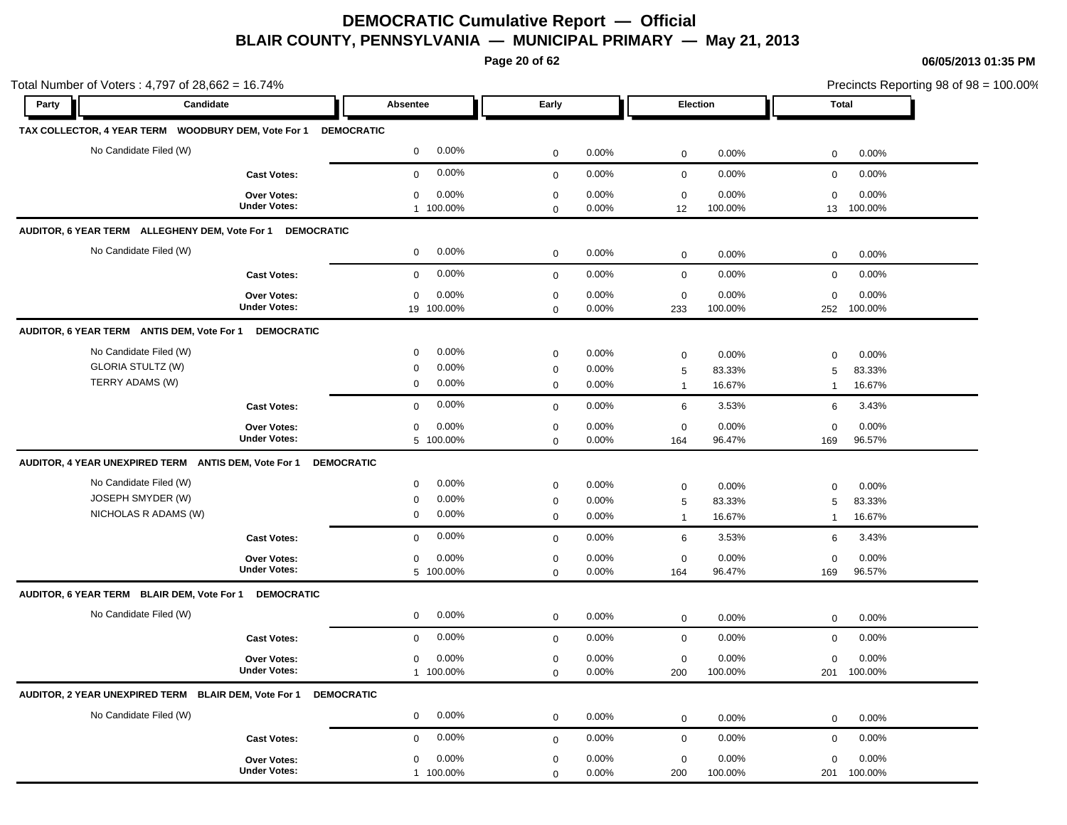# DEMOCRATIC Cumulative Report — Official

## BLAIR COUNTY, PENNSYLVANIA — MUNICIPAL PRIMARY — May 21, 2013

06/05/2013 01:35 PM

Total Number of Voters : 4,797 of 28,662 = 16.74%

Precincts Reporting 98 of 98 = 100.00%

| Party | Candidate | Absentee | | Early | | Election | | Total | |
|---|---|---|---|---|---|---|---|---|---|
| **TAX COLLECTOR, 4 YEAR TERM WOODBURY DEM, Vote For 1 DEMOCRATIC** | | | | | | | | | |
| | No Candidate Filed (W) | 0 | 0.00% | 0 | 0.00% | 0 | 0.00% | 0 | 0.00% |
| | **Cast Votes:** | 0 | 0.00% | 0 | 0.00% | 0 | 0.00% | 0 | 0.00% |
| | **Over Votes:** | 0 | 0.00% | 0 | 0.00% | 0 | 0.00% | 0 | 0.00% |
| | **Under Votes:** | 1 | 100.00% | 0 | 0.00% | 12 | 100.00% | 13 | 100.00% |
| **AUDITOR, 6 YEAR TERM ALLEGHENY DEM, Vote For 1 DEMOCRATIC** | | | | | | | | | |
| | No Candidate Filed (W) | 0 | 0.00% | 0 | 0.00% | 0 | 0.00% | 0 | 0.00% |
| | **Cast Votes:** | 0 | 0.00% | 0 | 0.00% | 0 | 0.00% | 0 | 0.00% |
| | **Over Votes:** | 0 | 0.00% | 0 | 0.00% | 0 | 0.00% | 0 | 0.00% |
| | **Under Votes:** | 19 | 100.00% | 0 | 0.00% | 233 | 100.00% | 252 | 100.00% |
| **AUDITOR, 6 YEAR TERM ANTIS DEM, Vote For 1 DEMOCRATIC** | | | | | | | | | |
| | No Candidate Filed (W) | 0 | 0.00% | 0 | 0.00% | 0 | 0.00% | 0 | 0.00% |
| | GLORIA STULTZ (W) | 0 | 0.00% | 0 | 0.00% | 5 | 83.33% | 5 | 83.33% |
| | TERRY ADAMS (W) | 0 | 0.00% | 0 | 0.00% | 1 | 16.67% | 1 | 16.67% |
| | **Cast Votes:** | 0 | 0.00% | 0 | 0.00% | 6 | 3.53% | 6 | 3.43% |
| | **Over Votes:** | 0 | 0.00% | 0 | 0.00% | 0 | 0.00% | 0 | 0.00% |
| | **Under Votes:** | 5 | 100.00% | 0 | 0.00% | 164 | 96.47% | 169 | 96.57% |
| **AUDITOR, 4 YEAR UNEXPIRED TERM ANTIS DEM, Vote For 1 DEMOCRATIC** | | | | | | | | | |
| | No Candidate Filed (W) | 0 | 0.00% | 0 | 0.00% | 0 | 0.00% | 0 | 0.00% |
| | JOSEPH SMYDER (W) | 0 | 0.00% | 0 | 0.00% | 5 | 83.33% | 5 | 83.33% |
| | NICHOLAS R ADAMS (W) | 0 | 0.00% | 0 | 0.00% | 1 | 16.67% | 1 | 16.67% |
| | **Cast Votes:** | 0 | 0.00% | 0 | 0.00% | 6 | 3.53% | 6 | 3.43% |
| | **Over Votes:** | 0 | 0.00% | 0 | 0.00% | 0 | 0.00% | 0 | 0.00% |
| | **Under Votes:** | 5 | 100.00% | 0 | 0.00% | 164 | 96.47% | 169 | 96.57% |
| **AUDITOR, 6 YEAR TERM BLAIR DEM, Vote For 1 DEMOCRATIC** | | | | | | | | | |
| | No Candidate Filed (W) | 0 | 0.00% | 0 | 0.00% | 0 | 0.00% | 0 | 0.00% |
| | **Cast Votes:** | 0 | 0.00% | 0 | 0.00% | 0 | 0.00% | 0 | 0.00% |
| | **Over Votes:** | 0 | 0.00% | 0 | 0.00% | 0 | 0.00% | 0 | 0.00% |
| | **Under Votes:** | 1 | 100.00% | 0 | 0.00% | 200 | 100.00% | 201 | 100.00% |
| **AUDITOR, 2 YEAR UNEXPIRED TERM BLAIR DEM, Vote For 1 DEMOCRATIC** | | | | | | | | | |
| | No Candidate Filed (W) | 0 | 0.00% | 0 | 0.00% | 0 | 0.00% | 0 | 0.00% |
| | **Cast Votes:** | 0 | 0.00% | 0 | 0.00% | 0 | 0.00% | 0 | 0.00% |
| | **Over Votes:** | 0 | 0.00% | 0 | 0.00% | 0 | 0.00% | 0 | 0.00% |
| | **Under Votes:** | 1 | 100.00% | 0 | 0.00% | 200 | 100.00% | 201 | 100.00% |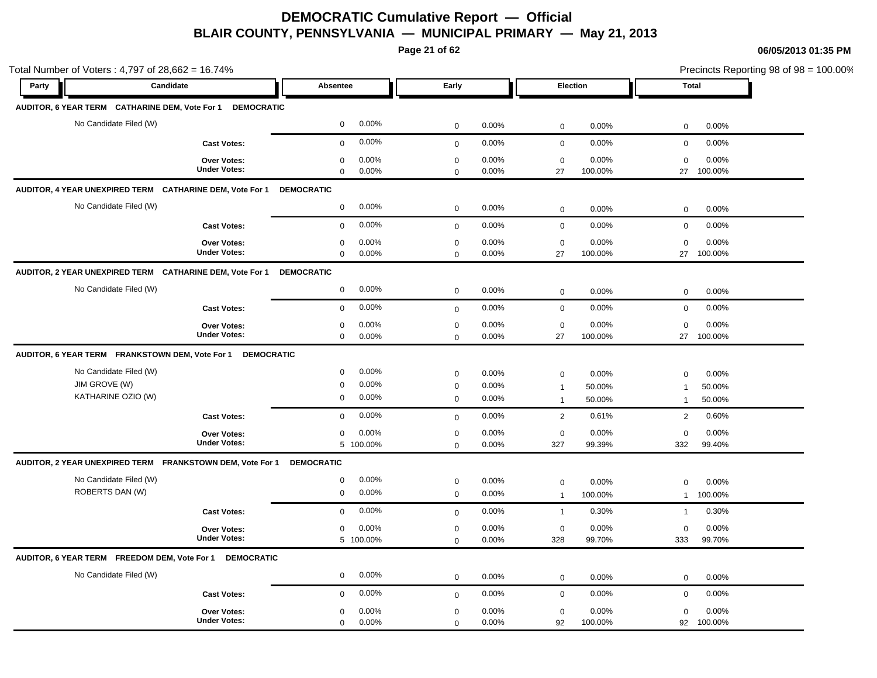# DEMOCRATIC Cumulative Report — Official
## BLAIR COUNTY, PENNSYLVANIA — MUNICIPAL PRIMARY — May 21, 2013

06/05/2013 01:35 PM

Total Number of Voters : 4,797 of 28,662 = 16.74%

Precincts Reporting 98 of 98 = 100.00%

| Party | Candidate | Absentee | | Early | | Election | | Total | |
|---|---|---|---|---|---|---|---|---|---|
| **AUDITOR, 6 YEAR TERM CATHARINE DEM, Vote For 1 DEMOCRATIC** | | | | | | | | | |
| | No Candidate Filed (W) | 0 | 0.00% | 0 | 0.00% | 0 | 0.00% | 0 | 0.00% |
| | **Cast Votes:** | 0 | 0.00% | 0 | 0.00% | 0 | 0.00% | 0 | 0.00% |
| | **Over Votes:** | 0 | 0.00% | 0 | 0.00% | 0 | 0.00% | 0 | 0.00% |
| | **Under Votes:** | 0 | 0.00% | 0 | 0.00% | 27 | 100.00% | 27 | 100.00% |
| **AUDITOR, 4 YEAR UNEXPIRED TERM CATHARINE DEM, Vote For 1 DEMOCRATIC** | | | | | | | | | |
| | No Candidate Filed (W) | 0 | 0.00% | 0 | 0.00% | 0 | 0.00% | 0 | 0.00% |
| | **Cast Votes:** | 0 | 0.00% | 0 | 0.00% | 0 | 0.00% | 0 | 0.00% |
| | **Over Votes:** | 0 | 0.00% | 0 | 0.00% | 0 | 0.00% | 0 | 0.00% |
| | **Under Votes:** | 0 | 0.00% | 0 | 0.00% | 27 | 100.00% | 27 | 100.00% |
| **AUDITOR, 2 YEAR UNEXPIRED TERM CATHARINE DEM, Vote For 1 DEMOCRATIC** | | | | | | | | | |
| | No Candidate Filed (W) | 0 | 0.00% | 0 | 0.00% | 0 | 0.00% | 0 | 0.00% |
| | **Cast Votes:** | 0 | 0.00% | 0 | 0.00% | 0 | 0.00% | 0 | 0.00% |
| | **Over Votes:** | 0 | 0.00% | 0 | 0.00% | 0 | 0.00% | 0 | 0.00% |
| | **Under Votes:** | 0 | 0.00% | 0 | 0.00% | 27 | 100.00% | 27 | 100.00% |
| **AUDITOR, 6 YEAR TERM FRANKSTOWN DEM, Vote For 1 DEMOCRATIC** | | | | | | | | | |
| | No Candidate Filed (W) | 0 | 0.00% | 0 | 0.00% | 0 | 0.00% | 0 | 0.00% |
| | JIM GROVE (W) | 0 | 0.00% | 0 | 0.00% | 1 | 50.00% | 1 | 50.00% |
| | KATHARINE OZIO (W) | 0 | 0.00% | 0 | 0.00% | 1 | 50.00% | 1 | 50.00% |
| | **Cast Votes:** | 0 | 0.00% | 0 | 0.00% | 2 | 0.61% | 2 | 0.60% |
| | **Over Votes:** | 0 | 0.00% | 0 | 0.00% | 0 | 0.00% | 0 | 0.00% |
| | **Under Votes:** | 5 | 100.00% | 0 | 0.00% | 327 | 99.39% | 332 | 99.40% |
| **AUDITOR, 2 YEAR UNEXPIRED TERM FRANKSTOWN DEM, Vote For 1 DEMOCRATIC** | | | | | | | | | |
| | No Candidate Filed (W) | 0 | 0.00% | 0 | 0.00% | 0 | 0.00% | 0 | 0.00% |
| | ROBERTS DAN (W) | 0 | 0.00% | 0 | 0.00% | 1 | 100.00% | 1 | 100.00% |
| | **Cast Votes:** | 0 | 0.00% | 0 | 0.00% | 1 | 0.30% | 1 | 0.30% |
| | **Over Votes:** | 0 | 0.00% | 0 | 0.00% | 0 | 0.00% | 0 | 0.00% |
| | **Under Votes:** | 5 | 100.00% | 0 | 0.00% | 328 | 99.70% | 333 | 99.70% |
| **AUDITOR, 6 YEAR TERM FREEDOM DEM, Vote For 1 DEMOCRATIC** | | | | | | | | | |
| | No Candidate Filed (W) | 0 | 0.00% | 0 | 0.00% | 0 | 0.00% | 0 | 0.00% |
| | **Cast Votes:** | 0 | 0.00% | 0 | 0.00% | 0 | 0.00% | 0 | 0.00% |
| | **Over Votes:** | 0 | 0.00% | 0 | 0.00% | 0 | 0.00% | 0 | 0.00% |
| | **Under Votes:** | 0 | 0.00% | 0 | 0.00% | 92 | 100.00% | 92 | 100.00% |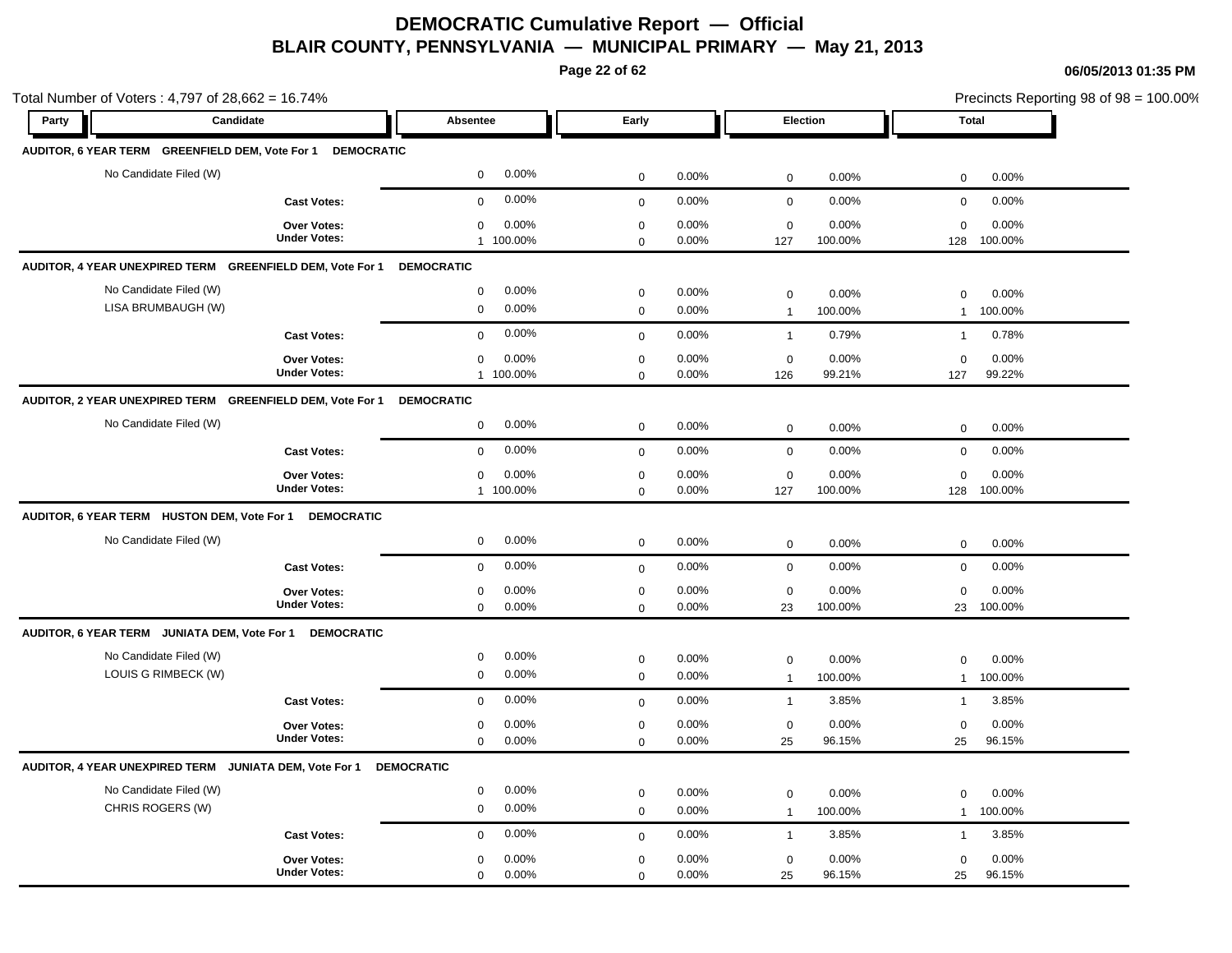# DEMOCRATIC Cumulative Report — Official

## BLAIR COUNTY, PENNSYLVANIA — MUNICIPAL PRIMARY — May 21, 2013

06/05/2013 01:35 PM

Total Number of Voters : 4,797 of 28,662 = 16.74%

Precincts Reporting 98 of 98 = 100.00%

| Party | Candidate | Absentee | | Early | | Election | | Total | |
|---|---|---|---|---|---|---|---|---|---|
| **AUDITOR, 6 YEAR TERM GREENFIELD DEM, Vote For 1 DEMOCRATIC** | | | | | | | | | |
| | No Candidate Filed (W) | 0 | 0.00% | 0 | 0.00% | 0 | 0.00% | 0 | 0.00% |
| | **Cast Votes:** | 0 | 0.00% | 0 | 0.00% | 0 | 0.00% | 0 | 0.00% |
| | **Over Votes:** | 0 | 0.00% | 0 | 0.00% | 0 | 0.00% | 0 | 0.00% |
| | **Under Votes:** | 1 | 100.00% | 0 | 0.00% | 127 | 100.00% | 128 | 100.00% |
| **AUDITOR, 4 YEAR UNEXPIRED TERM GREENFIELD DEM, Vote For 1 DEMOCRATIC** | | | | | | | | | |
| | No Candidate Filed (W) | 0 | 0.00% | 0 | 0.00% | 0 | 0.00% | 0 | 0.00% |
| | LISA BRUMBAUGH (W) | 0 | 0.00% | 0 | 0.00% | 1 | 100.00% | 1 | 100.00% |
| | **Cast Votes:** | 0 | 0.00% | 0 | 0.00% | 1 | 0.79% | 1 | 0.78% |
| | **Over Votes:** | 0 | 0.00% | 0 | 0.00% | 0 | 0.00% | 0 | 0.00% |
| | **Under Votes:** | 1 | 100.00% | 0 | 0.00% | 126 | 99.21% | 127 | 99.22% |
| **AUDITOR, 2 YEAR UNEXPIRED TERM GREENFIELD DEM, Vote For 1 DEMOCRATIC** | | | | | | | | | |
| | No Candidate Filed (W) | 0 | 0.00% | 0 | 0.00% | 0 | 0.00% | 0 | 0.00% |
| | **Cast Votes:** | 0 | 0.00% | 0 | 0.00% | 0 | 0.00% | 0 | 0.00% |
| | **Over Votes:** | 0 | 0.00% | 0 | 0.00% | 0 | 0.00% | 0 | 0.00% |
| | **Under Votes:** | 1 | 100.00% | 0 | 0.00% | 127 | 100.00% | 128 | 100.00% |
| **AUDITOR, 6 YEAR TERM HUSTON DEM, Vote For 1 DEMOCRATIC** | | | | | | | | | |
| | No Candidate Filed (W) | 0 | 0.00% | 0 | 0.00% | 0 | 0.00% | 0 | 0.00% |
| | **Cast Votes:** | 0 | 0.00% | 0 | 0.00% | 0 | 0.00% | 0 | 0.00% |
| | **Over Votes:** | 0 | 0.00% | 0 | 0.00% | 0 | 0.00% | 0 | 0.00% |
| | **Under Votes:** | 0 | 0.00% | 0 | 0.00% | 23 | 100.00% | 23 | 100.00% |
| **AUDITOR, 6 YEAR TERM JUNIATA DEM, Vote For 1 DEMOCRATIC** | | | | | | | | | |
| | No Candidate Filed (W) | 0 | 0.00% | 0 | 0.00% | 0 | 0.00% | 0 | 0.00% |
| | LOUIS G RIMBECK (W) | 0 | 0.00% | 0 | 0.00% | 1 | 100.00% | 1 | 100.00% |
| | **Cast Votes:** | 0 | 0.00% | 0 | 0.00% | 1 | 3.85% | 1 | 3.85% |
| | **Over Votes:** | 0 | 0.00% | 0 | 0.00% | 0 | 0.00% | 0 | 0.00% |
| | **Under Votes:** | 0 | 0.00% | 0 | 0.00% | 25 | 96.15% | 25 | 96.15% |
| **AUDITOR, 4 YEAR UNEXPIRED TERM JUNIATA DEM, Vote For 1 DEMOCRATIC** | | | | | | | | | |
| | No Candidate Filed (W) | 0 | 0.00% | 0 | 0.00% | 0 | 0.00% | 0 | 0.00% |
| | CHRIS ROGERS (W) | 0 | 0.00% | 0 | 0.00% | 1 | 100.00% | 1 | 100.00% |
| | **Cast Votes:** | 0 | 0.00% | 0 | 0.00% | 1 | 3.85% | 1 | 3.85% |
| | **Over Votes:** | 0 | 0.00% | 0 | 0.00% | 0 | 0.00% | 0 | 0.00% |
| | **Under Votes:** | 0 | 0.00% | 0 | 0.00% | 25 | 96.15% | 25 | 96.15% |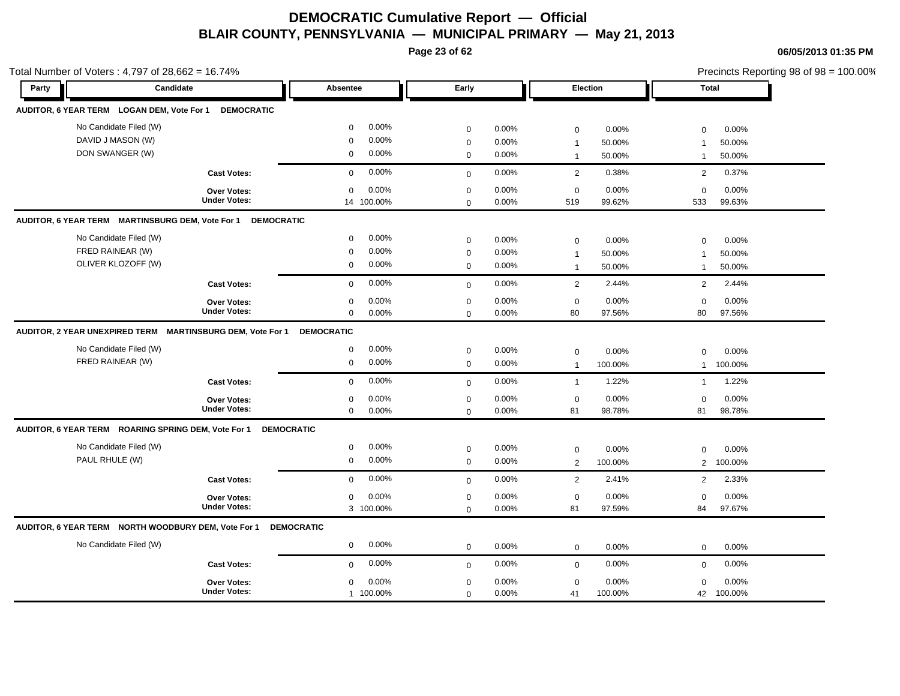# DEMOCRATIC Cumulative Report — Official

## BLAIR COUNTY, PENNSYLVANIA — MUNICIPAL PRIMARY — May 21, 2013

06/05/2013 01:35 PM

Total Number of Voters : 4,797 of 28,662 = 16.74%

Precincts Reporting 98 of 98 = 100.00%

| Party | Candidate | Absentee | | Early | | Election | | Total | |
|---|---|---|---|---|---|---|---|---|---|
| **AUDITOR, 6 YEAR TERM LOGAN DEM, Vote For 1 DEMOCRATIC** | | | | | | | | | |
| | No Candidate Filed (W) | 0 | 0.00% | 0 | 0.00% | 0 | 0.00% | 0 | 0.00% |
| | DAVID J MASON (W) | 0 | 0.00% | 0 | 0.00% | 1 | 50.00% | 1 | 50.00% |
| | DON SWANGER (W) | 0 | 0.00% | 0 | 0.00% | 1 | 50.00% | 1 | 50.00% |
| | **Cast Votes:** | 0 | 0.00% | 0 | 0.00% | 2 | 0.38% | 2 | 0.37% |
| | **Over Votes:** | 0 | 0.00% | 0 | 0.00% | 0 | 0.00% | 0 | 0.00% |
| | **Under Votes:** | 14 | 100.00% | 0 | 0.00% | 519 | 99.62% | 533 | 99.63% |
| **AUDITOR, 6 YEAR TERM MARTINSBURG DEM, Vote For 1 DEMOCRATIC** | | | | | | | | | |
| | No Candidate Filed (W) | 0 | 0.00% | 0 | 0.00% | 0 | 0.00% | 0 | 0.00% |
| | FRED RAINEAR (W) | 0 | 0.00% | 0 | 0.00% | 1 | 50.00% | 1 | 50.00% |
| | OLIVER KLOZOFF (W) | 0 | 0.00% | 0 | 0.00% | 1 | 50.00% | 1 | 50.00% |
| | **Cast Votes:** | 0 | 0.00% | 0 | 0.00% | 2 | 2.44% | 2 | 2.44% |
| | **Over Votes:** | 0 | 0.00% | 0 | 0.00% | 0 | 0.00% | 0 | 0.00% |
| | **Under Votes:** | 0 | 0.00% | 0 | 0.00% | 80 | 97.56% | 80 | 97.56% |
| **AUDITOR, 2 YEAR UNEXPIRED TERM MARTINSBURG DEM, Vote For 1 DEMOCRATIC** | | | | | | | | | |
| | No Candidate Filed (W) | 0 | 0.00% | 0 | 0.00% | 0 | 0.00% | 0 | 0.00% |
| | FRED RAINEAR (W) | 0 | 0.00% | 0 | 0.00% | 1 | 100.00% | 1 | 100.00% |
| | **Cast Votes:** | 0 | 0.00% | 0 | 0.00% | 1 | 1.22% | 1 | 1.22% |
| | **Over Votes:** | 0 | 0.00% | 0 | 0.00% | 0 | 0.00% | 0 | 0.00% |
| | **Under Votes:** | 0 | 0.00% | 0 | 0.00% | 81 | 98.78% | 81 | 98.78% |
| **AUDITOR, 6 YEAR TERM ROARING SPRING DEM, Vote For 1 DEMOCRATIC** | | | | | | | | | |
| | No Candidate Filed (W) | 0 | 0.00% | 0 | 0.00% | 0 | 0.00% | 0 | 0.00% |
| | PAUL RHULE (W) | 0 | 0.00% | 0 | 0.00% | 2 | 100.00% | 2 | 100.00% |
| | **Cast Votes:** | 0 | 0.00% | 0 | 0.00% | 2 | 2.41% | 2 | 2.33% |
| | **Over Votes:** | 0 | 0.00% | 0 | 0.00% | 0 | 0.00% | 0 | 0.00% |
| | **Under Votes:** | 3 | 100.00% | 0 | 0.00% | 81 | 97.59% | 84 | 97.67% |
| **AUDITOR, 6 YEAR TERM NORTH WOODBURY DEM, Vote For 1 DEMOCRATIC** | | | | | | | | | |
| | No Candidate Filed (W) | 0 | 0.00% | 0 | 0.00% | 0 | 0.00% | 0 | 0.00% |
| | **Cast Votes:** | 0 | 0.00% | 0 | 0.00% | 0 | 0.00% | 0 | 0.00% |
| | **Over Votes:** | 0 | 0.00% | 0 | 0.00% | 0 | 0.00% | 0 | 0.00% |
| | **Under Votes:** | 1 | 100.00% | 0 | 0.00% | 41 | 100.00% | 42 | 100.00% |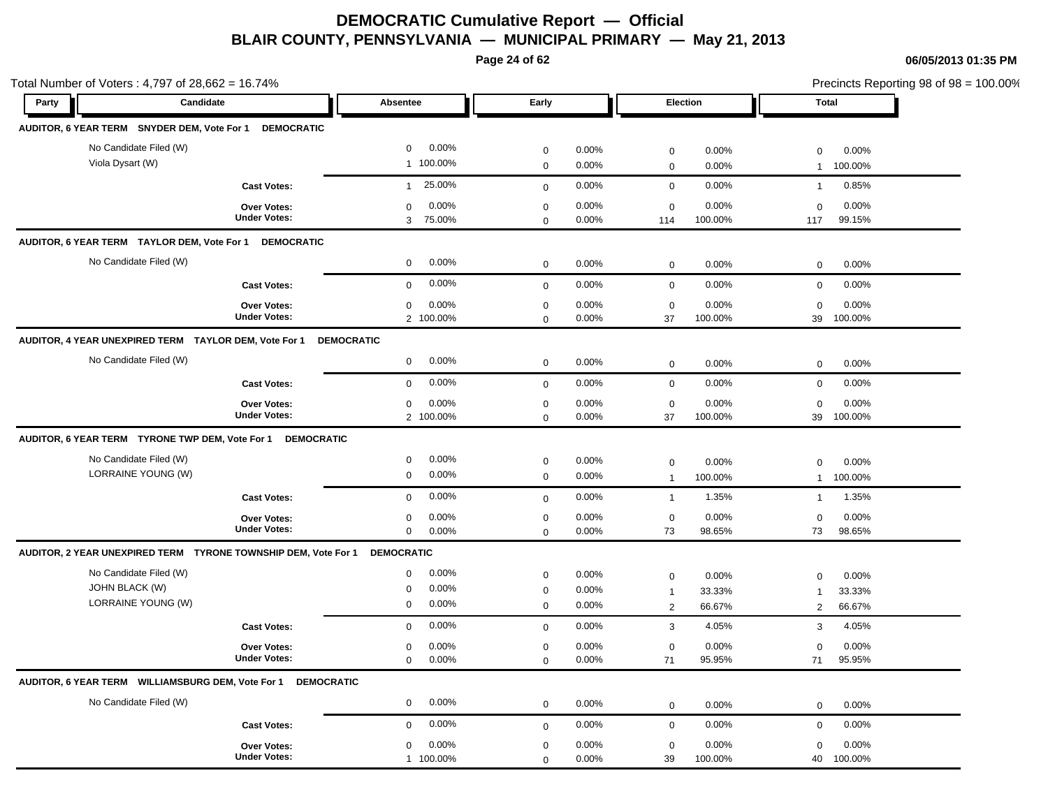# DEMOCRATIC Cumulative Report — Official

## BLAIR COUNTY, PENNSYLVANIA — MUNICIPAL PRIMARY — May 21, 2013

**06/05/2013 01:35 PM**

Total Number of Voters : 4,797 of 28,662 = 16.74%

Precincts Reporting 98 of 98 = 100.00%

| Party | Candidate | Absentee | | Early | | Election | | Total | |
|---|---|---|---|---|---|---|---|---|---|
| **AUDITOR, 6 YEAR TERM SNYDER DEM, Vote For 1 DEMOCRATIC** | | | | | | | | | |
| | No Candidate Filed (W) | 0 | 0.00% | 0 | 0.00% | 0 | 0.00% | 0 | 0.00% |
| | Viola Dysart (W) | 1 | 100.00% | 0 | 0.00% | 0 | 0.00% | 1 | 100.00% |
| | **Cast Votes:** | 1 | 25.00% | 0 | 0.00% | 0 | 0.00% | 1 | 0.85% |
| | **Over Votes:** | 0 | 0.00% | 0 | 0.00% | 0 | 0.00% | 0 | 0.00% |
| | **Under Votes:** | 3 | 75.00% | 0 | 0.00% | 114 | 100.00% | 117 | 99.15% |
| **AUDITOR, 6 YEAR TERM TAYLOR DEM, Vote For 1 DEMOCRATIC** | | | | | | | | | |
| | No Candidate Filed (W) | 0 | 0.00% | 0 | 0.00% | 0 | 0.00% | 0 | 0.00% |
| | **Cast Votes:** | 0 | 0.00% | 0 | 0.00% | 0 | 0.00% | 0 | 0.00% |
| | **Over Votes:** | 0 | 0.00% | 0 | 0.00% | 0 | 0.00% | 0 | 0.00% |
| | **Under Votes:** | 2 | 100.00% | 0 | 0.00% | 37 | 100.00% | 39 | 100.00% |
| **AUDITOR, 4 YEAR UNEXPIRED TERM TAYLOR DEM, Vote For 1 DEMOCRATIC** | | | | | | | | | |
| | No Candidate Filed (W) | 0 | 0.00% | 0 | 0.00% | 0 | 0.00% | 0 | 0.00% |
| | **Cast Votes:** | 0 | 0.00% | 0 | 0.00% | 0 | 0.00% | 0 | 0.00% |
| | **Over Votes:** | 0 | 0.00% | 0 | 0.00% | 0 | 0.00% | 0 | 0.00% |
| | **Under Votes:** | 2 | 100.00% | 0 | 0.00% | 37 | 100.00% | 39 | 100.00% |
| **AUDITOR, 6 YEAR TERM TYRONE TWP DEM, Vote For 1 DEMOCRATIC** | | | | | | | | | |
| | No Candidate Filed (W) | 0 | 0.00% | 0 | 0.00% | 0 | 0.00% | 0 | 0.00% |
| | LORRAINE YOUNG (W) | 0 | 0.00% | 0 | 0.00% | 1 | 100.00% | 1 | 100.00% |
| | **Cast Votes:** | 0 | 0.00% | 0 | 0.00% | 1 | 1.35% | 1 | 1.35% |
| | **Over Votes:** | 0 | 0.00% | 0 | 0.00% | 0 | 0.00% | 0 | 0.00% |
| | **Under Votes:** | 0 | 0.00% | 0 | 0.00% | 73 | 98.65% | 73 | 98.65% |
| **AUDITOR, 2 YEAR UNEXPIRED TERM TYRONE TOWNSHIP DEM, Vote For 1 DEMOCRATIC** | | | | | | | | | |
| | No Candidate Filed (W) | 0 | 0.00% | 0 | 0.00% | 0 | 0.00% | 0 | 0.00% |
| | JOHN BLACK (W) | 0 | 0.00% | 0 | 0.00% | 1 | 33.33% | 1 | 33.33% |
| | LORRAINE YOUNG (W) | 0 | 0.00% | 0 | 0.00% | 2 | 66.67% | 2 | 66.67% |
| | **Cast Votes:** | 0 | 0.00% | 0 | 0.00% | 3 | 4.05% | 3 | 4.05% |
| | **Over Votes:** | 0 | 0.00% | 0 | 0.00% | 0 | 0.00% | 0 | 0.00% |
| | **Under Votes:** | 0 | 0.00% | 0 | 0.00% | 71 | 95.95% | 71 | 95.95% |
| **AUDITOR, 6 YEAR TERM WILLIAMSBURG DEM, Vote For 1 DEMOCRATIC** | | | | | | | | | |
| | No Candidate Filed (W) | 0 | 0.00% | 0 | 0.00% | 0 | 0.00% | 0 | 0.00% |
| | **Cast Votes:** | 0 | 0.00% | 0 | 0.00% | 0 | 0.00% | 0 | 0.00% |
| | **Over Votes:** | 0 | 0.00% | 0 | 0.00% | 0 | 0.00% | 0 | 0.00% |
| | **Under Votes:** | 1 | 100.00% | 0 | 0.00% | 39 | 100.00% | 40 | 100.00% |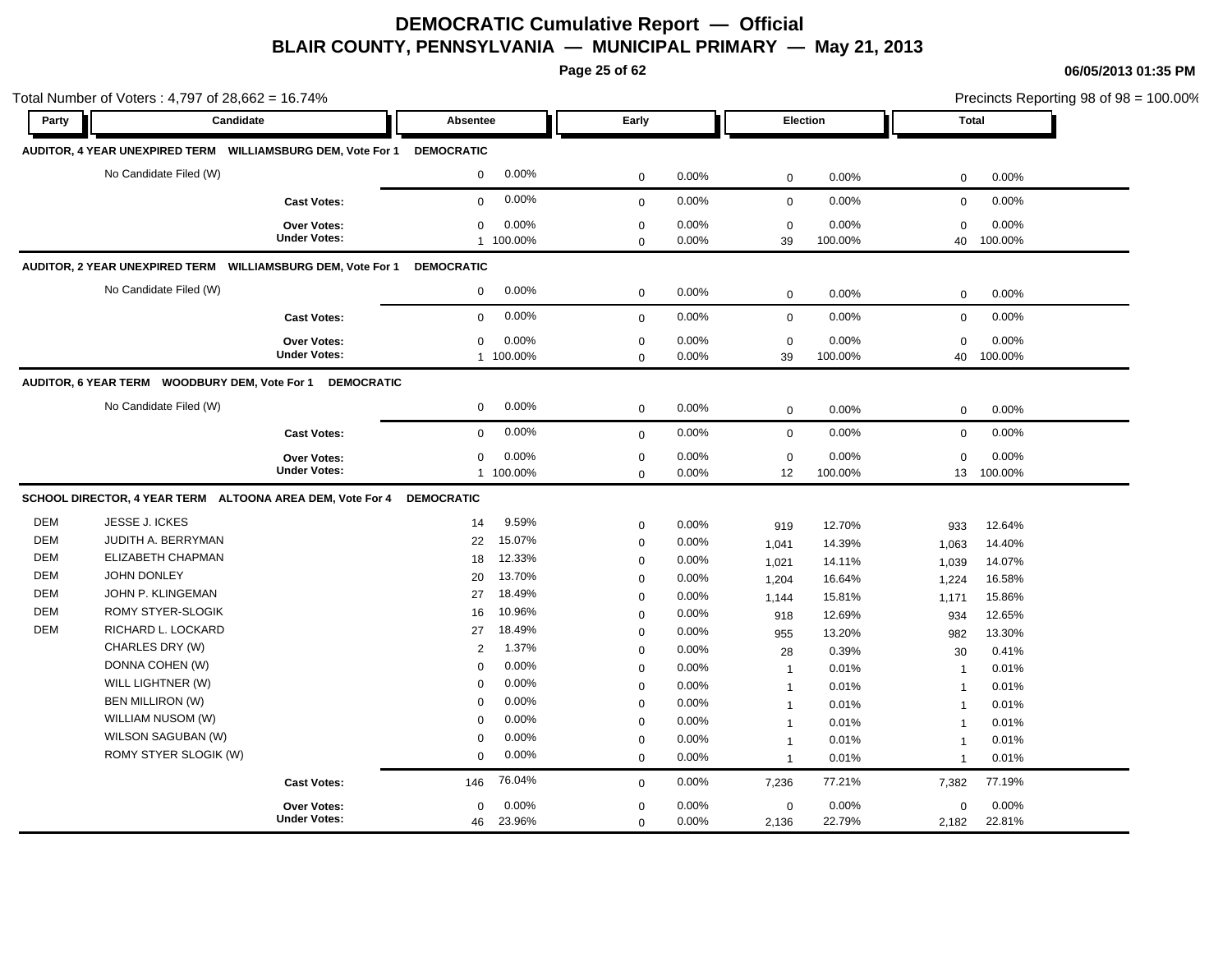# DEMOCRATIC Cumulative Report — Official

## BLAIR COUNTY, PENNSYLVANIA — MUNICIPAL PRIMARY — May 21, 2013

06/05/2013 01:35 PM

Total Number of Voters : 4,797 of 28,662 = 16.74%

Precincts Reporting 98 of 98 = 100.00%

| Party | Candidate | Absentee | | Early | | Election | | Total | |
|---|---|---|---|---|---|---|---|---|---|
| **AUDITOR, 4 YEAR UNEXPIRED TERM WILLIAMSBURG DEM, Vote For 1** | | **DEMOCRATIC** | | | | | | | |
| | No Candidate Filed (W) | 0 | 0.00% | 0 | 0.00% | 0 | 0.00% | 0 | 0.00% |
| | **Cast Votes:** | 0 | 0.00% | 0 | 0.00% | 0 | 0.00% | 0 | 0.00% |
| | **Over Votes:** | 0 | 0.00% | 0 | 0.00% | 0 | 0.00% | 0 | 0.00% |
| | **Under Votes:** | 1 | 100.00% | 0 | 0.00% | 39 | 100.00% | 40 | 100.00% |
| **AUDITOR, 2 YEAR UNEXPIRED TERM WILLIAMSBURG DEM, Vote For 1** | | **DEMOCRATIC** | | | | | | | |
| | No Candidate Filed (W) | 0 | 0.00% | 0 | 0.00% | 0 | 0.00% | 0 | 0.00% |
| | **Cast Votes:** | 0 | 0.00% | 0 | 0.00% | 0 | 0.00% | 0 | 0.00% |
| | **Over Votes:** | 0 | 0.00% | 0 | 0.00% | 0 | 0.00% | 0 | 0.00% |
| | **Under Votes:** | 1 | 100.00% | 0 | 0.00% | 39 | 100.00% | 40 | 100.00% |
| **AUDITOR, 6 YEAR TERM WOODBURY DEM, Vote For 1** | **DEMOCRATIC** | | | | | | | | |
| | No Candidate Filed (W) | 0 | 0.00% | 0 | 0.00% | 0 | 0.00% | 0 | 0.00% |
| | **Cast Votes:** | 0 | 0.00% | 0 | 0.00% | 0 | 0.00% | 0 | 0.00% |
| | **Over Votes:** | 0 | 0.00% | 0 | 0.00% | 0 | 0.00% | 0 | 0.00% |
| | **Under Votes:** | 1 | 100.00% | 0 | 0.00% | 12 | 100.00% | 13 | 100.00% |
| **SCHOOL DIRECTOR, 4 YEAR TERM ALTOONA AREA DEM, Vote For 4** | | **DEMOCRATIC** | | | | | | | |
| DEM | JESSE J. ICKES | 14 | 9.59% | 0 | 0.00% | 919 | 12.70% | 933 | 12.64% |
| DEM | JUDITH A. BERRYMAN | 22 | 15.07% | 0 | 0.00% | 1,041 | 14.39% | 1,063 | 14.40% |
| DEM | ELIZABETH CHAPMAN | 18 | 12.33% | 0 | 0.00% | 1,021 | 14.11% | 1,039 | 14.07% |
| DEM | JOHN DONLEY | 20 | 13.70% | 0 | 0.00% | 1,204 | 16.64% | 1,224 | 16.58% |
| DEM | JOHN P. KLINGEMAN | 27 | 18.49% | 0 | 0.00% | 1,144 | 15.81% | 1,171 | 15.86% |
| DEM | ROMY STYER-SLOGIK | 16 | 10.96% | 0 | 0.00% | 918 | 12.69% | 934 | 12.65% |
| DEM | RICHARD L. LOCKARD | 27 | 18.49% | 0 | 0.00% | 955 | 13.20% | 982 | 13.30% |
| | CHARLES DRY (W) | 2 | 1.37% | 0 | 0.00% | 28 | 0.39% | 30 | 0.41% |
| | DONNA COHEN (W) | 0 | 0.00% | 0 | 0.00% | 1 | 0.01% | 1 | 0.01% |
| | WILL LIGHTNER (W) | 0 | 0.00% | 0 | 0.00% | 1 | 0.01% | 1 | 0.01% |
| | BEN MILLIRON (W) | 0 | 0.00% | 0 | 0.00% | 1 | 0.01% | 1 | 0.01% |
| | WILLIAM NUSOM (W) | 0 | 0.00% | 0 | 0.00% | 1 | 0.01% | 1 | 0.01% |
| | WILSON SAGUBAN (W) | 0 | 0.00% | 0 | 0.00% | 1 | 0.01% | 1 | 0.01% |
| | ROMY STYER SLOGIK (W) | 0 | 0.00% | 0 | 0.00% | 1 | 0.01% | 1 | 0.01% |
| | **Cast Votes:** | 146 | 76.04% | 0 | 0.00% | 7,236 | 77.21% | 7,382 | 77.19% |
| | **Over Votes:** | 0 | 0.00% | 0 | 0.00% | 0 | 0.00% | 0 | 0.00% |
| | **Under Votes:** | 46 | 23.96% | 0 | 0.00% | 2,136 | 22.79% | 2,182 | 22.81% |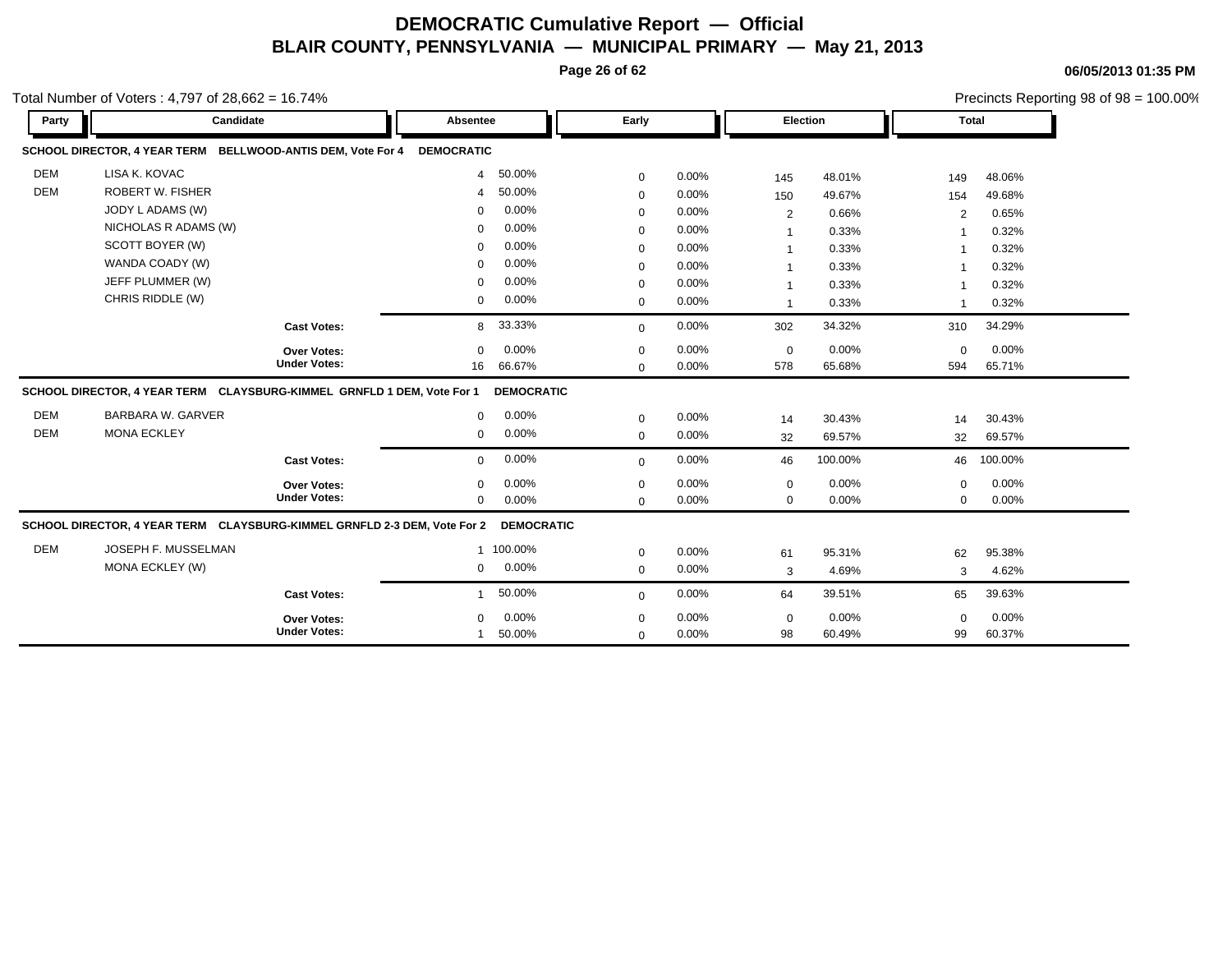# DEMOCRATIC Cumulative Report — Official

## BLAIR COUNTY, PENNSYLVANIA — MUNICIPAL PRIMARY — May 21, 2013

06/05/2013 01:35 PM

Total Number of Voters : 4,797 of 28,662 = 16.74%

Precincts Reporting 98 of 98 = 100.00%

### SCHOOL DIRECTOR, 4 YEAR TERM BELLWOOD-ANTIS DEM, Vote For 4 — DEMOCRATIC

| Party | Candidate | Absentee | | Early | | Election | | Total | |
|---|---|---|---|---|---|---|---|---|---|
| DEM | LISA K. KOVAC | 4 | 50.00% | 0 | 0.00% | 145 | 48.01% | 149 | 48.06% |
| DEM | ROBERT W. FISHER | 4 | 50.00% | 0 | 0.00% | 150 | 49.67% | 154 | 49.68% |
| | JODY L ADAMS (W) | 0 | 0.00% | 0 | 0.00% | 2 | 0.66% | 2 | 0.65% |
| | NICHOLAS R ADAMS (W) | 0 | 0.00% | 0 | 0.00% | 1 | 0.33% | 1 | 0.32% |
| | SCOTT BOYER (W) | 0 | 0.00% | 0 | 0.00% | 1 | 0.33% | 1 | 0.32% |
| | WANDA COADY (W) | 0 | 0.00% | 0 | 0.00% | 1 | 0.33% | 1 | 0.32% |
| | JEFF PLUMMER (W) | 0 | 0.00% | 0 | 0.00% | 1 | 0.33% | 1 | 0.32% |
| | CHRIS RIDDLE (W) | 0 | 0.00% | 0 | 0.00% | 1 | 0.33% | 1 | 0.32% |
| | **Cast Votes:** | 8 | 33.33% | 0 | 0.00% | 302 | 34.32% | 310 | 34.29% |
| | **Over Votes:** | 0 | 0.00% | 0 | 0.00% | 0 | 0.00% | 0 | 0.00% |
| | **Under Votes:** | 16 | 66.67% | 0 | 0.00% | 578 | 65.68% | 594 | 65.71% |

### SCHOOL DIRECTOR, 4 YEAR TERM CLAYSBURG-KIMMEL GRNFLD 1 DEM, Vote For 1 — DEMOCRATIC

| Party | Candidate | Absentee | | Early | | Election | | Total | |
|---|---|---|---|---|---|---|---|---|---|
| DEM | BARBARA W. GARVER | 0 | 0.00% | 0 | 0.00% | 14 | 30.43% | 14 | 30.43% |
| DEM | MONA ECKLEY | 0 | 0.00% | 0 | 0.00% | 32 | 69.57% | 32 | 69.57% |
| | **Cast Votes:** | 0 | 0.00% | 0 | 0.00% | 46 | 100.00% | 46 | 100.00% |
| | **Over Votes:** | 0 | 0.00% | 0 | 0.00% | 0 | 0.00% | 0 | 0.00% |
| | **Under Votes:** | 0 | 0.00% | 0 | 0.00% | 0 | 0.00% | 0 | 0.00% |

### SCHOOL DIRECTOR, 4 YEAR TERM CLAYSBURG-KIMMEL GRNFLD 2-3 DEM, Vote For 2 — DEMOCRATIC

| Party | Candidate | Absentee | | Early | | Election | | Total | |
|---|---|---|---|---|---|---|---|---|---|
| DEM | JOSEPH F. MUSSELMAN | 1 | 100.00% | 0 | 0.00% | 61 | 95.31% | 62 | 95.38% |
| | MONA ECKLEY (W) | 0 | 0.00% | 0 | 0.00% | 3 | 4.69% | 3 | 4.62% |
| | **Cast Votes:** | 1 | 50.00% | 0 | 0.00% | 64 | 39.51% | 65 | 39.63% |
| | **Over Votes:** | 0 | 0.00% | 0 | 0.00% | 0 | 0.00% | 0 | 0.00% |
| | **Under Votes:** | 1 | 50.00% | 0 | 0.00% | 98 | 60.49% | 99 | 60.37% |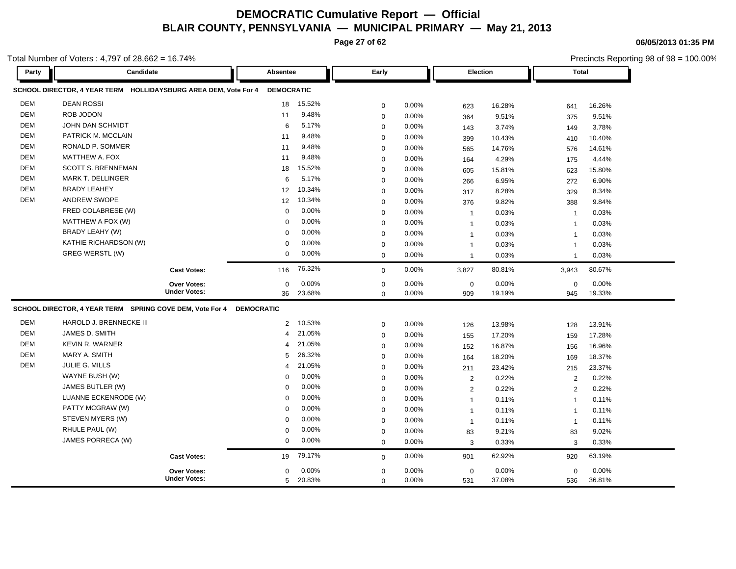# DEMOCRATIC Cumulative Report — Official

## BLAIR COUNTY, PENNSYLVANIA — MUNICIPAL PRIMARY — May 21, 2013

06/05/2013 01:35 PM

Total Number of Voters : 4,797 of 28,662 = 16.74%

Precincts Reporting 98 of 98 = 100.00%

### SCHOOL DIRECTOR, 4 YEAR TERM HOLLIDAYSBURG AREA DEM, Vote For 4 — DEMOCRATIC

| Party | Candidate | Absentee | | Early | | Election | | Total | |
|---|---|---|---|---|---|---|---|---|---|
| DEM | DEAN ROSSI | 18 | 15.52% | 0 | 0.00% | 623 | 16.28% | 641 | 16.26% |
| DEM | ROB JODON | 11 | 9.48% | 0 | 0.00% | 364 | 9.51% | 375 | 9.51% |
| DEM | JOHN DAN SCHMIDT | 6 | 5.17% | 0 | 0.00% | 143 | 3.74% | 149 | 3.78% |
| DEM | PATRICK M. MCCLAIN | 11 | 9.48% | 0 | 0.00% | 399 | 10.43% | 410 | 10.40% |
| DEM | RONALD P. SOMMER | 11 | 9.48% | 0 | 0.00% | 565 | 14.76% | 576 | 14.61% |
| DEM | MATTHEW A. FOX | 11 | 9.48% | 0 | 0.00% | 164 | 4.29% | 175 | 4.44% |
| DEM | SCOTT S. BRENNEMAN | 18 | 15.52% | 0 | 0.00% | 605 | 15.81% | 623 | 15.80% |
| DEM | MARK T. DELLINGER | 6 | 5.17% | 0 | 0.00% | 266 | 6.95% | 272 | 6.90% |
| DEM | BRADY LEAHEY | 12 | 10.34% | 0 | 0.00% | 317 | 8.28% | 329 | 8.34% |
| DEM | ANDREW SWOPE | 12 | 10.34% | 0 | 0.00% | 376 | 9.82% | 388 | 9.84% |
| | FRED COLABRESE (W) | 0 | 0.00% | 0 | 0.00% | 1 | 0.03% | 1 | 0.03% |
| | MATTHEW A FOX (W) | 0 | 0.00% | 0 | 0.00% | 1 | 0.03% | 1 | 0.03% |
| | BRADY LEAHY (W) | 0 | 0.00% | 0 | 0.00% | 1 | 0.03% | 1 | 0.03% |
| | KATHIE RICHARDSON (W) | 0 | 0.00% | 0 | 0.00% | 1 | 0.03% | 1 | 0.03% |
| | GREG WERSTL (W) | 0 | 0.00% | 0 | 0.00% | 1 | 0.03% | 1 | 0.03% |
| | **Cast Votes:** | 116 | 76.32% | 0 | 0.00% | 3,827 | 80.81% | 3,943 | 80.67% |
| | **Over Votes:** | 0 | 0.00% | 0 | 0.00% | 0 | 0.00% | 0 | 0.00% |
| | **Under Votes:** | 36 | 23.68% | 0 | 0.00% | 909 | 19.19% | 945 | 19.33% |

### SCHOOL DIRECTOR, 4 YEAR TERM SPRING COVE DEM, Vote For 4 — DEMOCRATIC

| Party | Candidate | Absentee | | Early | | Election | | Total | |
|---|---|---|---|---|---|---|---|---|---|
| DEM | HAROLD J. BRENNECKE III | 2 | 10.53% | 0 | 0.00% | 126 | 13.98% | 128 | 13.91% |
| DEM | JAMES D. SMITH | 4 | 21.05% | 0 | 0.00% | 155 | 17.20% | 159 | 17.28% |
| DEM | KEVIN R. WARNER | 4 | 21.05% | 0 | 0.00% | 152 | 16.87% | 156 | 16.96% |
| DEM | MARY A. SMITH | 5 | 26.32% | 0 | 0.00% | 164 | 18.20% | 169 | 18.37% |
| DEM | JULIE G. MILLS | 4 | 21.05% | 0 | 0.00% | 211 | 23.42% | 215 | 23.37% |
| | WAYNE BUSH (W) | 0 | 0.00% | 0 | 0.00% | 2 | 0.22% | 2 | 0.22% |
| | JAMES BUTLER (W) | 0 | 0.00% | 0 | 0.00% | 2 | 0.22% | 2 | 0.22% |
| | LUANNE ECKENRODE (W) | 0 | 0.00% | 0 | 0.00% | 1 | 0.11% | 1 | 0.11% |
| | PATTY MCGRAW (W) | 0 | 0.00% | 0 | 0.00% | 1 | 0.11% | 1 | 0.11% |
| | STEVEN MYERS (W) | 0 | 0.00% | 0 | 0.00% | 1 | 0.11% | 1 | 0.11% |
| | RHULE PAUL (W) | 0 | 0.00% | 0 | 0.00% | 83 | 9.21% | 83 | 9.02% |
| | JAMES PORRECA (W) | 0 | 0.00% | 0 | 0.00% | 3 | 0.33% | 3 | 0.33% |
| | **Cast Votes:** | 19 | 79.17% | 0 | 0.00% | 901 | 62.92% | 920 | 63.19% |
| | **Over Votes:** | 0 | 0.00% | 0 | 0.00% | 0 | 0.00% | 0 | 0.00% |
| | **Under Votes:** | 5 | 20.83% | 0 | 0.00% | 531 | 37.08% | 536 | 36.81% |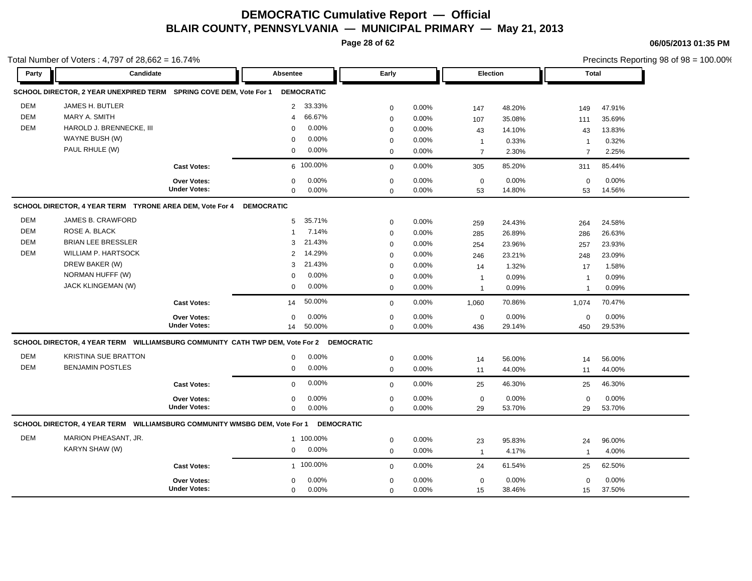# DEMOCRATIC Cumulative Report — Official

## BLAIR COUNTY, PENNSYLVANIA — MUNICIPAL PRIMARY — May 21, 2013

Total Number of Voters : 4,797 of 28,662 = 16.74%

Precincts Reporting 98 of 98 = 100.00%

### SCHOOL DIRECTOR, 2 YEAR UNEXPIRED TERM SPRING COVE DEM, Vote For 1 DEMOCRATIC

| Party | Candidate | Absentee | | Early | | Election | | Total | |
|---|---|---|---|---|---|---|---|---|---|
| DEM | JAMES H. BUTLER | 2 | 33.33% | 0 | 0.00% | 147 | 48.20% | 149 | 47.91% |
| DEM | MARY A. SMITH | 4 | 66.67% | 0 | 0.00% | 107 | 35.08% | 111 | 35.69% |
| DEM | HAROLD J. BRENNECKE, III | 0 | 0.00% | 0 | 0.00% | 43 | 14.10% | 43 | 13.83% |
| | WAYNE BUSH (W) | 0 | 0.00% | 0 | 0.00% | 1 | 0.33% | 1 | 0.32% |
| | PAUL RHULE (W) | 0 | 0.00% | 0 | 0.00% | 7 | 2.30% | 7 | 2.25% |
| | **Cast Votes:** | 6 | 100.00% | 0 | 0.00% | 305 | 85.20% | 311 | 85.44% |
| | **Over Votes:** | 0 | 0.00% | 0 | 0.00% | 0 | 0.00% | 0 | 0.00% |
| | **Under Votes:** | 0 | 0.00% | 0 | 0.00% | 53 | 14.80% | 53 | 14.56% |

### SCHOOL DIRECTOR, 4 YEAR TERM TYRONE AREA DEM, Vote For 4 DEMOCRATIC

| Party | Candidate | Absentee | | Early | | Election | | Total | |
|---|---|---|---|---|---|---|---|---|---|
| DEM | JAMES B. CRAWFORD | 5 | 35.71% | 0 | 0.00% | 259 | 24.43% | 264 | 24.58% |
| DEM | ROSE A. BLACK | 1 | 7.14% | 0 | 0.00% | 285 | 26.89% | 286 | 26.63% |
| DEM | BRIAN LEE BRESSLER | 3 | 21.43% | 0 | 0.00% | 254 | 23.96% | 257 | 23.93% |
| DEM | WILLIAM P. HARTSOCK | 2 | 14.29% | 0 | 0.00% | 246 | 23.21% | 248 | 23.09% |
| | DREW BAKER (W) | 3 | 21.43% | 0 | 0.00% | 14 | 1.32% | 17 | 1.58% |
| | NORMAN HUFFF (W) | 0 | 0.00% | 0 | 0.00% | 1 | 0.09% | 1 | 0.09% |
| | JACK KLINGEMAN (W) | 0 | 0.00% | 0 | 0.00% | 1 | 0.09% | 1 | 0.09% |
| | **Cast Votes:** | 14 | 50.00% | 0 | 0.00% | 1,060 | 70.86% | 1,074 | 70.47% |
| | **Over Votes:** | 0 | 0.00% | 0 | 0.00% | 0 | 0.00% | 0 | 0.00% |
| | **Under Votes:** | 14 | 50.00% | 0 | 0.00% | 436 | 29.14% | 450 | 29.53% |

### SCHOOL DIRECTOR, 4 YEAR TERM WILLIAMSBURG COMMUNITY CATH TWP DEM, Vote For 2 DEMOCRATIC

| Party | Candidate | Absentee | | Early | | Election | | Total | |
|---|---|---|---|---|---|---|---|---|---|
| DEM | KRISTINA SUE BRATTON | 0 | 0.00% | 0 | 0.00% | 14 | 56.00% | 14 | 56.00% |
| DEM | BENJAMIN POSTLES | 0 | 0.00% | 0 | 0.00% | 11 | 44.00% | 11 | 44.00% |
| | **Cast Votes:** | 0 | 0.00% | 0 | 0.00% | 25 | 46.30% | 25 | 46.30% |
| | **Over Votes:** | 0 | 0.00% | 0 | 0.00% | 0 | 0.00% | 0 | 0.00% |
| | **Under Votes:** | 0 | 0.00% | 0 | 0.00% | 29 | 53.70% | 29 | 53.70% |

### SCHOOL DIRECTOR, 4 YEAR TERM WILLIAMSBURG COMMUNITY WMSBG DEM, Vote For 1 DEMOCRATIC

| Party | Candidate | Absentee | | Early | | Election | | Total | |
|---|---|---|---|---|---|---|---|---|---|
| DEM | MARION PHEASANT, JR. | 1 | 100.00% | 0 | 0.00% | 23 | 95.83% | 24 | 96.00% |
| | KARYN SHAW (W) | 0 | 0.00% | 0 | 0.00% | 1 | 4.17% | 1 | 4.00% |
| | **Cast Votes:** | 1 | 100.00% | 0 | 0.00% | 24 | 61.54% | 25 | 62.50% |
| | **Over Votes:** | 0 | 0.00% | 0 | 0.00% | 0 | 0.00% | 0 | 0.00% |
| | **Under Votes:** | 0 | 0.00% | 0 | 0.00% | 15 | 38.46% | 15 | 37.50% |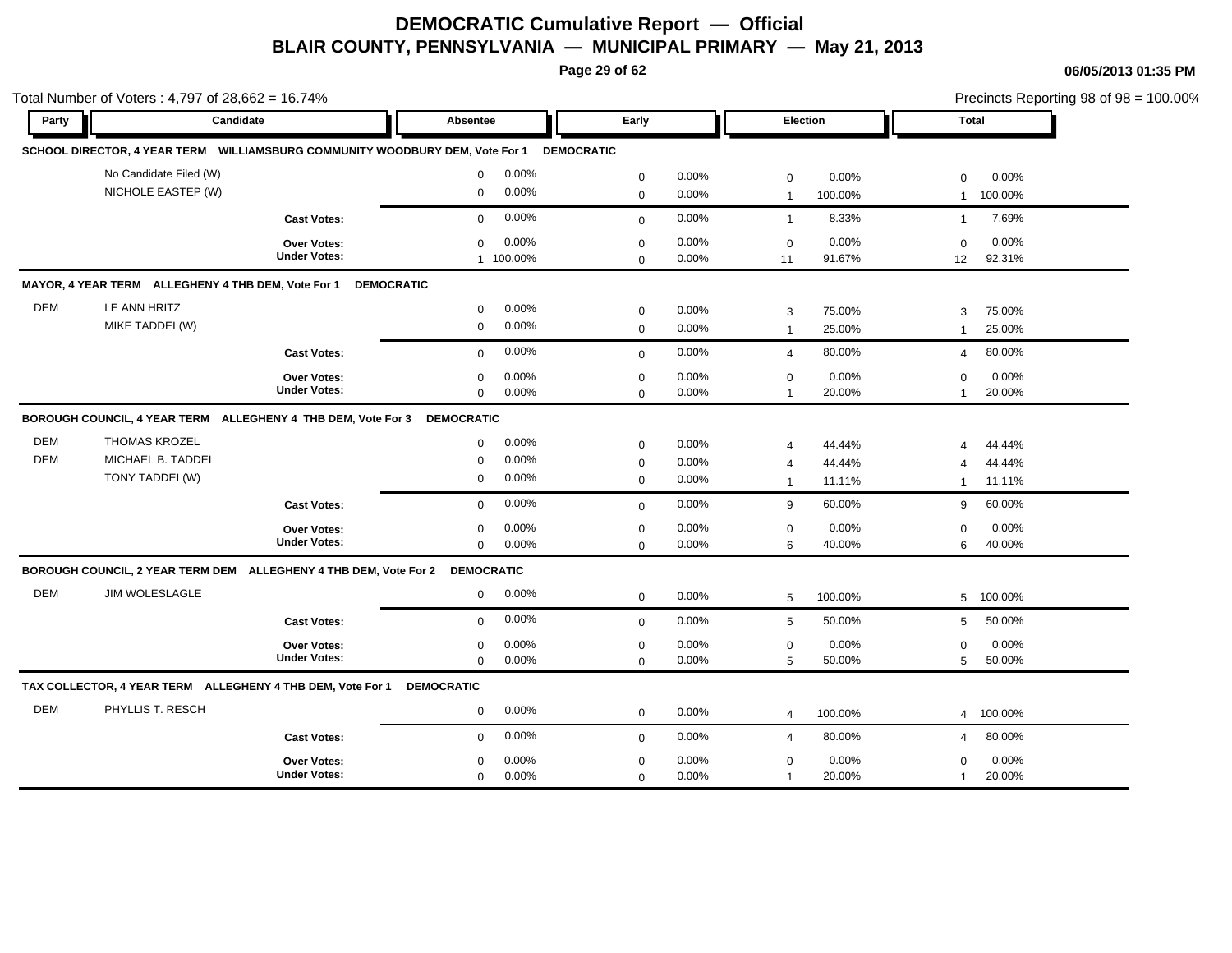# DEMOCRATIC Cumulative Report — Official

## BLAIR COUNTY, PENNSYLVANIA — MUNICIPAL PRIMARY — May 21, 2013

06/05/2013 01:35 PM

Total Number of Voters : 4,797 of 28,662 = 16.74%

Precincts Reporting 98 of 98 = 100.00%

| Party | Candidate | Absentee | | Early | | Election | | Total | |
|---|---|---|---|---|---|---|---|---|---|
| **SCHOOL DIRECTOR, 4 YEAR TERM WILLIAMSBURG COMMUNITY WOODBURY DEM, Vote For 1 DEMOCRATIC** | | | | | | | | | |
| | No Candidate Filed (W) | 0 | 0.00% | 0 | 0.00% | 0 | 0.00% | 0 | 0.00% |
| | NICHOLE EASTEP (W) | 0 | 0.00% | 0 | 0.00% | 1 | 100.00% | 1 | 100.00% |
| | **Cast Votes:** | 0 | 0.00% | 0 | 0.00% | 1 | 8.33% | 1 | 7.69% |
| | **Over Votes:** | 0 | 0.00% | 0 | 0.00% | 0 | 0.00% | 0 | 0.00% |
| | **Under Votes:** | 1 | 100.00% | 0 | 0.00% | 11 | 91.67% | 12 | 92.31% |
| **MAYOR, 4 YEAR TERM ALLEGHENY 4 THB DEM, Vote For 1 DEMOCRATIC** | | | | | | | | | |
| DEM | LE ANN HRITZ | 0 | 0.00% | 0 | 0.00% | 3 | 75.00% | 3 | 75.00% |
| | MIKE TADDEI (W) | 0 | 0.00% | 0 | 0.00% | 1 | 25.00% | 1 | 25.00% |
| | **Cast Votes:** | 0 | 0.00% | 0 | 0.00% | 4 | 80.00% | 4 | 80.00% |
| | **Over Votes:** | 0 | 0.00% | 0 | 0.00% | 0 | 0.00% | 0 | 0.00% |
| | **Under Votes:** | 0 | 0.00% | 0 | 0.00% | 1 | 20.00% | 1 | 20.00% |
| **BOROUGH COUNCIL, 4 YEAR TERM ALLEGHENY 4 THB DEM, Vote For 3 DEMOCRATIC** | | | | | | | | | |
| DEM | THOMAS KROZEL | 0 | 0.00% | 0 | 0.00% | 4 | 44.44% | 4 | 44.44% |
| DEM | MICHAEL B. TADDEI | 0 | 0.00% | 0 | 0.00% | 4 | 44.44% | 4 | 44.44% |
| | TONY TADDEI (W) | 0 | 0.00% | 0 | 0.00% | 1 | 11.11% | 1 | 11.11% |
| | **Cast Votes:** | 0 | 0.00% | 0 | 0.00% | 9 | 60.00% | 9 | 60.00% |
| | **Over Votes:** | 0 | 0.00% | 0 | 0.00% | 0 | 0.00% | 0 | 0.00% |
| | **Under Votes:** | 0 | 0.00% | 0 | 0.00% | 6 | 40.00% | 6 | 40.00% |
| **BOROUGH COUNCIL, 2 YEAR TERM DEM ALLEGHENY 4 THB DEM, Vote For 2 DEMOCRATIC** | | | | | | | | | |
| DEM | JIM WOLESLAGLE | 0 | 0.00% | 0 | 0.00% | 5 | 100.00% | 5 | 100.00% |
| | **Cast Votes:** | 0 | 0.00% | 0 | 0.00% | 5 | 50.00% | 5 | 50.00% |
| | **Over Votes:** | 0 | 0.00% | 0 | 0.00% | 0 | 0.00% | 0 | 0.00% |
| | **Under Votes:** | 0 | 0.00% | 0 | 0.00% | 5 | 50.00% | 5 | 50.00% |
| **TAX COLLECTOR, 4 YEAR TERM ALLEGHENY 4 THB DEM, Vote For 1 DEMOCRATIC** | | | | | | | | | |
| DEM | PHYLLIS T. RESCH | 0 | 0.00% | 0 | 0.00% | 4 | 100.00% | 4 | 100.00% |
| | **Cast Votes:** | 0 | 0.00% | 0 | 0.00% | 4 | 80.00% | 4 | 80.00% |
| | **Over Votes:** | 0 | 0.00% | 0 | 0.00% | 0 | 0.00% | 0 | 0.00% |
| | **Under Votes:** | 0 | 0.00% | 0 | 0.00% | 1 | 20.00% | 1 | 20.00% |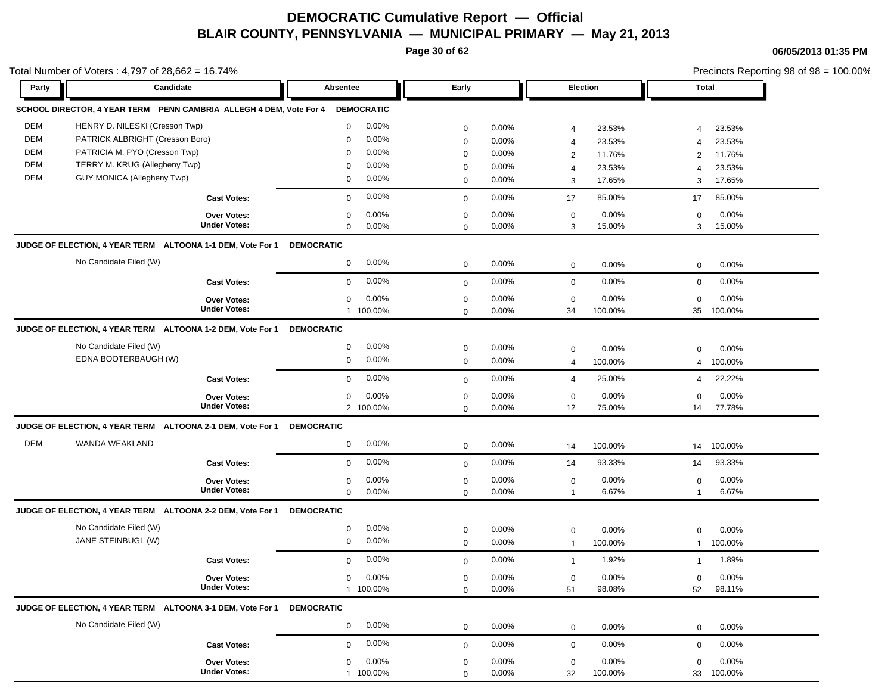# DEMOCRATIC Cumulative Report — Official

## BLAIR COUNTY, PENNSYLVANIA — MUNICIPAL PRIMARY — May 21, 2013

06/05/2013 01:35 PM

Total Number of Voters : 4,797 of 28,662 = 16.74%

Precincts Reporting 98 of 98 = 100.00%

| Party | Candidate | Absentee | | Early | | Election | | Total | |
|---|---|---|---|---|---|---|---|---|---|
| **SCHOOL DIRECTOR, 4 YEAR TERM PENN CAMBRIA ALLEGH 4 DEM, Vote For 4** | | **DEMOCRATIC** | | | | | | | |
| DEM | HENRY D. NILESKI (Cresson Twp) | 0 | 0.00% | 0 | 0.00% | 4 | 23.53% | 4 | 23.53% |
| DEM | PATRICK ALBRIGHT (Cresson Boro) | 0 | 0.00% | 0 | 0.00% | 4 | 23.53% | 4 | 23.53% |
| DEM | PATRICIA M. PYO (Cresson Twp) | 0 | 0.00% | 0 | 0.00% | 2 | 11.76% | 2 | 11.76% |
| DEM | TERRY M. KRUG (Allegheny Twp) | 0 | 0.00% | 0 | 0.00% | 4 | 23.53% | 4 | 23.53% |
| DEM | GUY MONICA (Allegheny Twp) | 0 | 0.00% | 0 | 0.00% | 3 | 17.65% | 3 | 17.65% |
| | **Cast Votes:** | 0 | 0.00% | 0 | 0.00% | 17 | 85.00% | 17 | 85.00% |
| | **Over Votes:** | 0 | 0.00% | 0 | 0.00% | 0 | 0.00% | 0 | 0.00% |
| | **Under Votes:** | 0 | 0.00% | 0 | 0.00% | 3 | 15.00% | 3 | 15.00% |
| **JUDGE OF ELECTION, 4 YEAR TERM ALTOONA 1-1 DEM, Vote For 1** | | **DEMOCRATIC** | | | | | | | |
| | No Candidate Filed (W) | 0 | 0.00% | 0 | 0.00% | 0 | 0.00% | 0 | 0.00% |
| | **Cast Votes:** | 0 | 0.00% | 0 | 0.00% | 0 | 0.00% | 0 | 0.00% |
| | **Over Votes:** | 0 | 0.00% | 0 | 0.00% | 0 | 0.00% | 0 | 0.00% |
| | **Under Votes:** | 1 | 100.00% | 0 | 0.00% | 34 | 100.00% | 35 | 100.00% |
| **JUDGE OF ELECTION, 4 YEAR TERM ALTOONA 1-2 DEM, Vote For 1** | | **DEMOCRATIC** | | | | | | | |
| | No Candidate Filed (W) | 0 | 0.00% | 0 | 0.00% | 0 | 0.00% | 0 | 0.00% |
| | EDNA BOOTERBAUGH (W) | 0 | 0.00% | 0 | 0.00% | 4 | 100.00% | 4 | 100.00% |
| | **Cast Votes:** | 0 | 0.00% | 0 | 0.00% | 4 | 25.00% | 4 | 22.22% |
| | **Over Votes:** | 0 | 0.00% | 0 | 0.00% | 0 | 0.00% | 0 | 0.00% |
| | **Under Votes:** | 2 | 100.00% | 0 | 0.00% | 12 | 75.00% | 14 | 77.78% |
| **JUDGE OF ELECTION, 4 YEAR TERM ALTOONA 2-1 DEM, Vote For 1** | | **DEMOCRATIC** | | | | | | | |
| DEM | WANDA WEAKLAND | 0 | 0.00% | 0 | 0.00% | 14 | 100.00% | 14 | 100.00% |
| | **Cast Votes:** | 0 | 0.00% | 0 | 0.00% | 14 | 93.33% | 14 | 93.33% |
| | **Over Votes:** | 0 | 0.00% | 0 | 0.00% | 0 | 0.00% | 0 | 0.00% |
| | **Under Votes:** | 0 | 0.00% | 0 | 0.00% | 1 | 6.67% | 1 | 6.67% |
| **JUDGE OF ELECTION, 4 YEAR TERM ALTOONA 2-2 DEM, Vote For 1** | | **DEMOCRATIC** | | | | | | | |
| | No Candidate Filed (W) | 0 | 0.00% | 0 | 0.00% | 0 | 0.00% | 0 | 0.00% |
| | JANE STEINBUGL (W) | 0 | 0.00% | 0 | 0.00% | 1 | 100.00% | 1 | 100.00% |
| | **Cast Votes:** | 0 | 0.00% | 0 | 0.00% | 1 | 1.92% | 1 | 1.89% |
| | **Over Votes:** | 0 | 0.00% | 0 | 0.00% | 0 | 0.00% | 0 | 0.00% |
| | **Under Votes:** | 1 | 100.00% | 0 | 0.00% | 51 | 98.08% | 52 | 98.11% |
| **JUDGE OF ELECTION, 4 YEAR TERM ALTOONA 3-1 DEM, Vote For 1** | | **DEMOCRATIC** | | | | | | | |
| | No Candidate Filed (W) | 0 | 0.00% | 0 | 0.00% | 0 | 0.00% | 0 | 0.00% |
| | **Cast Votes:** | 0 | 0.00% | 0 | 0.00% | 0 | 0.00% | 0 | 0.00% |
| | **Over Votes:** | 0 | 0.00% | 0 | 0.00% | 0 | 0.00% | 0 | 0.00% |
| | **Under Votes:** | 1 | 100.00% | 0 | 0.00% | 32 | 100.00% | 33 | 100.00% |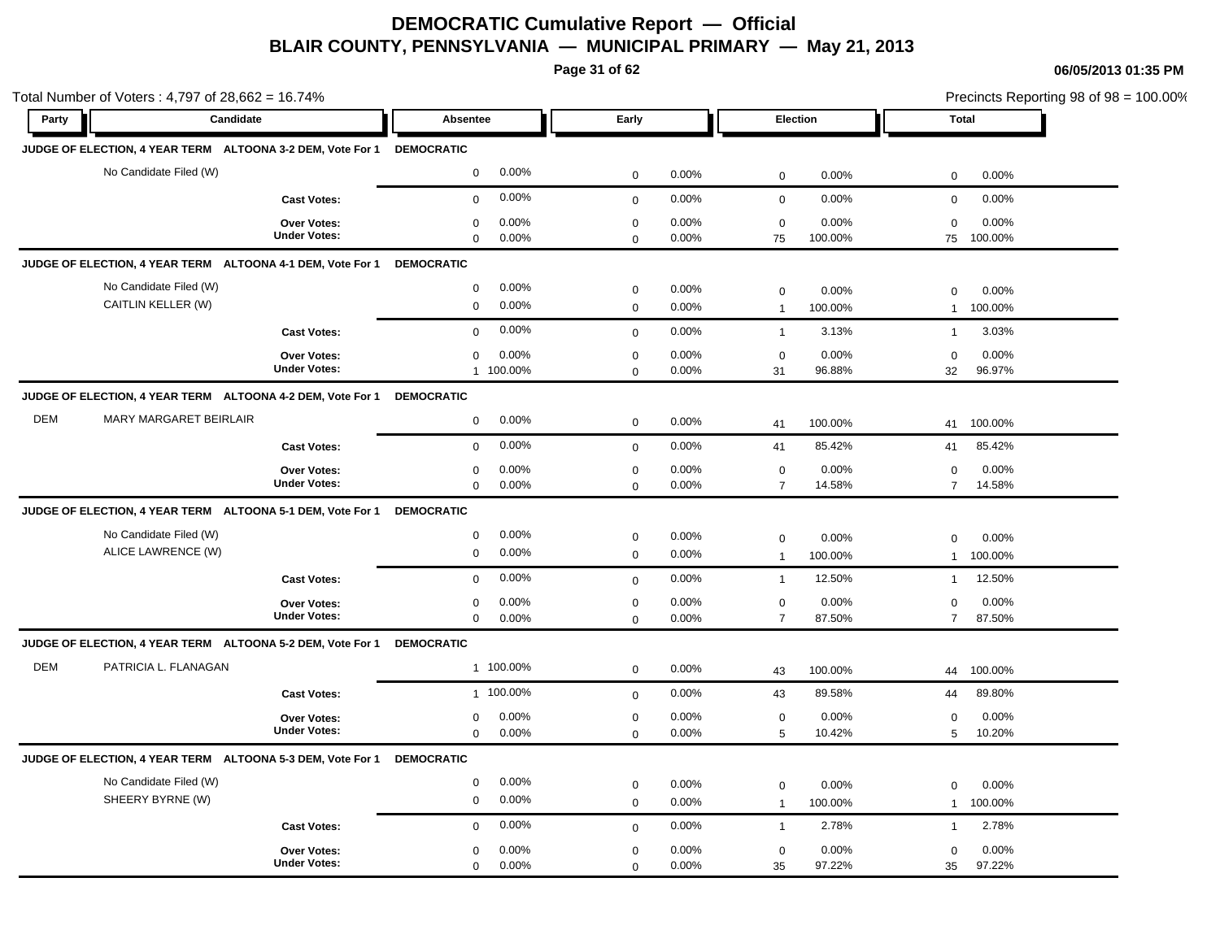# DEMOCRATIC Cumulative Report — Official
## BLAIR COUNTY, PENNSYLVANIA — MUNICIPAL PRIMARY — May 21, 2013

06/05/2013 01:35 PM

Total Number of Voters : 4,797 of 28,662 = 16.74%

Precincts Reporting 98 of 98 = 100.00%

| Party | Candidate | Absentee | | Early | | Election | | Total | |
|---|---|---|---|---|---|---|---|---|---|
| **JUDGE OF ELECTION, 4 YEAR TERM ALTOONA 3-2 DEM, Vote For 1** | | **DEMOCRATIC** | | | | | | | |
| | No Candidate Filed (W) | 0 | 0.00% | 0 | 0.00% | 0 | 0.00% | 0 | 0.00% |
| | **Cast Votes:** | 0 | 0.00% | 0 | 0.00% | 0 | 0.00% | 0 | 0.00% |
| | **Over Votes:** | 0 | 0.00% | 0 | 0.00% | 0 | 0.00% | 0 | 0.00% |
| | **Under Votes:** | 0 | 0.00% | 0 | 0.00% | 75 | 100.00% | 75 | 100.00% |
| **JUDGE OF ELECTION, 4 YEAR TERM ALTOONA 4-1 DEM, Vote For 1** | | **DEMOCRATIC** | | | | | | | |
| | No Candidate Filed (W) | 0 | 0.00% | 0 | 0.00% | 0 | 0.00% | 0 | 0.00% |
| | CAITLIN KELLER (W) | 0 | 0.00% | 0 | 0.00% | 1 | 100.00% | 1 | 100.00% |
| | **Cast Votes:** | 0 | 0.00% | 0 | 0.00% | 1 | 3.13% | 1 | 3.03% |
| | **Over Votes:** | 0 | 0.00% | 0 | 0.00% | 0 | 0.00% | 0 | 0.00% |
| | **Under Votes:** | 1 | 100.00% | 0 | 0.00% | 31 | 96.88% | 32 | 96.97% |
| **JUDGE OF ELECTION, 4 YEAR TERM ALTOONA 4-2 DEM, Vote For 1** | | **DEMOCRATIC** | | | | | | | |
| DEM | MARY MARGARET BEIRLAIR | 0 | 0.00% | 0 | 0.00% | 41 | 100.00% | 41 | 100.00% |
| | **Cast Votes:** | 0 | 0.00% | 0 | 0.00% | 41 | 85.42% | 41 | 85.42% |
| | **Over Votes:** | 0 | 0.00% | 0 | 0.00% | 0 | 0.00% | 0 | 0.00% |
| | **Under Votes:** | 0 | 0.00% | 0 | 0.00% | 7 | 14.58% | 7 | 14.58% |
| **JUDGE OF ELECTION, 4 YEAR TERM ALTOONA 5-1 DEM, Vote For 1** | | **DEMOCRATIC** | | | | | | | |
| | No Candidate Filed (W) | 0 | 0.00% | 0 | 0.00% | 0 | 0.00% | 0 | 0.00% |
| | ALICE LAWRENCE (W) | 0 | 0.00% | 0 | 0.00% | 1 | 100.00% | 1 | 100.00% |
| | **Cast Votes:** | 0 | 0.00% | 0 | 0.00% | 1 | 12.50% | 1 | 12.50% |
| | **Over Votes:** | 0 | 0.00% | 0 | 0.00% | 0 | 0.00% | 0 | 0.00% |
| | **Under Votes:** | 0 | 0.00% | 0 | 0.00% | 7 | 87.50% | 7 | 87.50% |
| **JUDGE OF ELECTION, 4 YEAR TERM ALTOONA 5-2 DEM, Vote For 1** | | **DEMOCRATIC** | | | | | | | |
| DEM | PATRICIA L. FLANAGAN | 1 | 100.00% | 0 | 0.00% | 43 | 100.00% | 44 | 100.00% |
| | **Cast Votes:** | 1 | 100.00% | 0 | 0.00% | 43 | 89.58% | 44 | 89.80% |
| | **Over Votes:** | 0 | 0.00% | 0 | 0.00% | 0 | 0.00% | 0 | 0.00% |
| | **Under Votes:** | 0 | 0.00% | 0 | 0.00% | 5 | 10.42% | 5 | 10.20% |
| **JUDGE OF ELECTION, 4 YEAR TERM ALTOONA 5-3 DEM, Vote For 1** | | **DEMOCRATIC** | | | | | | | |
| | No Candidate Filed (W) | 0 | 0.00% | 0 | 0.00% | 0 | 0.00% | 0 | 0.00% |
| | SHEERY BYRNE (W) | 0 | 0.00% | 0 | 0.00% | 1 | 100.00% | 1 | 100.00% |
| | **Cast Votes:** | 0 | 0.00% | 0 | 0.00% | 1 | 2.78% | 1 | 2.78% |
| | **Over Votes:** | 0 | 0.00% | 0 | 0.00% | 0 | 0.00% | 0 | 0.00% |
| | **Under Votes:** | 0 | 0.00% | 0 | 0.00% | 35 | 97.22% | 35 | 97.22% |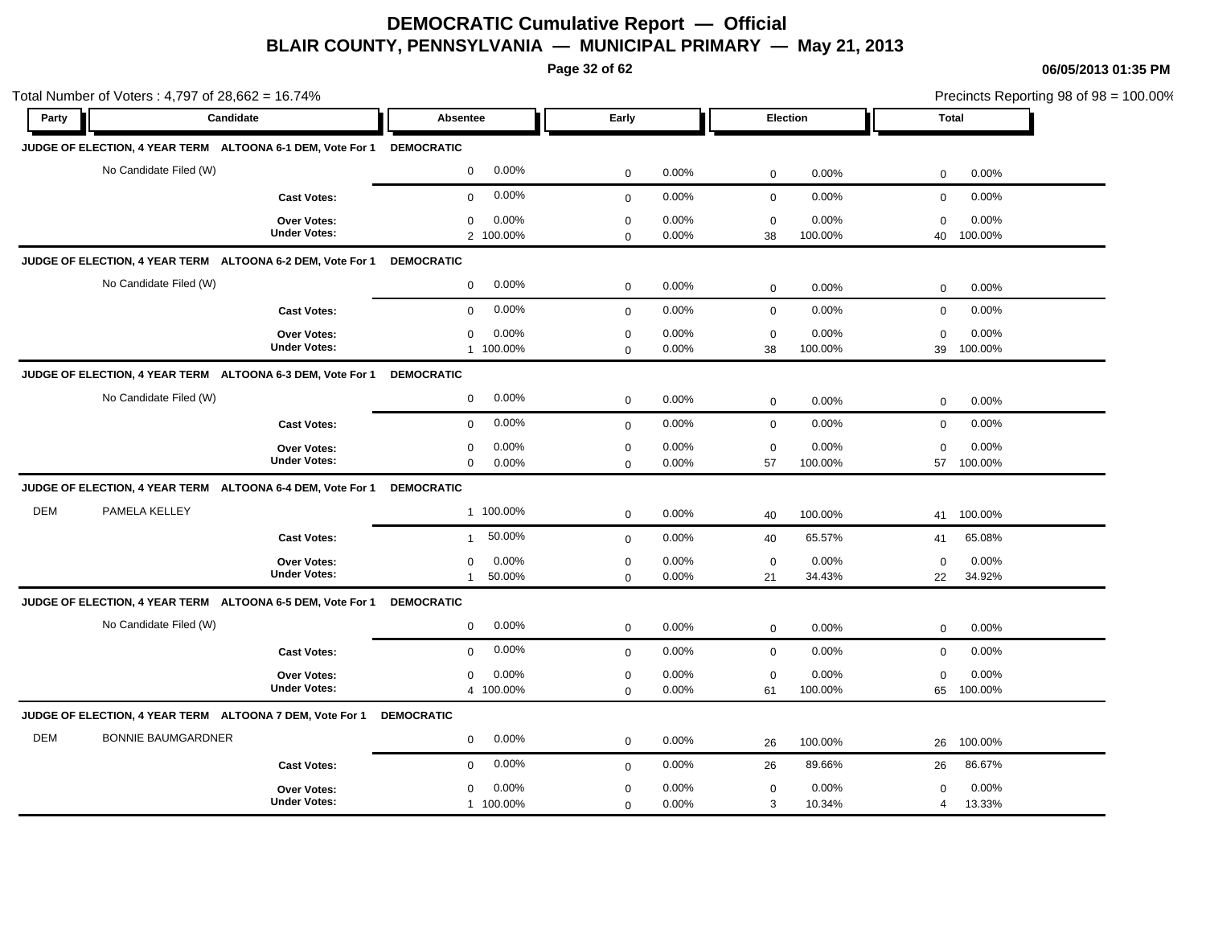# DEMOCRATIC Cumulative Report — Official

## BLAIR COUNTY, PENNSYLVANIA — MUNICIPAL PRIMARY — May 21, 2013

06/05/2013 01:35 PM

Total Number of Voters : 4,797 of 28,662 = 16.74%

Precincts Reporting 98 of 98 = 100.00%

| Party | Candidate | Absentee | | Early | | Election | | Total | |
|---|---|---|---|---|---|---|---|---|---|
| **JUDGE OF ELECTION, 4 YEAR TERM ALTOONA 6-1 DEM, Vote For 1** | | **DEMOCRATIC** | | | | | | | |
| | No Candidate Filed (W) | 0 | 0.00% | 0 | 0.00% | 0 | 0.00% | 0 | 0.00% |
| | **Cast Votes:** | 0 | 0.00% | 0 | 0.00% | 0 | 0.00% | 0 | 0.00% |
| | **Over Votes:** | 0 | 0.00% | 0 | 0.00% | 0 | 0.00% | 0 | 0.00% |
| | **Under Votes:** | 2 | 100.00% | 0 | 0.00% | 38 | 100.00% | 40 | 100.00% |
| **JUDGE OF ELECTION, 4 YEAR TERM ALTOONA 6-2 DEM, Vote For 1** | | **DEMOCRATIC** | | | | | | | |
| | No Candidate Filed (W) | 0 | 0.00% | 0 | 0.00% | 0 | 0.00% | 0 | 0.00% |
| | **Cast Votes:** | 0 | 0.00% | 0 | 0.00% | 0 | 0.00% | 0 | 0.00% |
| | **Over Votes:** | 0 | 0.00% | 0 | 0.00% | 0 | 0.00% | 0 | 0.00% |
| | **Under Votes:** | 1 | 100.00% | 0 | 0.00% | 38 | 100.00% | 39 | 100.00% |
| **JUDGE OF ELECTION, 4 YEAR TERM ALTOONA 6-3 DEM, Vote For 1** | | **DEMOCRATIC** | | | | | | | |
| | No Candidate Filed (W) | 0 | 0.00% | 0 | 0.00% | 0 | 0.00% | 0 | 0.00% |
| | **Cast Votes:** | 0 | 0.00% | 0 | 0.00% | 0 | 0.00% | 0 | 0.00% |
| | **Over Votes:** | 0 | 0.00% | 0 | 0.00% | 0 | 0.00% | 0 | 0.00% |
| | **Under Votes:** | 0 | 0.00% | 0 | 0.00% | 57 | 100.00% | 57 | 100.00% |
| **JUDGE OF ELECTION, 4 YEAR TERM ALTOONA 6-4 DEM, Vote For 1** | | **DEMOCRATIC** | | | | | | | |
| DEM | PAMELA KELLEY | 1 | 100.00% | 0 | 0.00% | 40 | 100.00% | 41 | 100.00% |
| | **Cast Votes:** | 1 | 50.00% | 0 | 0.00% | 40 | 65.57% | 41 | 65.08% |
| | **Over Votes:** | 0 | 0.00% | 0 | 0.00% | 0 | 0.00% | 0 | 0.00% |
| | **Under Votes:** | 1 | 50.00% | 0 | 0.00% | 21 | 34.43% | 22 | 34.92% |
| **JUDGE OF ELECTION, 4 YEAR TERM ALTOONA 6-5 DEM, Vote For 1** | | **DEMOCRATIC** | | | | | | | |
| | No Candidate Filed (W) | 0 | 0.00% | 0 | 0.00% | 0 | 0.00% | 0 | 0.00% |
| | **Cast Votes:** | 0 | 0.00% | 0 | 0.00% | 0 | 0.00% | 0 | 0.00% |
| | **Over Votes:** | 0 | 0.00% | 0 | 0.00% | 0 | 0.00% | 0 | 0.00% |
| | **Under Votes:** | 4 | 100.00% | 0 | 0.00% | 61 | 100.00% | 65 | 100.00% |
| **JUDGE OF ELECTION, 4 YEAR TERM ALTOONA 7 DEM, Vote For 1** | | **DEMOCRATIC** | | | | | | | |
| DEM | BONNIE BAUMGARDNER | 0 | 0.00% | 0 | 0.00% | 26 | 100.00% | 26 | 100.00% |
| | **Cast Votes:** | 0 | 0.00% | 0 | 0.00% | 26 | 89.66% | 26 | 86.67% |
| | **Over Votes:** | 0 | 0.00% | 0 | 0.00% | 0 | 0.00% | 0 | 0.00% |
| | **Under Votes:** | 1 | 100.00% | 0 | 0.00% | 3 | 10.34% | 4 | 13.33% |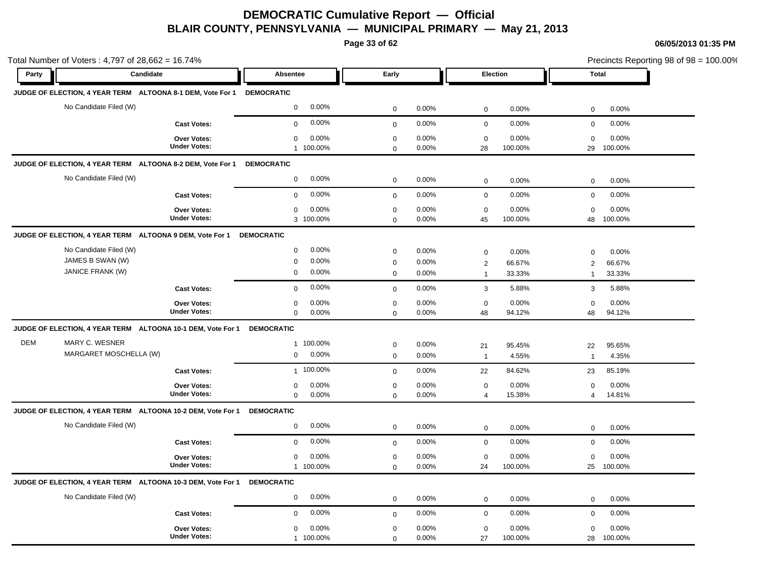# DEMOCRATIC Cumulative Report — Official

## BLAIR COUNTY, PENNSYLVANIA — MUNICIPAL PRIMARY — May 21, 2013

06/05/2013 01:35 PM

Total Number of Voters : 4,797 of 28,662 = 16.74%

Precincts Reporting 98 of 98 = 100.00%

| Party | Candidate | Absentee | | Early | | Election | | Total | |
|---|---|---|---|---|---|---|---|---|---|
| **JUDGE OF ELECTION, 4 YEAR TERM ALTOONA 8-1 DEM, Vote For 1** | | **DEMOCRATIC** | | | | | | | |
| | No Candidate Filed (W) | 0 | 0.00% | 0 | 0.00% | 0 | 0.00% | 0 | 0.00% |
| | **Cast Votes:** | 0 | 0.00% | 0 | 0.00% | 0 | 0.00% | 0 | 0.00% |
| | **Over Votes:** | 0 | 0.00% | 0 | 0.00% | 0 | 0.00% | 0 | 0.00% |
| | **Under Votes:** | 1 | 100.00% | 0 | 0.00% | 28 | 100.00% | 29 | 100.00% |
| **JUDGE OF ELECTION, 4 YEAR TERM ALTOONA 8-2 DEM, Vote For 1** | | **DEMOCRATIC** | | | | | | | |
| | No Candidate Filed (W) | 0 | 0.00% | 0 | 0.00% | 0 | 0.00% | 0 | 0.00% |
| | **Cast Votes:** | 0 | 0.00% | 0 | 0.00% | 0 | 0.00% | 0 | 0.00% |
| | **Over Votes:** | 0 | 0.00% | 0 | 0.00% | 0 | 0.00% | 0 | 0.00% |
| | **Under Votes:** | 3 | 100.00% | 0 | 0.00% | 45 | 100.00% | 48 | 100.00% |
| **JUDGE OF ELECTION, 4 YEAR TERM ALTOONA 9 DEM, Vote For 1** | | **DEMOCRATIC** | | | | | | | |
| | No Candidate Filed (W) | 0 | 0.00% | 0 | 0.00% | 0 | 0.00% | 0 | 0.00% |
| | JAMES B SWAN (W) | 0 | 0.00% | 0 | 0.00% | 2 | 66.67% | 2 | 66.67% |
| | JANICE FRANK (W) | 0 | 0.00% | 0 | 0.00% | 1 | 33.33% | 1 | 33.33% |
| | **Cast Votes:** | 0 | 0.00% | 0 | 0.00% | 3 | 5.88% | 3 | 5.88% |
| | **Over Votes:** | 0 | 0.00% | 0 | 0.00% | 0 | 0.00% | 0 | 0.00% |
| | **Under Votes:** | 0 | 0.00% | 0 | 0.00% | 48 | 94.12% | 48 | 94.12% |
| **JUDGE OF ELECTION, 4 YEAR TERM ALTOONA 10-1 DEM, Vote For 1** | | **DEMOCRATIC** | | | | | | | |
| DEM | MARY C. WESNER | 1 | 100.00% | 0 | 0.00% | 21 | 95.45% | 22 | 95.65% |
| | MARGARET MOSCHELLA (W) | 0 | 0.00% | 0 | 0.00% | 1 | 4.55% | 1 | 4.35% |
| | **Cast Votes:** | 1 | 100.00% | 0 | 0.00% | 22 | 84.62% | 23 | 85.19% |
| | **Over Votes:** | 0 | 0.00% | 0 | 0.00% | 0 | 0.00% | 0 | 0.00% |
| | **Under Votes:** | 0 | 0.00% | 0 | 0.00% | 4 | 15.38% | 4 | 14.81% |
| **JUDGE OF ELECTION, 4 YEAR TERM ALTOONA 10-2 DEM, Vote For 1** | | **DEMOCRATIC** | | | | | | | |
| | No Candidate Filed (W) | 0 | 0.00% | 0 | 0.00% | 0 | 0.00% | 0 | 0.00% |
| | **Cast Votes:** | 0 | 0.00% | 0 | 0.00% | 0 | 0.00% | 0 | 0.00% |
| | **Over Votes:** | 0 | 0.00% | 0 | 0.00% | 0 | 0.00% | 0 | 0.00% |
| | **Under Votes:** | 1 | 100.00% | 0 | 0.00% | 24 | 100.00% | 25 | 100.00% |
| **JUDGE OF ELECTION, 4 YEAR TERM ALTOONA 10-3 DEM, Vote For 1** | | **DEMOCRATIC** | | | | | | | |
| | No Candidate Filed (W) | 0 | 0.00% | 0 | 0.00% | 0 | 0.00% | 0 | 0.00% |
| | **Cast Votes:** | 0 | 0.00% | 0 | 0.00% | 0 | 0.00% | 0 | 0.00% |
| | **Over Votes:** | 0 | 0.00% | 0 | 0.00% | 0 | 0.00% | 0 | 0.00% |
| | **Under Votes:** | 1 | 100.00% | 0 | 0.00% | 27 | 100.00% | 28 | 100.00% |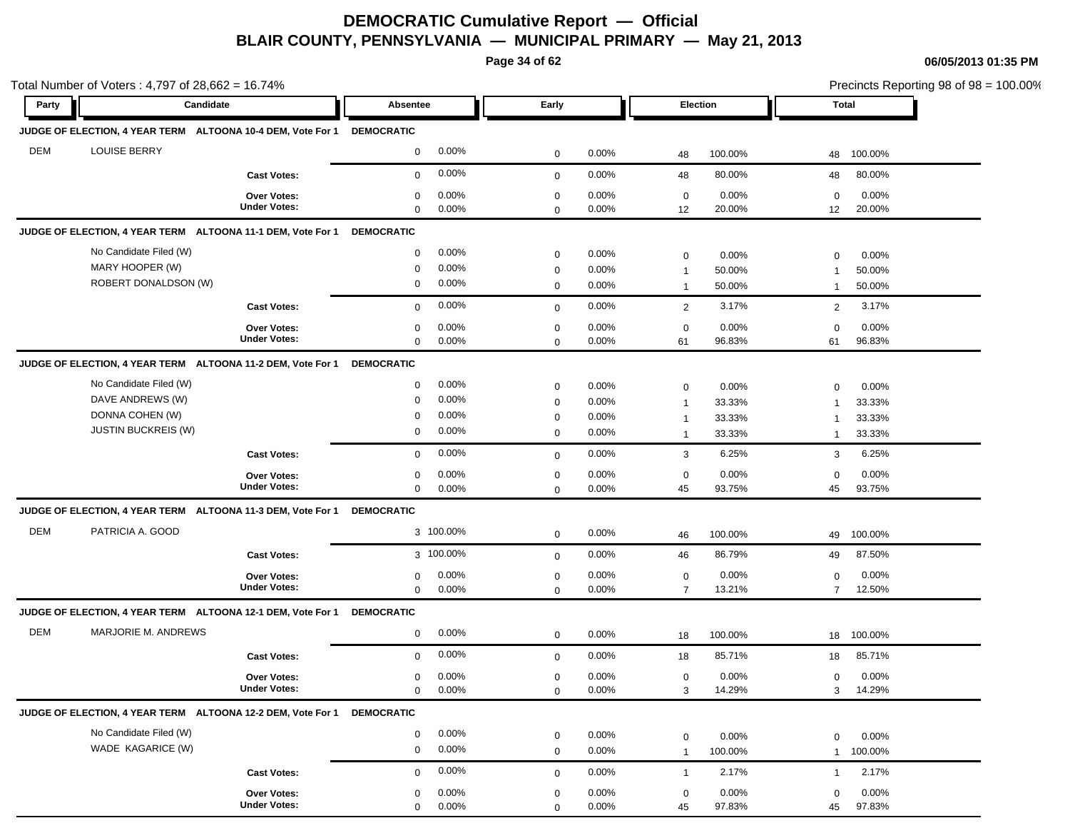# DEMOCRATIC Cumulative Report — Official

## BLAIR COUNTY, PENNSYLVANIA — MUNICIPAL PRIMARY — May 21, 2013

**06/05/2013 01:35 PM**

Total Number of Voters : 4,797 of 28,662 = 16.74%

Precincts Reporting 98 of 98 = 100.00%

| Party | Candidate | Absentee | | Early | | Election | | Total | |
|---|---|---|---|---|---|---|---|---|---|
| **JUDGE OF ELECTION, 4 YEAR TERM ALTOONA 10-4 DEM, Vote For 1** | | **DEMOCRATIC** | | | | | | | |
| DEM | LOUISE BERRY | 0 | 0.00% | 0 | 0.00% | 48 | 100.00% | 48 | 100.00% |
| | **Cast Votes:** | 0 | 0.00% | 0 | 0.00% | 48 | 80.00% | 48 | 80.00% |
| | **Over Votes:** | 0 | 0.00% | 0 | 0.00% | 0 | 0.00% | 0 | 0.00% |
| | **Under Votes:** | 0 | 0.00% | 0 | 0.00% | 12 | 20.00% | 12 | 20.00% |
| **JUDGE OF ELECTION, 4 YEAR TERM ALTOONA 11-1 DEM, Vote For 1** | | **DEMOCRATIC** | | | | | | | |
| | No Candidate Filed (W) | 0 | 0.00% | 0 | 0.00% | 0 | 0.00% | 0 | 0.00% |
| | MARY HOOPER (W) | 0 | 0.00% | 0 | 0.00% | 1 | 50.00% | 1 | 50.00% |
| | ROBERT DONALDSON (W) | 0 | 0.00% | 0 | 0.00% | 1 | 50.00% | 1 | 50.00% |
| | **Cast Votes:** | 0 | 0.00% | 0 | 0.00% | 2 | 3.17% | 2 | 3.17% |
| | **Over Votes:** | 0 | 0.00% | 0 | 0.00% | 0 | 0.00% | 0 | 0.00% |
| | **Under Votes:** | 0 | 0.00% | 0 | 0.00% | 61 | 96.83% | 61 | 96.83% |
| **JUDGE OF ELECTION, 4 YEAR TERM ALTOONA 11-2 DEM, Vote For 1** | | **DEMOCRATIC** | | | | | | | |
| | No Candidate Filed (W) | 0 | 0.00% | 0 | 0.00% | 0 | 0.00% | 0 | 0.00% |
| | DAVE ANDREWS (W) | 0 | 0.00% | 0 | 0.00% | 1 | 33.33% | 1 | 33.33% |
| | DONNA COHEN (W) | 0 | 0.00% | 0 | 0.00% | 1 | 33.33% | 1 | 33.33% |
| | JUSTIN BUCKREIS (W) | 0 | 0.00% | 0 | 0.00% | 1 | 33.33% | 1 | 33.33% |
| | **Cast Votes:** | 0 | 0.00% | 0 | 0.00% | 3 | 6.25% | 3 | 6.25% |
| | **Over Votes:** | 0 | 0.00% | 0 | 0.00% | 0 | 0.00% | 0 | 0.00% |
| | **Under Votes:** | 0 | 0.00% | 0 | 0.00% | 45 | 93.75% | 45 | 93.75% |
| **JUDGE OF ELECTION, 4 YEAR TERM ALTOONA 11-3 DEM, Vote For 1** | | **DEMOCRATIC** | | | | | | | |
| DEM | PATRICIA A. GOOD | 3 | 100.00% | 0 | 0.00% | 46 | 100.00% | 49 | 100.00% |
| | **Cast Votes:** | 3 | 100.00% | 0 | 0.00% | 46 | 86.79% | 49 | 87.50% |
| | **Over Votes:** | 0 | 0.00% | 0 | 0.00% | 0 | 0.00% | 0 | 0.00% |
| | **Under Votes:** | 0 | 0.00% | 0 | 0.00% | 7 | 13.21% | 7 | 12.50% |
| **JUDGE OF ELECTION, 4 YEAR TERM ALTOONA 12-1 DEM, Vote For 1** | | **DEMOCRATIC** | | | | | | | |
| DEM | MARJORIE M. ANDREWS | 0 | 0.00% | 0 | 0.00% | 18 | 100.00% | 18 | 100.00% |
| | **Cast Votes:** | 0 | 0.00% | 0 | 0.00% | 18 | 85.71% | 18 | 85.71% |
| | **Over Votes:** | 0 | 0.00% | 0 | 0.00% | 0 | 0.00% | 0 | 0.00% |
| | **Under Votes:** | 0 | 0.00% | 0 | 0.00% | 3 | 14.29% | 3 | 14.29% |
| **JUDGE OF ELECTION, 4 YEAR TERM ALTOONA 12-2 DEM, Vote For 1** | | **DEMOCRATIC** | | | | | | | |
| | No Candidate Filed (W) | 0 | 0.00% | 0 | 0.00% | 0 | 0.00% | 0 | 0.00% |
| | WADE KAGARICE (W) | 0 | 0.00% | 0 | 0.00% | 1 | 100.00% | 1 | 100.00% |
| | **Cast Votes:** | 0 | 0.00% | 0 | 0.00% | 1 | 2.17% | 1 | 2.17% |
| | **Over Votes:** | 0 | 0.00% | 0 | 0.00% | 0 | 0.00% | 0 | 0.00% |
| | **Under Votes:** | 0 | 0.00% | 0 | 0.00% | 45 | 97.83% | 45 | 97.83% |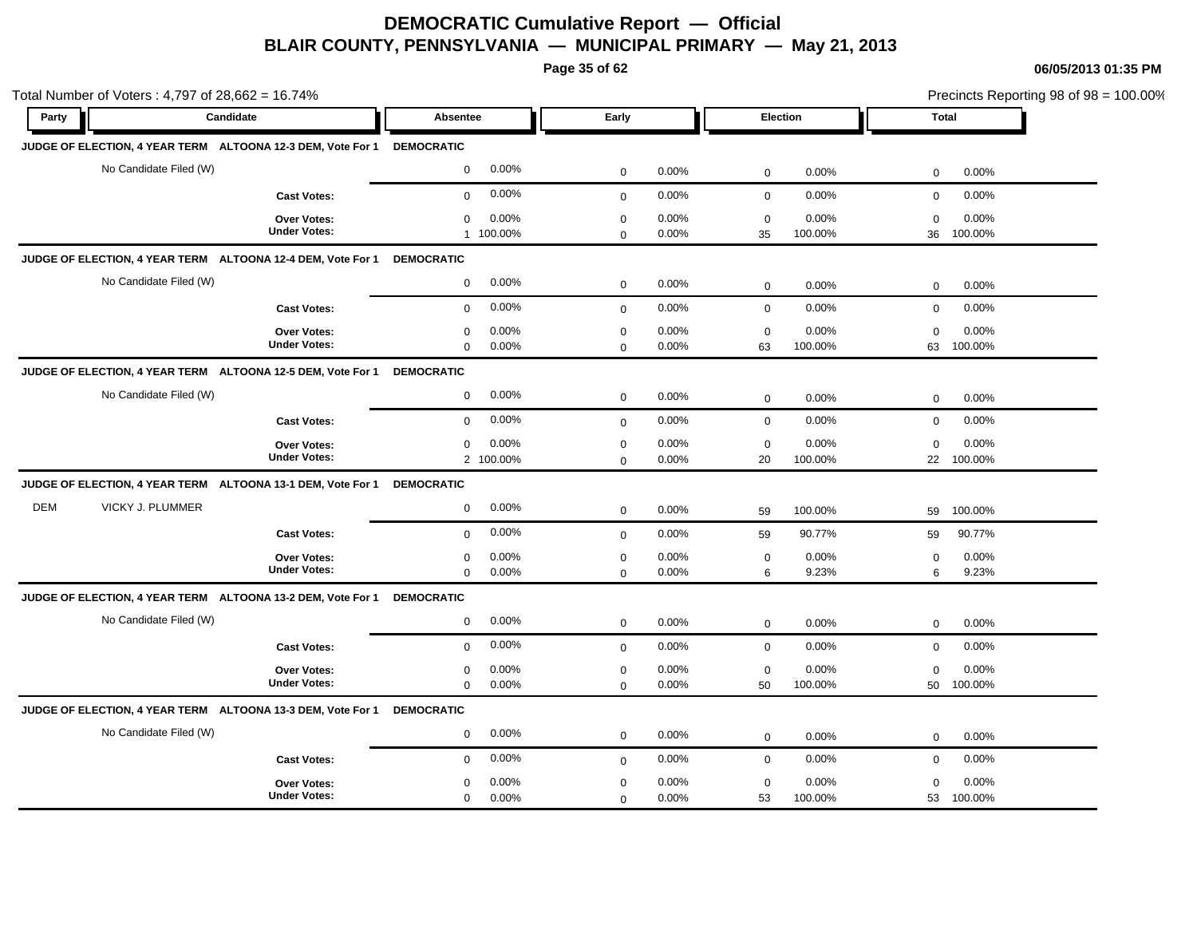# DEMOCRATIC Cumulative Report — Official

## BLAIR COUNTY, PENNSYLVANIA — MUNICIPAL PRIMARY — May 21, 2013

06/05/2013 01:35 PM

Total Number of Voters : 4,797 of 28,662 = 16.74%

Precincts Reporting 98 of 98 = 100.00%

| Party | Candidate | Absentee | | Early | | Election | | Total | |
|---|---|---|---|---|---|---|---|---|---|
| **JUDGE OF ELECTION, 4 YEAR TERM ALTOONA 12-3 DEM, Vote For 1** | | **DEMOCRATIC** | | | | | | | |
| | No Candidate Filed (W) | 0 | 0.00% | 0 | 0.00% | 0 | 0.00% | 0 | 0.00% |
| | **Cast Votes:** | 0 | 0.00% | 0 | 0.00% | 0 | 0.00% | 0 | 0.00% |
| | **Over Votes:** | 0 | 0.00% | 0 | 0.00% | 0 | 0.00% | 0 | 0.00% |
| | **Under Votes:** | 1 | 100.00% | 0 | 0.00% | 35 | 100.00% | 36 | 100.00% |
| **JUDGE OF ELECTION, 4 YEAR TERM ALTOONA 12-4 DEM, Vote For 1** | | **DEMOCRATIC** | | | | | | | |
| | No Candidate Filed (W) | 0 | 0.00% | 0 | 0.00% | 0 | 0.00% | 0 | 0.00% |
| | **Cast Votes:** | 0 | 0.00% | 0 | 0.00% | 0 | 0.00% | 0 | 0.00% |
| | **Over Votes:** | 0 | 0.00% | 0 | 0.00% | 0 | 0.00% | 0 | 0.00% |
| | **Under Votes:** | 0 | 0.00% | 0 | 0.00% | 63 | 100.00% | 63 | 100.00% |
| **JUDGE OF ELECTION, 4 YEAR TERM ALTOONA 12-5 DEM, Vote For 1** | | **DEMOCRATIC** | | | | | | | |
| | No Candidate Filed (W) | 0 | 0.00% | 0 | 0.00% | 0 | 0.00% | 0 | 0.00% |
| | **Cast Votes:** | 0 | 0.00% | 0 | 0.00% | 0 | 0.00% | 0 | 0.00% |
| | **Over Votes:** | 0 | 0.00% | 0 | 0.00% | 0 | 0.00% | 0 | 0.00% |
| | **Under Votes:** | 2 | 100.00% | 0 | 0.00% | 20 | 100.00% | 22 | 100.00% |
| **JUDGE OF ELECTION, 4 YEAR TERM ALTOONA 13-1 DEM, Vote For 1** | | **DEMOCRATIC** | | | | | | | |
| DEM | VICKY J. PLUMMER | 0 | 0.00% | 0 | 0.00% | 59 | 100.00% | 59 | 100.00% |
| | **Cast Votes:** | 0 | 0.00% | 0 | 0.00% | 59 | 90.77% | 59 | 90.77% |
| | **Over Votes:** | 0 | 0.00% | 0 | 0.00% | 0 | 0.00% | 0 | 0.00% |
| | **Under Votes:** | 0 | 0.00% | 0 | 0.00% | 6 | 9.23% | 6 | 9.23% |
| **JUDGE OF ELECTION, 4 YEAR TERM ALTOONA 13-2 DEM, Vote For 1** | | **DEMOCRATIC** | | | | | | | |
| | No Candidate Filed (W) | 0 | 0.00% | 0 | 0.00% | 0 | 0.00% | 0 | 0.00% |
| | **Cast Votes:** | 0 | 0.00% | 0 | 0.00% | 0 | 0.00% | 0 | 0.00% |
| | **Over Votes:** | 0 | 0.00% | 0 | 0.00% | 0 | 0.00% | 0 | 0.00% |
| | **Under Votes:** | 0 | 0.00% | 0 | 0.00% | 50 | 100.00% | 50 | 100.00% |
| **JUDGE OF ELECTION, 4 YEAR TERM ALTOONA 13-3 DEM, Vote For 1** | | **DEMOCRATIC** | | | | | | | |
| | No Candidate Filed (W) | 0 | 0.00% | 0 | 0.00% | 0 | 0.00% | 0 | 0.00% |
| | **Cast Votes:** | 0 | 0.00% | 0 | 0.00% | 0 | 0.00% | 0 | 0.00% |
| | **Over Votes:** | 0 | 0.00% | 0 | 0.00% | 0 | 0.00% | 0 | 0.00% |
| | **Under Votes:** | 0 | 0.00% | 0 | 0.00% | 53 | 100.00% | 53 | 100.00% |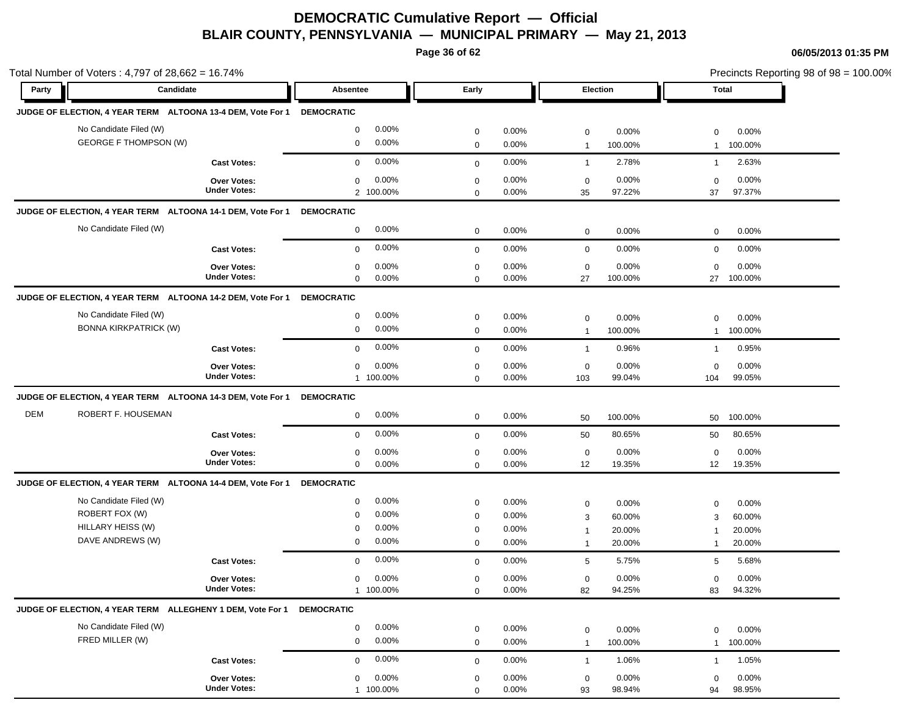# DEMOCRATIC Cumulative Report — Official

## BLAIR COUNTY, PENNSYLVANIA — MUNICIPAL PRIMARY — May 21, 2013

Total Number of Voters : 4,797 of 28,662 = 16.74%

Precincts Reporting 98 of 98 = 100.00%

| Party | Candidate | Absentee | | Early | | Election | | Total | |
|---|---|---|---|---|---|---|---|---|---|
| **JUDGE OF ELECTION, 4 YEAR TERM ALTOONA 13-4 DEM, Vote For 1** | | **DEMOCRATIC** | | | | | | | |
| | No Candidate Filed (W) | 0 | 0.00% | 0 | 0.00% | 0 | 0.00% | 0 | 0.00% |
| | GEORGE F THOMPSON (W) | 0 | 0.00% | 0 | 0.00% | 1 | 100.00% | 1 | 100.00% |
| | **Cast Votes:** | 0 | 0.00% | 0 | 0.00% | 1 | 2.78% | 1 | 2.63% |
| | **Over Votes:** | 0 | 0.00% | 0 | 0.00% | 0 | 0.00% | 0 | 0.00% |
| | **Under Votes:** | 2 | 100.00% | 0 | 0.00% | 35 | 97.22% | 37 | 97.37% |
| **JUDGE OF ELECTION, 4 YEAR TERM ALTOONA 14-1 DEM, Vote For 1** | | **DEMOCRATIC** | | | | | | | |
| | No Candidate Filed (W) | 0 | 0.00% | 0 | 0.00% | 0 | 0.00% | 0 | 0.00% |
| | **Cast Votes:** | 0 | 0.00% | 0 | 0.00% | 0 | 0.00% | 0 | 0.00% |
| | **Over Votes:** | 0 | 0.00% | 0 | 0.00% | 0 | 0.00% | 0 | 0.00% |
| | **Under Votes:** | 0 | 0.00% | 0 | 0.00% | 27 | 100.00% | 27 | 100.00% |
| **JUDGE OF ELECTION, 4 YEAR TERM ALTOONA 14-2 DEM, Vote For 1** | | **DEMOCRATIC** | | | | | | | |
| | No Candidate Filed (W) | 0 | 0.00% | 0 | 0.00% | 0 | 0.00% | 0 | 0.00% |
| | BONNA KIRKPATRICK (W) | 0 | 0.00% | 0 | 0.00% | 1 | 100.00% | 1 | 100.00% |
| | **Cast Votes:** | 0 | 0.00% | 0 | 0.00% | 1 | 0.96% | 1 | 0.95% |
| | **Over Votes:** | 0 | 0.00% | 0 | 0.00% | 0 | 0.00% | 0 | 0.00% |
| | **Under Votes:** | 1 | 100.00% | 0 | 0.00% | 103 | 99.04% | 104 | 99.05% |
| **JUDGE OF ELECTION, 4 YEAR TERM ALTOONA 14-3 DEM, Vote For 1** | | **DEMOCRATIC** | | | | | | | |
| DEM | ROBERT F. HOUSEMAN | 0 | 0.00% | 0 | 0.00% | 50 | 100.00% | 50 | 100.00% |
| | **Cast Votes:** | 0 | 0.00% | 0 | 0.00% | 50 | 80.65% | 50 | 80.65% |
| | **Over Votes:** | 0 | 0.00% | 0 | 0.00% | 0 | 0.00% | 0 | 0.00% |
| | **Under Votes:** | 0 | 0.00% | 0 | 0.00% | 12 | 19.35% | 12 | 19.35% |
| **JUDGE OF ELECTION, 4 YEAR TERM ALTOONA 14-4 DEM, Vote For 1** | | **DEMOCRATIC** | | | | | | | |
| | No Candidate Filed (W) | 0 | 0.00% | 0 | 0.00% | 0 | 0.00% | 0 | 0.00% |
| | ROBERT FOX (W) | 0 | 0.00% | 0 | 0.00% | 3 | 60.00% | 3 | 60.00% |
| | HILLARY HEISS (W) | 0 | 0.00% | 0 | 0.00% | 1 | 20.00% | 1 | 20.00% |
| | DAVE ANDREWS (W) | 0 | 0.00% | 0 | 0.00% | 1 | 20.00% | 1 | 20.00% |
| | **Cast Votes:** | 0 | 0.00% | 0 | 0.00% | 5 | 5.75% | 5 | 5.68% |
| | **Over Votes:** | 0 | 0.00% | 0 | 0.00% | 0 | 0.00% | 0 | 0.00% |
| | **Under Votes:** | 1 | 100.00% | 0 | 0.00% | 82 | 94.25% | 83 | 94.32% |
| **JUDGE OF ELECTION, 4 YEAR TERM ALLEGHENY 1 DEM, Vote For 1** | | **DEMOCRATIC** | | | | | | | |
| | No Candidate Filed (W) | 0 | 0.00% | 0 | 0.00% | 0 | 0.00% | 0 | 0.00% |
| | FRED MILLER (W) | 0 | 0.00% | 0 | 0.00% | 1 | 100.00% | 1 | 100.00% |
| | **Cast Votes:** | 0 | 0.00% | 0 | 0.00% | 1 | 1.06% | 1 | 1.05% |
| | **Over Votes:** | 0 | 0.00% | 0 | 0.00% | 0 | 0.00% | 0 | 0.00% |
| | **Under Votes:** | 1 | 100.00% | 0 | 0.00% | 93 | 98.94% | 94 | 98.95% |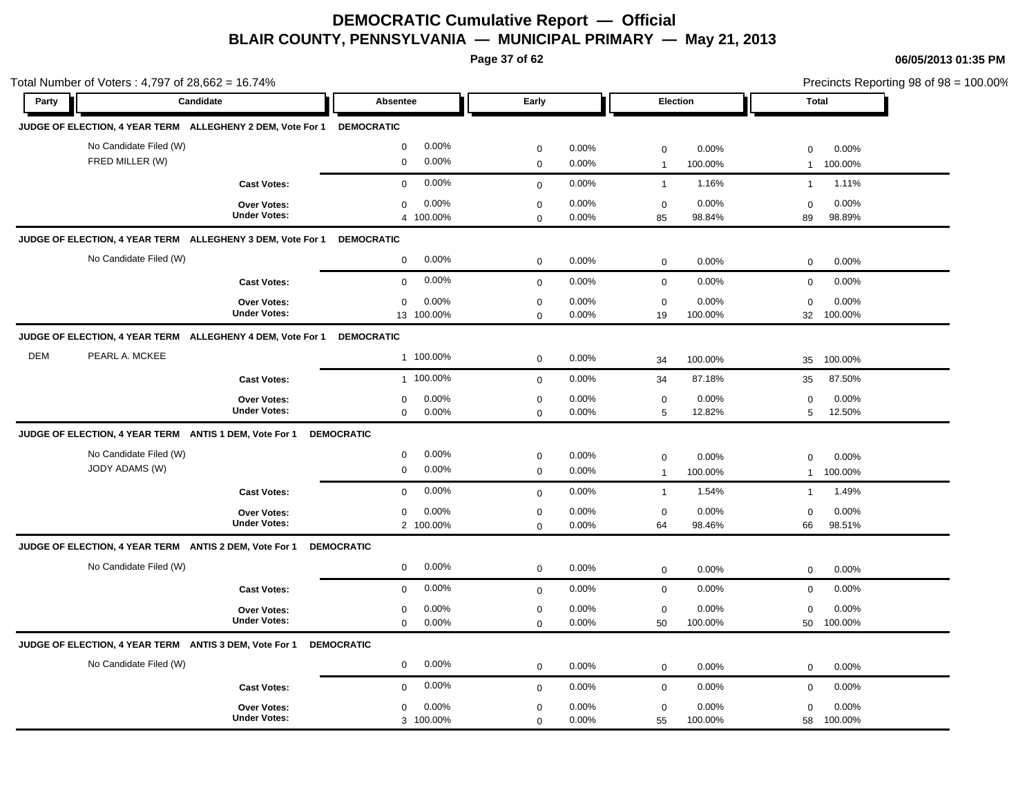# DEMOCRATIC Cumulative Report — Official
## BLAIR COUNTY, PENNSYLVANIA — MUNICIPAL PRIMARY — May 21, 2013

06/05/2013 01:35 PM

Total Number of Voters : 4,797 of 28,662 = 16.74%

Precincts Reporting 98 of 98 = 100.00%

| Party | Candidate | Absentee | | Early | | Election | | Total | |
|---|---|---|---|---|---|---|---|---|---|
| **JUDGE OF ELECTION, 4 YEAR TERM ALLEGHENY 2 DEM, Vote For 1** | | **DEMOCRATIC** | | | | | | | |
| | No Candidate Filed (W) | 0 | 0.00% | 0 | 0.00% | 0 | 0.00% | 0 | 0.00% |
| | FRED MILLER (W) | 0 | 0.00% | 0 | 0.00% | 1 | 100.00% | 1 | 100.00% |
| | **Cast Votes:** | 0 | 0.00% | 0 | 0.00% | 1 | 1.16% | 1 | 1.11% |
| | **Over Votes:** | 0 | 0.00% | 0 | 0.00% | 0 | 0.00% | 0 | 0.00% |
| | **Under Votes:** | 4 | 100.00% | 0 | 0.00% | 85 | 98.84% | 89 | 98.89% |
| **JUDGE OF ELECTION, 4 YEAR TERM ALLEGHENY 3 DEM, Vote For 1** | | **DEMOCRATIC** | | | | | | | |
| | No Candidate Filed (W) | 0 | 0.00% | 0 | 0.00% | 0 | 0.00% | 0 | 0.00% |
| | **Cast Votes:** | 0 | 0.00% | 0 | 0.00% | 0 | 0.00% | 0 | 0.00% |
| | **Over Votes:** | 0 | 0.00% | 0 | 0.00% | 0 | 0.00% | 0 | 0.00% |
| | **Under Votes:** | 13 | 100.00% | 0 | 0.00% | 19 | 100.00% | 32 | 100.00% |
| **JUDGE OF ELECTION, 4 YEAR TERM ALLEGHENY 4 DEM, Vote For 1** | | **DEMOCRATIC** | | | | | | | |
| DEM | PEARL A. MCKEE | 1 | 100.00% | 0 | 0.00% | 34 | 100.00% | 35 | 100.00% |
| | **Cast Votes:** | 1 | 100.00% | 0 | 0.00% | 34 | 87.18% | 35 | 87.50% |
| | **Over Votes:** | 0 | 0.00% | 0 | 0.00% | 0 | 0.00% | 0 | 0.00% |
| | **Under Votes:** | 0 | 0.00% | 0 | 0.00% | 5 | 12.82% | 5 | 12.50% |
| **JUDGE OF ELECTION, 4 YEAR TERM ANTIS 1 DEM, Vote For 1** | | **DEMOCRATIC** | | | | | | | |
| | No Candidate Filed (W) | 0 | 0.00% | 0 | 0.00% | 0 | 0.00% | 0 | 0.00% |
| | JODY ADAMS (W) | 0 | 0.00% | 0 | 0.00% | 1 | 100.00% | 1 | 100.00% |
| | **Cast Votes:** | 0 | 0.00% | 0 | 0.00% | 1 | 1.54% | 1 | 1.49% |
| | **Over Votes:** | 0 | 0.00% | 0 | 0.00% | 0 | 0.00% | 0 | 0.00% |
| | **Under Votes:** | 2 | 100.00% | 0 | 0.00% | 64 | 98.46% | 66 | 98.51% |
| **JUDGE OF ELECTION, 4 YEAR TERM ANTIS 2 DEM, Vote For 1** | | **DEMOCRATIC** | | | | | | | |
| | No Candidate Filed (W) | 0 | 0.00% | 0 | 0.00% | 0 | 0.00% | 0 | 0.00% |
| | **Cast Votes:** | 0 | 0.00% | 0 | 0.00% | 0 | 0.00% | 0 | 0.00% |
| | **Over Votes:** | 0 | 0.00% | 0 | 0.00% | 0 | 0.00% | 0 | 0.00% |
| | **Under Votes:** | 0 | 0.00% | 0 | 0.00% | 50 | 100.00% | 50 | 100.00% |
| **JUDGE OF ELECTION, 4 YEAR TERM ANTIS 3 DEM, Vote For 1** | | **DEMOCRATIC** | | | | | | | |
| | No Candidate Filed (W) | 0 | 0.00% | 0 | 0.00% | 0 | 0.00% | 0 | 0.00% |
| | **Cast Votes:** | 0 | 0.00% | 0 | 0.00% | 0 | 0.00% | 0 | 0.00% |
| | **Over Votes:** | 0 | 0.00% | 0 | 0.00% | 0 | 0.00% | 0 | 0.00% |
| | **Under Votes:** | 3 | 100.00% | 0 | 0.00% | 55 | 100.00% | 58 | 100.00% |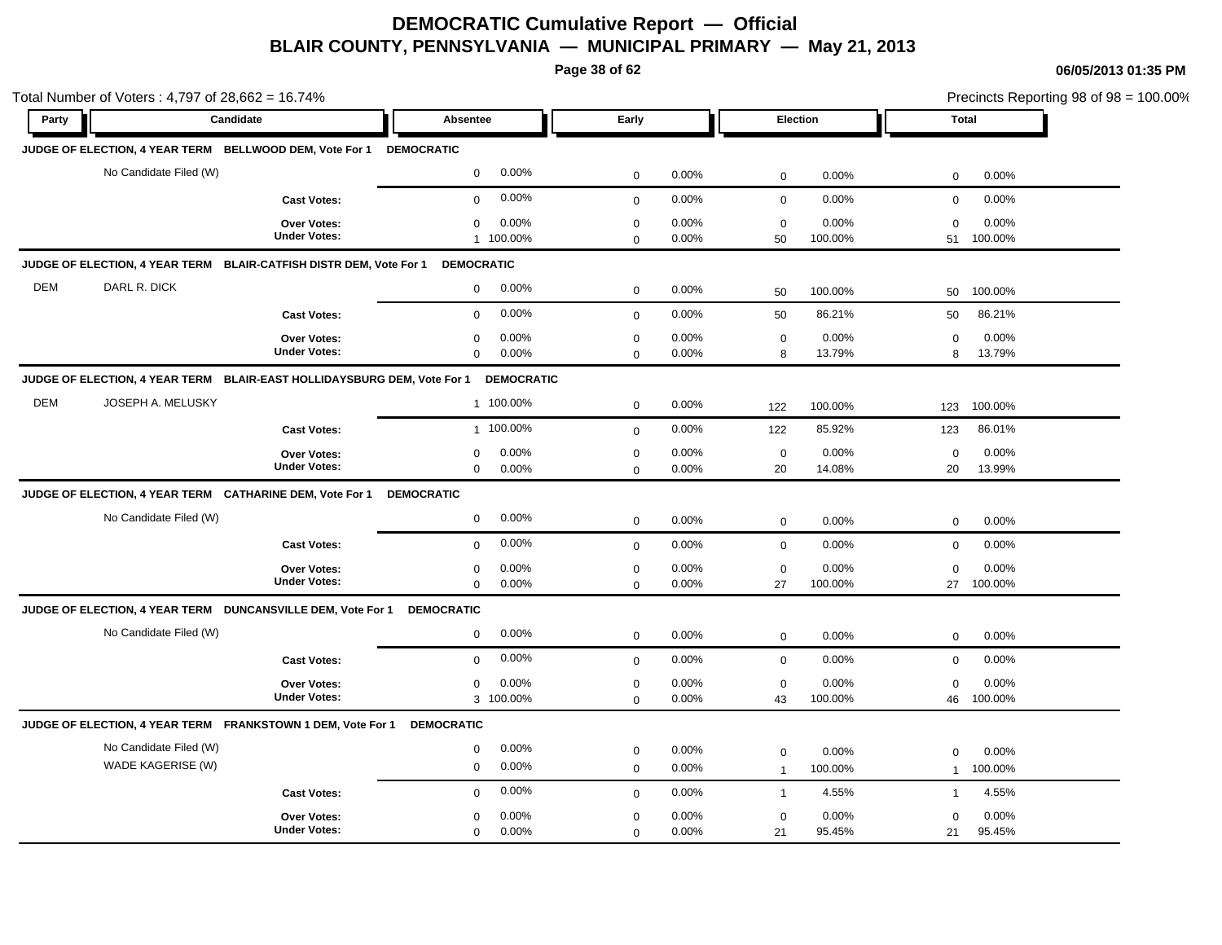# DEMOCRATIC Cumulative Report — Official

## BLAIR COUNTY, PENNSYLVANIA — MUNICIPAL PRIMARY — May 21, 2013

06/05/2013 01:35 PM

Total Number of Voters : 4,797 of 28,662 = 16.74%

Precincts Reporting 98 of 98 = 100.00%

| Party | Candidate | Absentee | | Early | | Election | | Total | |
|---|---|---|---|---|---|---|---|---|---|
| **JUDGE OF ELECTION, 4 YEAR TERM BELLWOOD DEM, Vote For 1 DEMOCRATIC** | | | | | | | | | |
| | No Candidate Filed (W) | 0 | 0.00% | 0 | 0.00% | 0 | 0.00% | 0 | 0.00% |
| | **Cast Votes:** | 0 | 0.00% | 0 | 0.00% | 0 | 0.00% | 0 | 0.00% |
| | **Over Votes:** | 0 | 0.00% | 0 | 0.00% | 0 | 0.00% | 0 | 0.00% |
| | **Under Votes:** | 1 | 100.00% | 0 | 0.00% | 50 | 100.00% | 51 | 100.00% |
| **JUDGE OF ELECTION, 4 YEAR TERM BLAIR-CATFISH DISTR DEM, Vote For 1 DEMOCRATIC** | | | | | | | | | |
| DEM | DARL R. DICK | 0 | 0.00% | 0 | 0.00% | 50 | 100.00% | 50 | 100.00% |
| | **Cast Votes:** | 0 | 0.00% | 0 | 0.00% | 50 | 86.21% | 50 | 86.21% |
| | **Over Votes:** | 0 | 0.00% | 0 | 0.00% | 0 | 0.00% | 0 | 0.00% |
| | **Under Votes:** | 0 | 0.00% | 0 | 0.00% | 8 | 13.79% | 8 | 13.79% |
| **JUDGE OF ELECTION, 4 YEAR TERM BLAIR-EAST HOLLIDAYSBURG DEM, Vote For 1 DEMOCRATIC** | | | | | | | | | |
| DEM | JOSEPH A. MELUSKY | 1 | 100.00% | 0 | 0.00% | 122 | 100.00% | 123 | 100.00% |
| | **Cast Votes:** | 1 | 100.00% | 0 | 0.00% | 122 | 85.92% | 123 | 86.01% |
| | **Over Votes:** | 0 | 0.00% | 0 | 0.00% | 0 | 0.00% | 0 | 0.00% |
| | **Under Votes:** | 0 | 0.00% | 0 | 0.00% | 20 | 14.08% | 20 | 13.99% |
| **JUDGE OF ELECTION, 4 YEAR TERM CATHARINE DEM, Vote For 1 DEMOCRATIC** | | | | | | | | | |
| | No Candidate Filed (W) | 0 | 0.00% | 0 | 0.00% | 0 | 0.00% | 0 | 0.00% |
| | **Cast Votes:** | 0 | 0.00% | 0 | 0.00% | 0 | 0.00% | 0 | 0.00% |
| | **Over Votes:** | 0 | 0.00% | 0 | 0.00% | 0 | 0.00% | 0 | 0.00% |
| | **Under Votes:** | 0 | 0.00% | 0 | 0.00% | 27 | 100.00% | 27 | 100.00% |
| **JUDGE OF ELECTION, 4 YEAR TERM DUNCANSVILLE DEM, Vote For 1 DEMOCRATIC** | | | | | | | | | |
| | No Candidate Filed (W) | 0 | 0.00% | 0 | 0.00% | 0 | 0.00% | 0 | 0.00% |
| | **Cast Votes:** | 0 | 0.00% | 0 | 0.00% | 0 | 0.00% | 0 | 0.00% |
| | **Over Votes:** | 0 | 0.00% | 0 | 0.00% | 0 | 0.00% | 0 | 0.00% |
| | **Under Votes:** | 3 | 100.00% | 0 | 0.00% | 43 | 100.00% | 46 | 100.00% |
| **JUDGE OF ELECTION, 4 YEAR TERM FRANKSTOWN 1 DEM, Vote For 1 DEMOCRATIC** | | | | | | | | | |
| | No Candidate Filed (W) | 0 | 0.00% | 0 | 0.00% | 0 | 0.00% | 0 | 0.00% |
| | WADE KAGERISE (W) | 0 | 0.00% | 0 | 0.00% | 1 | 100.00% | 1 | 100.00% |
| | **Cast Votes:** | 0 | 0.00% | 0 | 0.00% | 1 | 4.55% | 1 | 4.55% |
| | **Over Votes:** | 0 | 0.00% | 0 | 0.00% | 0 | 0.00% | 0 | 0.00% |
| | **Under Votes:** | 0 | 0.00% | 0 | 0.00% | 21 | 95.45% | 21 | 95.45% |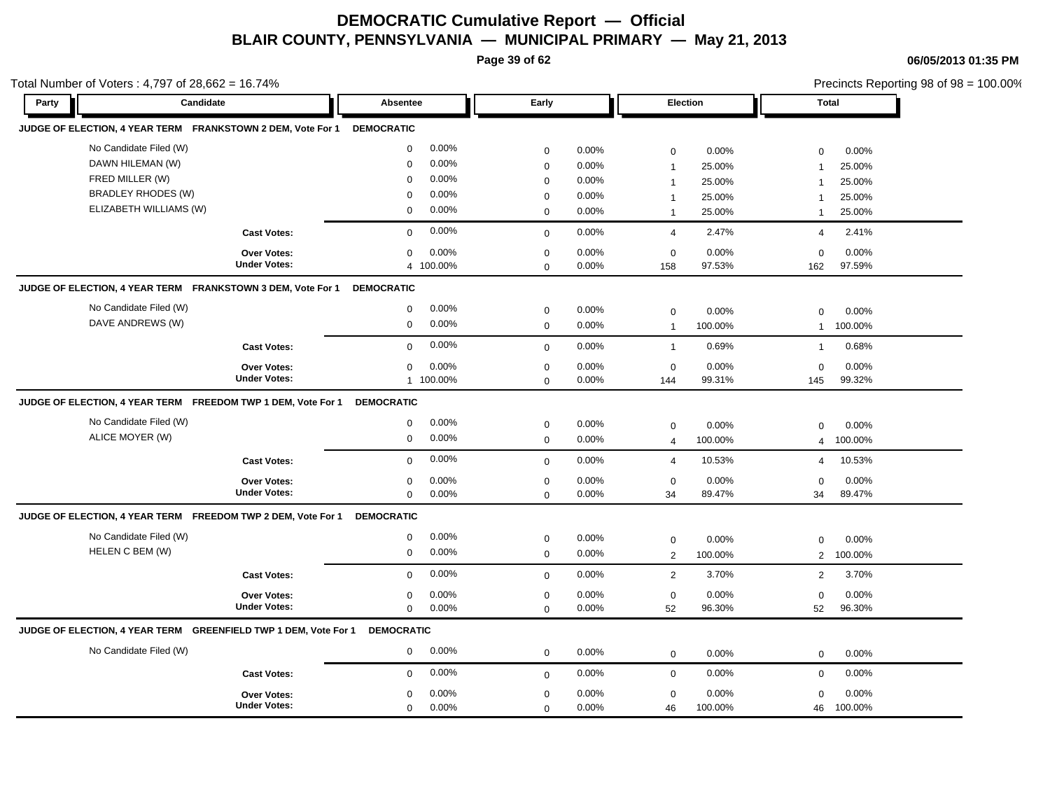# DEMOCRATIC Cumulative Report — Official

## BLAIR COUNTY, PENNSYLVANIA — MUNICIPAL PRIMARY — May 21, 2013

06/05/2013 01:35 PM

Total Number of Voters : 4,797 of 28,662 = 16.74%

Precincts Reporting 98 of 98 = 100.00%

### JUDGE OF ELECTION, 4 YEAR TERM FRANKSTOWN 2 DEM, Vote For 1 — DEMOCRATIC

| Candidate | Absentee | | Early | | Election | | Total | |
|---|---|---|---|---|---|---|---|---|
| No Candidate Filed (W) | 0 | 0.00% | 0 | 0.00% | 0 | 0.00% | 0 | 0.00% |
| DAWN HILEMAN (W) | 0 | 0.00% | 0 | 0.00% | 1 | 25.00% | 1 | 25.00% |
| FRED MILLER (W) | 0 | 0.00% | 0 | 0.00% | 1 | 25.00% | 1 | 25.00% |
| BRADLEY RHODES (W) | 0 | 0.00% | 0 | 0.00% | 1 | 25.00% | 1 | 25.00% |
| ELIZABETH WILLIAMS (W) | 0 | 0.00% | 0 | 0.00% | 1 | 25.00% | 1 | 25.00% |
| **Cast Votes:** | 0 | 0.00% | 0 | 0.00% | 4 | 2.47% | 4 | 2.41% |
| **Over Votes:** | 0 | 0.00% | 0 | 0.00% | 0 | 0.00% | 0 | 0.00% |
| **Under Votes:** | 4 | 100.00% | 0 | 0.00% | 158 | 97.53% | 162 | 97.59% |

### JUDGE OF ELECTION, 4 YEAR TERM FRANKSTOWN 3 DEM, Vote For 1 — DEMOCRATIC

| Candidate | Absentee | | Early | | Election | | Total | |
|---|---|---|---|---|---|---|---|---|
| No Candidate Filed (W) | 0 | 0.00% | 0 | 0.00% | 0 | 0.00% | 0 | 0.00% |
| DAVE ANDREWS (W) | 0 | 0.00% | 0 | 0.00% | 1 | 100.00% | 1 | 100.00% |
| **Cast Votes:** | 0 | 0.00% | 0 | 0.00% | 1 | 0.69% | 1 | 0.68% |
| **Over Votes:** | 0 | 0.00% | 0 | 0.00% | 0 | 0.00% | 0 | 0.00% |
| **Under Votes:** | 1 | 100.00% | 0 | 0.00% | 144 | 99.31% | 145 | 99.32% |

### JUDGE OF ELECTION, 4 YEAR TERM FREEDOM TWP 1 DEM, Vote For 1 — DEMOCRATIC

| Candidate | Absentee | | Early | | Election | | Total | |
|---|---|---|---|---|---|---|---|---|
| No Candidate Filed (W) | 0 | 0.00% | 0 | 0.00% | 0 | 0.00% | 0 | 0.00% |
| ALICE MOYER (W) | 0 | 0.00% | 0 | 0.00% | 4 | 100.00% | 4 | 100.00% |
| **Cast Votes:** | 0 | 0.00% | 0 | 0.00% | 4 | 10.53% | 4 | 10.53% |
| **Over Votes:** | 0 | 0.00% | 0 | 0.00% | 0 | 0.00% | 0 | 0.00% |
| **Under Votes:** | 0 | 0.00% | 0 | 0.00% | 34 | 89.47% | 34 | 89.47% |

### JUDGE OF ELECTION, 4 YEAR TERM FREEDOM TWP 2 DEM, Vote For 1 — DEMOCRATIC

| Candidate | Absentee | | Early | | Election | | Total | |
|---|---|---|---|---|---|---|---|---|
| No Candidate Filed (W) | 0 | 0.00% | 0 | 0.00% | 0 | 0.00% | 0 | 0.00% |
| HELEN C BEM (W) | 0 | 0.00% | 0 | 0.00% | 2 | 100.00% | 2 | 100.00% |
| **Cast Votes:** | 0 | 0.00% | 0 | 0.00% | 2 | 3.70% | 2 | 3.70% |
| **Over Votes:** | 0 | 0.00% | 0 | 0.00% | 0 | 0.00% | 0 | 0.00% |
| **Under Votes:** | 0 | 0.00% | 0 | 0.00% | 52 | 96.30% | 52 | 96.30% |

### JUDGE OF ELECTION, 4 YEAR TERM GREENFIELD TWP 1 DEM, Vote For 1 — DEMOCRATIC

| Candidate | Absentee | | Early | | Election | | Total | |
|---|---|---|---|---|---|---|---|---|
| No Candidate Filed (W) | 0 | 0.00% | 0 | 0.00% | 0 | 0.00% | 0 | 0.00% |
| **Cast Votes:** | 0 | 0.00% | 0 | 0.00% | 0 | 0.00% | 0 | 0.00% |
| **Over Votes:** | 0 | 0.00% | 0 | 0.00% | 0 | 0.00% | 0 | 0.00% |
| **Under Votes:** | 0 | 0.00% | 0 | 0.00% | 46 | 100.00% | 46 | 100.00% |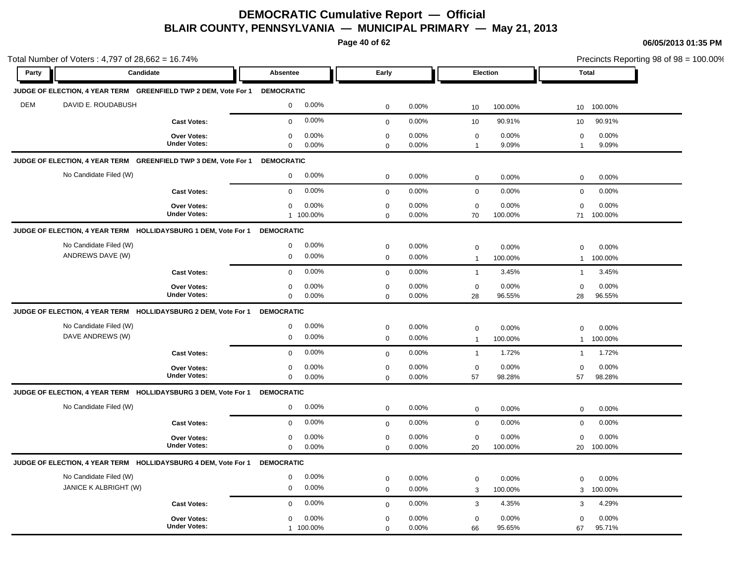# DEMOCRATIC Cumulative Report — Official

## BLAIR COUNTY, PENNSYLVANIA — MUNICIPAL PRIMARY — May 21, 2013

06/05/2013 01:35 PM

Total Number of Voters : 4,797 of 28,662 = 16.74%

Precincts Reporting 98 of 98 = 100.00%

| Party | Candidate | Absentee | | Early | | Election | | Total | |
|---|---|---|---|---|---|---|---|---|---|
| **JUDGE OF ELECTION, 4 YEAR TERM GREENFIELD TWP 2 DEM, Vote For 1** | | **DEMOCRATIC** | | | | | | | |
| DEM | DAVID E. ROUDABUSH | 0 | 0.00% | 0 | 0.00% | 10 | 100.00% | 10 | 100.00% |
| | **Cast Votes:** | 0 | 0.00% | 0 | 0.00% | 10 | 90.91% | 10 | 90.91% |
| | **Over Votes:** | 0 | 0.00% | 0 | 0.00% | 0 | 0.00% | 0 | 0.00% |
| | **Under Votes:** | 0 | 0.00% | 0 | 0.00% | 1 | 9.09% | 1 | 9.09% |
| **JUDGE OF ELECTION, 4 YEAR TERM GREENFIELD TWP 3 DEM, Vote For 1** | | **DEMOCRATIC** | | | | | | | |
| | No Candidate Filed (W) | 0 | 0.00% | 0 | 0.00% | 0 | 0.00% | 0 | 0.00% |
| | **Cast Votes:** | 0 | 0.00% | 0 | 0.00% | 0 | 0.00% | 0 | 0.00% |
| | **Over Votes:** | 0 | 0.00% | 0 | 0.00% | 0 | 0.00% | 0 | 0.00% |
| | **Under Votes:** | 1 | 100.00% | 0 | 0.00% | 70 | 100.00% | 71 | 100.00% |
| **JUDGE OF ELECTION, 4 YEAR TERM HOLLIDAYSBURG 1 DEM, Vote For 1** | | **DEMOCRATIC** | | | | | | | |
| | No Candidate Filed (W) | 0 | 0.00% | 0 | 0.00% | 0 | 0.00% | 0 | 0.00% |
| | ANDREWS DAVE (W) | 0 | 0.00% | 0 | 0.00% | 1 | 100.00% | 1 | 100.00% |
| | **Cast Votes:** | 0 | 0.00% | 0 | 0.00% | 1 | 3.45% | 1 | 3.45% |
| | **Over Votes:** | 0 | 0.00% | 0 | 0.00% | 0 | 0.00% | 0 | 0.00% |
| | **Under Votes:** | 0 | 0.00% | 0 | 0.00% | 28 | 96.55% | 28 | 96.55% |
| **JUDGE OF ELECTION, 4 YEAR TERM HOLLIDAYSBURG 2 DEM, Vote For 1** | | **DEMOCRATIC** | | | | | | | |
| | No Candidate Filed (W) | 0 | 0.00% | 0 | 0.00% | 0 | 0.00% | 0 | 0.00% |
| | DAVE ANDREWS (W) | 0 | 0.00% | 0 | 0.00% | 1 | 100.00% | 1 | 100.00% |
| | **Cast Votes:** | 0 | 0.00% | 0 | 0.00% | 1 | 1.72% | 1 | 1.72% |
| | **Over Votes:** | 0 | 0.00% | 0 | 0.00% | 0 | 0.00% | 0 | 0.00% |
| | **Under Votes:** | 0 | 0.00% | 0 | 0.00% | 57 | 98.28% | 57 | 98.28% |
| **JUDGE OF ELECTION, 4 YEAR TERM HOLLIDAYSBURG 3 DEM, Vote For 1** | | **DEMOCRATIC** | | | | | | | |
| | No Candidate Filed (W) | 0 | 0.00% | 0 | 0.00% | 0 | 0.00% | 0 | 0.00% |
| | **Cast Votes:** | 0 | 0.00% | 0 | 0.00% | 0 | 0.00% | 0 | 0.00% |
| | **Over Votes:** | 0 | 0.00% | 0 | 0.00% | 0 | 0.00% | 0 | 0.00% |
| | **Under Votes:** | 0 | 0.00% | 0 | 0.00% | 20 | 100.00% | 20 | 100.00% |
| **JUDGE OF ELECTION, 4 YEAR TERM HOLLIDAYSBURG 4 DEM, Vote For 1** | | **DEMOCRATIC** | | | | | | | |
| | No Candidate Filed (W) | 0 | 0.00% | 0 | 0.00% | 0 | 0.00% | 0 | 0.00% |
| | JANICE K ALBRIGHT (W) | 0 | 0.00% | 0 | 0.00% | 3 | 100.00% | 3 | 100.00% |
| | **Cast Votes:** | 0 | 0.00% | 0 | 0.00% | 3 | 4.35% | 3 | 4.29% |
| | **Over Votes:** | 0 | 0.00% | 0 | 0.00% | 0 | 0.00% | 0 | 0.00% |
| | **Under Votes:** | 1 | 100.00% | 0 | 0.00% | 66 | 95.65% | 67 | 95.71% |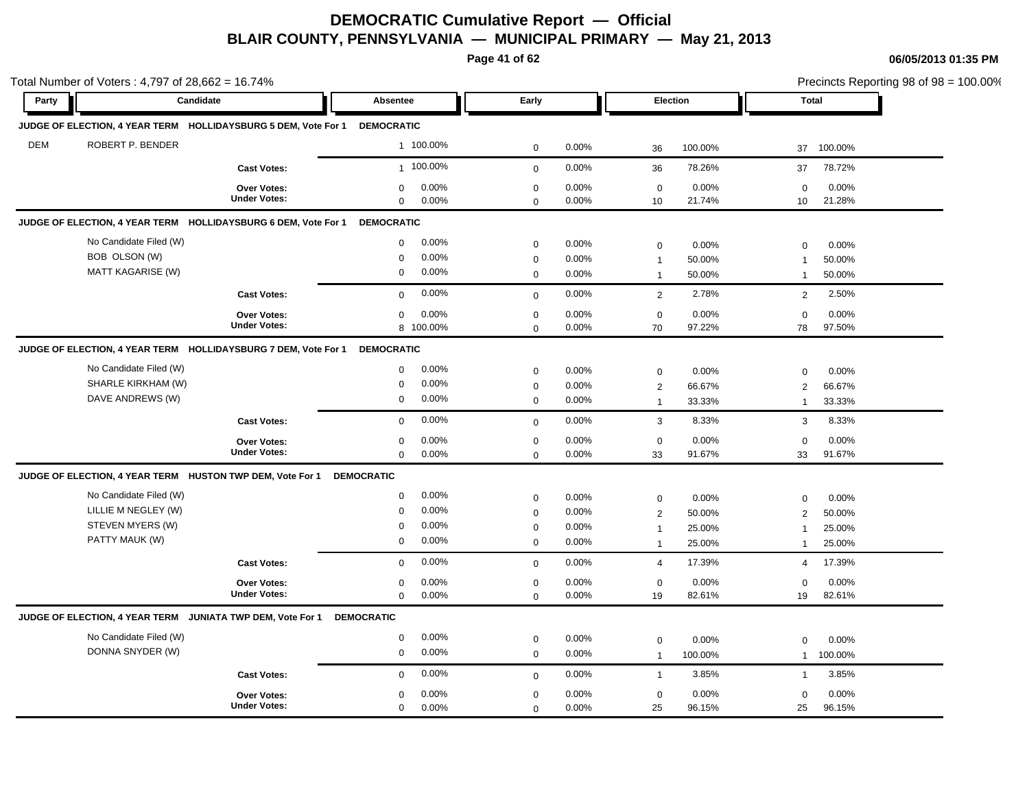# DEMOCRATIC Cumulative Report — Official
## BLAIR COUNTY, PENNSYLVANIA — MUNICIPAL PRIMARY — May 21, 2013

06/05/2013 01:35 PM

Total Number of Voters : 4,797 of 28,662 = 16.74%

Precincts Reporting 98 of 98 = 100.00%

| Party | Candidate | | Absentee | | Early | | Election | | Total | |
|---|---|---|---|---|---|---|---|---|---|---|
| **JUDGE OF ELECTION, 4 YEAR TERM HOLLIDAYSBURG 5 DEM, Vote For 1** | | **DEMOCRATIC** | | | | | | | | |
| DEM | ROBERT P. BENDER | | 1 | 100.00% | 0 | 0.00% | 36 | 100.00% | 37 | 100.00% |
| | | **Cast Votes:** | 1 | 100.00% | 0 | 0.00% | 36 | 78.26% | 37 | 78.72% |
| | | **Over Votes:** | 0 | 0.00% | 0 | 0.00% | 0 | 0.00% | 0 | 0.00% |
| | | **Under Votes:** | 0 | 0.00% | 0 | 0.00% | 10 | 21.74% | 10 | 21.28% |
| **JUDGE OF ELECTION, 4 YEAR TERM HOLLIDAYSBURG 6 DEM, Vote For 1** | | **DEMOCRATIC** | | | | | | | | |
| | No Candidate Filed (W) | | 0 | 0.00% | 0 | 0.00% | 0 | 0.00% | 0 | 0.00% |
| | BOB OLSON (W) | | 0 | 0.00% | 0 | 0.00% | 1 | 50.00% | 1 | 50.00% |
| | MATT KAGARISE (W) | | 0 | 0.00% | 0 | 0.00% | 1 | 50.00% | 1 | 50.00% |
| | | **Cast Votes:** | 0 | 0.00% | 0 | 0.00% | 2 | 2.78% | 2 | 2.50% |
| | | **Over Votes:** | 0 | 0.00% | 0 | 0.00% | 0 | 0.00% | 0 | 0.00% |
| | | **Under Votes:** | 8 | 100.00% | 0 | 0.00% | 70 | 97.22% | 78 | 97.50% |
| **JUDGE OF ELECTION, 4 YEAR TERM HOLLIDAYSBURG 7 DEM, Vote For 1** | | **DEMOCRATIC** | | | | | | | | |
| | No Candidate Filed (W) | | 0 | 0.00% | 0 | 0.00% | 0 | 0.00% | 0 | 0.00% |
| | SHARLE KIRKHAM (W) | | 0 | 0.00% | 0 | 0.00% | 2 | 66.67% | 2 | 66.67% |
| | DAVE ANDREWS (W) | | 0 | 0.00% | 0 | 0.00% | 1 | 33.33% | 1 | 33.33% |
| | | **Cast Votes:** | 0 | 0.00% | 0 | 0.00% | 3 | 8.33% | 3 | 8.33% |
| | | **Over Votes:** | 0 | 0.00% | 0 | 0.00% | 0 | 0.00% | 0 | 0.00% |
| | | **Under Votes:** | 0 | 0.00% | 0 | 0.00% | 33 | 91.67% | 33 | 91.67% |
| **JUDGE OF ELECTION, 4 YEAR TERM HUSTON TWP DEM, Vote For 1** | | **DEMOCRATIC** | | | | | | | | |
| | No Candidate Filed (W) | | 0 | 0.00% | 0 | 0.00% | 0 | 0.00% | 0 | 0.00% |
| | LILLIE M NEGLEY (W) | | 0 | 0.00% | 0 | 0.00% | 2 | 50.00% | 2 | 50.00% |
| | STEVEN MYERS (W) | | 0 | 0.00% | 0 | 0.00% | 1 | 25.00% | 1 | 25.00% |
| | PATTY MAUK (W) | | 0 | 0.00% | 0 | 0.00% | 1 | 25.00% | 1 | 25.00% |
| | | **Cast Votes:** | 0 | 0.00% | 0 | 0.00% | 4 | 17.39% | 4 | 17.39% |
| | | **Over Votes:** | 0 | 0.00% | 0 | 0.00% | 0 | 0.00% | 0 | 0.00% |
| | | **Under Votes:** | 0 | 0.00% | 0 | 0.00% | 19 | 82.61% | 19 | 82.61% |
| **JUDGE OF ELECTION, 4 YEAR TERM JUNIATA TWP DEM, Vote For 1** | | **DEMOCRATIC** | | | | | | | | |
| | No Candidate Filed (W) | | 0 | 0.00% | 0 | 0.00% | 0 | 0.00% | 0 | 0.00% |
| | DONNA SNYDER (W) | | 0 | 0.00% | 0 | 0.00% | 1 | 100.00% | 1 | 100.00% |
| | | **Cast Votes:** | 0 | 0.00% | 0 | 0.00% | 1 | 3.85% | 1 | 3.85% |
| | | **Over Votes:** | 0 | 0.00% | 0 | 0.00% | 0 | 0.00% | 0 | 0.00% |
| | | **Under Votes:** | 0 | 0.00% | 0 | 0.00% | 25 | 96.15% | 25 | 96.15% |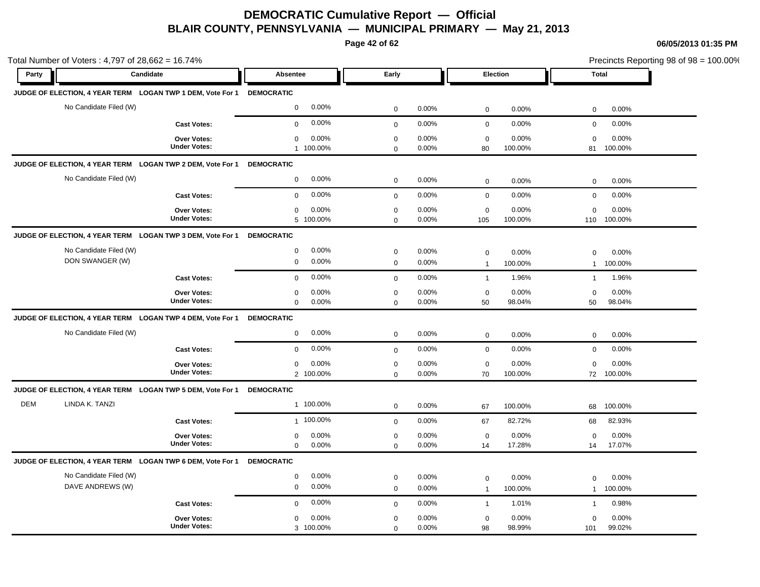# DEMOCRATIC Cumulative Report — Official

## BLAIR COUNTY, PENNSYLVANIA — MUNICIPAL PRIMARY — May 21, 2013

06/05/2013 01:35 PM

Total Number of Voters : 4,797 of 28,662 = 16.74%

Precincts Reporting 98 of 98 = 100.00%

| Party | Candidate | Absentee | | Early | | Election | | Total | |
|---|---|---|---|---|---|---|---|---|---|
| **JUDGE OF ELECTION, 4 YEAR TERM LOGAN TWP 1 DEM, Vote For 1** | | **DEMOCRATIC** | | | | | | | |
| | No Candidate Filed (W) | 0 | 0.00% | 0 | 0.00% | 0 | 0.00% | 0 | 0.00% |
| | **Cast Votes:** | 0 | 0.00% | 0 | 0.00% | 0 | 0.00% | 0 | 0.00% |
| | **Over Votes:** | 0 | 0.00% | 0 | 0.00% | 0 | 0.00% | 0 | 0.00% |
| | **Under Votes:** | 1 | 100.00% | 0 | 0.00% | 80 | 100.00% | 81 | 100.00% |
| **JUDGE OF ELECTION, 4 YEAR TERM LOGAN TWP 2 DEM, Vote For 1** | | **DEMOCRATIC** | | | | | | | |
| | No Candidate Filed (W) | 0 | 0.00% | 0 | 0.00% | 0 | 0.00% | 0 | 0.00% |
| | **Cast Votes:** | 0 | 0.00% | 0 | 0.00% | 0 | 0.00% | 0 | 0.00% |
| | **Over Votes:** | 0 | 0.00% | 0 | 0.00% | 0 | 0.00% | 0 | 0.00% |
| | **Under Votes:** | 5 | 100.00% | 0 | 0.00% | 105 | 100.00% | 110 | 100.00% |
| **JUDGE OF ELECTION, 4 YEAR TERM LOGAN TWP 3 DEM, Vote For 1** | | **DEMOCRATIC** | | | | | | | |
| | No Candidate Filed (W) | 0 | 0.00% | 0 | 0.00% | 0 | 0.00% | 0 | 0.00% |
| | DON SWANGER (W) | 0 | 0.00% | 0 | 0.00% | 1 | 100.00% | 1 | 100.00% |
| | **Cast Votes:** | 0 | 0.00% | 0 | 0.00% | 1 | 1.96% | 1 | 1.96% |
| | **Over Votes:** | 0 | 0.00% | 0 | 0.00% | 0 | 0.00% | 0 | 0.00% |
| | **Under Votes:** | 0 | 0.00% | 0 | 0.00% | 50 | 98.04% | 50 | 98.04% |
| **JUDGE OF ELECTION, 4 YEAR TERM LOGAN TWP 4 DEM, Vote For 1** | | **DEMOCRATIC** | | | | | | | |
| | No Candidate Filed (W) | 0 | 0.00% | 0 | 0.00% | 0 | 0.00% | 0 | 0.00% |
| | **Cast Votes:** | 0 | 0.00% | 0 | 0.00% | 0 | 0.00% | 0 | 0.00% |
| | **Over Votes:** | 0 | 0.00% | 0 | 0.00% | 0 | 0.00% | 0 | 0.00% |
| | **Under Votes:** | 2 | 100.00% | 0 | 0.00% | 70 | 100.00% | 72 | 100.00% |
| **JUDGE OF ELECTION, 4 YEAR TERM LOGAN TWP 5 DEM, Vote For 1** | | **DEMOCRATIC** | | | | | | | |
| DEM | LINDA K. TANZI | 1 | 100.00% | 0 | 0.00% | 67 | 100.00% | 68 | 100.00% |
| | **Cast Votes:** | 1 | 100.00% | 0 | 0.00% | 67 | 82.72% | 68 | 82.93% |
| | **Over Votes:** | 0 | 0.00% | 0 | 0.00% | 0 | 0.00% | 0 | 0.00% |
| | **Under Votes:** | 0 | 0.00% | 0 | 0.00% | 14 | 17.28% | 14 | 17.07% |
| **JUDGE OF ELECTION, 4 YEAR TERM LOGAN TWP 6 DEM, Vote For 1** | | **DEMOCRATIC** | | | | | | | |
| | No Candidate Filed (W) | 0 | 0.00% | 0 | 0.00% | 0 | 0.00% | 0 | 0.00% |
| | DAVE ANDREWS (W) | 0 | 0.00% | 0 | 0.00% | 1 | 100.00% | 1 | 100.00% |
| | **Cast Votes:** | 0 | 0.00% | 0 | 0.00% | 1 | 1.01% | 1 | 0.98% |
| | **Over Votes:** | 0 | 0.00% | 0 | 0.00% | 0 | 0.00% | 0 | 0.00% |
| | **Under Votes:** | 3 | 100.00% | 0 | 0.00% | 98 | 98.99% | 101 | 99.02% |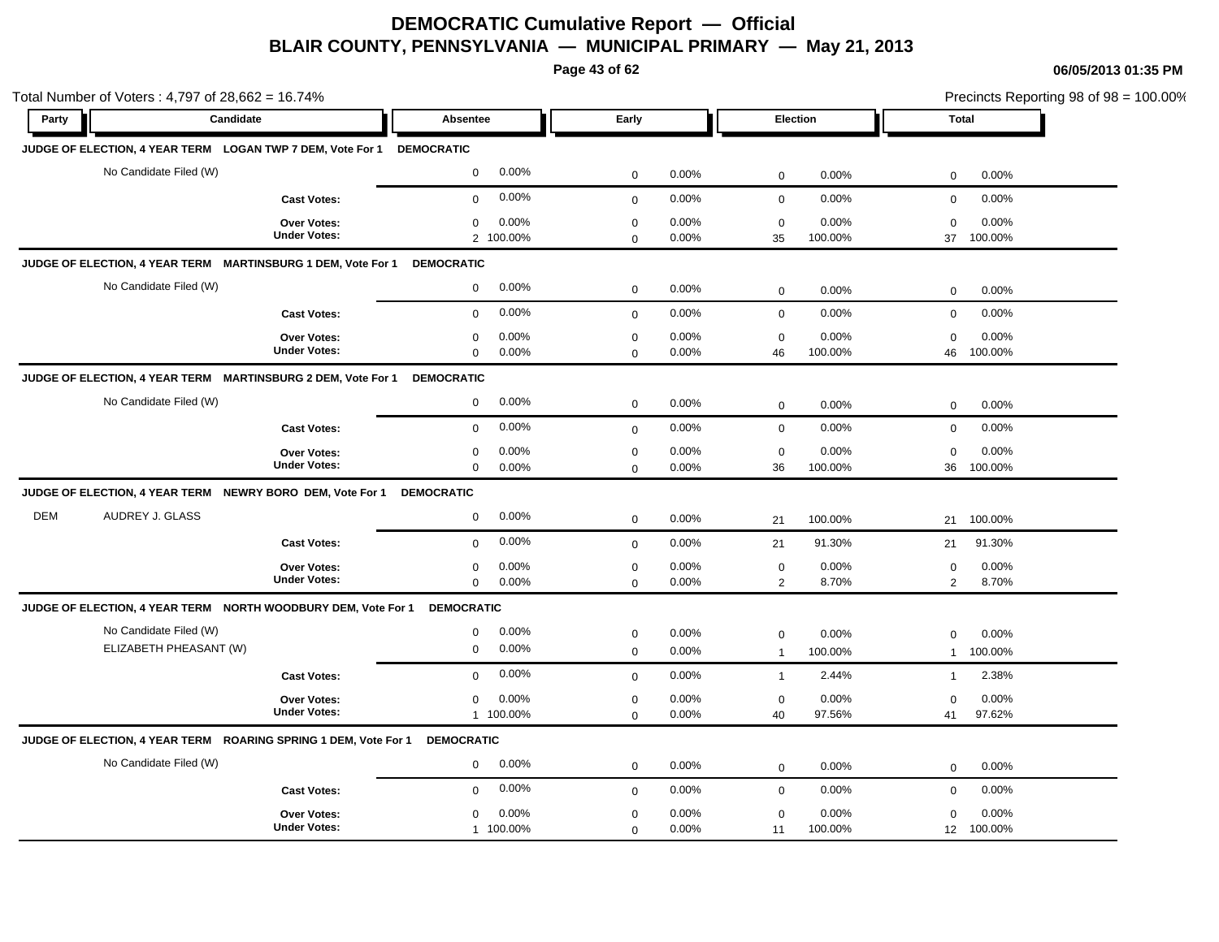# DEMOCRATIC Cumulative Report — Official

## BLAIR COUNTY, PENNSYLVANIA — MUNICIPAL PRIMARY — May 21, 2013

06/05/2013 01:35 PM

Total Number of Voters : 4,797 of 28,662 = 16.74%

Precincts Reporting 98 of 98 = 100.00%

| Party | Candidate | Absentee | | Early | | Election | | Total | |
|---|---|---|---|---|---|---|---|---|---|
| **JUDGE OF ELECTION, 4 YEAR TERM LOGAN TWP 7 DEM, Vote For 1** | | **DEMOCRATIC** | | | | | | | |
| | No Candidate Filed (W) | 0 | 0.00% | 0 | 0.00% | 0 | 0.00% | 0 | 0.00% |
| | **Cast Votes:** | 0 | 0.00% | 0 | 0.00% | 0 | 0.00% | 0 | 0.00% |
| | **Over Votes:** | 0 | 0.00% | 0 | 0.00% | 0 | 0.00% | 0 | 0.00% |
| | **Under Votes:** | 2 | 100.00% | 0 | 0.00% | 35 | 100.00% | 37 | 100.00% |
| **JUDGE OF ELECTION, 4 YEAR TERM MARTINSBURG 1 DEM, Vote For 1** | | **DEMOCRATIC** | | | | | | | |
| | No Candidate Filed (W) | 0 | 0.00% | 0 | 0.00% | 0 | 0.00% | 0 | 0.00% |
| | **Cast Votes:** | 0 | 0.00% | 0 | 0.00% | 0 | 0.00% | 0 | 0.00% |
| | **Over Votes:** | 0 | 0.00% | 0 | 0.00% | 0 | 0.00% | 0 | 0.00% |
| | **Under Votes:** | 0 | 0.00% | 0 | 0.00% | 46 | 100.00% | 46 | 100.00% |
| **JUDGE OF ELECTION, 4 YEAR TERM MARTINSBURG 2 DEM, Vote For 1** | | **DEMOCRATIC** | | | | | | | |
| | No Candidate Filed (W) | 0 | 0.00% | 0 | 0.00% | 0 | 0.00% | 0 | 0.00% |
| | **Cast Votes:** | 0 | 0.00% | 0 | 0.00% | 0 | 0.00% | 0 | 0.00% |
| | **Over Votes:** | 0 | 0.00% | 0 | 0.00% | 0 | 0.00% | 0 | 0.00% |
| | **Under Votes:** | 0 | 0.00% | 0 | 0.00% | 36 | 100.00% | 36 | 100.00% |
| **JUDGE OF ELECTION, 4 YEAR TERM NEWRY BORO DEM, Vote For 1** | | **DEMOCRATIC** | | | | | | | |
| DEM | AUDREY J. GLASS | 0 | 0.00% | 0 | 0.00% | 21 | 100.00% | 21 | 100.00% |
| | **Cast Votes:** | 0 | 0.00% | 0 | 0.00% | 21 | 91.30% | 21 | 91.30% |
| | **Over Votes:** | 0 | 0.00% | 0 | 0.00% | 0 | 0.00% | 0 | 0.00% |
| | **Under Votes:** | 0 | 0.00% | 0 | 0.00% | 2 | 8.70% | 2 | 8.70% |
| **JUDGE OF ELECTION, 4 YEAR TERM NORTH WOODBURY DEM, Vote For 1** | | **DEMOCRATIC** | | | | | | | |
| | No Candidate Filed (W) | 0 | 0.00% | 0 | 0.00% | 0 | 0.00% | 0 | 0.00% |
| | ELIZABETH PHEASANT (W) | 0 | 0.00% | 0 | 0.00% | 1 | 100.00% | 1 | 100.00% |
| | **Cast Votes:** | 0 | 0.00% | 0 | 0.00% | 1 | 2.44% | 1 | 2.38% |
| | **Over Votes:** | 0 | 0.00% | 0 | 0.00% | 0 | 0.00% | 0 | 0.00% |
| | **Under Votes:** | 1 | 100.00% | 0 | 0.00% | 40 | 97.56% | 41 | 97.62% |
| **JUDGE OF ELECTION, 4 YEAR TERM ROARING SPRING 1 DEM, Vote For 1** | | **DEMOCRATIC** | | | | | | | |
| | No Candidate Filed (W) | 0 | 0.00% | 0 | 0.00% | 0 | 0.00% | 0 | 0.00% |
| | **Cast Votes:** | 0 | 0.00% | 0 | 0.00% | 0 | 0.00% | 0 | 0.00% |
| | **Over Votes:** | 0 | 0.00% | 0 | 0.00% | 0 | 0.00% | 0 | 0.00% |
| | **Under Votes:** | 1 | 100.00% | 0 | 0.00% | 11 | 100.00% | 12 | 100.00% |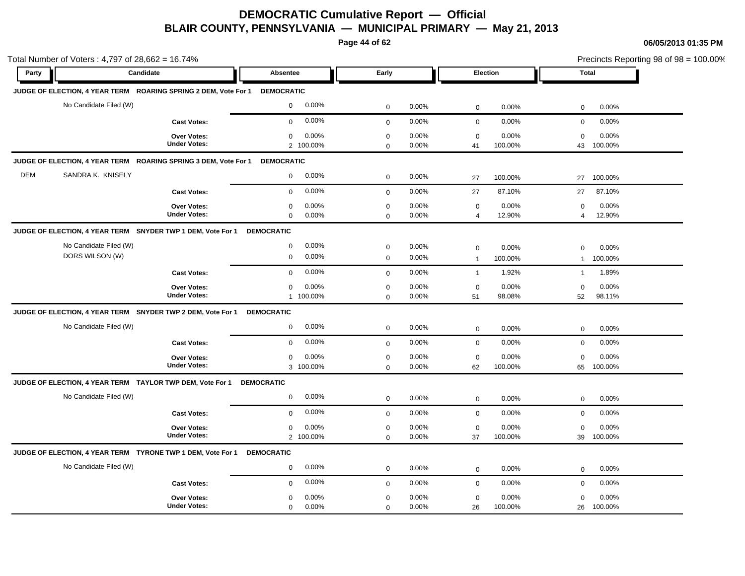# DEMOCRATIC Cumulative Report — Official

## BLAIR COUNTY, PENNSYLVANIA — MUNICIPAL PRIMARY — May 21, 2013

06/05/2013 01:35 PM

Total Number of Voters : 4,797 of 28,662 = 16.74%

Precincts Reporting 98 of 98 = 100.00%

| Party | Candidate | Absentee | | Early | | Election | | Total | |
|---|---|---|---|---|---|---|---|---|---|
| **JUDGE OF ELECTION, 4 YEAR TERM ROARING SPRING 2 DEM, Vote For 1 DEMOCRATIC** | | | | | | | | | |
| | No Candidate Filed (W) | 0 | 0.00% | 0 | 0.00% | 0 | 0.00% | 0 | 0.00% |
| | **Cast Votes:** | 0 | 0.00% | 0 | 0.00% | 0 | 0.00% | 0 | 0.00% |
| | **Over Votes:** | 0 | 0.00% | 0 | 0.00% | 0 | 0.00% | 0 | 0.00% |
| | **Under Votes:** | 2 | 100.00% | 0 | 0.00% | 41 | 100.00% | 43 | 100.00% |
| **JUDGE OF ELECTION, 4 YEAR TERM ROARING SPRING 3 DEM, Vote For 1 DEMOCRATIC** | | | | | | | | | |
| DEM | SANDRA K. KNISELY | 0 | 0.00% | 0 | 0.00% | 27 | 100.00% | 27 | 100.00% |
| | **Cast Votes:** | 0 | 0.00% | 0 | 0.00% | 27 | 87.10% | 27 | 87.10% |
| | **Over Votes:** | 0 | 0.00% | 0 | 0.00% | 0 | 0.00% | 0 | 0.00% |
| | **Under Votes:** | 0 | 0.00% | 0 | 0.00% | 4 | 12.90% | 4 | 12.90% |
| **JUDGE OF ELECTION, 4 YEAR TERM SNYDER TWP 1 DEM, Vote For 1 DEMOCRATIC** | | | | | | | | | |
| | No Candidate Filed (W) | 0 | 0.00% | 0 | 0.00% | 0 | 0.00% | 0 | 0.00% |
| | DORS WILSON (W) | 0 | 0.00% | 0 | 0.00% | 1 | 100.00% | 1 | 100.00% |
| | **Cast Votes:** | 0 | 0.00% | 0 | 0.00% | 1 | 1.92% | 1 | 1.89% |
| | **Over Votes:** | 0 | 0.00% | 0 | 0.00% | 0 | 0.00% | 0 | 0.00% |
| | **Under Votes:** | 1 | 100.00% | 0 | 0.00% | 51 | 98.08% | 52 | 98.11% |
| **JUDGE OF ELECTION, 4 YEAR TERM SNYDER TWP 2 DEM, Vote For 1 DEMOCRATIC** | | | | | | | | | |
| | No Candidate Filed (W) | 0 | 0.00% | 0 | 0.00% | 0 | 0.00% | 0 | 0.00% |
| | **Cast Votes:** | 0 | 0.00% | 0 | 0.00% | 0 | 0.00% | 0 | 0.00% |
| | **Over Votes:** | 0 | 0.00% | 0 | 0.00% | 0 | 0.00% | 0 | 0.00% |
| | **Under Votes:** | 3 | 100.00% | 0 | 0.00% | 62 | 100.00% | 65 | 100.00% |
| **JUDGE OF ELECTION, 4 YEAR TERM TAYLOR TWP DEM, Vote For 1 DEMOCRATIC** | | | | | | | | | |
| | No Candidate Filed (W) | 0 | 0.00% | 0 | 0.00% | 0 | 0.00% | 0 | 0.00% |
| | **Cast Votes:** | 0 | 0.00% | 0 | 0.00% | 0 | 0.00% | 0 | 0.00% |
| | **Over Votes:** | 0 | 0.00% | 0 | 0.00% | 0 | 0.00% | 0 | 0.00% |
| | **Under Votes:** | 2 | 100.00% | 0 | 0.00% | 37 | 100.00% | 39 | 100.00% |
| **JUDGE OF ELECTION, 4 YEAR TERM TYRONE TWP 1 DEM, Vote For 1 DEMOCRATIC** | | | | | | | | | |
| | No Candidate Filed (W) | 0 | 0.00% | 0 | 0.00% | 0 | 0.00% | 0 | 0.00% |
| | **Cast Votes:** | 0 | 0.00% | 0 | 0.00% | 0 | 0.00% | 0 | 0.00% |
| | **Over Votes:** | 0 | 0.00% | 0 | 0.00% | 0 | 0.00% | 0 | 0.00% |
| | **Under Votes:** | 0 | 0.00% | 0 | 0.00% | 26 | 100.00% | 26 | 100.00% |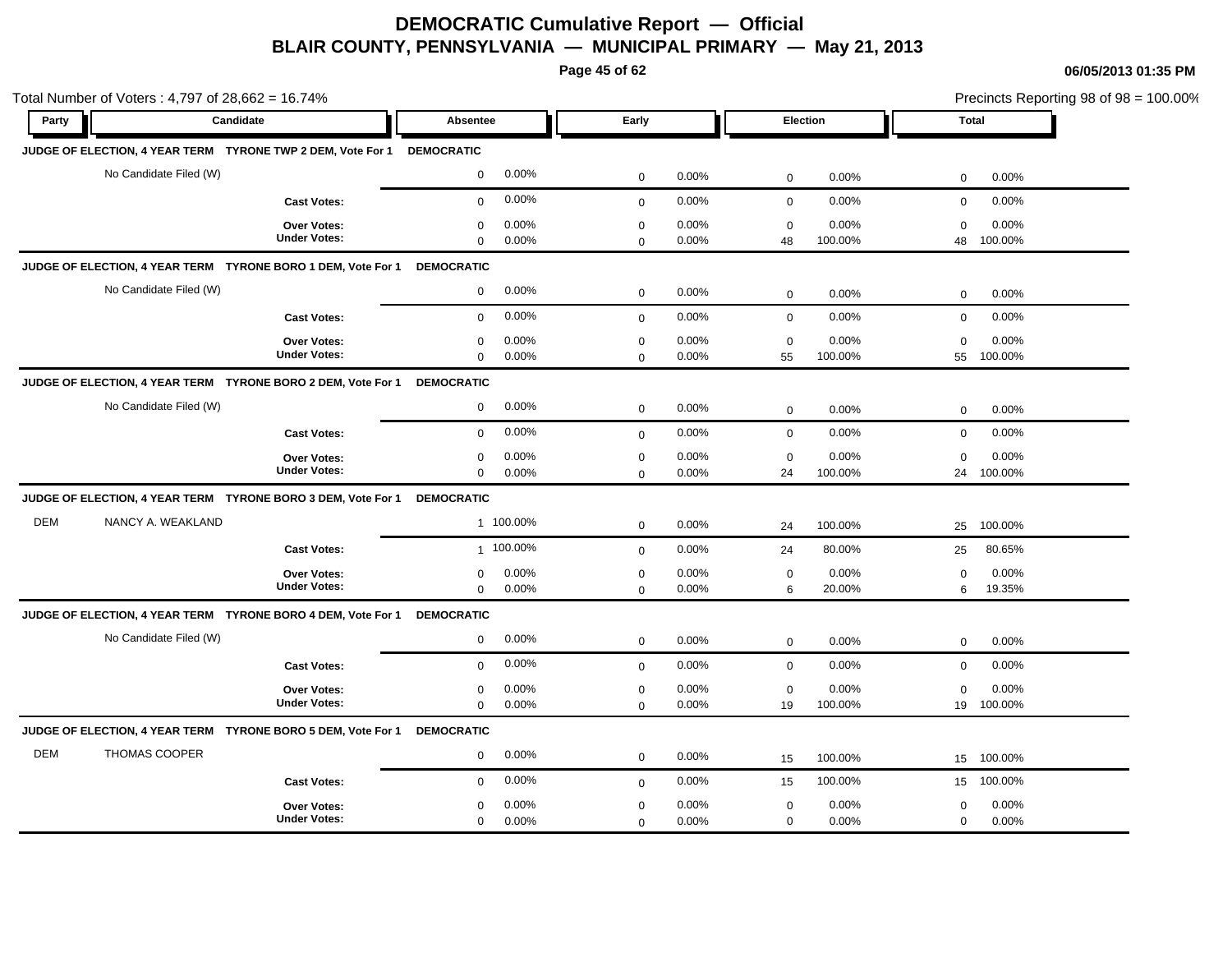# DEMOCRATIC Cumulative Report — Official

## BLAIR COUNTY, PENNSYLVANIA — MUNICIPAL PRIMARY — May 21, 2013

06/05/2013 01:35 PM

Total Number of Voters : 4,797 of 28,662 = 16.74%

Precincts Reporting 98 of 98 = 100.00%

| Party | Candidate | Absentee | | Early | | Election | | Total | |
|---|---|---|---|---|---|---|---|---|---|
| **JUDGE OF ELECTION, 4 YEAR TERM TYRONE TWP 2 DEM, Vote For 1** | | **DEMOCRATIC** | | | | | | | |
| | No Candidate Filed (W) | 0 | 0.00% | 0 | 0.00% | 0 | 0.00% | 0 | 0.00% |
| | **Cast Votes:** | 0 | 0.00% | 0 | 0.00% | 0 | 0.00% | 0 | 0.00% |
| | **Over Votes:** | 0 | 0.00% | 0 | 0.00% | 0 | 0.00% | 0 | 0.00% |
| | **Under Votes:** | 0 | 0.00% | 0 | 0.00% | 48 | 100.00% | 48 | 100.00% |
| **JUDGE OF ELECTION, 4 YEAR TERM TYRONE BORO 1 DEM, Vote For 1** | | **DEMOCRATIC** | | | | | | | |
| | No Candidate Filed (W) | 0 | 0.00% | 0 | 0.00% | 0 | 0.00% | 0 | 0.00% |
| | **Cast Votes:** | 0 | 0.00% | 0 | 0.00% | 0 | 0.00% | 0 | 0.00% |
| | **Over Votes:** | 0 | 0.00% | 0 | 0.00% | 0 | 0.00% | 0 | 0.00% |
| | **Under Votes:** | 0 | 0.00% | 0 | 0.00% | 55 | 100.00% | 55 | 100.00% |
| **JUDGE OF ELECTION, 4 YEAR TERM TYRONE BORO 2 DEM, Vote For 1** | | **DEMOCRATIC** | | | | | | | |
| | No Candidate Filed (W) | 0 | 0.00% | 0 | 0.00% | 0 | 0.00% | 0 | 0.00% |
| | **Cast Votes:** | 0 | 0.00% | 0 | 0.00% | 0 | 0.00% | 0 | 0.00% |
| | **Over Votes:** | 0 | 0.00% | 0 | 0.00% | 0 | 0.00% | 0 | 0.00% |
| | **Under Votes:** | 0 | 0.00% | 0 | 0.00% | 24 | 100.00% | 24 | 100.00% |
| **JUDGE OF ELECTION, 4 YEAR TERM TYRONE BORO 3 DEM, Vote For 1** | | **DEMOCRATIC** | | | | | | | |
| DEM | NANCY A. WEAKLAND | 1 | 100.00% | 0 | 0.00% | 24 | 100.00% | 25 | 100.00% |
| | **Cast Votes:** | 1 | 100.00% | 0 | 0.00% | 24 | 80.00% | 25 | 80.65% |
| | **Over Votes:** | 0 | 0.00% | 0 | 0.00% | 0 | 0.00% | 0 | 0.00% |
| | **Under Votes:** | 0 | 0.00% | 0 | 0.00% | 6 | 20.00% | 6 | 19.35% |
| **JUDGE OF ELECTION, 4 YEAR TERM TYRONE BORO 4 DEM, Vote For 1** | | **DEMOCRATIC** | | | | | | | |
| | No Candidate Filed (W) | 0 | 0.00% | 0 | 0.00% | 0 | 0.00% | 0 | 0.00% |
| | **Cast Votes:** | 0 | 0.00% | 0 | 0.00% | 0 | 0.00% | 0 | 0.00% |
| | **Over Votes:** | 0 | 0.00% | 0 | 0.00% | 0 | 0.00% | 0 | 0.00% |
| | **Under Votes:** | 0 | 0.00% | 0 | 0.00% | 19 | 100.00% | 19 | 100.00% |
| **JUDGE OF ELECTION, 4 YEAR TERM TYRONE BORO 5 DEM, Vote For 1** | | **DEMOCRATIC** | | | | | | | |
| DEM | THOMAS COOPER | 0 | 0.00% | 0 | 0.00% | 15 | 100.00% | 15 | 100.00% |
| | **Cast Votes:** | 0 | 0.00% | 0 | 0.00% | 15 | 100.00% | 15 | 100.00% |
| | **Over Votes:** | 0 | 0.00% | 0 | 0.00% | 0 | 0.00% | 0 | 0.00% |
| | **Under Votes:** | 0 | 0.00% | 0 | 0.00% | 0 | 0.00% | 0 | 0.00% |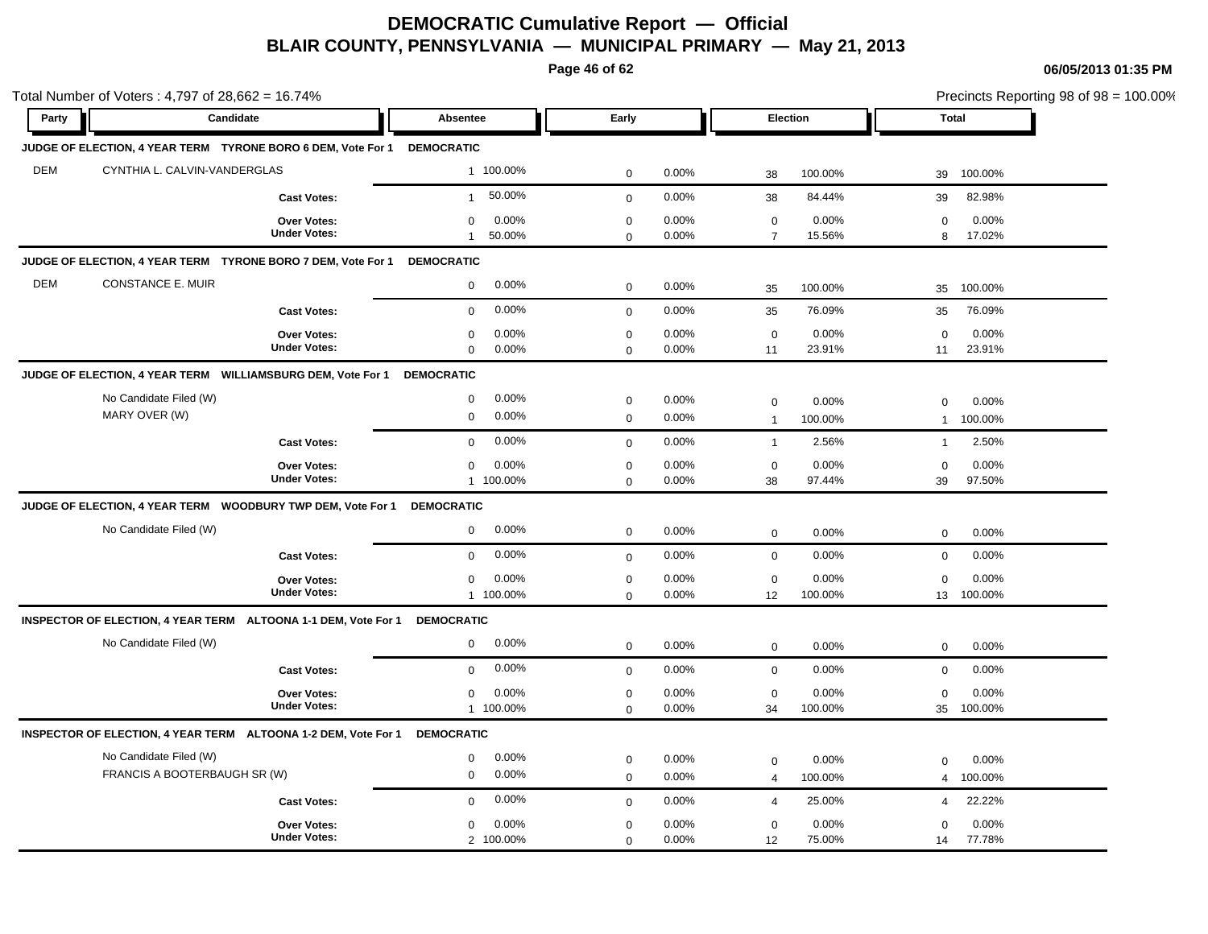# DEMOCRATIC Cumulative Report — Official
## BLAIR COUNTY, PENNSYLVANIA — MUNICIPAL PRIMARY — May 21, 2013

06/05/2013 01:35 PM

Total Number of Voters : 4,797 of 28,662 = 16.74%

Precincts Reporting 98 of 98 = 100.00%

| Party | Candidate | Absentee | | Early | | Election | | Total | |
|---|---|---|---|---|---|---|---|---|---|
| **JUDGE OF ELECTION, 4 YEAR TERM TYRONE BORO 6 DEM, Vote For 1** | | **DEMOCRATIC** | | | | | | | |
| DEM | CYNTHIA L. CALVIN-VANDERGLAS | 1 | 100.00% | 0 | 0.00% | 38 | 100.00% | 39 | 100.00% |
| | **Cast Votes:** | 1 | 50.00% | 0 | 0.00% | 38 | 84.44% | 39 | 82.98% |
| | **Over Votes:** | 0 | 0.00% | 0 | 0.00% | 0 | 0.00% | 0 | 0.00% |
| | **Under Votes:** | 1 | 50.00% | 0 | 0.00% | 7 | 15.56% | 8 | 17.02% |
| **JUDGE OF ELECTION, 4 YEAR TERM TYRONE BORO 7 DEM, Vote For 1** | | **DEMOCRATIC** | | | | | | | |
| DEM | CONSTANCE E. MUIR | 0 | 0.00% | 0 | 0.00% | 35 | 100.00% | 35 | 100.00% |
| | **Cast Votes:** | 0 | 0.00% | 0 | 0.00% | 35 | 76.09% | 35 | 76.09% |
| | **Over Votes:** | 0 | 0.00% | 0 | 0.00% | 0 | 0.00% | 0 | 0.00% |
| | **Under Votes:** | 0 | 0.00% | 0 | 0.00% | 11 | 23.91% | 11 | 23.91% |
| **JUDGE OF ELECTION, 4 YEAR TERM WILLIAMSBURG DEM, Vote For 1** | | **DEMOCRATIC** | | | | | | | |
| | No Candidate Filed (W) | 0 | 0.00% | 0 | 0.00% | 0 | 0.00% | 0 | 0.00% |
| | MARY OVER (W) | 0 | 0.00% | 0 | 0.00% | 1 | 100.00% | 1 | 100.00% |
| | **Cast Votes:** | 0 | 0.00% | 0 | 0.00% | 1 | 2.56% | 1 | 2.50% |
| | **Over Votes:** | 0 | 0.00% | 0 | 0.00% | 0 | 0.00% | 0 | 0.00% |
| | **Under Votes:** | 1 | 100.00% | 0 | 0.00% | 38 | 97.44% | 39 | 97.50% |
| **JUDGE OF ELECTION, 4 YEAR TERM WOODBURY TWP DEM, Vote For 1** | | **DEMOCRATIC** | | | | | | | |
| | No Candidate Filed (W) | 0 | 0.00% | 0 | 0.00% | 0 | 0.00% | 0 | 0.00% |
| | **Cast Votes:** | 0 | 0.00% | 0 | 0.00% | 0 | 0.00% | 0 | 0.00% |
| | **Over Votes:** | 0 | 0.00% | 0 | 0.00% | 0 | 0.00% | 0 | 0.00% |
| | **Under Votes:** | 1 | 100.00% | 0 | 0.00% | 12 | 100.00% | 13 | 100.00% |
| **INSPECTOR OF ELECTION, 4 YEAR TERM ALTOONA 1-1 DEM, Vote For 1** | | **DEMOCRATIC** | | | | | | | |
| | No Candidate Filed (W) | 0 | 0.00% | 0 | 0.00% | 0 | 0.00% | 0 | 0.00% |
| | **Cast Votes:** | 0 | 0.00% | 0 | 0.00% | 0 | 0.00% | 0 | 0.00% |
| | **Over Votes:** | 0 | 0.00% | 0 | 0.00% | 0 | 0.00% | 0 | 0.00% |
| | **Under Votes:** | 1 | 100.00% | 0 | 0.00% | 34 | 100.00% | 35 | 100.00% |
| **INSPECTOR OF ELECTION, 4 YEAR TERM ALTOONA 1-2 DEM, Vote For 1** | | **DEMOCRATIC** | | | | | | | |
| | No Candidate Filed (W) | 0 | 0.00% | 0 | 0.00% | 0 | 0.00% | 0 | 0.00% |
| | FRANCIS A BOOTERBAUGH SR (W) | 0 | 0.00% | 0 | 0.00% | 4 | 100.00% | 4 | 100.00% |
| | **Cast Votes:** | 0 | 0.00% | 0 | 0.00% | 4 | 25.00% | 4 | 22.22% |
| | **Over Votes:** | 0 | 0.00% | 0 | 0.00% | 0 | 0.00% | 0 | 0.00% |
| | **Under Votes:** | 2 | 100.00% | 0 | 0.00% | 12 | 75.00% | 14 | 77.78% |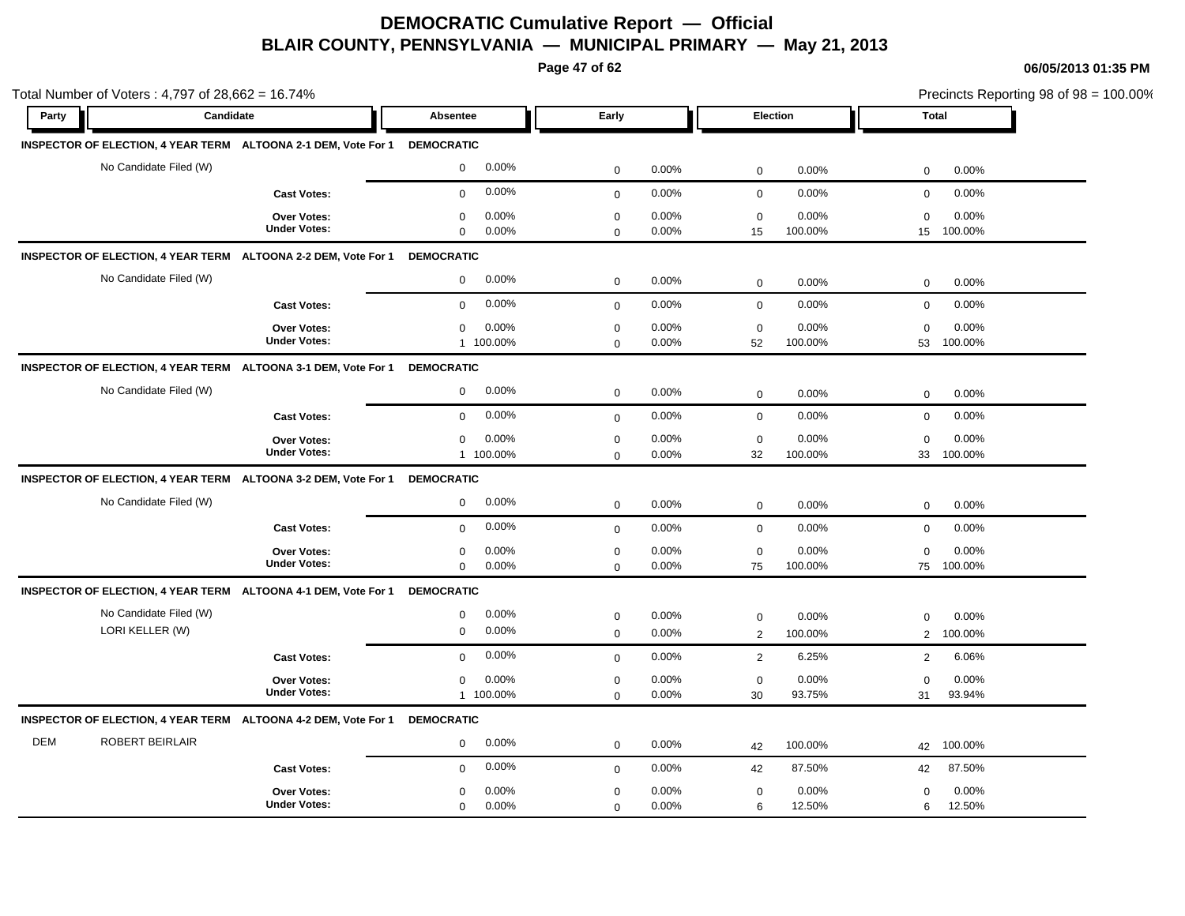# DEMOCRATIC Cumulative Report — Official

## BLAIR COUNTY, PENNSYLVANIA — MUNICIPAL PRIMARY — May 21, 2013

06/05/2013 01:35 PM

Total Number of Voters : 4,797 of 28,662 = 16.74%

Precincts Reporting 98 of 98 = 100.00%

| Party | Candidate | Absentee | | Early | | Election | | Total | |
|---|---|---|---|---|---|---|---|---|---|
| **INSPECTOR OF ELECTION, 4 YEAR TERM** | **ALTOONA 2-1 DEM, Vote For 1** | **DEMOCRATIC** | | | | | | | |
| | No Candidate Filed (W) | 0 | 0.00% | 0 | 0.00% | 0 | 0.00% | 0 | 0.00% |
| | **Cast Votes:** | 0 | 0.00% | 0 | 0.00% | 0 | 0.00% | 0 | 0.00% |
| | **Over Votes:** | 0 | 0.00% | 0 | 0.00% | 0 | 0.00% | 0 | 0.00% |
| | **Under Votes:** | 0 | 0.00% | 0 | 0.00% | 15 | 100.00% | 15 | 100.00% |
| **INSPECTOR OF ELECTION, 4 YEAR TERM** | **ALTOONA 2-2 DEM, Vote For 1** | **DEMOCRATIC** | | | | | | | |
| | No Candidate Filed (W) | 0 | 0.00% | 0 | 0.00% | 0 | 0.00% | 0 | 0.00% |
| | **Cast Votes:** | 0 | 0.00% | 0 | 0.00% | 0 | 0.00% | 0 | 0.00% |
| | **Over Votes:** | 0 | 0.00% | 0 | 0.00% | 0 | 0.00% | 0 | 0.00% |
| | **Under Votes:** | 1 | 100.00% | 0 | 0.00% | 52 | 100.00% | 53 | 100.00% |
| **INSPECTOR OF ELECTION, 4 YEAR TERM** | **ALTOONA 3-1 DEM, Vote For 1** | **DEMOCRATIC** | | | | | | | |
| | No Candidate Filed (W) | 0 | 0.00% | 0 | 0.00% | 0 | 0.00% | 0 | 0.00% |
| | **Cast Votes:** | 0 | 0.00% | 0 | 0.00% | 0 | 0.00% | 0 | 0.00% |
| | **Over Votes:** | 0 | 0.00% | 0 | 0.00% | 0 | 0.00% | 0 | 0.00% |
| | **Under Votes:** | 1 | 100.00% | 0 | 0.00% | 32 | 100.00% | 33 | 100.00% |
| **INSPECTOR OF ELECTION, 4 YEAR TERM** | **ALTOONA 3-2 DEM, Vote For 1** | **DEMOCRATIC** | | | | | | | |
| | No Candidate Filed (W) | 0 | 0.00% | 0 | 0.00% | 0 | 0.00% | 0 | 0.00% |
| | **Cast Votes:** | 0 | 0.00% | 0 | 0.00% | 0 | 0.00% | 0 | 0.00% |
| | **Over Votes:** | 0 | 0.00% | 0 | 0.00% | 0 | 0.00% | 0 | 0.00% |
| | **Under Votes:** | 0 | 0.00% | 0 | 0.00% | 75 | 100.00% | 75 | 100.00% |
| **INSPECTOR OF ELECTION, 4 YEAR TERM** | **ALTOONA 4-1 DEM, Vote For 1** | **DEMOCRATIC** | | | | | | | |
| | No Candidate Filed (W) | 0 | 0.00% | 0 | 0.00% | 0 | 0.00% | 0 | 0.00% |
| | LORI KELLER (W) | 0 | 0.00% | 0 | 0.00% | 2 | 100.00% | 2 | 100.00% |
| | **Cast Votes:** | 0 | 0.00% | 0 | 0.00% | 2 | 6.25% | 2 | 6.06% |
| | **Over Votes:** | 0 | 0.00% | 0 | 0.00% | 0 | 0.00% | 0 | 0.00% |
| | **Under Votes:** | 1 | 100.00% | 0 | 0.00% | 30 | 93.75% | 31 | 93.94% |
| **INSPECTOR OF ELECTION, 4 YEAR TERM** | **ALTOONA 4-2 DEM, Vote For 1** | **DEMOCRATIC** | | | | | | | |
| DEM | ROBERT BEIRLAIR | 0 | 0.00% | 0 | 0.00% | 42 | 100.00% | 42 | 100.00% |
| | **Cast Votes:** | 0 | 0.00% | 0 | 0.00% | 42 | 87.50% | 42 | 87.50% |
| | **Over Votes:** | 0 | 0.00% | 0 | 0.00% | 0 | 0.00% | 0 | 0.00% |
| | **Under Votes:** | 0 | 0.00% | 0 | 0.00% | 6 | 12.50% | 6 | 12.50% |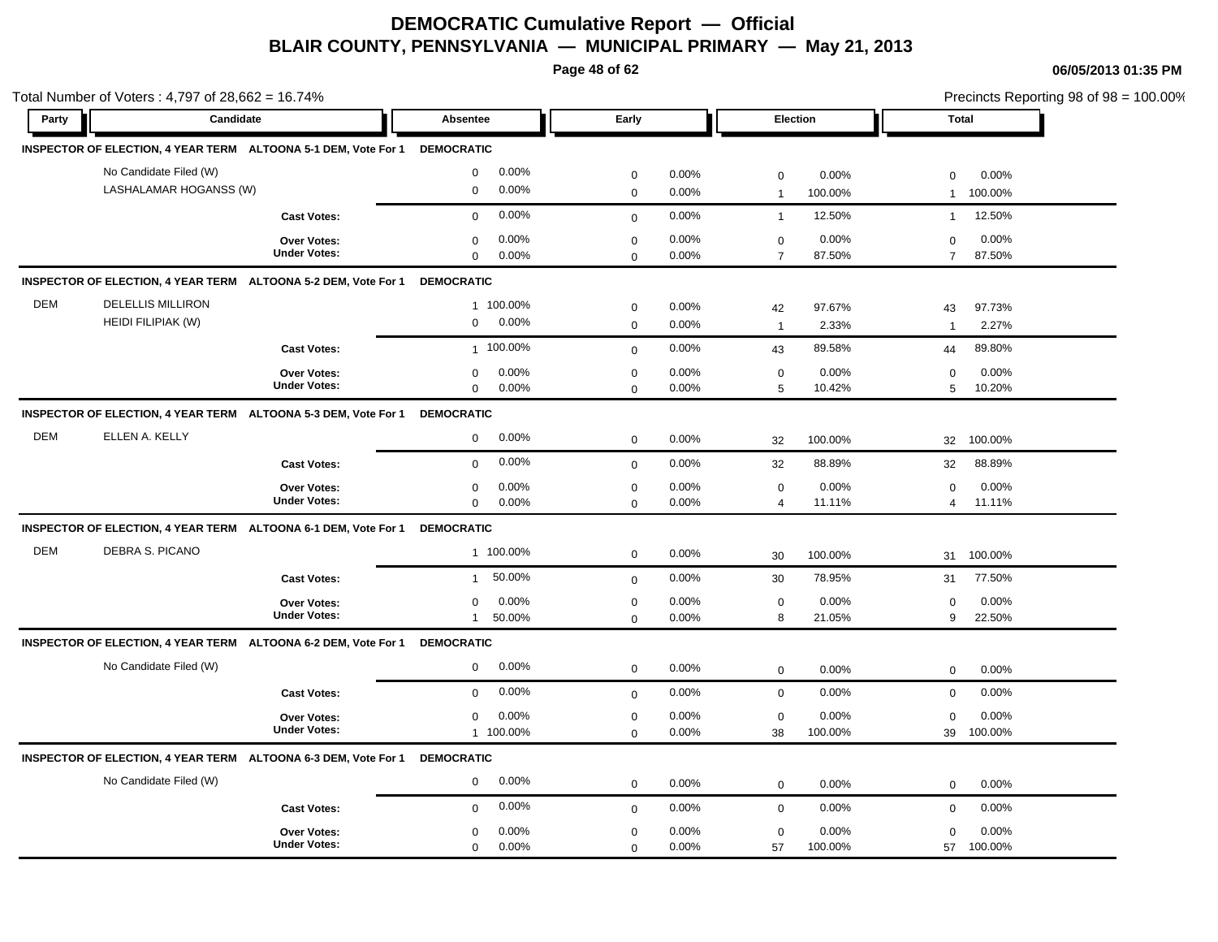# DEMOCRATIC Cumulative Report — Official

## BLAIR COUNTY, PENNSYLVANIA — MUNICIPAL PRIMARY — May 21, 2013

06/05/2013 01:35 PM

Total Number of Voters : 4,797 of 28,662 = 16.74%

Precincts Reporting 98 of 98 = 100.00%

| Party | Candidate | Absentee | | Early | | Election | | Total | |
|---|---|---|---|---|---|---|---|---|---|
| **INSPECTOR OF ELECTION, 4 YEAR TERM ALTOONA 5-1 DEM, Vote For 1** | | **DEMOCRATIC** | | | | | | | |
| | No Candidate Filed (W) | 0 | 0.00% | 0 | 0.00% | 0 | 0.00% | 0 | 0.00% |
| | LASHALAMAR HOGANSS (W) | 0 | 0.00% | 0 | 0.00% | 1 | 100.00% | 1 | 100.00% |
| | **Cast Votes:** | 0 | 0.00% | 0 | 0.00% | 1 | 12.50% | 1 | 12.50% |
| | **Over Votes:** | 0 | 0.00% | 0 | 0.00% | 0 | 0.00% | 0 | 0.00% |
| | **Under Votes:** | 0 | 0.00% | 0 | 0.00% | 7 | 87.50% | 7 | 87.50% |
| **INSPECTOR OF ELECTION, 4 YEAR TERM ALTOONA 5-2 DEM, Vote For 1** | | **DEMOCRATIC** | | | | | | | |
| DEM | DELELLIS MILLIRON | 1 | 100.00% | 0 | 0.00% | 42 | 97.67% | 43 | 97.73% |
| | HEIDI FILIPIAK (W) | 0 | 0.00% | 0 | 0.00% | 1 | 2.33% | 1 | 2.27% |
| | **Cast Votes:** | 1 | 100.00% | 0 | 0.00% | 43 | 89.58% | 44 | 89.80% |
| | **Over Votes:** | 0 | 0.00% | 0 | 0.00% | 0 | 0.00% | 0 | 0.00% |
| | **Under Votes:** | 0 | 0.00% | 0 | 0.00% | 5 | 10.42% | 5 | 10.20% |
| **INSPECTOR OF ELECTION, 4 YEAR TERM ALTOONA 5-3 DEM, Vote For 1** | | **DEMOCRATIC** | | | | | | | |
| DEM | ELLEN A. KELLY | 0 | 0.00% | 0 | 0.00% | 32 | 100.00% | 32 | 100.00% |
| | **Cast Votes:** | 0 | 0.00% | 0 | 0.00% | 32 | 88.89% | 32 | 88.89% |
| | **Over Votes:** | 0 | 0.00% | 0 | 0.00% | 0 | 0.00% | 0 | 0.00% |
| | **Under Votes:** | 0 | 0.00% | 0 | 0.00% | 4 | 11.11% | 4 | 11.11% |
| **INSPECTOR OF ELECTION, 4 YEAR TERM ALTOONA 6-1 DEM, Vote For 1** | | **DEMOCRATIC** | | | | | | | |
| DEM | DEBRA S. PICANO | 1 | 100.00% | 0 | 0.00% | 30 | 100.00% | 31 | 100.00% |
| | **Cast Votes:** | 1 | 50.00% | 0 | 0.00% | 30 | 78.95% | 31 | 77.50% |
| | **Over Votes:** | 0 | 0.00% | 0 | 0.00% | 0 | 0.00% | 0 | 0.00% |
| | **Under Votes:** | 1 | 50.00% | 0 | 0.00% | 8 | 21.05% | 9 | 22.50% |
| **INSPECTOR OF ELECTION, 4 YEAR TERM ALTOONA 6-2 DEM, Vote For 1** | | **DEMOCRATIC** | | | | | | | |
| | No Candidate Filed (W) | 0 | 0.00% | 0 | 0.00% | 0 | 0.00% | 0 | 0.00% |
| | **Cast Votes:** | 0 | 0.00% | 0 | 0.00% | 0 | 0.00% | 0 | 0.00% |
| | **Over Votes:** | 0 | 0.00% | 0 | 0.00% | 0 | 0.00% | 0 | 0.00% |
| | **Under Votes:** | 1 | 100.00% | 0 | 0.00% | 38 | 100.00% | 39 | 100.00% |
| **INSPECTOR OF ELECTION, 4 YEAR TERM ALTOONA 6-3 DEM, Vote For 1** | | **DEMOCRATIC** | | | | | | | |
| | No Candidate Filed (W) | 0 | 0.00% | 0 | 0.00% | 0 | 0.00% | 0 | 0.00% |
| | **Cast Votes:** | 0 | 0.00% | 0 | 0.00% | 0 | 0.00% | 0 | 0.00% |
| | **Over Votes:** | 0 | 0.00% | 0 | 0.00% | 0 | 0.00% | 0 | 0.00% |
| | **Under Votes:** | 0 | 0.00% | 0 | 0.00% | 57 | 100.00% | 57 | 100.00% |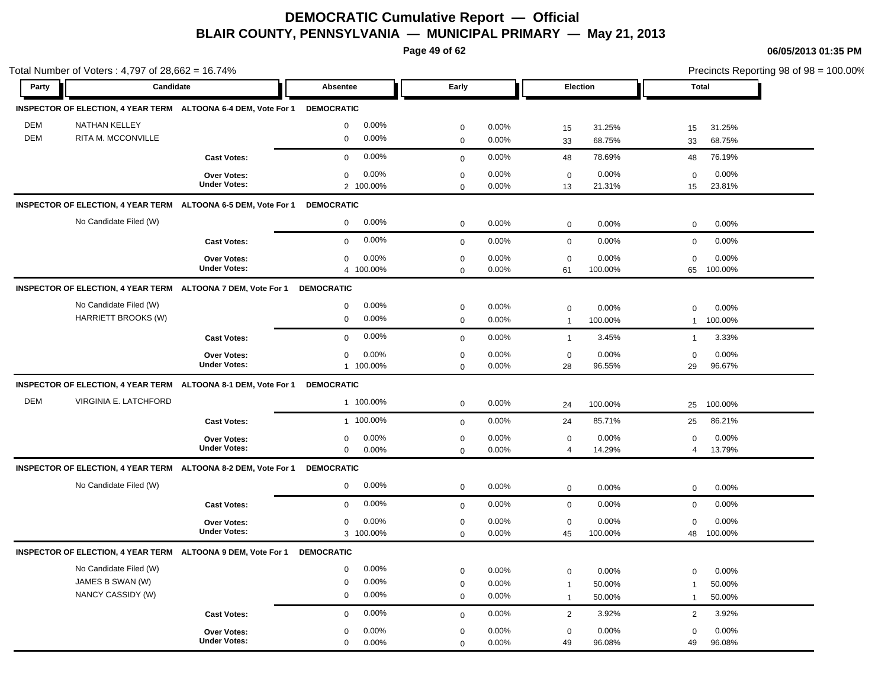# DEMOCRATIC Cumulative Report — Official

## BLAIR COUNTY, PENNSYLVANIA — MUNICIPAL PRIMARY — May 21, 2013

06/05/2013 01:35 PM

Total Number of Voters : 4,797 of 28,662 = 16.74%

Precincts Reporting 98 of 98 = 100.00%

| Party | Candidate | | Absentee | | Early | | Election | | Total | |
|---|---|---|---|---|---|---|---|---|---|---|
| **INSPECTOR OF ELECTION, 4 YEAR TERM** | **ALTOONA 6-4 DEM, Vote For 1** | **DEMOCRATIC** | | | | | | | | |
| DEM | NATHAN KELLEY | | 0 | 0.00% | 0 | 0.00% | 15 | 31.25% | 15 | 31.25% |
| DEM | RITA M. MCCONVILLE | | 0 | 0.00% | 0 | 0.00% | 33 | 68.75% | 33 | 68.75% |
| | | **Cast Votes:** | 0 | 0.00% | 0 | 0.00% | 48 | 78.69% | 48 | 76.19% |
| | | **Over Votes:** | 0 | 0.00% | 0 | 0.00% | 0 | 0.00% | 0 | 0.00% |
| | | **Under Votes:** | 2 | 100.00% | 0 | 0.00% | 13 | 21.31% | 15 | 23.81% |
| **INSPECTOR OF ELECTION, 4 YEAR TERM** | **ALTOONA 6-5 DEM, Vote For 1** | **DEMOCRATIC** | | | | | | | | |
| | No Candidate Filed (W) | | 0 | 0.00% | 0 | 0.00% | 0 | 0.00% | 0 | 0.00% |
| | | **Cast Votes:** | 0 | 0.00% | 0 | 0.00% | 0 | 0.00% | 0 | 0.00% |
| | | **Over Votes:** | 0 | 0.00% | 0 | 0.00% | 0 | 0.00% | 0 | 0.00% |
| | | **Under Votes:** | 4 | 100.00% | 0 | 0.00% | 61 | 100.00% | 65 | 100.00% |
| **INSPECTOR OF ELECTION, 4 YEAR TERM** | **ALTOONA 7 DEM, Vote For 1** | **DEMOCRATIC** | | | | | | | | |
| | No Candidate Filed (W) | | 0 | 0.00% | 0 | 0.00% | 0 | 0.00% | 0 | 0.00% |
| | HARRIETT BROOKS (W) | | 0 | 0.00% | 0 | 0.00% | 1 | 100.00% | 1 | 100.00% |
| | | **Cast Votes:** | 0 | 0.00% | 0 | 0.00% | 1 | 3.45% | 1 | 3.33% |
| | | **Over Votes:** | 0 | 0.00% | 0 | 0.00% | 0 | 0.00% | 0 | 0.00% |
| | | **Under Votes:** | 1 | 100.00% | 0 | 0.00% | 28 | 96.55% | 29 | 96.67% |
| **INSPECTOR OF ELECTION, 4 YEAR TERM** | **ALTOONA 8-1 DEM, Vote For 1** | **DEMOCRATIC** | | | | | | | | |
| DEM | VIRGINIA E. LATCHFORD | | 1 | 100.00% | 0 | 0.00% | 24 | 100.00% | 25 | 100.00% |
| | | **Cast Votes:** | 1 | 100.00% | 0 | 0.00% | 24 | 85.71% | 25 | 86.21% |
| | | **Over Votes:** | 0 | 0.00% | 0 | 0.00% | 0 | 0.00% | 0 | 0.00% |
| | | **Under Votes:** | 0 | 0.00% | 0 | 0.00% | 4 | 14.29% | 4 | 13.79% |
| **INSPECTOR OF ELECTION, 4 YEAR TERM** | **ALTOONA 8-2 DEM, Vote For 1** | **DEMOCRATIC** | | | | | | | | |
| | No Candidate Filed (W) | | 0 | 0.00% | 0 | 0.00% | 0 | 0.00% | 0 | 0.00% |
| | | **Cast Votes:** | 0 | 0.00% | 0 | 0.00% | 0 | 0.00% | 0 | 0.00% |
| | | **Over Votes:** | 0 | 0.00% | 0 | 0.00% | 0 | 0.00% | 0 | 0.00% |
| | | **Under Votes:** | 3 | 100.00% | 0 | 0.00% | 45 | 100.00% | 48 | 100.00% |
| **INSPECTOR OF ELECTION, 4 YEAR TERM** | **ALTOONA 9 DEM, Vote For 1** | **DEMOCRATIC** | | | | | | | | |
| | No Candidate Filed (W) | | 0 | 0.00% | 0 | 0.00% | 0 | 0.00% | 0 | 0.00% |
| | JAMES B SWAN (W) | | 0 | 0.00% | 0 | 0.00% | 1 | 50.00% | 1 | 50.00% |
| | NANCY CASSIDY (W) | | 0 | 0.00% | 0 | 0.00% | 1 | 50.00% | 1 | 50.00% |
| | | **Cast Votes:** | 0 | 0.00% | 0 | 0.00% | 2 | 3.92% | 2 | 3.92% |
| | | **Over Votes:** | 0 | 0.00% | 0 | 0.00% | 0 | 0.00% | 0 | 0.00% |
| | | **Under Votes:** | 0 | 0.00% | 0 | 0.00% | 49 | 96.08% | 49 | 96.08% |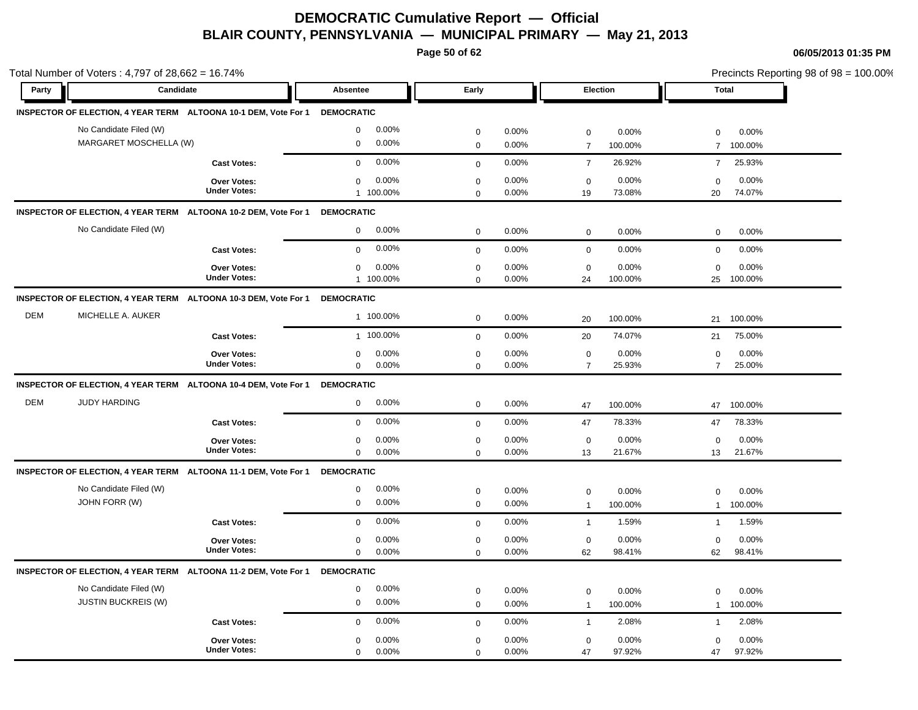# DEMOCRATIC Cumulative Report — Official

## BLAIR COUNTY, PENNSYLVANIA — MUNICIPAL PRIMARY — May 21, 2013

06/05/2013 01:35 PM

Total Number of Voters : 4,797 of 28,662 = 16.74%

Precincts Reporting 98 of 98 = 100.00%

| Party | Candidate | Absentee | | Early | | Election | | Total | |
|---|---|---|---|---|---|---|---|---|---|
| **INSPECTOR OF ELECTION, 4 YEAR TERM ALTOONA 10-1 DEM, Vote For 1** | | **DEMOCRATIC** | | | | | | | |
| | No Candidate Filed (W) | 0 | 0.00% | 0 | 0.00% | 0 | 0.00% | 0 | 0.00% |
| | MARGARET MOSCHELLA (W) | 0 | 0.00% | 0 | 0.00% | 7 | 100.00% | 7 | 100.00% |
| | **Cast Votes:** | 0 | 0.00% | 0 | 0.00% | 7 | 26.92% | 7 | 25.93% |
| | **Over Votes:** | 0 | 0.00% | 0 | 0.00% | 0 | 0.00% | 0 | 0.00% |
| | **Under Votes:** | 1 | 100.00% | 0 | 0.00% | 19 | 73.08% | 20 | 74.07% |
| **INSPECTOR OF ELECTION, 4 YEAR TERM ALTOONA 10-2 DEM, Vote For 1** | | **DEMOCRATIC** | | | | | | | |
| | No Candidate Filed (W) | 0 | 0.00% | 0 | 0.00% | 0 | 0.00% | 0 | 0.00% |
| | **Cast Votes:** | 0 | 0.00% | 0 | 0.00% | 0 | 0.00% | 0 | 0.00% |
| | **Over Votes:** | 0 | 0.00% | 0 | 0.00% | 0 | 0.00% | 0 | 0.00% |
| | **Under Votes:** | 1 | 100.00% | 0 | 0.00% | 24 | 100.00% | 25 | 100.00% |
| **INSPECTOR OF ELECTION, 4 YEAR TERM ALTOONA 10-3 DEM, Vote For 1** | | **DEMOCRATIC** | | | | | | | |
| DEM | MICHELLE A. AUKER | 1 | 100.00% | 0 | 0.00% | 20 | 100.00% | 21 | 100.00% |
| | **Cast Votes:** | 1 | 100.00% | 0 | 0.00% | 20 | 74.07% | 21 | 75.00% |
| | **Over Votes:** | 0 | 0.00% | 0 | 0.00% | 0 | 0.00% | 0 | 0.00% |
| | **Under Votes:** | 0 | 0.00% | 0 | 0.00% | 7 | 25.93% | 7 | 25.00% |
| **INSPECTOR OF ELECTION, 4 YEAR TERM ALTOONA 10-4 DEM, Vote For 1** | | **DEMOCRATIC** | | | | | | | |
| DEM | JUDY HARDING | 0 | 0.00% | 0 | 0.00% | 47 | 100.00% | 47 | 100.00% |
| | **Cast Votes:** | 0 | 0.00% | 0 | 0.00% | 47 | 78.33% | 47 | 78.33% |
| | **Over Votes:** | 0 | 0.00% | 0 | 0.00% | 0 | 0.00% | 0 | 0.00% |
| | **Under Votes:** | 0 | 0.00% | 0 | 0.00% | 13 | 21.67% | 13 | 21.67% |
| **INSPECTOR OF ELECTION, 4 YEAR TERM ALTOONA 11-1 DEM, Vote For 1** | | **DEMOCRATIC** | | | | | | | |
| | No Candidate Filed (W) | 0 | 0.00% | 0 | 0.00% | 0 | 0.00% | 0 | 0.00% |
| | JOHN FORR (W) | 0 | 0.00% | 0 | 0.00% | 1 | 100.00% | 1 | 100.00% |
| | **Cast Votes:** | 0 | 0.00% | 0 | 0.00% | 1 | 1.59% | 1 | 1.59% |
| | **Over Votes:** | 0 | 0.00% | 0 | 0.00% | 0 | 0.00% | 0 | 0.00% |
| | **Under Votes:** | 0 | 0.00% | 0 | 0.00% | 62 | 98.41% | 62 | 98.41% |
| **INSPECTOR OF ELECTION, 4 YEAR TERM ALTOONA 11-2 DEM, Vote For 1** | | **DEMOCRATIC** | | | | | | | |
| | No Candidate Filed (W) | 0 | 0.00% | 0 | 0.00% | 0 | 0.00% | 0 | 0.00% |
| | JUSTIN BUCKREIS (W) | 0 | 0.00% | 0 | 0.00% | 1 | 100.00% | 1 | 100.00% |
| | **Cast Votes:** | 0 | 0.00% | 0 | 0.00% | 1 | 2.08% | 1 | 2.08% |
| | **Over Votes:** | 0 | 0.00% | 0 | 0.00% | 0 | 0.00% | 0 | 0.00% |
| | **Under Votes:** | 0 | 0.00% | 0 | 0.00% | 47 | 97.92% | 47 | 97.92% |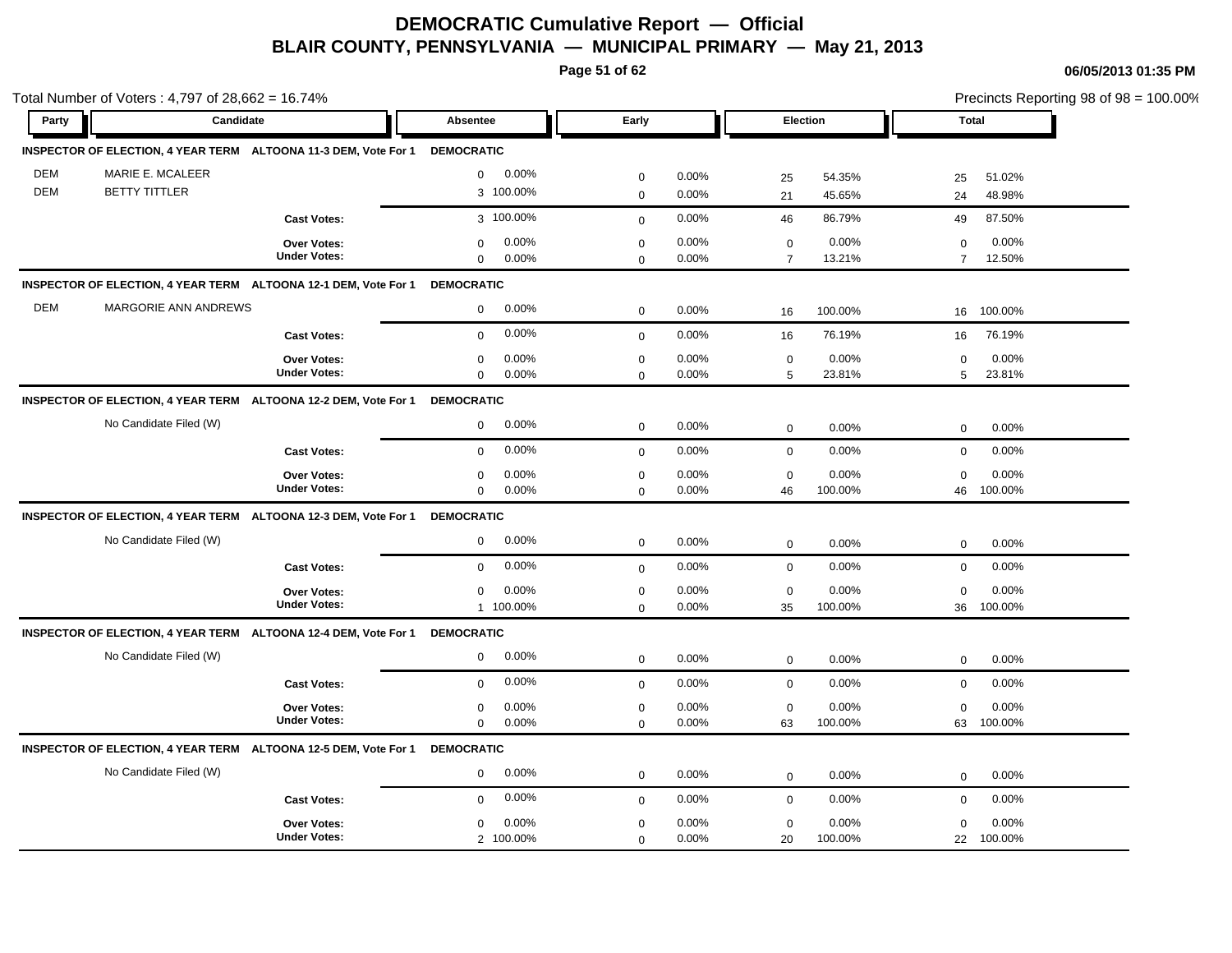# DEMOCRATIC Cumulative Report — Official

## BLAIR COUNTY, PENNSYLVANIA — MUNICIPAL PRIMARY — May 21, 2013

06/05/2013 01:35 PM

Total Number of Voters : 4,797 of 28,662 = 16.74%

Precincts Reporting 98 of 98 = 100.00%

| Party | Candidate | | Absentee | | Early | | Election | | Total | |
|---|---|---|---|---|---|---|---|---|---|---|
| **INSPECTOR OF ELECTION, 4 YEAR TERM** | **ALTOONA 11-3 DEM, Vote For 1** | | **DEMOCRATIC** | | | | | | | |
| DEM | MARIE E. MCALEER | | 0 | 0.00% | 0 | 0.00% | 25 | 54.35% | 25 | 51.02% |
| DEM | BETTY TITTLER | | 3 | 100.00% | 0 | 0.00% | 21 | 45.65% | 24 | 48.98% |
| | | **Cast Votes:** | 3 | 100.00% | 0 | 0.00% | 46 | 86.79% | 49 | 87.50% |
| | | **Over Votes:** | 0 | 0.00% | 0 | 0.00% | 0 | 0.00% | 0 | 0.00% |
| | | **Under Votes:** | 0 | 0.00% | 0 | 0.00% | 7 | 13.21% | 7 | 12.50% |
| **INSPECTOR OF ELECTION, 4 YEAR TERM** | **ALTOONA 12-1 DEM, Vote For 1** | | **DEMOCRATIC** | | | | | | | |
| DEM | MARGORIE ANN ANDREWS | | 0 | 0.00% | 0 | 0.00% | 16 | 100.00% | 16 | 100.00% |
| | | **Cast Votes:** | 0 | 0.00% | 0 | 0.00% | 16 | 76.19% | 16 | 76.19% |
| | | **Over Votes:** | 0 | 0.00% | 0 | 0.00% | 0 | 0.00% | 0 | 0.00% |
| | | **Under Votes:** | 0 | 0.00% | 0 | 0.00% | 5 | 23.81% | 5 | 23.81% |
| **INSPECTOR OF ELECTION, 4 YEAR TERM** | **ALTOONA 12-2 DEM, Vote For 1** | | **DEMOCRATIC** | | | | | | | |
| | No Candidate Filed (W) | | 0 | 0.00% | 0 | 0.00% | 0 | 0.00% | 0 | 0.00% |
| | | **Cast Votes:** | 0 | 0.00% | 0 | 0.00% | 0 | 0.00% | 0 | 0.00% |
| | | **Over Votes:** | 0 | 0.00% | 0 | 0.00% | 0 | 0.00% | 0 | 0.00% |
| | | **Under Votes:** | 0 | 0.00% | 0 | 0.00% | 46 | 100.00% | 46 | 100.00% |
| **INSPECTOR OF ELECTION, 4 YEAR TERM** | **ALTOONA 12-3 DEM, Vote For 1** | | **DEMOCRATIC** | | | | | | | |
| | No Candidate Filed (W) | | 0 | 0.00% | 0 | 0.00% | 0 | 0.00% | 0 | 0.00% |
| | | **Cast Votes:** | 0 | 0.00% | 0 | 0.00% | 0 | 0.00% | 0 | 0.00% |
| | | **Over Votes:** | 0 | 0.00% | 0 | 0.00% | 0 | 0.00% | 0 | 0.00% |
| | | **Under Votes:** | 1 | 100.00% | 0 | 0.00% | 35 | 100.00% | 36 | 100.00% |
| **INSPECTOR OF ELECTION, 4 YEAR TERM** | **ALTOONA 12-4 DEM, Vote For 1** | | **DEMOCRATIC** | | | | | | | |
| | No Candidate Filed (W) | | 0 | 0.00% | 0 | 0.00% | 0 | 0.00% | 0 | 0.00% |
| | | **Cast Votes:** | 0 | 0.00% | 0 | 0.00% | 0 | 0.00% | 0 | 0.00% |
| | | **Over Votes:** | 0 | 0.00% | 0 | 0.00% | 0 | 0.00% | 0 | 0.00% |
| | | **Under Votes:** | 0 | 0.00% | 0 | 0.00% | 63 | 100.00% | 63 | 100.00% |
| **INSPECTOR OF ELECTION, 4 YEAR TERM** | **ALTOONA 12-5 DEM, Vote For 1** | | **DEMOCRATIC** | | | | | | | |
| | No Candidate Filed (W) | | 0 | 0.00% | 0 | 0.00% | 0 | 0.00% | 0 | 0.00% |
| | | **Cast Votes:** | 0 | 0.00% | 0 | 0.00% | 0 | 0.00% | 0 | 0.00% |
| | | **Over Votes:** | 0 | 0.00% | 0 | 0.00% | 0 | 0.00% | 0 | 0.00% |
| | | **Under Votes:** | 2 | 100.00% | 0 | 0.00% | 20 | 100.00% | 22 | 100.00% |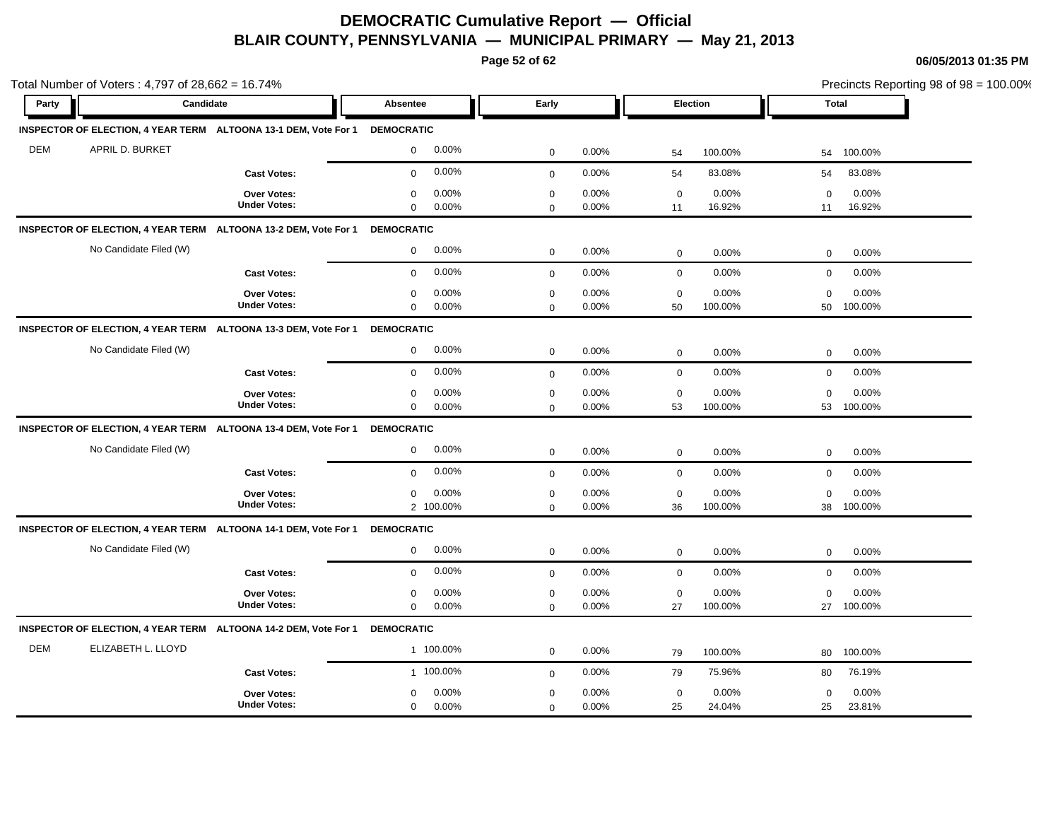# DEMOCRATIC Cumulative Report — Official
## BLAIR COUNTY, PENNSYLVANIA — MUNICIPAL PRIMARY — May 21, 2013

06/05/2013 01:35 PM

Total Number of Voters : 4,797 of 28,662 = 16.74%

Precincts Reporting 98 of 98 = 100.00%

| Party | Candidate | | Absentee | | Early | | Election | | Total | |
|---|---|---|---|---|---|---|---|---|---|---|
| **INSPECTOR OF ELECTION, 4 YEAR TERM** | **ALTOONA 13-1 DEM, Vote For 1** | | **DEMOCRATIC** | | | | | | | |
| DEM | APRIL D. BURKET | | 0 | 0.00% | 0 | 0.00% | 54 | 100.00% | 54 | 100.00% |
| | | **Cast Votes:** | 0 | 0.00% | 0 | 0.00% | 54 | 83.08% | 54 | 83.08% |
| | | **Over Votes:** | 0 | 0.00% | 0 | 0.00% | 0 | 0.00% | 0 | 0.00% |
| | | **Under Votes:** | 0 | 0.00% | 0 | 0.00% | 11 | 16.92% | 11 | 16.92% |
| **INSPECTOR OF ELECTION, 4 YEAR TERM** | **ALTOONA 13-2 DEM, Vote For 1** | | **DEMOCRATIC** | | | | | | | |
| | No Candidate Filed (W) | | 0 | 0.00% | 0 | 0.00% | 0 | 0.00% | 0 | 0.00% |
| | | **Cast Votes:** | 0 | 0.00% | 0 | 0.00% | 0 | 0.00% | 0 | 0.00% |
| | | **Over Votes:** | 0 | 0.00% | 0 | 0.00% | 0 | 0.00% | 0 | 0.00% |
| | | **Under Votes:** | 0 | 0.00% | 0 | 0.00% | 50 | 100.00% | 50 | 100.00% |
| **INSPECTOR OF ELECTION, 4 YEAR TERM** | **ALTOONA 13-3 DEM, Vote For 1** | | **DEMOCRATIC** | | | | | | | |
| | No Candidate Filed (W) | | 0 | 0.00% | 0 | 0.00% | 0 | 0.00% | 0 | 0.00% |
| | | **Cast Votes:** | 0 | 0.00% | 0 | 0.00% | 0 | 0.00% | 0 | 0.00% |
| | | **Over Votes:** | 0 | 0.00% | 0 | 0.00% | 0 | 0.00% | 0 | 0.00% |
| | | **Under Votes:** | 0 | 0.00% | 0 | 0.00% | 53 | 100.00% | 53 | 100.00% |
| **INSPECTOR OF ELECTION, 4 YEAR TERM** | **ALTOONA 13-4 DEM, Vote For 1** | | **DEMOCRATIC** | | | | | | | |
| | No Candidate Filed (W) | | 0 | 0.00% | 0 | 0.00% | 0 | 0.00% | 0 | 0.00% |
| | | **Cast Votes:** | 0 | 0.00% | 0 | 0.00% | 0 | 0.00% | 0 | 0.00% |
| | | **Over Votes:** | 0 | 0.00% | 0 | 0.00% | 0 | 0.00% | 0 | 0.00% |
| | | **Under Votes:** | 2 | 100.00% | 0 | 0.00% | 36 | 100.00% | 38 | 100.00% |
| **INSPECTOR OF ELECTION, 4 YEAR TERM** | **ALTOONA 14-1 DEM, Vote For 1** | | **DEMOCRATIC** | | | | | | | |
| | No Candidate Filed (W) | | 0 | 0.00% | 0 | 0.00% | 0 | 0.00% | 0 | 0.00% |
| | | **Cast Votes:** | 0 | 0.00% | 0 | 0.00% | 0 | 0.00% | 0 | 0.00% |
| | | **Over Votes:** | 0 | 0.00% | 0 | 0.00% | 0 | 0.00% | 0 | 0.00% |
| | | **Under Votes:** | 0 | 0.00% | 0 | 0.00% | 27 | 100.00% | 27 | 100.00% |
| **INSPECTOR OF ELECTION, 4 YEAR TERM** | **ALTOONA 14-2 DEM, Vote For 1** | | **DEMOCRATIC** | | | | | | | |
| DEM | ELIZABETH L. LLOYD | | 1 | 100.00% | 0 | 0.00% | 79 | 100.00% | 80 | 100.00% |
| | | **Cast Votes:** | 1 | 100.00% | 0 | 0.00% | 79 | 75.96% | 80 | 76.19% |
| | | **Over Votes:** | 0 | 0.00% | 0 | 0.00% | 0 | 0.00% | 0 | 0.00% |
| | | **Under Votes:** | 0 | 0.00% | 0 | 0.00% | 25 | 24.04% | 25 | 23.81% |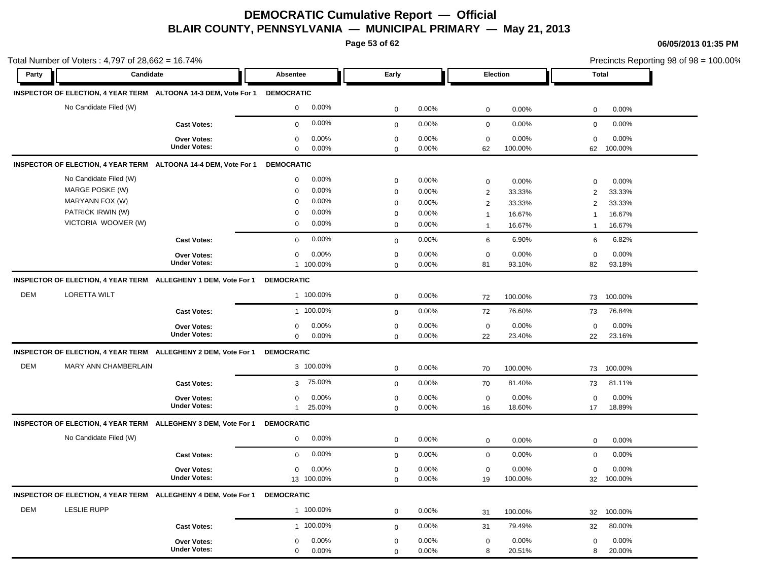# DEMOCRATIC Cumulative Report — Official
## BLAIR COUNTY, PENNSYLVANIA — MUNICIPAL PRIMARY — May 21, 2013

06/05/2013 01:35 PM

Total Number of Voters : 4,797 of 28,662 = 16.74%

Precincts Reporting 98 of 98 = 100.00%

| Party | Candidate | | Absentee | | Early | | Election | | Total | |
|---|---|---|---|---|---|---|---|---|---|---|
| **INSPECTOR OF ELECTION, 4 YEAR TERM** | **ALTOONA 14-3 DEM, Vote For 1** | | **DEMOCRATIC** | | | | | | | |
| | No Candidate Filed (W) | | 0 | 0.00% | 0 | 0.00% | 0 | 0.00% | 0 | 0.00% |
| | | **Cast Votes:** | 0 | 0.00% | 0 | 0.00% | 0 | 0.00% | 0 | 0.00% |
| | | **Over Votes:** | 0 | 0.00% | 0 | 0.00% | 0 | 0.00% | 0 | 0.00% |
| | | **Under Votes:** | 0 | 0.00% | 0 | 0.00% | 62 | 100.00% | 62 | 100.00% |
| **INSPECTOR OF ELECTION, 4 YEAR TERM** | **ALTOONA 14-4 DEM, Vote For 1** | | **DEMOCRATIC** | | | | | | | |
| | No Candidate Filed (W) | | 0 | 0.00% | 0 | 0.00% | 0 | 0.00% | 0 | 0.00% |
| | MARGE POSKE (W) | | 0 | 0.00% | 0 | 0.00% | 2 | 33.33% | 2 | 33.33% |
| | MARYANN FOX (W) | | 0 | 0.00% | 0 | 0.00% | 2 | 33.33% | 2 | 33.33% |
| | PATRICK IRWIN (W) | | 0 | 0.00% | 0 | 0.00% | 1 | 16.67% | 1 | 16.67% |
| | VICTORIA WOOMER (W) | | 0 | 0.00% | 0 | 0.00% | 1 | 16.67% | 1 | 16.67% |
| | | **Cast Votes:** | 0 | 0.00% | 0 | 0.00% | 6 | 6.90% | 6 | 6.82% |
| | | **Over Votes:** | 0 | 0.00% | 0 | 0.00% | 0 | 0.00% | 0 | 0.00% |
| | | **Under Votes:** | 1 | 100.00% | 0 | 0.00% | 81 | 93.10% | 82 | 93.18% |
| **INSPECTOR OF ELECTION, 4 YEAR TERM** | **ALLEGHENY 1 DEM, Vote For 1** | | **DEMOCRATIC** | | | | | | | |
| DEM | LORETTA WILT | | 1 | 100.00% | 0 | 0.00% | 72 | 100.00% | 73 | 100.00% |
| | | **Cast Votes:** | 1 | 100.00% | 0 | 0.00% | 72 | 76.60% | 73 | 76.84% |
| | | **Over Votes:** | 0 | 0.00% | 0 | 0.00% | 0 | 0.00% | 0 | 0.00% |
| | | **Under Votes:** | 0 | 0.00% | 0 | 0.00% | 22 | 23.40% | 22 | 23.16% |
| **INSPECTOR OF ELECTION, 4 YEAR TERM** | **ALLEGHENY 2 DEM, Vote For 1** | | **DEMOCRATIC** | | | | | | | |
| DEM | MARY ANN CHAMBERLAIN | | 3 | 100.00% | 0 | 0.00% | 70 | 100.00% | 73 | 100.00% |
| | | **Cast Votes:** | 3 | 75.00% | 0 | 0.00% | 70 | 81.40% | 73 | 81.11% |
| | | **Over Votes:** | 0 | 0.00% | 0 | 0.00% | 0 | 0.00% | 0 | 0.00% |
| | | **Under Votes:** | 1 | 25.00% | 0 | 0.00% | 16 | 18.60% | 17 | 18.89% |
| **INSPECTOR OF ELECTION, 4 YEAR TERM** | **ALLEGHENY 3 DEM, Vote For 1** | | **DEMOCRATIC** | | | | | | | |
| | No Candidate Filed (W) | | 0 | 0.00% | 0 | 0.00% | 0 | 0.00% | 0 | 0.00% |
| | | **Cast Votes:** | 0 | 0.00% | 0 | 0.00% | 0 | 0.00% | 0 | 0.00% |
| | | **Over Votes:** | 0 | 0.00% | 0 | 0.00% | 0 | 0.00% | 0 | 0.00% |
| | | **Under Votes:** | 13 | 100.00% | 0 | 0.00% | 19 | 100.00% | 32 | 100.00% |
| **INSPECTOR OF ELECTION, 4 YEAR TERM** | **ALLEGHENY 4 DEM, Vote For 1** | | **DEMOCRATIC** | | | | | | | |
| DEM | LESLIE RUPP | | 1 | 100.00% | 0 | 0.00% | 31 | 100.00% | 32 | 100.00% |
| | | **Cast Votes:** | 1 | 100.00% | 0 | 0.00% | 31 | 79.49% | 32 | 80.00% |
| | | **Over Votes:** | 0 | 0.00% | 0 | 0.00% | 0 | 0.00% | 0 | 0.00% |
| | | **Under Votes:** | 0 | 0.00% | 0 | 0.00% | 8 | 20.51% | 8 | 20.00% |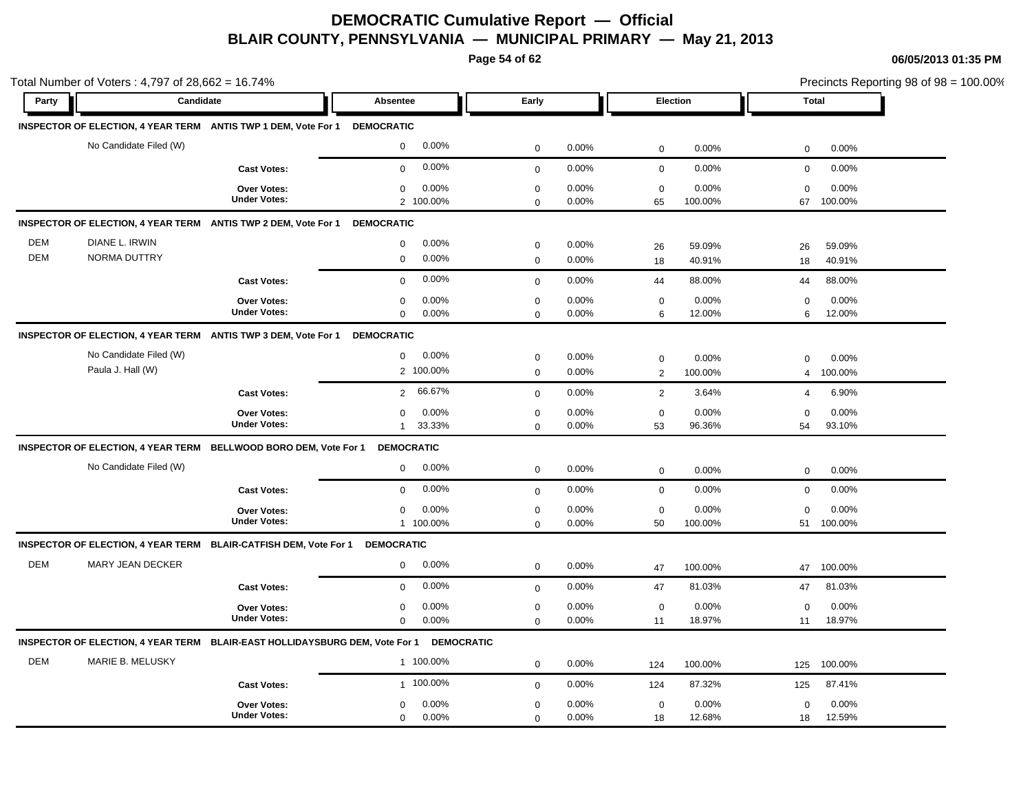# DEMOCRATIC Cumulative Report — Official
## BLAIR COUNTY, PENNSYLVANIA — MUNICIPAL PRIMARY — May 21, 2013

06/05/2013 01:35 PM

Total Number of Voters : 4,797 of 28,662 = 16.74%

Precincts Reporting 98 of 98 = 100.00%

| Party | Candidate | | Absentee | | Early | | Election | | Total | |
|---|---|---|---|---|---|---|---|---|---|---|
| **INSPECTOR OF ELECTION, 4 YEAR TERM ANTIS TWP 1 DEM, Vote For 1 DEMOCRATIC** | | | | | | | | | | |
| | No Candidate Filed (W) | | 0 | 0.00% | 0 | 0.00% | 0 | 0.00% | 0 | 0.00% |
| | | **Cast Votes:** | 0 | 0.00% | 0 | 0.00% | 0 | 0.00% | 0 | 0.00% |
| | | **Over Votes:** | 0 | 0.00% | 0 | 0.00% | 0 | 0.00% | 0 | 0.00% |
| | | **Under Votes:** | 2 | 100.00% | 0 | 0.00% | 65 | 100.00% | 67 | 100.00% |
| **INSPECTOR OF ELECTION, 4 YEAR TERM ANTIS TWP 2 DEM, Vote For 1 DEMOCRATIC** | | | | | | | | | | |
| DEM | DIANE L. IRWIN | | 0 | 0.00% | 0 | 0.00% | 26 | 59.09% | 26 | 59.09% |
| DEM | NORMA DUTTRY | | 0 | 0.00% | 0 | 0.00% | 18 | 40.91% | 18 | 40.91% |
| | | **Cast Votes:** | 0 | 0.00% | 0 | 0.00% | 44 | 88.00% | 44 | 88.00% |
| | | **Over Votes:** | 0 | 0.00% | 0 | 0.00% | 0 | 0.00% | 0 | 0.00% |
| | | **Under Votes:** | 0 | 0.00% | 0 | 0.00% | 6 | 12.00% | 6 | 12.00% |
| **INSPECTOR OF ELECTION, 4 YEAR TERM ANTIS TWP 3 DEM, Vote For 1 DEMOCRATIC** | | | | | | | | | | |
| | No Candidate Filed (W) | | 0 | 0.00% | 0 | 0.00% | 0 | 0.00% | 0 | 0.00% |
| | Paula J. Hall (W) | | 2 | 100.00% | 0 | 0.00% | 2 | 100.00% | 4 | 100.00% |
| | | **Cast Votes:** | 2 | 66.67% | 0 | 0.00% | 2 | 3.64% | 4 | 6.90% |
| | | **Over Votes:** | 0 | 0.00% | 0 | 0.00% | 0 | 0.00% | 0 | 0.00% |
| | | **Under Votes:** | 1 | 33.33% | 0 | 0.00% | 53 | 96.36% | 54 | 93.10% |
| **INSPECTOR OF ELECTION, 4 YEAR TERM BELLWOOD BORO DEM, Vote For 1 DEMOCRATIC** | | | | | | | | | | |
| | No Candidate Filed (W) | | 0 | 0.00% | 0 | 0.00% | 0 | 0.00% | 0 | 0.00% |
| | | **Cast Votes:** | 0 | 0.00% | 0 | 0.00% | 0 | 0.00% | 0 | 0.00% |
| | | **Over Votes:** | 0 | 0.00% | 0 | 0.00% | 0 | 0.00% | 0 | 0.00% |
| | | **Under Votes:** | 1 | 100.00% | 0 | 0.00% | 50 | 100.00% | 51 | 100.00% |
| **INSPECTOR OF ELECTION, 4 YEAR TERM BLAIR-CATFISH DEM, Vote For 1 DEMOCRATIC** | | | | | | | | | | |
| DEM | MARY JEAN DECKER | | 0 | 0.00% | 0 | 0.00% | 47 | 100.00% | 47 | 100.00% |
| | | **Cast Votes:** | 0 | 0.00% | 0 | 0.00% | 47 | 81.03% | 47 | 81.03% |
| | | **Over Votes:** | 0 | 0.00% | 0 | 0.00% | 0 | 0.00% | 0 | 0.00% |
| | | **Under Votes:** | 0 | 0.00% | 0 | 0.00% | 11 | 18.97% | 11 | 18.97% |
| **INSPECTOR OF ELECTION, 4 YEAR TERM BLAIR-EAST HOLLIDAYSBURG DEM, Vote For 1 DEMOCRATIC** | | | | | | | | | | |
| DEM | MARIE B. MELUSKY | | 1 | 100.00% | 0 | 0.00% | 124 | 100.00% | 125 | 100.00% |
| | | **Cast Votes:** | 1 | 100.00% | 0 | 0.00% | 124 | 87.32% | 125 | 87.41% |
| | | **Over Votes:** | 0 | 0.00% | 0 | 0.00% | 0 | 0.00% | 0 | 0.00% |
| | | **Under Votes:** | 0 | 0.00% | 0 | 0.00% | 18 | 12.68% | 18 | 12.59% |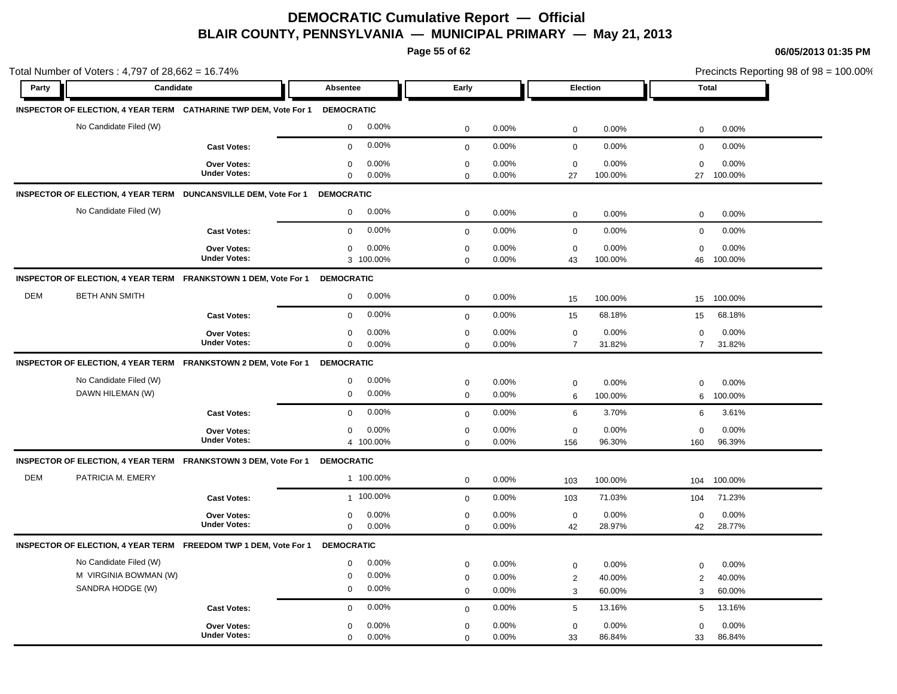# DEMOCRATIC Cumulative Report — Official

## BLAIR COUNTY, PENNSYLVANIA — MUNICIPAL PRIMARY — May 21, 2013

06/05/2013 01:35 PM

Total Number of Voters : 4,797 of 28,662 = 16.74%

Precincts Reporting 98 of 98 = 100.00%

| Party | Candidate | | Absentee | | Early | | Election | | Total | |
|---|---|---|---|---|---|---|---|---|---|---|
| **INSPECTOR OF ELECTION, 4 YEAR TERM** | **CATHARINE TWP DEM, Vote For 1** | | **DEMOCRATIC** | | | | | | | |
| | No Candidate Filed (W) | | 0 | 0.00% | 0 | 0.00% | 0 | 0.00% | 0 | 0.00% |
| | | **Cast Votes:** | 0 | 0.00% | 0 | 0.00% | 0 | 0.00% | 0 | 0.00% |
| | | **Over Votes:** | 0 | 0.00% | 0 | 0.00% | 0 | 0.00% | 0 | 0.00% |
| | | **Under Votes:** | 0 | 0.00% | 0 | 0.00% | 27 | 100.00% | 27 | 100.00% |
| **INSPECTOR OF ELECTION, 4 YEAR TERM** | **DUNCANSVILLE DEM, Vote For 1** | | **DEMOCRATIC** | | | | | | | |
| | No Candidate Filed (W) | | 0 | 0.00% | 0 | 0.00% | 0 | 0.00% | 0 | 0.00% |
| | | **Cast Votes:** | 0 | 0.00% | 0 | 0.00% | 0 | 0.00% | 0 | 0.00% |
| | | **Over Votes:** | 0 | 0.00% | 0 | 0.00% | 0 | 0.00% | 0 | 0.00% |
| | | **Under Votes:** | 3 | 100.00% | 0 | 0.00% | 43 | 100.00% | 46 | 100.00% |
| **INSPECTOR OF ELECTION, 4 YEAR TERM** | **FRANKSTOWN 1 DEM, Vote For 1** | | **DEMOCRATIC** | | | | | | | |
| DEM | BETH ANN SMITH | | 0 | 0.00% | 0 | 0.00% | 15 | 100.00% | 15 | 100.00% |
| | | **Cast Votes:** | 0 | 0.00% | 0 | 0.00% | 15 | 68.18% | 15 | 68.18% |
| | | **Over Votes:** | 0 | 0.00% | 0 | 0.00% | 0 | 0.00% | 0 | 0.00% |
| | | **Under Votes:** | 0 | 0.00% | 0 | 0.00% | 7 | 31.82% | 7 | 31.82% |
| **INSPECTOR OF ELECTION, 4 YEAR TERM** | **FRANKSTOWN 2 DEM, Vote For 1** | | **DEMOCRATIC** | | | | | | | |
| | No Candidate Filed (W) | | 0 | 0.00% | 0 | 0.00% | 0 | 0.00% | 0 | 0.00% |
| | DAWN HILEMAN (W) | | 0 | 0.00% | 0 | 0.00% | 6 | 100.00% | 6 | 100.00% |
| | | **Cast Votes:** | 0 | 0.00% | 0 | 0.00% | 6 | 3.70% | 6 | 3.61% |
| | | **Over Votes:** | 0 | 0.00% | 0 | 0.00% | 0 | 0.00% | 0 | 0.00% |
| | | **Under Votes:** | 4 | 100.00% | 0 | 0.00% | 156 | 96.30% | 160 | 96.39% |
| **INSPECTOR OF ELECTION, 4 YEAR TERM** | **FRANKSTOWN 3 DEM, Vote For 1** | | **DEMOCRATIC** | | | | | | | |
| DEM | PATRICIA M. EMERY | | 1 | 100.00% | 0 | 0.00% | 103 | 100.00% | 104 | 100.00% |
| | | **Cast Votes:** | 1 | 100.00% | 0 | 0.00% | 103 | 71.03% | 104 | 71.23% |
| | | **Over Votes:** | 0 | 0.00% | 0 | 0.00% | 0 | 0.00% | 0 | 0.00% |
| | | **Under Votes:** | 0 | 0.00% | 0 | 0.00% | 42 | 28.97% | 42 | 28.77% |
| **INSPECTOR OF ELECTION, 4 YEAR TERM** | **FREEDOM TWP 1 DEM, Vote For 1** | | **DEMOCRATIC** | | | | | | | |
| | No Candidate Filed (W) | | 0 | 0.00% | 0 | 0.00% | 0 | 0.00% | 0 | 0.00% |
| | M VIRGINIA BOWMAN (W) | | 0 | 0.00% | 0 | 0.00% | 2 | 40.00% | 2 | 40.00% |
| | SANDRA HODGE (W) | | 0 | 0.00% | 0 | 0.00% | 3 | 60.00% | 3 | 60.00% |
| | | **Cast Votes:** | 0 | 0.00% | 0 | 0.00% | 5 | 13.16% | 5 | 13.16% |
| | | **Over Votes:** | 0 | 0.00% | 0 | 0.00% | 0 | 0.00% | 0 | 0.00% |
| | | **Under Votes:** | 0 | 0.00% | 0 | 0.00% | 33 | 86.84% | 33 | 86.84% |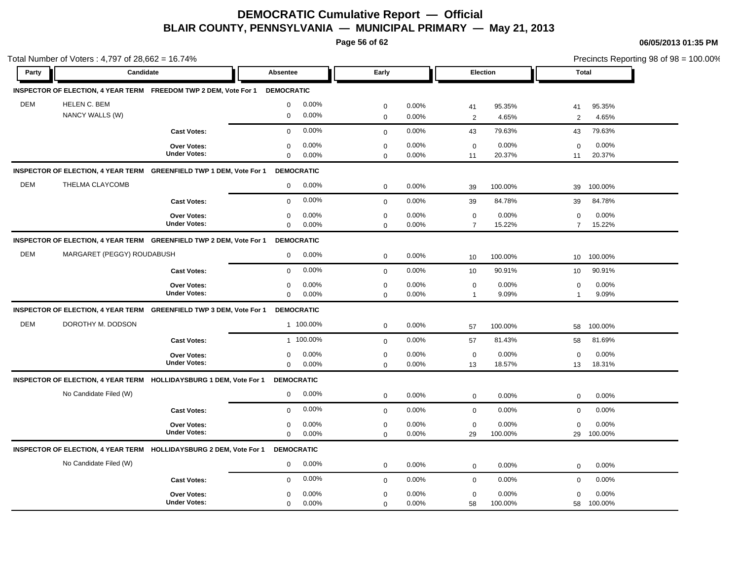# DEMOCRATIC Cumulative Report — Official
## BLAIR COUNTY, PENNSYLVANIA — MUNICIPAL PRIMARY — May 21, 2013

06/05/2013 01:35 PM

Total Number of Voters : 4,797 of 28,662 = 16.74%

Precincts Reporting 98 of 98 = 100.00%

| Party | Candidate | Absentee | | Early | | Election | | Total | |
|---|---|---|---|---|---|---|---|---|---|
| **INSPECTOR OF ELECTION, 4 YEAR TERM FREEDOM TWP 2 DEM, Vote For 1** | | **DEMOCRATIC** | | | | | | | |
| DEM | HELEN C. BEM | 0 | 0.00% | 0 | 0.00% | 41 | 95.35% | 41 | 95.35% |
| | NANCY WALLS (W) | 0 | 0.00% | 0 | 0.00% | 2 | 4.65% | 2 | 4.65% |
| | **Cast Votes:** | 0 | 0.00% | 0 | 0.00% | 43 | 79.63% | 43 | 79.63% |
| | **Over Votes:** | 0 | 0.00% | 0 | 0.00% | 0 | 0.00% | 0 | 0.00% |
| | **Under Votes:** | 0 | 0.00% | 0 | 0.00% | 11 | 20.37% | 11 | 20.37% |
| **INSPECTOR OF ELECTION, 4 YEAR TERM GREENFIELD TWP 1 DEM, Vote For 1** | | **DEMOCRATIC** | | | | | | | |
| DEM | THELMA CLAYCOMB | 0 | 0.00% | 0 | 0.00% | 39 | 100.00% | 39 | 100.00% |
| | **Cast Votes:** | 0 | 0.00% | 0 | 0.00% | 39 | 84.78% | 39 | 84.78% |
| | **Over Votes:** | 0 | 0.00% | 0 | 0.00% | 0 | 0.00% | 0 | 0.00% |
| | **Under Votes:** | 0 | 0.00% | 0 | 0.00% | 7 | 15.22% | 7 | 15.22% |
| **INSPECTOR OF ELECTION, 4 YEAR TERM GREENFIELD TWP 2 DEM, Vote For 1** | | **DEMOCRATIC** | | | | | | | |
| DEM | MARGARET (PEGGY) ROUDABUSH | 0 | 0.00% | 0 | 0.00% | 10 | 100.00% | 10 | 100.00% |
| | **Cast Votes:** | 0 | 0.00% | 0 | 0.00% | 10 | 90.91% | 10 | 90.91% |
| | **Over Votes:** | 0 | 0.00% | 0 | 0.00% | 0 | 0.00% | 0 | 0.00% |
| | **Under Votes:** | 0 | 0.00% | 0 | 0.00% | 1 | 9.09% | 1 | 9.09% |
| **INSPECTOR OF ELECTION, 4 YEAR TERM GREENFIELD TWP 3 DEM, Vote For 1** | | **DEMOCRATIC** | | | | | | | |
| DEM | DOROTHY M. DODSON | 1 | 100.00% | 0 | 0.00% | 57 | 100.00% | 58 | 100.00% |
| | **Cast Votes:** | 1 | 100.00% | 0 | 0.00% | 57 | 81.43% | 58 | 81.69% |
| | **Over Votes:** | 0 | 0.00% | 0 | 0.00% | 0 | 0.00% | 0 | 0.00% |
| | **Under Votes:** | 0 | 0.00% | 0 | 0.00% | 13 | 18.57% | 13 | 18.31% |
| **INSPECTOR OF ELECTION, 4 YEAR TERM HOLLIDAYSBURG 1 DEM, Vote For 1** | | **DEMOCRATIC** | | | | | | | |
| | No Candidate Filed (W) | 0 | 0.00% | 0 | 0.00% | 0 | 0.00% | 0 | 0.00% |
| | **Cast Votes:** | 0 | 0.00% | 0 | 0.00% | 0 | 0.00% | 0 | 0.00% |
| | **Over Votes:** | 0 | 0.00% | 0 | 0.00% | 0 | 0.00% | 0 | 0.00% |
| | **Under Votes:** | 0 | 0.00% | 0 | 0.00% | 29 | 100.00% | 29 | 100.00% |
| **INSPECTOR OF ELECTION, 4 YEAR TERM HOLLIDAYSBURG 2 DEM, Vote For 1** | | **DEMOCRATIC** | | | | | | | |
| | No Candidate Filed (W) | 0 | 0.00% | 0 | 0.00% | 0 | 0.00% | 0 | 0.00% |
| | **Cast Votes:** | 0 | 0.00% | 0 | 0.00% | 0 | 0.00% | 0 | 0.00% |
| | **Over Votes:** | 0 | 0.00% | 0 | 0.00% | 0 | 0.00% | 0 | 0.00% |
| | **Under Votes:** | 0 | 0.00% | 0 | 0.00% | 58 | 100.00% | 58 | 100.00% |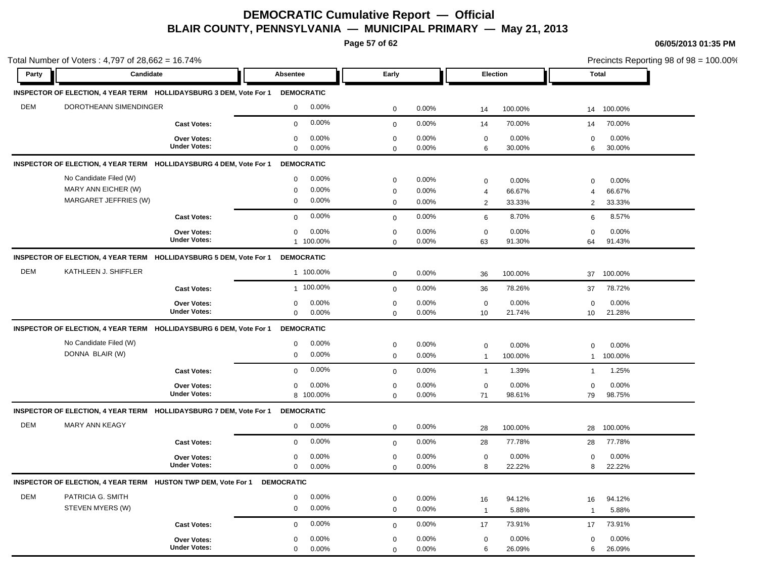# DEMOCRATIC Cumulative Report — Official

## BLAIR COUNTY, PENNSYLVANIA — MUNICIPAL PRIMARY — May 21, 2013

06/05/2013 01:35 PM

Total Number of Voters : 4,797 of 28,662 = 16.74%

Precincts Reporting 98 of 98 = 100.00%

| Party | Candidate | | Absentee | | Early | | Election | | Total | |
|---|---|---|---|---|---|---|---|---|---|---|
| **INSPECTOR OF ELECTION, 4 YEAR TERM HOLLIDAYSBURG 3 DEM, Vote For 1** | | | **DEMOCRATIC** | | | | | | | |
| DEM | DOROTHEANN SIMENDINGER | | 0 | 0.00% | 0 | 0.00% | 14 | 100.00% | 14 | 100.00% |
| | | **Cast Votes:** | 0 | 0.00% | 0 | 0.00% | 14 | 70.00% | 14 | 70.00% |
| | | **Over Votes:** | 0 | 0.00% | 0 | 0.00% | 0 | 0.00% | 0 | 0.00% |
| | | **Under Votes:** | 0 | 0.00% | 0 | 0.00% | 6 | 30.00% | 6 | 30.00% |
| **INSPECTOR OF ELECTION, 4 YEAR TERM HOLLIDAYSBURG 4 DEM, Vote For 1** | | | **DEMOCRATIC** | | | | | | | |
| | No Candidate Filed (W) | | 0 | 0.00% | 0 | 0.00% | 0 | 0.00% | 0 | 0.00% |
| | MARY ANN EICHER (W) | | 0 | 0.00% | 0 | 0.00% | 4 | 66.67% | 4 | 66.67% |
| | MARGARET JEFFRIES (W) | | 0 | 0.00% | 0 | 0.00% | 2 | 33.33% | 2 | 33.33% |
| | | **Cast Votes:** | 0 | 0.00% | 0 | 0.00% | 6 | 8.70% | 6 | 8.57% |
| | | **Over Votes:** | 0 | 0.00% | 0 | 0.00% | 0 | 0.00% | 0 | 0.00% |
| | | **Under Votes:** | 1 | 100.00% | 0 | 0.00% | 63 | 91.30% | 64 | 91.43% |
| **INSPECTOR OF ELECTION, 4 YEAR TERM HOLLIDAYSBURG 5 DEM, Vote For 1** | | | **DEMOCRATIC** | | | | | | | |
| DEM | KATHLEEN J. SHIFFLER | | 1 | 100.00% | 0 | 0.00% | 36 | 100.00% | 37 | 100.00% |
| | | **Cast Votes:** | 1 | 100.00% | 0 | 0.00% | 36 | 78.26% | 37 | 78.72% |
| | | **Over Votes:** | 0 | 0.00% | 0 | 0.00% | 0 | 0.00% | 0 | 0.00% |
| | | **Under Votes:** | 0 | 0.00% | 0 | 0.00% | 10 | 21.74% | 10 | 21.28% |
| **INSPECTOR OF ELECTION, 4 YEAR TERM HOLLIDAYSBURG 6 DEM, Vote For 1** | | | **DEMOCRATIC** | | | | | | | |
| | No Candidate Filed (W) | | 0 | 0.00% | 0 | 0.00% | 0 | 0.00% | 0 | 0.00% |
| | DONNA BLAIR (W) | | 0 | 0.00% | 0 | 0.00% | 1 | 100.00% | 1 | 100.00% |
| | | **Cast Votes:** | 0 | 0.00% | 0 | 0.00% | 1 | 1.39% | 1 | 1.25% |
| | | **Over Votes:** | 0 | 0.00% | 0 | 0.00% | 0 | 0.00% | 0 | 0.00% |
| | | **Under Votes:** | 8 | 100.00% | 0 | 0.00% | 71 | 98.61% | 79 | 98.75% |
| **INSPECTOR OF ELECTION, 4 YEAR TERM HOLLIDAYSBURG 7 DEM, Vote For 1** | | | **DEMOCRATIC** | | | | | | | |
| DEM | MARY ANN KEAGY | | 0 | 0.00% | 0 | 0.00% | 28 | 100.00% | 28 | 100.00% |
| | | **Cast Votes:** | 0 | 0.00% | 0 | 0.00% | 28 | 77.78% | 28 | 77.78% |
| | | **Over Votes:** | 0 | 0.00% | 0 | 0.00% | 0 | 0.00% | 0 | 0.00% |
| | | **Under Votes:** | 0 | 0.00% | 0 | 0.00% | 8 | 22.22% | 8 | 22.22% |
| **INSPECTOR OF ELECTION, 4 YEAR TERM HUSTON TWP DEM, Vote For 1** | | | **DEMOCRATIC** | | | | | | | |
| DEM | PATRICIA G. SMITH | | 0 | 0.00% | 0 | 0.00% | 16 | 94.12% | 16 | 94.12% |
| | STEVEN MYERS (W) | | 0 | 0.00% | 0 | 0.00% | 1 | 5.88% | 1 | 5.88% |
| | | **Cast Votes:** | 0 | 0.00% | 0 | 0.00% | 17 | 73.91% | 17 | 73.91% |
| | | **Over Votes:** | 0 | 0.00% | 0 | 0.00% | 0 | 0.00% | 0 | 0.00% |
| | | **Under Votes:** | 0 | 0.00% | 0 | 0.00% | 6 | 26.09% | 6 | 26.09% |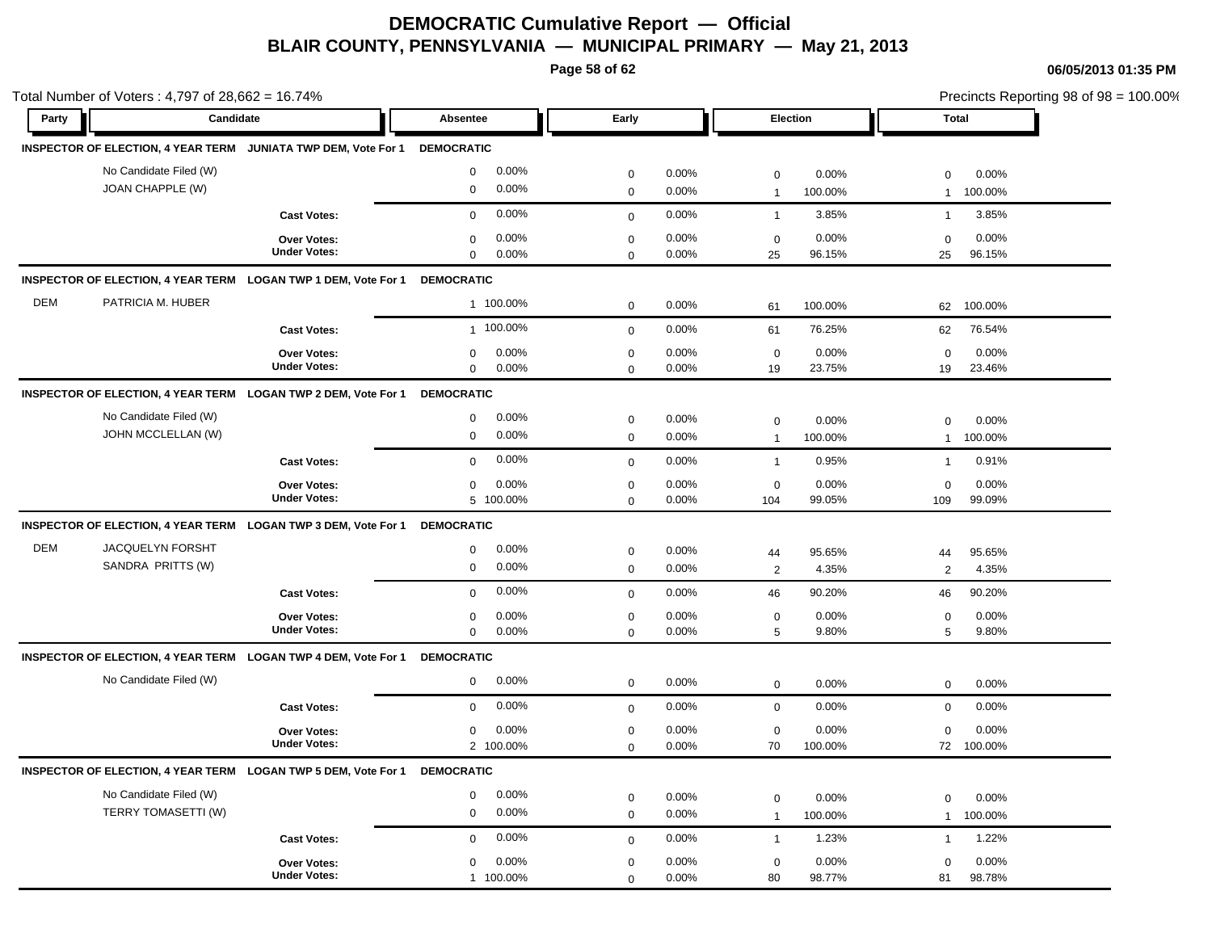# DEMOCRATIC Cumulative Report — Official

## BLAIR COUNTY, PENNSYLVANIA — MUNICIPAL PRIMARY — May 21, 2013

**06/05/2013 01:35 PM**

Total Number of Voters : 4,797 of 28,662 = 16.74%

Precincts Reporting 98 of 98 = 100.00%

| Party | Candidate | | Absentee | | Early | | Election | | Total | |
|---|---|---|---|---|---|---|---|---|---|---|
| **INSPECTOR OF ELECTION, 4 YEAR TERM** | **JUNIATA TWP DEM, Vote For 1** | | **DEMOCRATIC** | | | | | | | |
| | No Candidate Filed (W) | | 0 | 0.00% | 0 | 0.00% | 0 | 0.00% | 0 | 0.00% |
| | JOAN CHAPPLE (W) | | 0 | 0.00% | 0 | 0.00% | 1 | 100.00% | 1 | 100.00% |
| | | **Cast Votes:** | 0 | 0.00% | 0 | 0.00% | 1 | 3.85% | 1 | 3.85% |
| | | **Over Votes:** | 0 | 0.00% | 0 | 0.00% | 0 | 0.00% | 0 | 0.00% |
| | | **Under Votes:** | 0 | 0.00% | 0 | 0.00% | 25 | 96.15% | 25 | 96.15% |
| **INSPECTOR OF ELECTION, 4 YEAR TERM** | **LOGAN TWP 1 DEM, Vote For 1** | | **DEMOCRATIC** | | | | | | | |
| DEM | PATRICIA M. HUBER | | 1 | 100.00% | 0 | 0.00% | 61 | 100.00% | 62 | 100.00% |
| | | **Cast Votes:** | 1 | 100.00% | 0 | 0.00% | 61 | 76.25% | 62 | 76.54% |
| | | **Over Votes:** | 0 | 0.00% | 0 | 0.00% | 0 | 0.00% | 0 | 0.00% |
| | | **Under Votes:** | 0 | 0.00% | 0 | 0.00% | 19 | 23.75% | 19 | 23.46% |
| **INSPECTOR OF ELECTION, 4 YEAR TERM** | **LOGAN TWP 2 DEM, Vote For 1** | | **DEMOCRATIC** | | | | | | | |
| | No Candidate Filed (W) | | 0 | 0.00% | 0 | 0.00% | 0 | 0.00% | 0 | 0.00% |
| | JOHN MCCLELLAN (W) | | 0 | 0.00% | 0 | 0.00% | 1 | 100.00% | 1 | 100.00% |
| | | **Cast Votes:** | 0 | 0.00% | 0 | 0.00% | 1 | 0.95% | 1 | 0.91% |
| | | **Over Votes:** | 0 | 0.00% | 0 | 0.00% | 0 | 0.00% | 0 | 0.00% |
| | | **Under Votes:** | 5 | 100.00% | 0 | 0.00% | 104 | 99.05% | 109 | 99.09% |
| **INSPECTOR OF ELECTION, 4 YEAR TERM** | **LOGAN TWP 3 DEM, Vote For 1** | | **DEMOCRATIC** | | | | | | | |
| DEM | JACQUELYN FORSHT | | 0 | 0.00% | 0 | 0.00% | 44 | 95.65% | 44 | 95.65% |
| | SANDRA PRITTS (W) | | 0 | 0.00% | 0 | 0.00% | 2 | 4.35% | 2 | 4.35% |
| | | **Cast Votes:** | 0 | 0.00% | 0 | 0.00% | 46 | 90.20% | 46 | 90.20% |
| | | **Over Votes:** | 0 | 0.00% | 0 | 0.00% | 0 | 0.00% | 0 | 0.00% |
| | | **Under Votes:** | 0 | 0.00% | 0 | 0.00% | 5 | 9.80% | 5 | 9.80% |
| **INSPECTOR OF ELECTION, 4 YEAR TERM** | **LOGAN TWP 4 DEM, Vote For 1** | | **DEMOCRATIC** | | | | | | | |
| | No Candidate Filed (W) | | 0 | 0.00% | 0 | 0.00% | 0 | 0.00% | 0 | 0.00% |
| | | **Cast Votes:** | 0 | 0.00% | 0 | 0.00% | 0 | 0.00% | 0 | 0.00% |
| | | **Over Votes:** | 0 | 0.00% | 0 | 0.00% | 0 | 0.00% | 0 | 0.00% |
| | | **Under Votes:** | 2 | 100.00% | 0 | 0.00% | 70 | 100.00% | 72 | 100.00% |
| **INSPECTOR OF ELECTION, 4 YEAR TERM** | **LOGAN TWP 5 DEM, Vote For 1** | | **DEMOCRATIC** | | | | | | | |
| | No Candidate Filed (W) | | 0 | 0.00% | 0 | 0.00% | 0 | 0.00% | 0 | 0.00% |
| | TERRY TOMASETTI (W) | | 0 | 0.00% | 0 | 0.00% | 1 | 100.00% | 1 | 100.00% |
| | | **Cast Votes:** | 0 | 0.00% | 0 | 0.00% | 1 | 1.23% | 1 | 1.22% |
| | | **Over Votes:** | 0 | 0.00% | 0 | 0.00% | 0 | 0.00% | 0 | 0.00% |
| | | **Under Votes:** | 1 | 100.00% | 0 | 0.00% | 80 | 98.77% | 81 | 98.78% |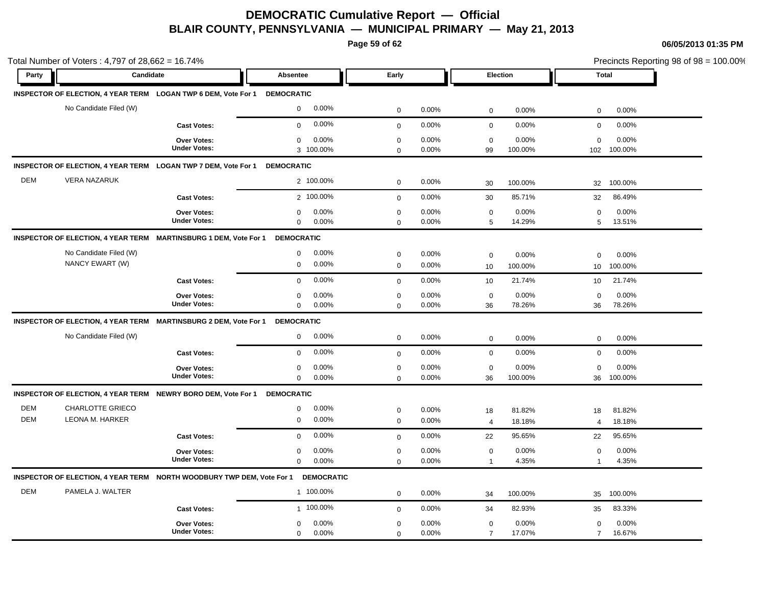# DEMOCRATIC Cumulative Report — Official

## BLAIR COUNTY, PENNSYLVANIA — MUNICIPAL PRIMARY — May 21, 2013

06/05/2013 01:35 PM

Total Number of Voters : 4,797 of 28,662 = 16.74%

Precincts Reporting 98 of 98 = 100.00%

| Party | Candidate | | Absentee | | Early | | Election | | Total | |
|---|---|---|---|---|---|---|---|---|---|---|
| **INSPECTOR OF ELECTION, 4 YEAR TERM** | **LOGAN TWP 6 DEM, Vote For 1** | **DEMOCRATIC** | | | | | | | | |
| | No Candidate Filed (W) | | 0 | 0.00% | 0 | 0.00% | 0 | 0.00% | 0 | 0.00% |
| | | **Cast Votes:** | 0 | 0.00% | 0 | 0.00% | 0 | 0.00% | 0 | 0.00% |
| | | **Over Votes:** | 0 | 0.00% | 0 | 0.00% | 0 | 0.00% | 0 | 0.00% |
| | | **Under Votes:** | 3 | 100.00% | 0 | 0.00% | 99 | 100.00% | 102 | 100.00% |
| **INSPECTOR OF ELECTION, 4 YEAR TERM** | **LOGAN TWP 7 DEM, Vote For 1** | **DEMOCRATIC** | | | | | | | | |
| DEM | VERA NAZARUK | | 2 | 100.00% | 0 | 0.00% | 30 | 100.00% | 32 | 100.00% |
| | | **Cast Votes:** | 2 | 100.00% | 0 | 0.00% | 30 | 85.71% | 32 | 86.49% |
| | | **Over Votes:** | 0 | 0.00% | 0 | 0.00% | 0 | 0.00% | 0 | 0.00% |
| | | **Under Votes:** | 0 | 0.00% | 0 | 0.00% | 5 | 14.29% | 5 | 13.51% |
| **INSPECTOR OF ELECTION, 4 YEAR TERM** | **MARTINSBURG 1 DEM, Vote For 1** | **DEMOCRATIC** | | | | | | | | |
| | No Candidate Filed (W) | | 0 | 0.00% | 0 | 0.00% | 0 | 0.00% | 0 | 0.00% |
| | NANCY EWART (W) | | 0 | 0.00% | 0 | 0.00% | 10 | 100.00% | 10 | 100.00% |
| | | **Cast Votes:** | 0 | 0.00% | 0 | 0.00% | 10 | 21.74% | 10 | 21.74% |
| | | **Over Votes:** | 0 | 0.00% | 0 | 0.00% | 0 | 0.00% | 0 | 0.00% |
| | | **Under Votes:** | 0 | 0.00% | 0 | 0.00% | 36 | 78.26% | 36 | 78.26% |
| **INSPECTOR OF ELECTION, 4 YEAR TERM** | **MARTINSBURG 2 DEM, Vote For 1** | **DEMOCRATIC** | | | | | | | | |
| | No Candidate Filed (W) | | 0 | 0.00% | 0 | 0.00% | 0 | 0.00% | 0 | 0.00% |
| | | **Cast Votes:** | 0 | 0.00% | 0 | 0.00% | 0 | 0.00% | 0 | 0.00% |
| | | **Over Votes:** | 0 | 0.00% | 0 | 0.00% | 0 | 0.00% | 0 | 0.00% |
| | | **Under Votes:** | 0 | 0.00% | 0 | 0.00% | 36 | 100.00% | 36 | 100.00% |
| **INSPECTOR OF ELECTION, 4 YEAR TERM** | **NEWRY BORO DEM, Vote For 1** | **DEMOCRATIC** | | | | | | | | |
| DEM | CHARLOTTE GRIECO | | 0 | 0.00% | 0 | 0.00% | 18 | 81.82% | 18 | 81.82% |
| DEM | LEONA M. HARKER | | 0 | 0.00% | 0 | 0.00% | 4 | 18.18% | 4 | 18.18% |
| | | **Cast Votes:** | 0 | 0.00% | 0 | 0.00% | 22 | 95.65% | 22 | 95.65% |
| | | **Over Votes:** | 0 | 0.00% | 0 | 0.00% | 0 | 0.00% | 0 | 0.00% |
| | | **Under Votes:** | 0 | 0.00% | 0 | 0.00% | 1 | 4.35% | 1 | 4.35% |
| **INSPECTOR OF ELECTION, 4 YEAR TERM** | **NORTH WOODBURY TWP DEM, Vote For 1** | **DEMOCRATIC** | | | | | | | | |
| DEM | PAMELA J. WALTER | | 1 | 100.00% | 0 | 0.00% | 34 | 100.00% | 35 | 100.00% |
| | | **Cast Votes:** | 1 | 100.00% | 0 | 0.00% | 34 | 82.93% | 35 | 83.33% |
| | | **Over Votes:** | 0 | 0.00% | 0 | 0.00% | 0 | 0.00% | 0 | 0.00% |
| | | **Under Votes:** | 0 | 0.00% | 0 | 0.00% | 7 | 17.07% | 7 | 16.67% |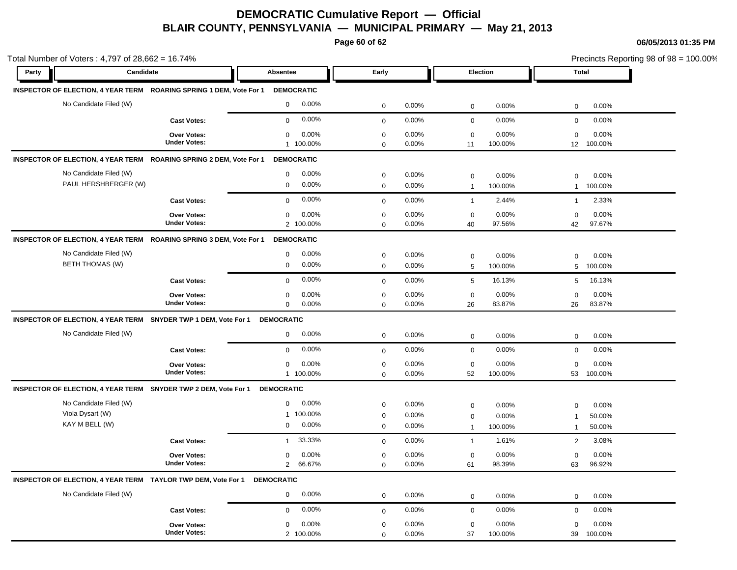# DEMOCRATIC Cumulative Report — Official

## BLAIR COUNTY, PENNSYLVANIA — MUNICIPAL PRIMARY — May 21, 2013

06/05/2013 01:35 PM

Total Number of Voters : 4,797 of 28,662 = 16.74%

Precincts Reporting 98 of 98 = 100.00%

| Party | Candidate | Absentee | | Early | | Election | | Total | |
|---|---|---|---|---|---|---|---|---|---|
| **INSPECTOR OF ELECTION, 4 YEAR TERM ROARING SPRING 1 DEM, Vote For 1** | | **DEMOCRATIC** | | | | | | | |
| | No Candidate Filed (W) | 0 | 0.00% | 0 | 0.00% | 0 | 0.00% | 0 | 0.00% |
| | **Cast Votes:** | 0 | 0.00% | 0 | 0.00% | 0 | 0.00% | 0 | 0.00% |
| | **Over Votes:** | 0 | 0.00% | 0 | 0.00% | 0 | 0.00% | 0 | 0.00% |
| | **Under Votes:** | 1 | 100.00% | 0 | 0.00% | 11 | 100.00% | 12 | 100.00% |
| **INSPECTOR OF ELECTION, 4 YEAR TERM ROARING SPRING 2 DEM, Vote For 1** | | **DEMOCRATIC** | | | | | | | |
| | No Candidate Filed (W) | 0 | 0.00% | 0 | 0.00% | 0 | 0.00% | 0 | 0.00% |
| | PAUL HERSHBERGER (W) | 0 | 0.00% | 0 | 0.00% | 1 | 100.00% | 1 | 100.00% |
| | **Cast Votes:** | 0 | 0.00% | 0 | 0.00% | 1 | 2.44% | 1 | 2.33% |
| | **Over Votes:** | 0 | 0.00% | 0 | 0.00% | 0 | 0.00% | 0 | 0.00% |
| | **Under Votes:** | 2 | 100.00% | 0 | 0.00% | 40 | 97.56% | 42 | 97.67% |
| **INSPECTOR OF ELECTION, 4 YEAR TERM ROARING SPRING 3 DEM, Vote For 1** | | **DEMOCRATIC** | | | | | | | |
| | No Candidate Filed (W) | 0 | 0.00% | 0 | 0.00% | 0 | 0.00% | 0 | 0.00% |
| | BETH THOMAS (W) | 0 | 0.00% | 0 | 0.00% | 5 | 100.00% | 5 | 100.00% |
| | **Cast Votes:** | 0 | 0.00% | 0 | 0.00% | 5 | 16.13% | 5 | 16.13% |
| | **Over Votes:** | 0 | 0.00% | 0 | 0.00% | 0 | 0.00% | 0 | 0.00% |
| | **Under Votes:** | 0 | 0.00% | 0 | 0.00% | 26 | 83.87% | 26 | 83.87% |
| **INSPECTOR OF ELECTION, 4 YEAR TERM SNYDER TWP 1 DEM, Vote For 1** | | **DEMOCRATIC** | | | | | | | |
| | No Candidate Filed (W) | 0 | 0.00% | 0 | 0.00% | 0 | 0.00% | 0 | 0.00% |
| | **Cast Votes:** | 0 | 0.00% | 0 | 0.00% | 0 | 0.00% | 0 | 0.00% |
| | **Over Votes:** | 0 | 0.00% | 0 | 0.00% | 0 | 0.00% | 0 | 0.00% |
| | **Under Votes:** | 1 | 100.00% | 0 | 0.00% | 52 | 100.00% | 53 | 100.00% |
| **INSPECTOR OF ELECTION, 4 YEAR TERM SNYDER TWP 2 DEM, Vote For 1** | | **DEMOCRATIC** | | | | | | | |
| | No Candidate Filed (W) | 0 | 0.00% | 0 | 0.00% | 0 | 0.00% | 0 | 0.00% |
| | Viola Dysart (W) | 1 | 100.00% | 0 | 0.00% | 0 | 0.00% | 1 | 50.00% |
| | KAY M BELL (W) | 0 | 0.00% | 0 | 0.00% | 1 | 100.00% | 1 | 50.00% |
| | **Cast Votes:** | 1 | 33.33% | 0 | 0.00% | 1 | 1.61% | 2 | 3.08% |
| | **Over Votes:** | 0 | 0.00% | 0 | 0.00% | 0 | 0.00% | 0 | 0.00% |
| | **Under Votes:** | 2 | 66.67% | 0 | 0.00% | 61 | 98.39% | 63 | 96.92% |
| **INSPECTOR OF ELECTION, 4 YEAR TERM TAYLOR TWP DEM, Vote For 1** | | **DEMOCRATIC** | | | | | | | |
| | No Candidate Filed (W) | 0 | 0.00% | 0 | 0.00% | 0 | 0.00% | 0 | 0.00% |
| | **Cast Votes:** | 0 | 0.00% | 0 | 0.00% | 0 | 0.00% | 0 | 0.00% |
| | **Over Votes:** | 0 | 0.00% | 0 | 0.00% | 0 | 0.00% | 0 | 0.00% |
| | **Under Votes:** | 2 | 100.00% | 0 | 0.00% | 37 | 100.00% | 39 | 100.00% |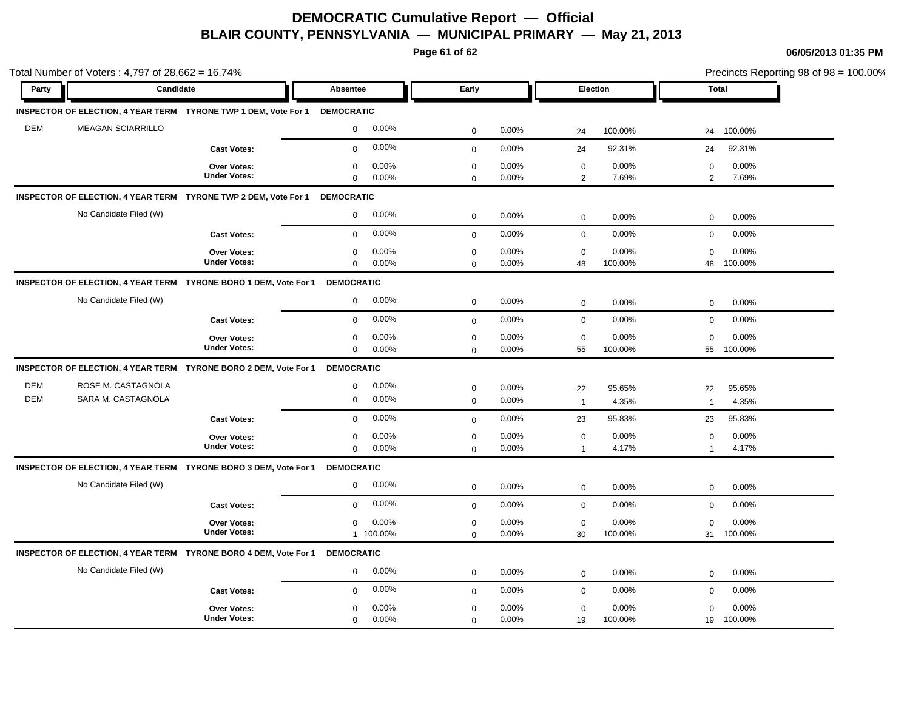# DEMOCRATIC Cumulative Report — Official
## BLAIR COUNTY, PENNSYLVANIA — MUNICIPAL PRIMARY — May 21, 2013

06/05/2013 01:35 PM

Total Number of Voters : 4,797 of 28,662 = 16.74%

Precincts Reporting 98 of 98 = 100.00%

| Party | Candidate | | Absentee | | Early | | Election | | Total | |
|---|---|---|---|---|---|---|---|---|---|---|
| **INSPECTOR OF ELECTION, 4 YEAR TERM** | **TYRONE TWP 1 DEM, Vote For 1** | | **DEMOCRATIC** | | | | | | | |
| DEM | MEAGAN SCIARRILLO | | 0 | 0.00% | 0 | 0.00% | 24 | 100.00% | 24 | 100.00% |
| | | **Cast Votes:** | 0 | 0.00% | 0 | 0.00% | 24 | 92.31% | 24 | 92.31% |
| | | **Over Votes:** | 0 | 0.00% | 0 | 0.00% | 0 | 0.00% | 0 | 0.00% |
| | | **Under Votes:** | 0 | 0.00% | 0 | 0.00% | 2 | 7.69% | 2 | 7.69% |
| **INSPECTOR OF ELECTION, 4 YEAR TERM** | **TYRONE TWP 2 DEM, Vote For 1** | | **DEMOCRATIC** | | | | | | | |
| | No Candidate Filed (W) | | 0 | 0.00% | 0 | 0.00% | 0 | 0.00% | 0 | 0.00% |
| | | **Cast Votes:** | 0 | 0.00% | 0 | 0.00% | 0 | 0.00% | 0 | 0.00% |
| | | **Over Votes:** | 0 | 0.00% | 0 | 0.00% | 0 | 0.00% | 0 | 0.00% |
| | | **Under Votes:** | 0 | 0.00% | 0 | 0.00% | 48 | 100.00% | 48 | 100.00% |
| **INSPECTOR OF ELECTION, 4 YEAR TERM** | **TYRONE BORO 1 DEM, Vote For 1** | | **DEMOCRATIC** | | | | | | | |
| | No Candidate Filed (W) | | 0 | 0.00% | 0 | 0.00% | 0 | 0.00% | 0 | 0.00% |
| | | **Cast Votes:** | 0 | 0.00% | 0 | 0.00% | 0 | 0.00% | 0 | 0.00% |
| | | **Over Votes:** | 0 | 0.00% | 0 | 0.00% | 0 | 0.00% | 0 | 0.00% |
| | | **Under Votes:** | 0 | 0.00% | 0 | 0.00% | 55 | 100.00% | 55 | 100.00% |
| **INSPECTOR OF ELECTION, 4 YEAR TERM** | **TYRONE BORO 2 DEM, Vote For 1** | | **DEMOCRATIC** | | | | | | | |
| DEM | ROSE M. CASTAGNOLA | | 0 | 0.00% | 0 | 0.00% | 22 | 95.65% | 22 | 95.65% |
| DEM | SARA M. CASTAGNOLA | | 0 | 0.00% | 0 | 0.00% | 1 | 4.35% | 1 | 4.35% |
| | | **Cast Votes:** | 0 | 0.00% | 0 | 0.00% | 23 | 95.83% | 23 | 95.83% |
| | | **Over Votes:** | 0 | 0.00% | 0 | 0.00% | 0 | 0.00% | 0 | 0.00% |
| | | **Under Votes:** | 0 | 0.00% | 0 | 0.00% | 1 | 4.17% | 1 | 4.17% |
| **INSPECTOR OF ELECTION, 4 YEAR TERM** | **TYRONE BORO 3 DEM, Vote For 1** | | **DEMOCRATIC** | | | | | | | |
| | No Candidate Filed (W) | | 0 | 0.00% | 0 | 0.00% | 0 | 0.00% | 0 | 0.00% |
| | | **Cast Votes:** | 0 | 0.00% | 0 | 0.00% | 0 | 0.00% | 0 | 0.00% |
| | | **Over Votes:** | 0 | 0.00% | 0 | 0.00% | 0 | 0.00% | 0 | 0.00% |
| | | **Under Votes:** | 1 | 100.00% | 0 | 0.00% | 30 | 100.00% | 31 | 100.00% |
| **INSPECTOR OF ELECTION, 4 YEAR TERM** | **TYRONE BORO 4 DEM, Vote For 1** | | **DEMOCRATIC** | | | | | | | |
| | No Candidate Filed (W) | | 0 | 0.00% | 0 | 0.00% | 0 | 0.00% | 0 | 0.00% |
| | | **Cast Votes:** | 0 | 0.00% | 0 | 0.00% | 0 | 0.00% | 0 | 0.00% |
| | | **Over Votes:** | 0 | 0.00% | 0 | 0.00% | 0 | 0.00% | 0 | 0.00% |
| | | **Under Votes:** | 0 | 0.00% | 0 | 0.00% | 19 | 100.00% | 19 | 100.00% |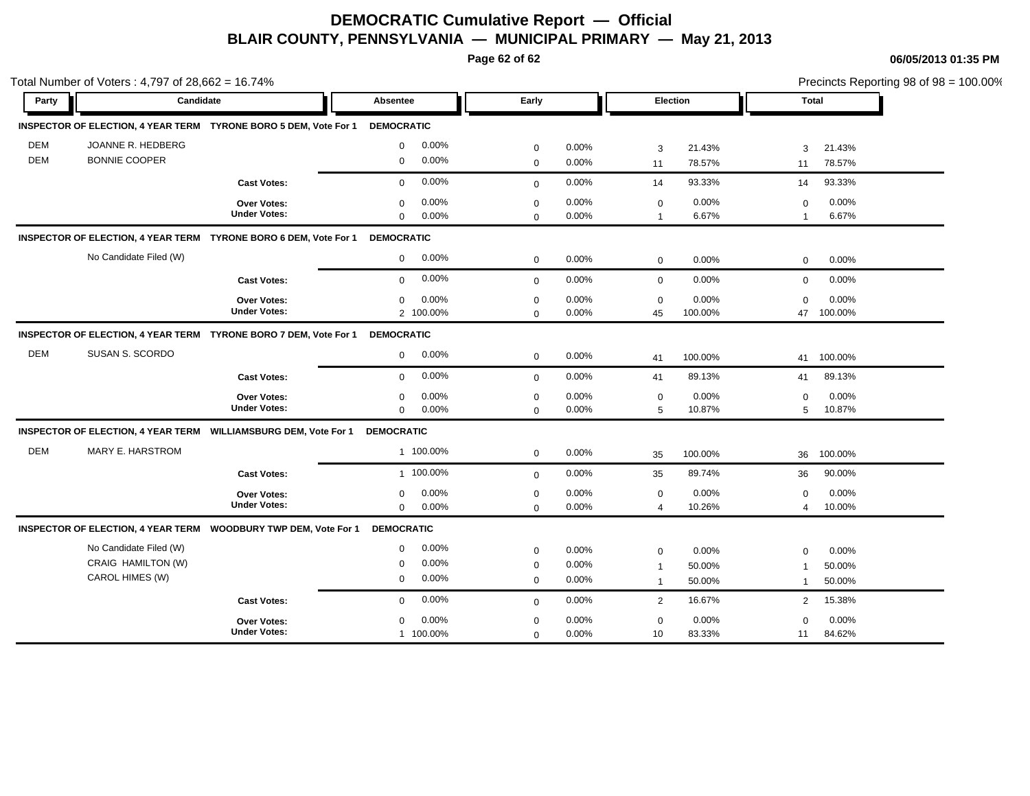# DEMOCRATIC Cumulative Report — Official

## BLAIR COUNTY, PENNSYLVANIA — MUNICIPAL PRIMARY — May 21, 2013

06/05/2013 01:35 PM

Total Number of Voters : 4,797 of 28,662 = 16.74%

Precincts Reporting 98 of 98 = 100.00%

| Party | Candidate | | Absentee | | Early | | Election | | Total | |
|---|---|---|---|---|---|---|---|---|---|---|
| **INSPECTOR OF ELECTION, 4 YEAR TERM** | **TYRONE BORO 5 DEM, Vote For 1** | | **DEMOCRATIC** | | | | | | | |
| DEM | JOANNE R. HEDBERG | | 0 | 0.00% | 0 | 0.00% | 3 | 21.43% | 3 | 21.43% |
| DEM | BONNIE COOPER | | 0 | 0.00% | 0 | 0.00% | 11 | 78.57% | 11 | 78.57% |
| | | **Cast Votes:** | 0 | 0.00% | 0 | 0.00% | 14 | 93.33% | 14 | 93.33% |
| | | **Over Votes:** | 0 | 0.00% | 0 | 0.00% | 0 | 0.00% | 0 | 0.00% |
| | | **Under Votes:** | 0 | 0.00% | 0 | 0.00% | 1 | 6.67% | 1 | 6.67% |
| **INSPECTOR OF ELECTION, 4 YEAR TERM** | **TYRONE BORO 6 DEM, Vote For 1** | | **DEMOCRATIC** | | | | | | | |
| | No Candidate Filed (W) | | 0 | 0.00% | 0 | 0.00% | 0 | 0.00% | 0 | 0.00% |
| | | **Cast Votes:** | 0 | 0.00% | 0 | 0.00% | 0 | 0.00% | 0 | 0.00% |
| | | **Over Votes:** | 0 | 0.00% | 0 | 0.00% | 0 | 0.00% | 0 | 0.00% |
| | | **Under Votes:** | 2 | 100.00% | 0 | 0.00% | 45 | 100.00% | 47 | 100.00% |
| **INSPECTOR OF ELECTION, 4 YEAR TERM** | **TYRONE BORO 7 DEM, Vote For 1** | | **DEMOCRATIC** | | | | | | | |
| DEM | SUSAN S. SCORDO | | 0 | 0.00% | 0 | 0.00% | 41 | 100.00% | 41 | 100.00% |
| | | **Cast Votes:** | 0 | 0.00% | 0 | 0.00% | 41 | 89.13% | 41 | 89.13% |
| | | **Over Votes:** | 0 | 0.00% | 0 | 0.00% | 0 | 0.00% | 0 | 0.00% |
| | | **Under Votes:** | 0 | 0.00% | 0 | 0.00% | 5 | 10.87% | 5 | 10.87% |
| **INSPECTOR OF ELECTION, 4 YEAR TERM** | **WILLIAMSBURG DEM, Vote For 1** | | **DEMOCRATIC** | | | | | | | |
| DEM | MARY E. HARSTROM | | 1 | 100.00% | 0 | 0.00% | 35 | 100.00% | 36 | 100.00% |
| | | **Cast Votes:** | 1 | 100.00% | 0 | 0.00% | 35 | 89.74% | 36 | 90.00% |
| | | **Over Votes:** | 0 | 0.00% | 0 | 0.00% | 0 | 0.00% | 0 | 0.00% |
| | | **Under Votes:** | 0 | 0.00% | 0 | 0.00% | 4 | 10.26% | 4 | 10.00% |
| **INSPECTOR OF ELECTION, 4 YEAR TERM** | **WOODBURY TWP DEM, Vote For 1** | | **DEMOCRATIC** | | | | | | | |
| | No Candidate Filed (W) | | 0 | 0.00% | 0 | 0.00% | 0 | 0.00% | 0 | 0.00% |
| | CRAIG HAMILTON (W) | | 0 | 0.00% | 0 | 0.00% | 1 | 50.00% | 1 | 50.00% |
| | CAROL HIMES (W) | | 0 | 0.00% | 0 | 0.00% | 1 | 50.00% | 1 | 50.00% |
| | | **Cast Votes:** | 0 | 0.00% | 0 | 0.00% | 2 | 16.67% | 2 | 15.38% |
| | | **Over Votes:** | 0 | 0.00% | 0 | 0.00% | 0 | 0.00% | 0 | 0.00% |
| | | **Under Votes:** | 1 | 100.00% | 0 | 0.00% | 10 | 83.33% | 11 | 84.62% |